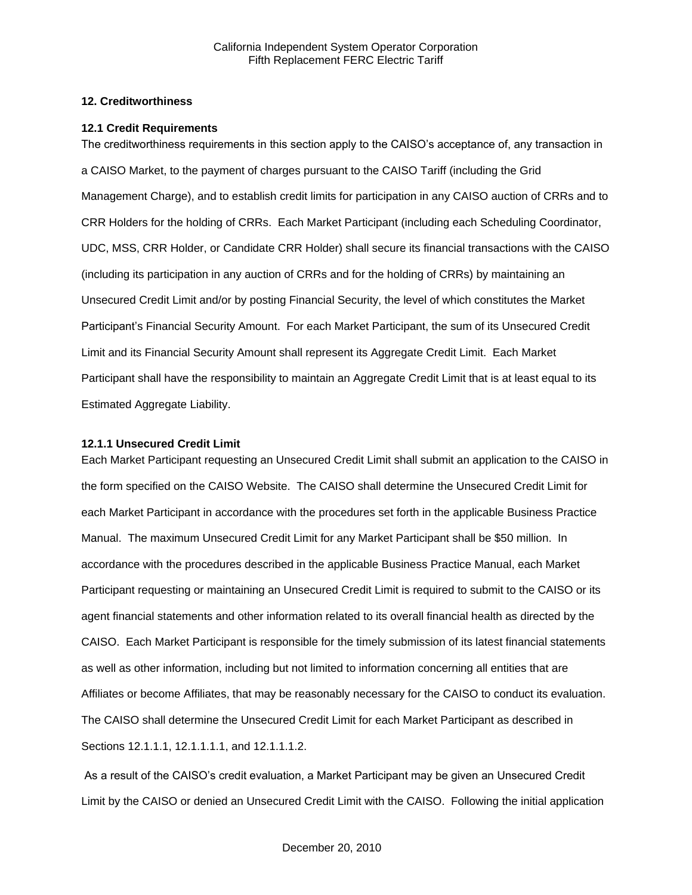## 12. Creditworthiness

### 12.1 Credit Requirements

The creditworthiness requirements in this section apply to the CAISO's acceptance of, any transaction in a CAISO Market, to the payment of charges pursuant to the CAISO Tariff (including the Grid Management Charge), and to establish credit limits for participation in any CAISO auction of CRRs and to CRR Holders for the holding of CRRs. Each Market Participant (including each Scheduling Coordinator, UDC, MSS, CRR Holder, or Candidate CRR Holder) shall secure its financial transactions with the CAISO (including its participation in any auction of CRRs and for the holding of CRRs) by maintaining an Unsecured Credit Limit and/or by posting Financial Security, the level of which constitutes the Market Participant's Financial Security Amount. For each Market Participant, the sum of its Unsecured Credit Limit and its Financial Security Amount shall represent its Aggregate Credit Limit. Each Market Participant shall have the responsibility to maintain an Aggregate Credit Limit that is at least equal to its Estimated Aggregate Liability.

#### 12.1.1 Unsecured Credit Limit

Each Market Participant requesting an Unsecured Credit Limit shall submit an application to the CAISO in the form specified on the CAISO Website. The CAISO shall determine the Unsecured Credit Limit for each Market Participant in accordance with the procedures set forth in the applicable Business Practice Manual. The maximum Unsecured Credit Limit for any Market Participant shall be $50 million. In accordance with the procedures described in the applicable Business Practice Manual, each Market Participant requesting or maintaining an Unsecured Credit Limit is required to submit to the CAISO or its agent financial statements and other information related to its overall financial health as directed by the CAISO. Each Market Participant is responsible for the timely submission of its latest financial statements as well as other information, including but not limited to information concerning all entities that are Affiliates or become Affiliates, that may be reasonably necessary for the CAISO to conduct its evaluation. The CAISO shall determine the Unsecured Credit Limit for each Market Participant as described in Sections 12.1.1.1, 12.1.1.1.1, and 12.1.1.1.2.

As a result of the CAISO's credit evaluation, a Market Participant may be given an Unsecured Credit Limit by the CAISO or denied an Unsecured Credit Limit with the CAISO. Following the initial application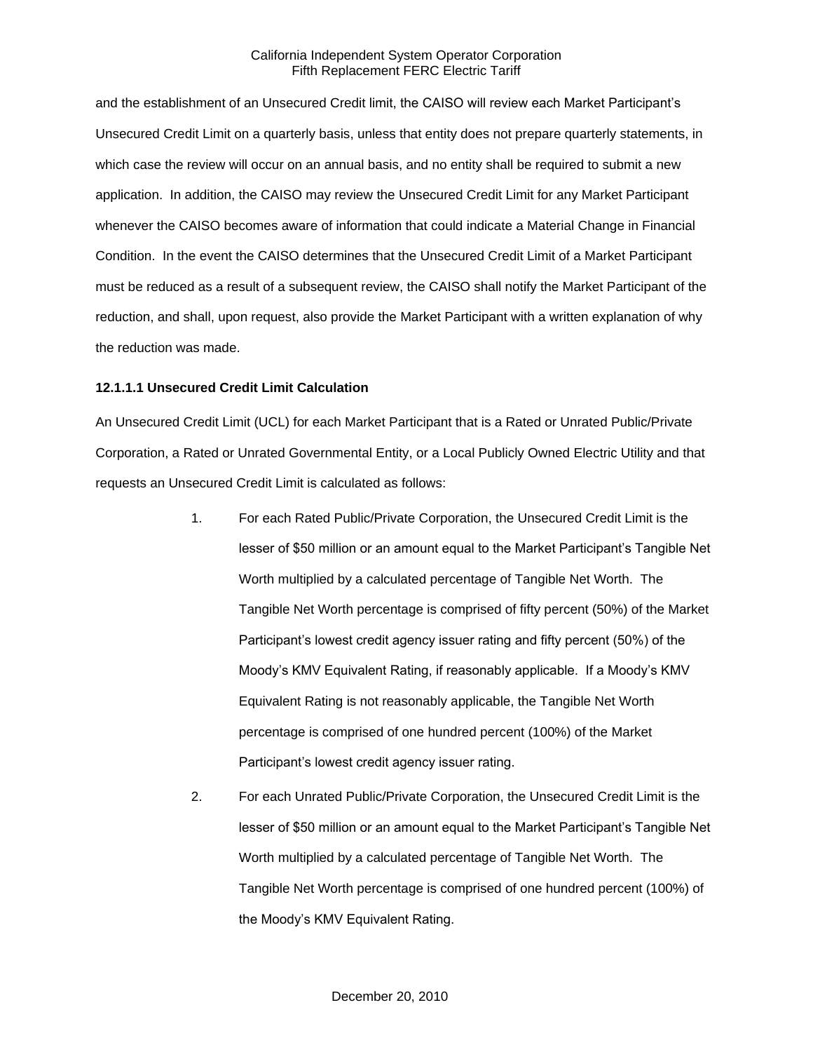and the establishment of an Unsecured Credit limit, the CAISO will review each Market Participant's Unsecured Credit Limit on a quarterly basis, unless that entity does not prepare quarterly statements, in which case the review will occur on an annual basis, and no entity shall be required to submit a new application. In addition, the CAISO may review the Unsecured Credit Limit for any Market Participant whenever the CAISO becomes aware of information that could indicate a Material Change in Financial Condition. In the event the CAISO determines that the Unsecured Credit Limit of a Market Participant must be reduced as a result of a subsequent review, the CAISO shall notify the Market Participant of the reduction, and shall, upon request, also provide the Market Participant with a written explanation of why the reduction was made.

**12.1.1.1 Unsecured Credit Limit Calculation**

An Unsecured Credit Limit (UCL) for each Market Participant that is a Rated or Unrated Public/Private Corporation, a Rated or Unrated Governmental Entity, or a Local Publicly Owned Electric Utility and that requests an Unsecured Credit Limit is calculated as follows:

1. For each Rated Public/Private Corporation, the Unsecured Credit Limit is the lesser of $50 million or an amount equal to the Market Participant's Tangible Net Worth multiplied by a calculated percentage of Tangible Net Worth. The Tangible Net Worth percentage is comprised of fifty percent (50%) of the Market Participant's lowest credit agency issuer rating and fifty percent (50%) of the Moody's KMV Equivalent Rating, if reasonably applicable. If a Moody's KMV Equivalent Rating is not reasonably applicable, the Tangible Net Worth percentage is comprised of one hundred percent (100%) of the Market Participant's lowest credit agency issuer rating.

2. For each Unrated Public/Private Corporation, the Unsecured Credit Limit is the lesser of $50 million or an amount equal to the Market Participant's Tangible Net Worth multiplied by a calculated percentage of Tangible Net Worth. The Tangible Net Worth percentage is comprised of one hundred percent (100%) of the Moody's KMV Equivalent Rating.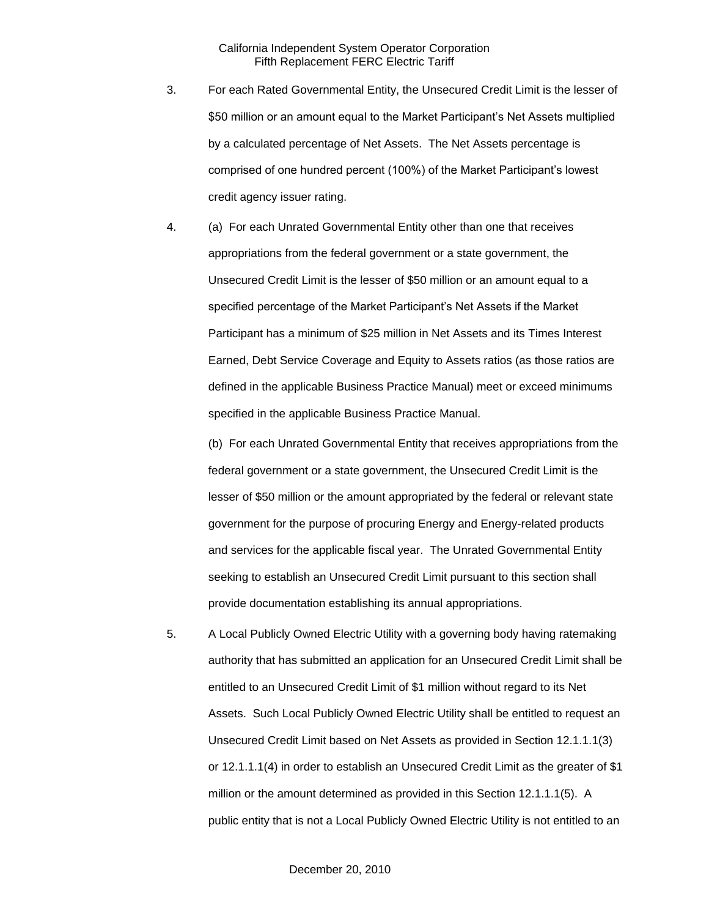3. For each Rated Governmental Entity, the Unsecured Credit Limit is the lesser of $50 million or an amount equal to the Market Participant's Net Assets multiplied by a calculated percentage of Net Assets. The Net Assets percentage is comprised of one hundred percent (100%) of the Market Participant's lowest credit agency issuer rating.

4. (a) For each Unrated Governmental Entity other than one that receives appropriations from the federal government or a state government, the Unsecured Credit Limit is the lesser of $50 million or an amount equal to a specified percentage of the Market Participant's Net Assets if the Market Participant has a minimum of $25 million in Net Assets and its Times Interest Earned, Debt Service Coverage and Equity to Assets ratios (as those ratios are defined in the applicable Business Practice Manual) meet or exceed minimums specified in the applicable Business Practice Manual.

   (b) For each Unrated Governmental Entity that receives appropriations from the federal government or a state government, the Unsecured Credit Limit is the lesser of $50 million or the amount appropriated by the federal or relevant state government for the purpose of procuring Energy and Energy-related products and services for the applicable fiscal year. The Unrated Governmental Entity seeking to establish an Unsecured Credit Limit pursuant to this section shall provide documentation establishing its annual appropriations.

5. A Local Publicly Owned Electric Utility with a governing body having ratemaking authority that has submitted an application for an Unsecured Credit Limit shall be entitled to an Unsecured Credit Limit of $1 million without regard to its Net Assets. Such Local Publicly Owned Electric Utility shall be entitled to request an Unsecured Credit Limit based on Net Assets as provided in Section 12.1.1.1(3) or 12.1.1.1(4) in order to establish an Unsecured Credit Limit as the greater of $1 million or the amount determined as provided in this Section 12.1.1.1(5). A public entity that is not a Local Publicly Owned Electric Utility is not entitled to an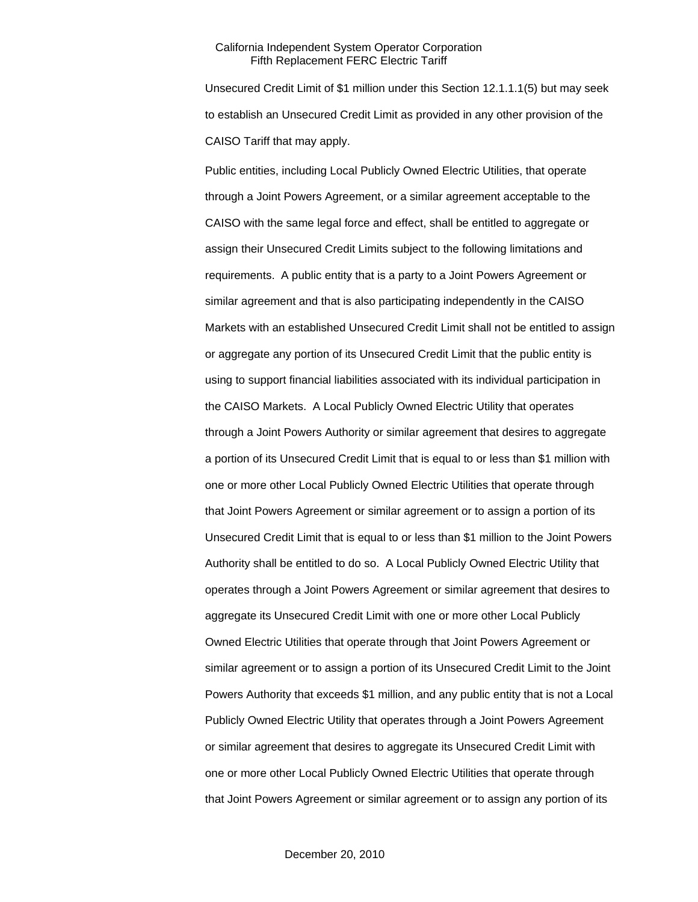Unsecured Credit Limit of $1 million under this Section 12.1.1.1(5) but may seek to establish an Unsecured Credit Limit as provided in any other provision of the CAISO Tariff that may apply.

Public entities, including Local Publicly Owned Electric Utilities, that operate through a Joint Powers Agreement, or a similar agreement acceptable to the CAISO with the same legal force and effect, shall be entitled to aggregate or assign their Unsecured Credit Limits subject to the following limitations and requirements. A public entity that is a party to a Joint Powers Agreement or similar agreement and that is also participating independently in the CAISO Markets with an established Unsecured Credit Limit shall not be entitled to assign or aggregate any portion of its Unsecured Credit Limit that the public entity is using to support financial liabilities associated with its individual participation in the CAISO Markets. A Local Publicly Owned Electric Utility that operates through a Joint Powers Authority or similar agreement that desires to aggregate a portion of its Unsecured Credit Limit that is equal to or less than $1 million with one or more other Local Publicly Owned Electric Utilities that operate through that Joint Powers Agreement or similar agreement or to assign a portion of its Unsecured Credit Limit that is equal to or less than $1 million to the Joint Powers Authority shall be entitled to do so. A Local Publicly Owned Electric Utility that operates through a Joint Powers Agreement or similar agreement that desires to aggregate its Unsecured Credit Limit with one or more other Local Publicly Owned Electric Utilities that operate through that Joint Powers Agreement or similar agreement or to assign a portion of its Unsecured Credit Limit to the Joint Powers Authority that exceeds $1 million, and any public entity that is not a Local Publicly Owned Electric Utility that operates through a Joint Powers Agreement or similar agreement that desires to aggregate its Unsecured Credit Limit with one or more other Local Publicly Owned Electric Utilities that operate through that Joint Powers Agreement or similar agreement or to assign any portion of its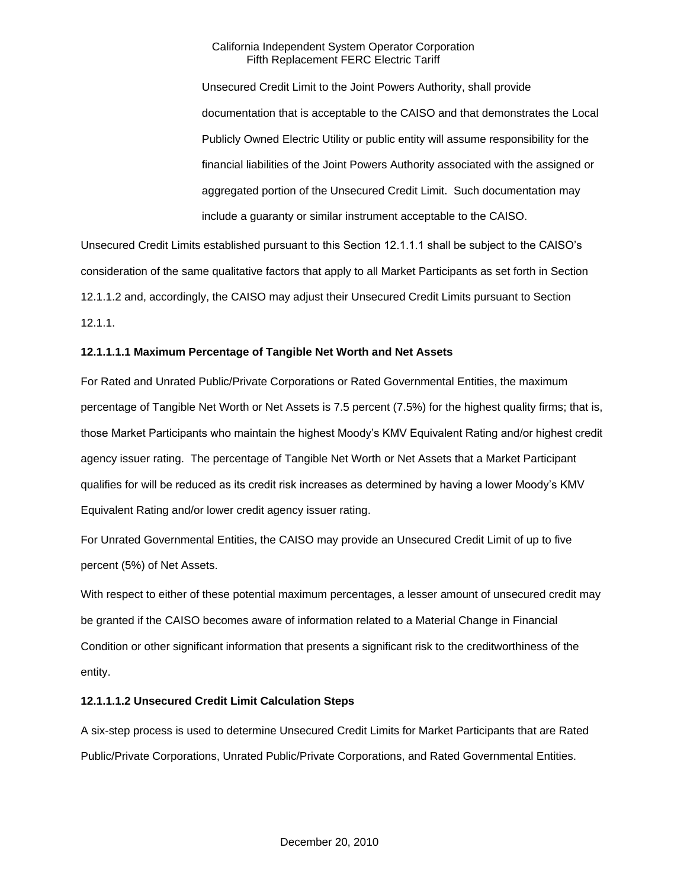Unsecured Credit Limit to the Joint Powers Authority, shall provide documentation that is acceptable to the CAISO and that demonstrates the Local Publicly Owned Electric Utility or public entity will assume responsibility for the financial liabilities of the Joint Powers Authority associated with the assigned or aggregated portion of the Unsecured Credit Limit. Such documentation may include a guaranty or similar instrument acceptable to the CAISO.

Unsecured Credit Limits established pursuant to this Section 12.1.1.1 shall be subject to the CAISO's consideration of the same qualitative factors that apply to all Market Participants as set forth in Section 12.1.1.2 and, accordingly, the CAISO may adjust their Unsecured Credit Limits pursuant to Section 12.1.1.

**12.1.1.1.1 Maximum Percentage of Tangible Net Worth and Net Assets**

For Rated and Unrated Public/Private Corporations or Rated Governmental Entities, the maximum percentage of Tangible Net Worth or Net Assets is 7.5 percent (7.5%) for the highest quality firms; that is, those Market Participants who maintain the highest Moody's KMV Equivalent Rating and/or highest credit agency issuer rating. The percentage of Tangible Net Worth or Net Assets that a Market Participant qualifies for will be reduced as its credit risk increases as determined by having a lower Moody's KMV Equivalent Rating and/or lower credit agency issuer rating.

For Unrated Governmental Entities, the CAISO may provide an Unsecured Credit Limit of up to five percent (5%) of Net Assets.

With respect to either of these potential maximum percentages, a lesser amount of unsecured credit may be granted if the CAISO becomes aware of information related to a Material Change in Financial Condition or other significant information that presents a significant risk to the creditworthiness of the entity.

**12.1.1.1.2 Unsecured Credit Limit Calculation Steps**

A six-step process is used to determine Unsecured Credit Limits for Market Participants that are Rated Public/Private Corporations, Unrated Public/Private Corporations, and Rated Governmental Entities.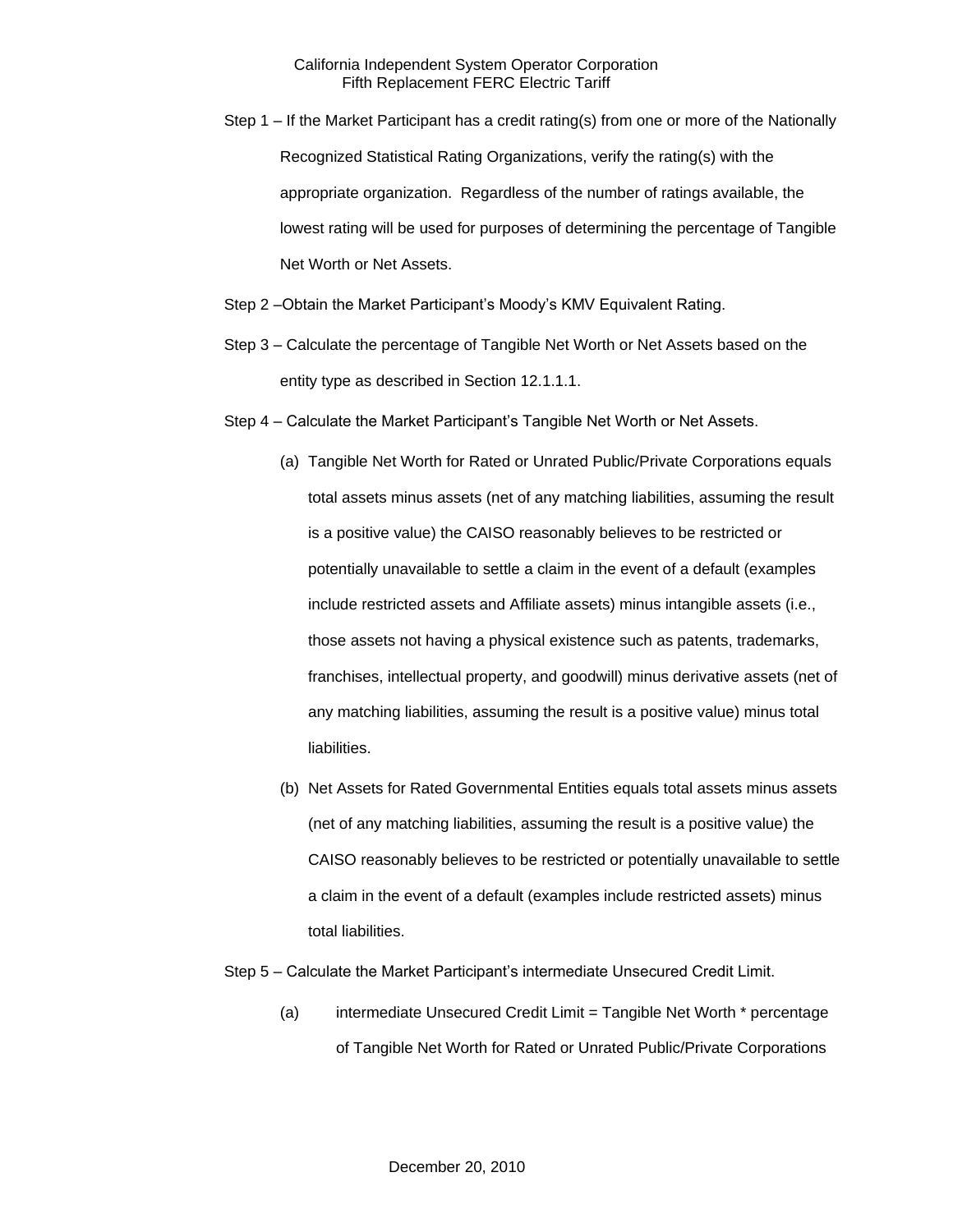Step 1 – If the Market Participant has a credit rating(s) from one or more of the Nationally Recognized Statistical Rating Organizations, verify the rating(s) with the appropriate organization. Regardless of the number of ratings available, the lowest rating will be used for purposes of determining the percentage of Tangible Net Worth or Net Assets.

Step 2 –Obtain the Market Participant's Moody's KMV Equivalent Rating.

Step 3 – Calculate the percentage of Tangible Net Worth or Net Assets based on the entity type as described in Section 12.1.1.1.

Step 4 – Calculate the Market Participant's Tangible Net Worth or Net Assets.

(a) Tangible Net Worth for Rated or Unrated Public/Private Corporations equals total assets minus assets (net of any matching liabilities, assuming the result is a positive value) the CAISO reasonably believes to be restricted or potentially unavailable to settle a claim in the event of a default (examples include restricted assets and Affiliate assets) minus intangible assets (i.e., those assets not having a physical existence such as patents, trademarks, franchises, intellectual property, and goodwill) minus derivative assets (net of any matching liabilities, assuming the result is a positive value) minus total liabilities.

(b) Net Assets for Rated Governmental Entities equals total assets minus assets (net of any matching liabilities, assuming the result is a positive value) the CAISO reasonably believes to be restricted or potentially unavailable to settle a claim in the event of a default (examples include restricted assets) minus total liabilities.

Step 5 – Calculate the Market Participant's intermediate Unsecured Credit Limit.

(a) intermediate Unsecured Credit Limit = Tangible Net Worth * percentage of Tangible Net Worth for Rated or Unrated Public/Private Corporations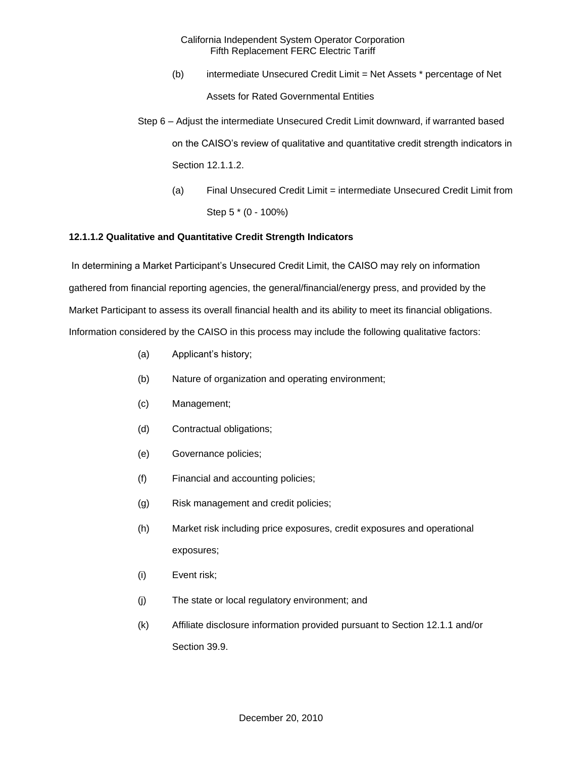(b) intermediate Unsecured Credit Limit = Net Assets * percentage of Net Assets for Rated Governmental Entities

Step 6 – Adjust the intermediate Unsecured Credit Limit downward, if warranted based on the CAISO's review of qualitative and quantitative credit strength indicators in Section 12.1.1.2.

(a) Final Unsecured Credit Limit = intermediate Unsecured Credit Limit from Step 5 * (0 - 100%)

**12.1.1.2 Qualitative and Quantitative Credit Strength Indicators**

In determining a Market Participant's Unsecured Credit Limit, the CAISO may rely on information gathered from financial reporting agencies, the general/financial/energy press, and provided by the Market Participant to assess its overall financial health and its ability to meet its financial obligations. Information considered by the CAISO in this process may include the following qualitative factors:

(a) Applicant's history;

(b) Nature of organization and operating environment;

(c) Management;

(d) Contractual obligations;

(e) Governance policies;

(f) Financial and accounting policies;

(g) Risk management and credit policies;

(h) Market risk including price exposures, credit exposures and operational exposures;

(i) Event risk;

(j) The state or local regulatory environment; and

(k) Affiliate disclosure information provided pursuant to Section 12.1.1 and/or Section 39.9.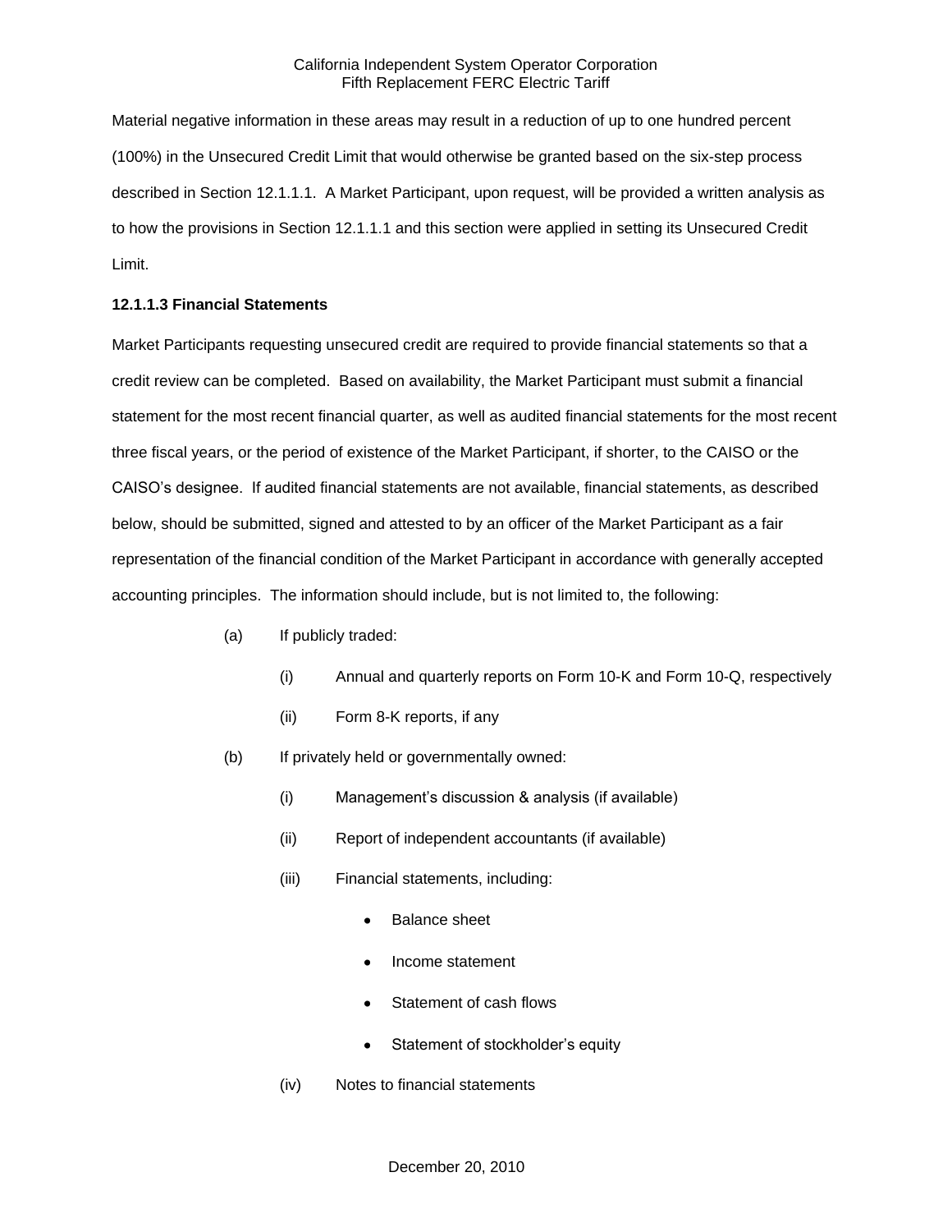Material negative information in these areas may result in a reduction of up to one hundred percent (100%) in the Unsecured Credit Limit that would otherwise be granted based on the six-step process described in Section 12.1.1.1. A Market Participant, upon request, will be provided a written analysis as to how the provisions in Section 12.1.1.1 and this section were applied in setting its Unsecured Credit Limit.

**12.1.1.3 Financial Statements**

Market Participants requesting unsecured credit are required to provide financial statements so that a credit review can be completed. Based on availability, the Market Participant must submit a financial statement for the most recent financial quarter, as well as audited financial statements for the most recent three fiscal years, or the period of existence of the Market Participant, if shorter, to the CAISO or the CAISO's designee. If audited financial statements are not available, financial statements, as described below, should be submitted, signed and attested to by an officer of the Market Participant as a fair representation of the financial condition of the Market Participant in accordance with generally accepted accounting principles. The information should include, but is not limited to, the following:

(a) If publicly traded:

  (i) Annual and quarterly reports on Form 10-K and Form 10-Q, respectively

  (ii) Form 8-K reports, if any

(b) If privately held or governmentally owned:

  (i) Management's discussion & analysis (if available)

  (ii) Report of independent accountants (if available)

  (iii) Financial statements, including:

  - Balance sheet
  - Income statement
  - Statement of cash flows
  - Statement of stockholder's equity

  (iv) Notes to financial statements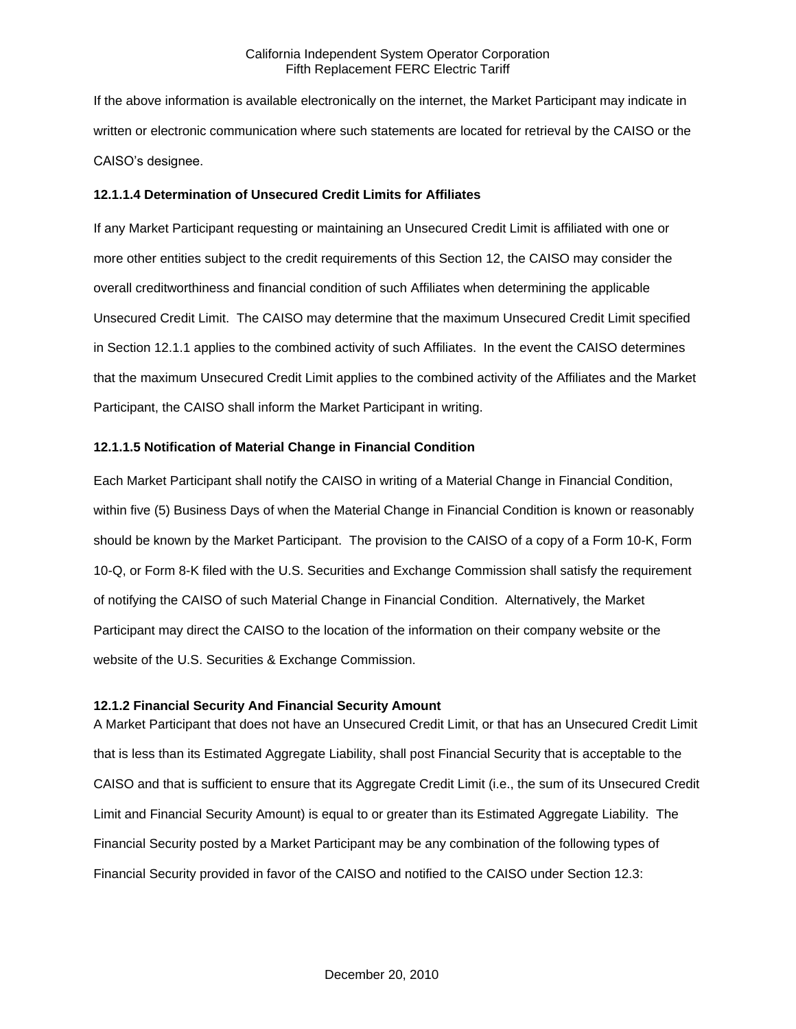If the above information is available electronically on the internet, the Market Participant may indicate in written or electronic communication where such statements are located for retrieval by the CAISO or the CAISO's designee.

**12.1.1.4 Determination of Unsecured Credit Limits for Affiliates**

If any Market Participant requesting or maintaining an Unsecured Credit Limit is affiliated with one or more other entities subject to the credit requirements of this Section 12, the CAISO may consider the overall creditworthiness and financial condition of such Affiliates when determining the applicable Unsecured Credit Limit. The CAISO may determine that the maximum Unsecured Credit Limit specified in Section 12.1.1 applies to the combined activity of such Affiliates. In the event the CAISO determines that the maximum Unsecured Credit Limit applies to the combined activity of the Affiliates and the Market Participant, the CAISO shall inform the Market Participant in writing.

**12.1.1.5 Notification of Material Change in Financial Condition**

Each Market Participant shall notify the CAISO in writing of a Material Change in Financial Condition, within five (5) Business Days of when the Material Change in Financial Condition is known or reasonably should be known by the Market Participant. The provision to the CAISO of a copy of a Form 10-K, Form 10-Q, or Form 8-K filed with the U.S. Securities and Exchange Commission shall satisfy the requirement of notifying the CAISO of such Material Change in Financial Condition. Alternatively, the Market Participant may direct the CAISO to the location of the information on their company website or the website of the U.S. Securities & Exchange Commission.

**12.1.2 Financial Security And Financial Security Amount**

A Market Participant that does not have an Unsecured Credit Limit, or that has an Unsecured Credit Limit that is less than its Estimated Aggregate Liability, shall post Financial Security that is acceptable to the CAISO and that is sufficient to ensure that its Aggregate Credit Limit (i.e., the sum of its Unsecured Credit Limit and Financial Security Amount) is equal to or greater than its Estimated Aggregate Liability. The Financial Security posted by a Market Participant may be any combination of the following types of Financial Security provided in favor of the CAISO and notified to the CAISO under Section 12.3: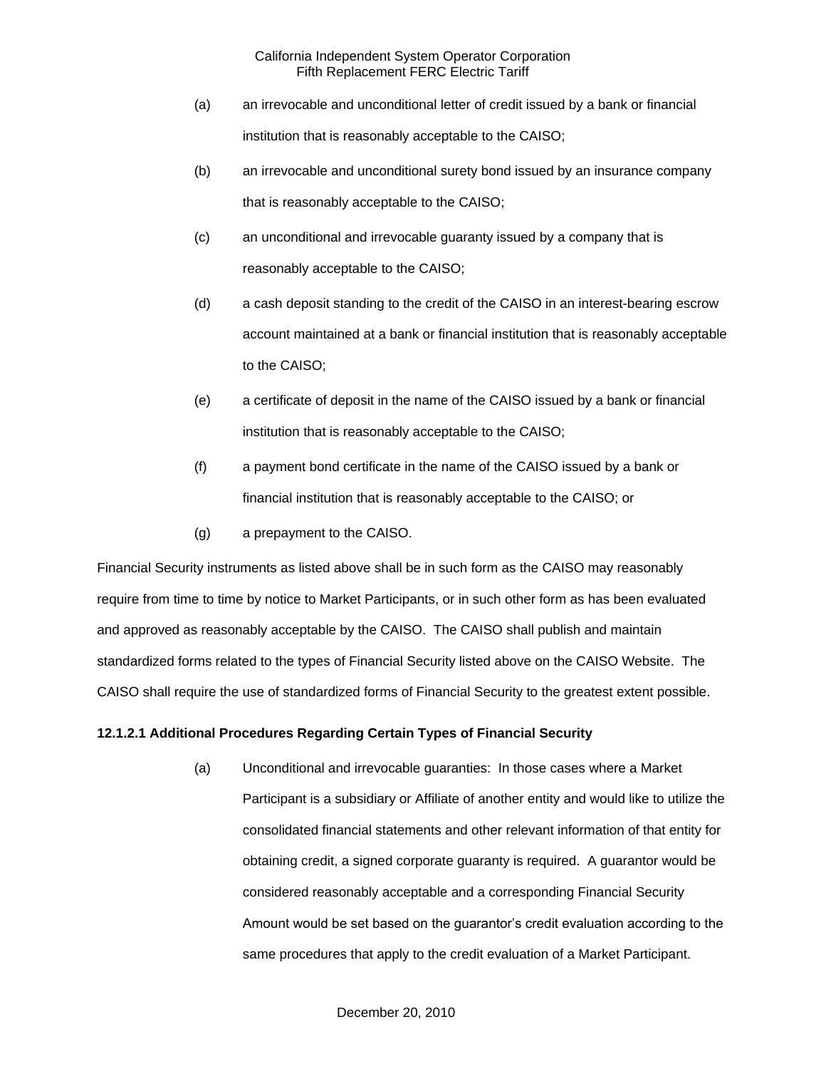(a) an irrevocable and unconditional letter of credit issued by a bank or financial institution that is reasonably acceptable to the CAISO;

(b) an irrevocable and unconditional surety bond issued by an insurance company that is reasonably acceptable to the CAISO;

(c) an unconditional and irrevocable guaranty issued by a company that is reasonably acceptable to the CAISO;

(d) a cash deposit standing to the credit of the CAISO in an interest-bearing escrow account maintained at a bank or financial institution that is reasonably acceptable to the CAISO;

(e) a certificate of deposit in the name of the CAISO issued by a bank or financial institution that is reasonably acceptable to the CAISO;

(f) a payment bond certificate in the name of the CAISO issued by a bank or financial institution that is reasonably acceptable to the CAISO; or

(g) a prepayment to the CAISO.

Financial Security instruments as listed above shall be in such form as the CAISO may reasonably require from time to time by notice to Market Participants, or in such other form as has been evaluated and approved as reasonably acceptable by the CAISO. The CAISO shall publish and maintain standardized forms related to the types of Financial Security listed above on the CAISO Website. The CAISO shall require the use of standardized forms of Financial Security to the greatest extent possible.

**12.1.2.1 Additional Procedures Regarding Certain Types of Financial Security**

(a) Unconditional and irrevocable guaranties: In those cases where a Market Participant is a subsidiary or Affiliate of another entity and would like to utilize the consolidated financial statements and other relevant information of that entity for obtaining credit, a signed corporate guaranty is required. A guarantor would be considered reasonably acceptable and a corresponding Financial Security Amount would be set based on the guarantor's credit evaluation according to the same procedures that apply to the credit evaluation of a Market Participant.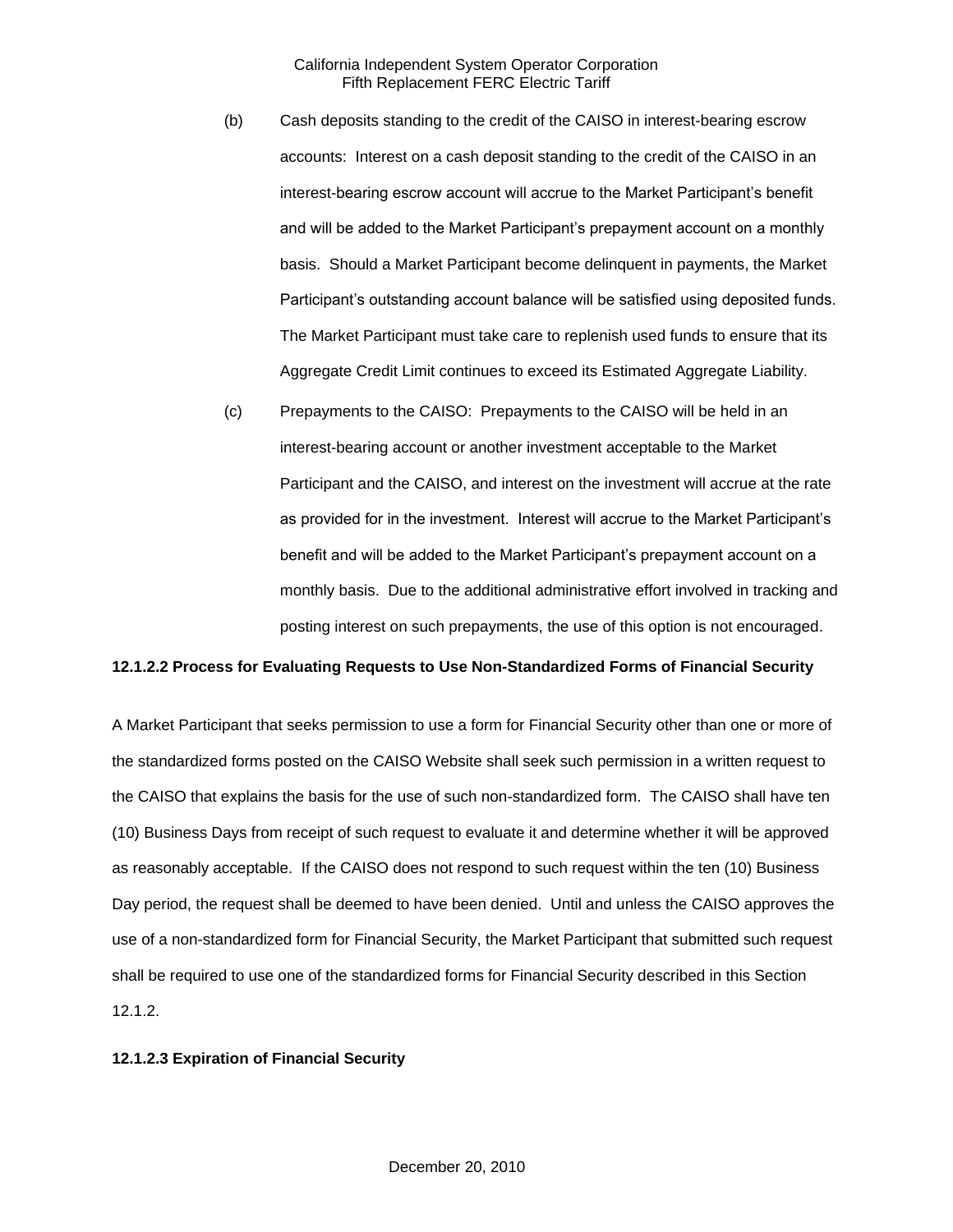(b) Cash deposits standing to the credit of the CAISO in interest-bearing escrow accounts: Interest on a cash deposit standing to the credit of the CAISO in an interest-bearing escrow account will accrue to the Market Participant's benefit and will be added to the Market Participant's prepayment account on a monthly basis. Should a Market Participant become delinquent in payments, the Market Participant's outstanding account balance will be satisfied using deposited funds. The Market Participant must take care to replenish used funds to ensure that its Aggregate Credit Limit continues to exceed its Estimated Aggregate Liability.

(c) Prepayments to the CAISO: Prepayments to the CAISO will be held in an interest-bearing account or another investment acceptable to the Market Participant and the CAISO, and interest on the investment will accrue at the rate as provided for in the investment. Interest will accrue to the Market Participant's benefit and will be added to the Market Participant's prepayment account on a monthly basis. Due to the additional administrative effort involved in tracking and posting interest on such prepayments, the use of this option is not encouraged.

**12.1.2.2 Process for Evaluating Requests to Use Non-Standardized Forms of Financial Security**

A Market Participant that seeks permission to use a form for Financial Security other than one or more of the standardized forms posted on the CAISO Website shall seek such permission in a written request to the CAISO that explains the basis for the use of such non-standardized form. The CAISO shall have ten (10) Business Days from receipt of such request to evaluate it and determine whether it will be approved as reasonably acceptable. If the CAISO does not respond to such request within the ten (10) Business Day period, the request shall be deemed to have been denied. Until and unless the CAISO approves the use of a non-standardized form for Financial Security, the Market Participant that submitted such request shall be required to use one of the standardized forms for Financial Security described in this Section 12.1.2.

**12.1.2.3 Expiration of Financial Security**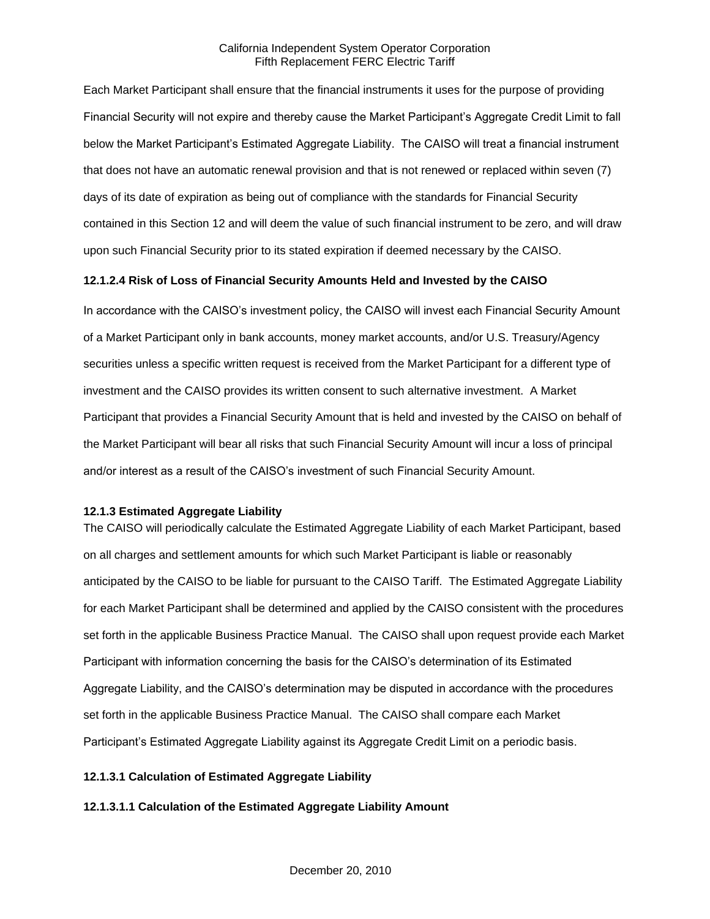Each Market Participant shall ensure that the financial instruments it uses for the purpose of providing Financial Security will not expire and thereby cause the Market Participant's Aggregate Credit Limit to fall below the Market Participant's Estimated Aggregate Liability. The CAISO will treat a financial instrument that does not have an automatic renewal provision and that is not renewed or replaced within seven (7) days of its date of expiration as being out of compliance with the standards for Financial Security contained in this Section 12 and will deem the value of such financial instrument to be zero, and will draw upon such Financial Security prior to its stated expiration if deemed necessary by the CAISO.

**12.1.2.4 Risk of Loss of Financial Security Amounts Held and Invested by the CAISO**

In accordance with the CAISO's investment policy, the CAISO will invest each Financial Security Amount of a Market Participant only in bank accounts, money market accounts, and/or U.S. Treasury/Agency securities unless a specific written request is received from the Market Participant for a different type of investment and the CAISO provides its written consent to such alternative investment. A Market Participant that provides a Financial Security Amount that is held and invested by the CAISO on behalf of the Market Participant will bear all risks that such Financial Security Amount will incur a loss of principal and/or interest as a result of the CAISO's investment of such Financial Security Amount.

**12.1.3 Estimated Aggregate Liability**

The CAISO will periodically calculate the Estimated Aggregate Liability of each Market Participant, based on all charges and settlement amounts for which such Market Participant is liable or reasonably anticipated by the CAISO to be liable for pursuant to the CAISO Tariff. The Estimated Aggregate Liability for each Market Participant shall be determined and applied by the CAISO consistent with the procedures set forth in the applicable Business Practice Manual. The CAISO shall upon request provide each Market Participant with information concerning the basis for the CAISO's determination of its Estimated Aggregate Liability, and the CAISO's determination may be disputed in accordance with the procedures set forth in the applicable Business Practice Manual. The CAISO shall compare each Market Participant's Estimated Aggregate Liability against its Aggregate Credit Limit on a periodic basis.

**12.1.3.1 Calculation of Estimated Aggregate Liability**

**12.1.3.1.1 Calculation of the Estimated Aggregate Liability Amount**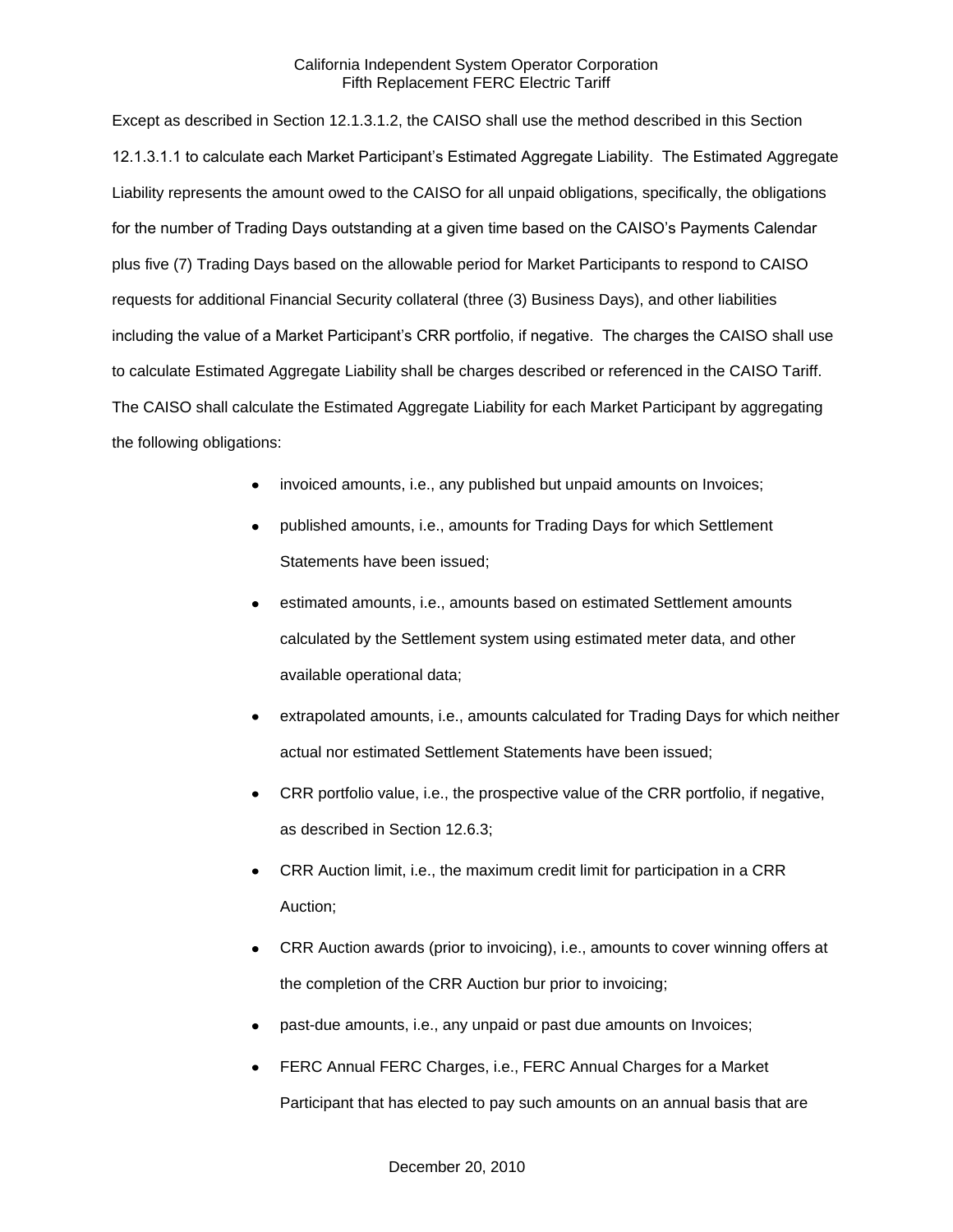Except as described in Section 12.1.3.1.2, the CAISO shall use the method described in this Section 12.1.3.1.1 to calculate each Market Participant's Estimated Aggregate Liability. The Estimated Aggregate Liability represents the amount owed to the CAISO for all unpaid obligations, specifically, the obligations for the number of Trading Days outstanding at a given time based on the CAISO's Payments Calendar plus five (7) Trading Days based on the allowable period for Market Participants to respond to CAISO requests for additional Financial Security collateral (three (3) Business Days), and other liabilities including the value of a Market Participant's CRR portfolio, if negative. The charges the CAISO shall use to calculate Estimated Aggregate Liability shall be charges described or referenced in the CAISO Tariff. The CAISO shall calculate the Estimated Aggregate Liability for each Market Participant by aggregating the following obligations:

- invoiced amounts, i.e., any published but unpaid amounts on Invoices;
- published amounts, i.e., amounts for Trading Days for which Settlement Statements have been issued;
- estimated amounts, i.e., amounts based on estimated Settlement amounts calculated by the Settlement system using estimated meter data, and other available operational data;
- extrapolated amounts, i.e., amounts calculated for Trading Days for which neither actual nor estimated Settlement Statements have been issued;
- CRR portfolio value, i.e., the prospective value of the CRR portfolio, if negative, as described in Section 12.6.3;
- CRR Auction limit, i.e., the maximum credit limit for participation in a CRR Auction;
- CRR Auction awards (prior to invoicing), i.e., amounts to cover winning offers at the completion of the CRR Auction bur prior to invoicing;
- past-due amounts, i.e., any unpaid or past due amounts on Invoices;
- FERC Annual FERC Charges, i.e., FERC Annual Charges for a Market Participant that has elected to pay such amounts on an annual basis that are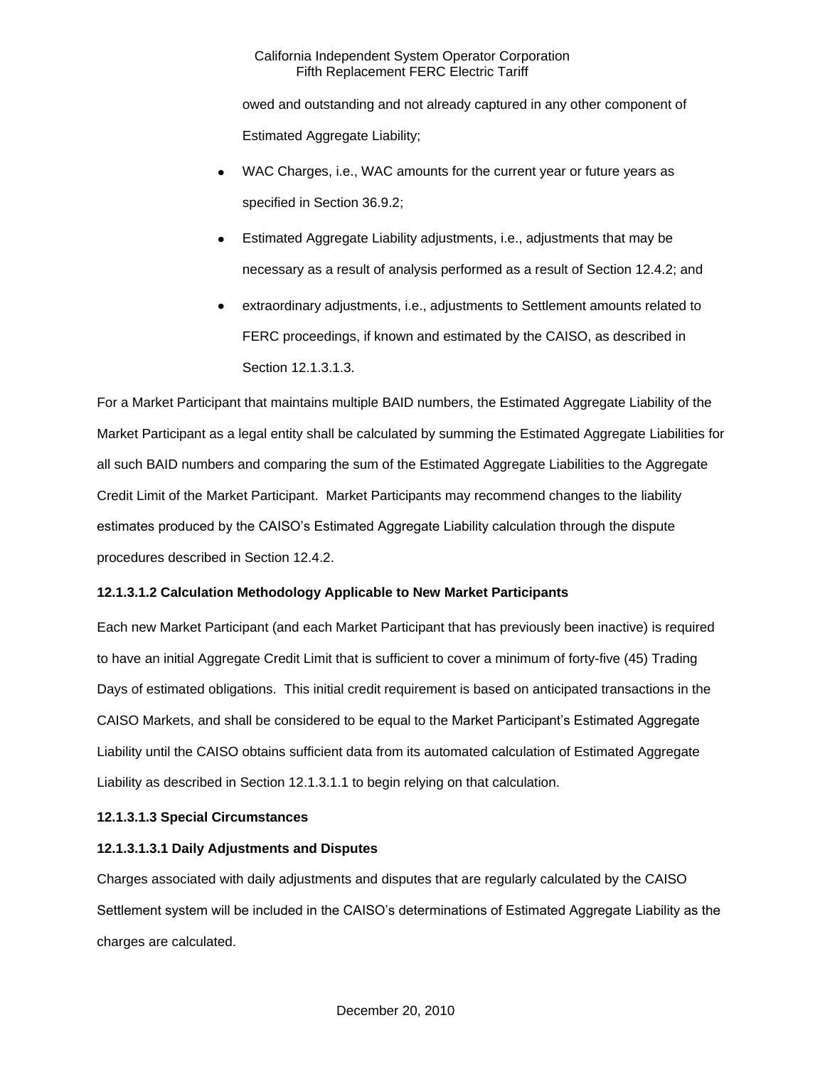owed and outstanding and not already captured in any other component of Estimated Aggregate Liability;

- WAC Charges, i.e., WAC amounts for the current year or future years as specified in Section 36.9.2;
- Estimated Aggregate Liability adjustments, i.e., adjustments that may be necessary as a result of analysis performed as a result of Section 12.4.2; and
- extraordinary adjustments, i.e., adjustments to Settlement amounts related to FERC proceedings, if known and estimated by the CAISO, as described in Section 12.1.3.1.3.

For a Market Participant that maintains multiple BAID numbers, the Estimated Aggregate Liability of the Market Participant as a legal entity shall be calculated by summing the Estimated Aggregate Liabilities for all such BAID numbers and comparing the sum of the Estimated Aggregate Liabilities to the Aggregate Credit Limit of the Market Participant. Market Participants may recommend changes to the liability estimates produced by the CAISO's Estimated Aggregate Liability calculation through the dispute procedures described in Section 12.4.2.

**12.1.3.1.2 Calculation Methodology Applicable to New Market Participants**

Each new Market Participant (and each Market Participant that has previously been inactive) is required to have an initial Aggregate Credit Limit that is sufficient to cover a minimum of forty-five (45) Trading Days of estimated obligations. This initial credit requirement is based on anticipated transactions in the CAISO Markets, and shall be considered to be equal to the Market Participant's Estimated Aggregate Liability until the CAISO obtains sufficient data from its automated calculation of Estimated Aggregate Liability as described in Section 12.1.3.1.1 to begin relying on that calculation.

**12.1.3.1.3 Special Circumstances**

**12.1.3.1.3.1 Daily Adjustments and Disputes**

Charges associated with daily adjustments and disputes that are regularly calculated by the CAISO Settlement system will be included in the CAISO's determinations of Estimated Aggregate Liability as the charges are calculated.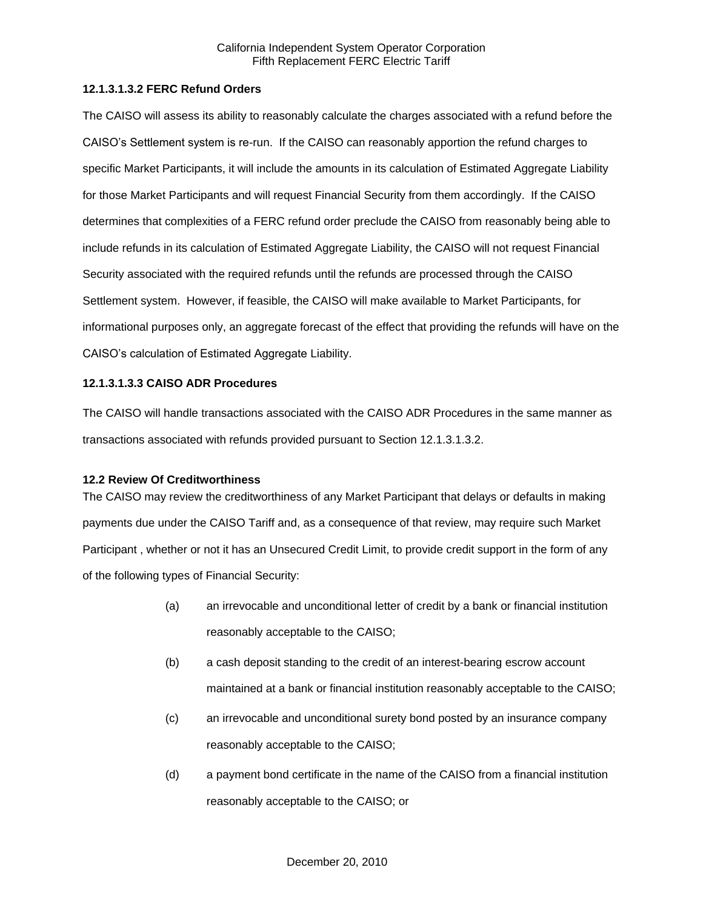**12.1.3.1.3.2 FERC Refund Orders**

The CAISO will assess its ability to reasonably calculate the charges associated with a refund before the CAISO's Settlement system is re-run. If the CAISO can reasonably apportion the refund charges to specific Market Participants, it will include the amounts in its calculation of Estimated Aggregate Liability for those Market Participants and will request Financial Security from them accordingly. If the CAISO determines that complexities of a FERC refund order preclude the CAISO from reasonably being able to include refunds in its calculation of Estimated Aggregate Liability, the CAISO will not request Financial Security associated with the required refunds until the refunds are processed through the CAISO Settlement system. However, if feasible, the CAISO will make available to Market Participants, for informational purposes only, an aggregate forecast of the effect that providing the refunds will have on the CAISO's calculation of Estimated Aggregate Liability.

**12.1.3.1.3.3 CAISO ADR Procedures**

The CAISO will handle transactions associated with the CAISO ADR Procedures in the same manner as transactions associated with refunds provided pursuant to Section 12.1.3.1.3.2.

**12.2 Review Of Creditworthiness**

The CAISO may review the creditworthiness of any Market Participant that delays or defaults in making payments due under the CAISO Tariff and, as a consequence of that review, may require such Market Participant , whether or not it has an Unsecured Credit Limit, to provide credit support in the form of any of the following types of Financial Security:

(a) an irrevocable and unconditional letter of credit by a bank or financial institution reasonably acceptable to the CAISO;

(b) a cash deposit standing to the credit of an interest-bearing escrow account maintained at a bank or financial institution reasonably acceptable to the CAISO;

(c) an irrevocable and unconditional surety bond posted by an insurance company reasonably acceptable to the CAISO;

(d) a payment bond certificate in the name of the CAISO from a financial institution reasonably acceptable to the CAISO; or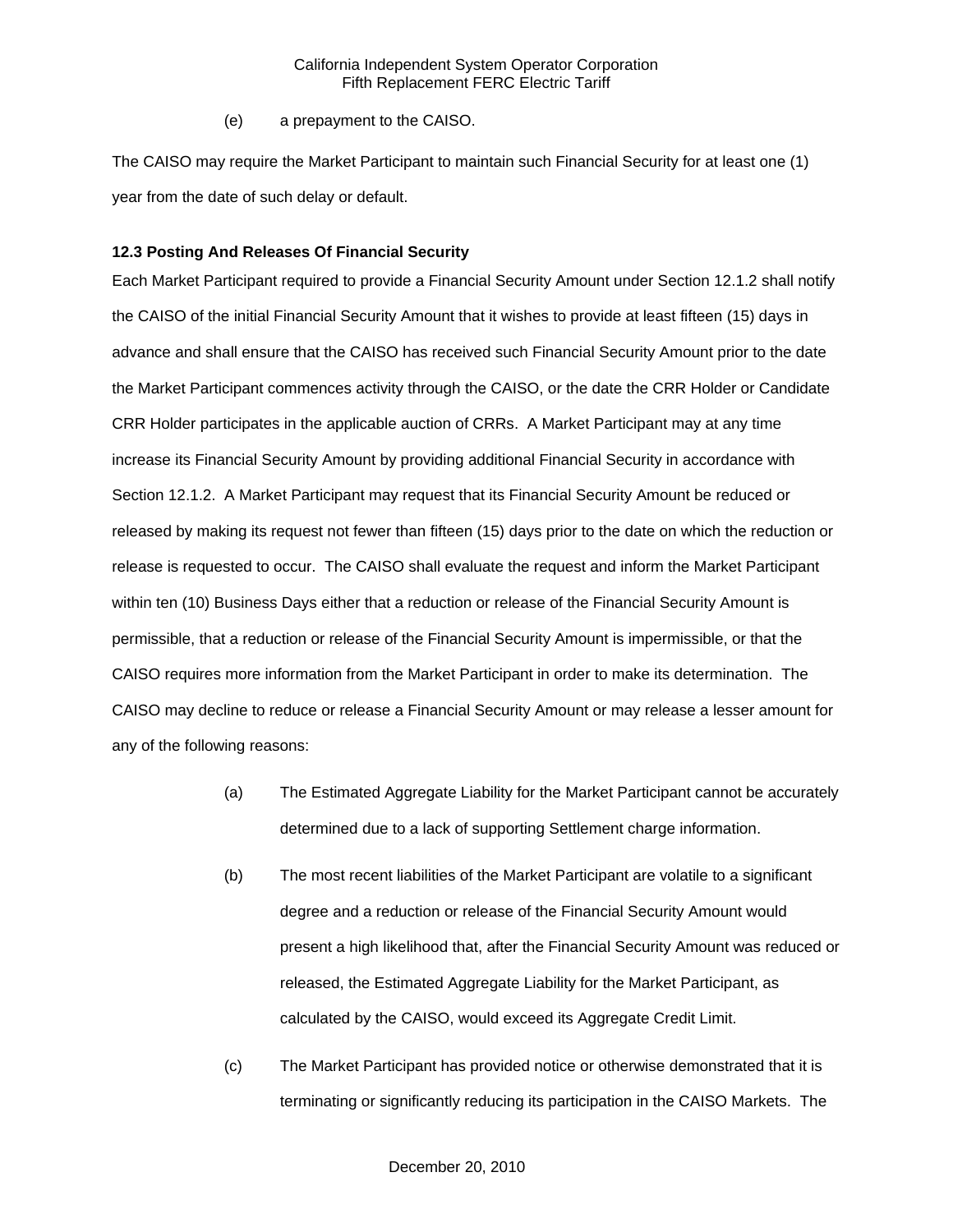(e) a prepayment to the CAISO.

The CAISO may require the Market Participant to maintain such Financial Security for at least one (1) year from the date of such delay or default.

### 12.3 Posting And Releases Of Financial Security

Each Market Participant required to provide a Financial Security Amount under Section 12.1.2 shall notify the CAISO of the initial Financial Security Amount that it wishes to provide at least fifteen (15) days in advance and shall ensure that the CAISO has received such Financial Security Amount prior to the date the Market Participant commences activity through the CAISO, or the date the CRR Holder or Candidate CRR Holder participates in the applicable auction of CRRs. A Market Participant may at any time increase its Financial Security Amount by providing additional Financial Security in accordance with Section 12.1.2. A Market Participant may request that its Financial Security Amount be reduced or released by making its request not fewer than fifteen (15) days prior to the date on which the reduction or release is requested to occur. The CAISO shall evaluate the request and inform the Market Participant within ten (10) Business Days either that a reduction or release of the Financial Security Amount is permissible, that a reduction or release of the Financial Security Amount is impermissible, or that the CAISO requires more information from the Market Participant in order to make its determination. The CAISO may decline to reduce or release a Financial Security Amount or may release a lesser amount for any of the following reasons:

(a) The Estimated Aggregate Liability for the Market Participant cannot be accurately determined due to a lack of supporting Settlement charge information.

(b) The most recent liabilities of the Market Participant are volatile to a significant degree and a reduction or release of the Financial Security Amount would present a high likelihood that, after the Financial Security Amount was reduced or released, the Estimated Aggregate Liability for the Market Participant, as calculated by the CAISO, would exceed its Aggregate Credit Limit.

(c) The Market Participant has provided notice or otherwise demonstrated that it is terminating or significantly reducing its participation in the CAISO Markets. The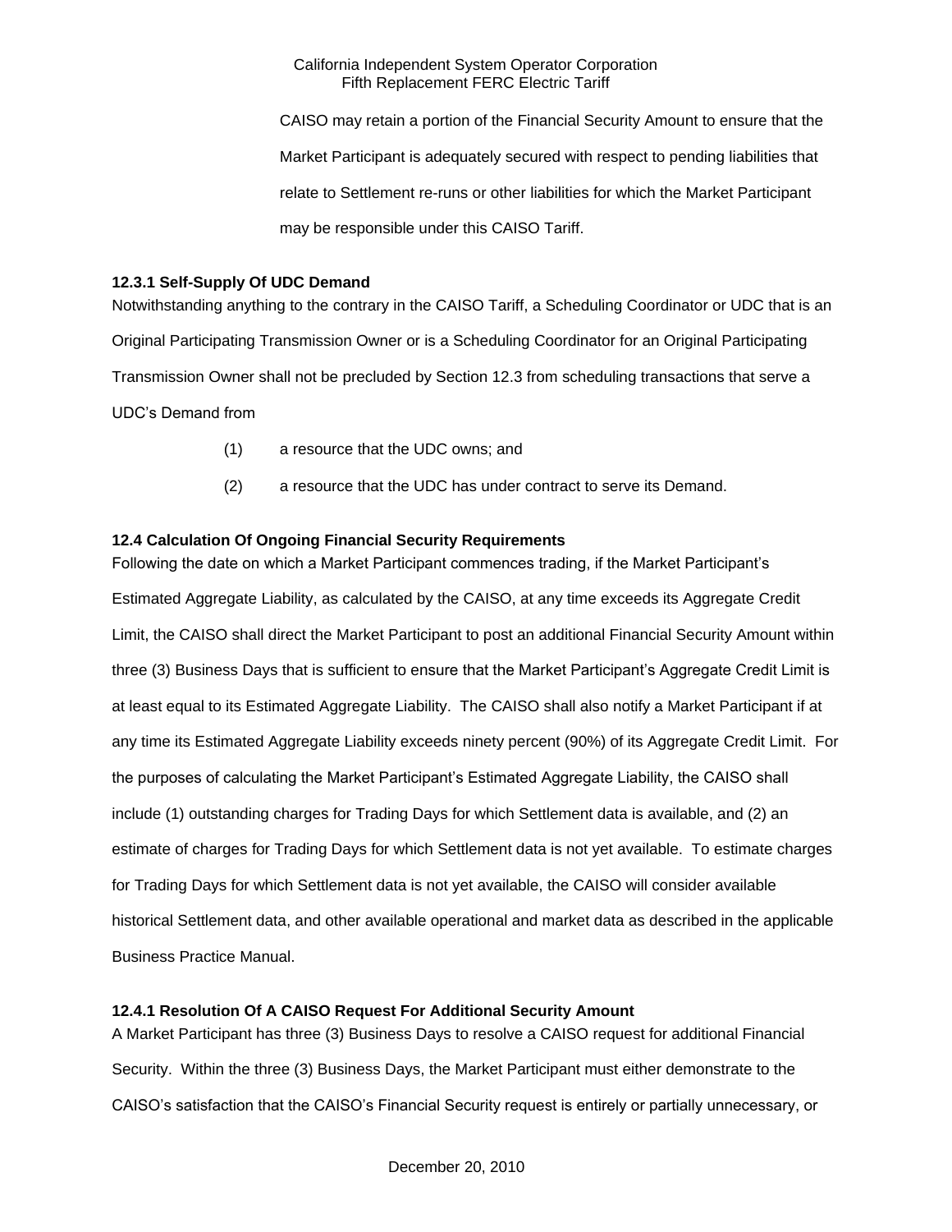CAISO may retain a portion of the Financial Security Amount to ensure that the Market Participant is adequately secured with respect to pending liabilities that relate to Settlement re-runs or other liabilities for which the Market Participant may be responsible under this CAISO Tariff.

### 12.3.1 Self-Supply Of UDC Demand

Notwithstanding anything to the contrary in the CAISO Tariff, a Scheduling Coordinator or UDC that is an Original Participating Transmission Owner or is a Scheduling Coordinator for an Original Participating Transmission Owner shall not be precluded by Section 12.3 from scheduling transactions that serve a UDC's Demand from

(1) a resource that the UDC owns; and

(2) a resource that the UDC has under contract to serve its Demand.

### 12.4 Calculation Of Ongoing Financial Security Requirements

Following the date on which a Market Participant commences trading, if the Market Participant's Estimated Aggregate Liability, as calculated by the CAISO, at any time exceeds its Aggregate Credit Limit, the CAISO shall direct the Market Participant to post an additional Financial Security Amount within three (3) Business Days that is sufficient to ensure that the Market Participant's Aggregate Credit Limit is at least equal to its Estimated Aggregate Liability. The CAISO shall also notify a Market Participant if at any time its Estimated Aggregate Liability exceeds ninety percent (90%) of its Aggregate Credit Limit. For the purposes of calculating the Market Participant's Estimated Aggregate Liability, the CAISO shall include (1) outstanding charges for Trading Days for which Settlement data is available, and (2) an estimate of charges for Trading Days for which Settlement data is not yet available. To estimate charges for Trading Days for which Settlement data is not yet available, the CAISO will consider available historical Settlement data, and other available operational and market data as described in the applicable Business Practice Manual.

### 12.4.1 Resolution Of A CAISO Request For Additional Security Amount

A Market Participant has three (3) Business Days to resolve a CAISO request for additional Financial Security. Within the three (3) Business Days, the Market Participant must either demonstrate to the CAISO's satisfaction that the CAISO's Financial Security request is entirely or partially unnecessary, or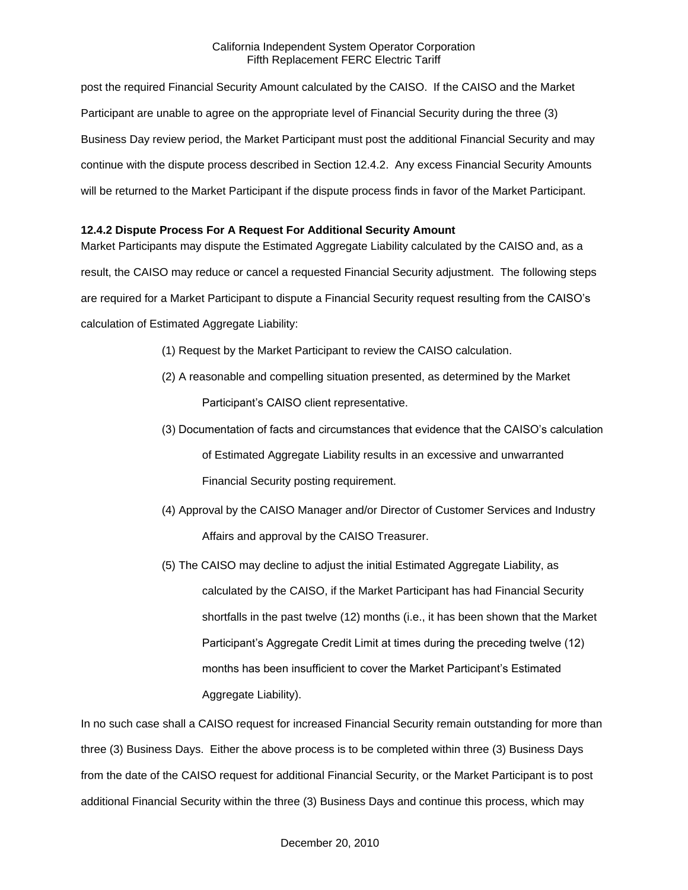post the required Financial Security Amount calculated by the CAISO. If the CAISO and the Market Participant are unable to agree on the appropriate level of Financial Security during the three (3) Business Day review period, the Market Participant must post the additional Financial Security and may continue with the dispute process described in Section 12.4.2. Any excess Financial Security Amounts will be returned to the Market Participant if the dispute process finds in favor of the Market Participant.

**12.4.2 Dispute Process For A Request For Additional Security Amount**

Market Participants may dispute the Estimated Aggregate Liability calculated by the CAISO and, as a result, the CAISO may reduce or cancel a requested Financial Security adjustment. The following steps are required for a Market Participant to dispute a Financial Security request resulting from the CAISO's calculation of Estimated Aggregate Liability:

(1) Request by the Market Participant to review the CAISO calculation.

(2) A reasonable and compelling situation presented, as determined by the Market Participant's CAISO client representative.

(3) Documentation of facts and circumstances that evidence that the CAISO's calculation of Estimated Aggregate Liability results in an excessive and unwarranted Financial Security posting requirement.

(4) Approval by the CAISO Manager and/or Director of Customer Services and Industry Affairs and approval by the CAISO Treasurer.

(5) The CAISO may decline to adjust the initial Estimated Aggregate Liability, as calculated by the CAISO, if the Market Participant has had Financial Security shortfalls in the past twelve (12) months (i.e., it has been shown that the Market Participant's Aggregate Credit Limit at times during the preceding twelve (12) months has been insufficient to cover the Market Participant's Estimated Aggregate Liability).

In no such case shall a CAISO request for increased Financial Security remain outstanding for more than three (3) Business Days. Either the above process is to be completed within three (3) Business Days from the date of the CAISO request for additional Financial Security, or the Market Participant is to post additional Financial Security within the three (3) Business Days and continue this process, which may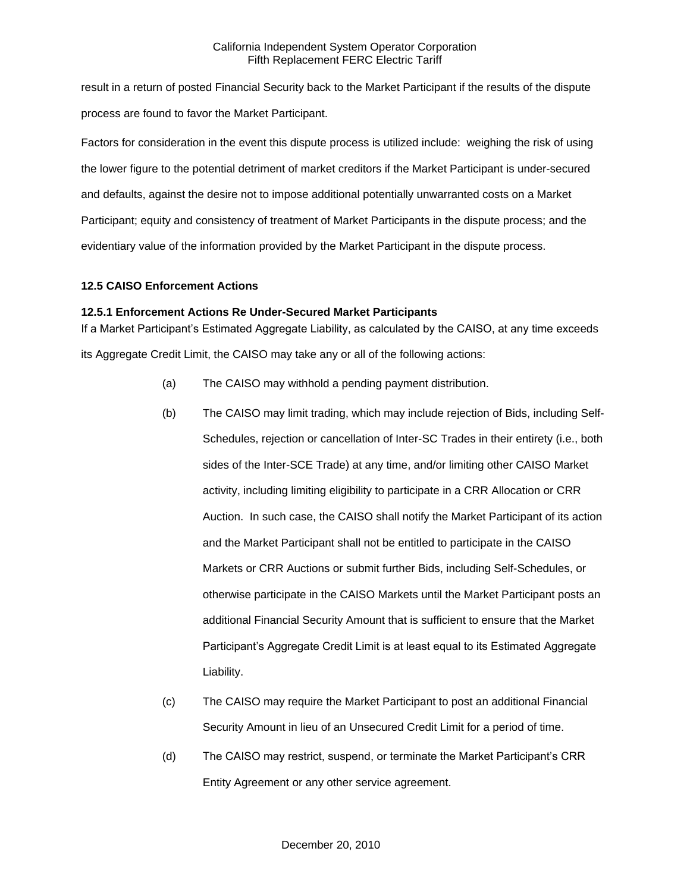result in a return of posted Financial Security back to the Market Participant if the results of the dispute process are found to favor the Market Participant.

Factors for consideration in the event this dispute process is utilized include: weighing the risk of using the lower figure to the potential detriment of market creditors if the Market Participant is under-secured and defaults, against the desire not to impose additional potentially unwarranted costs on a Market Participant; equity and consistency of treatment of Market Participants in the dispute process; and the evidentiary value of the information provided by the Market Participant in the dispute process.

### 12.5 CAISO Enforcement Actions

#### 12.5.1 Enforcement Actions Re Under-Secured Market Participants

If a Market Participant's Estimated Aggregate Liability, as calculated by the CAISO, at any time exceeds its Aggregate Credit Limit, the CAISO may take any or all of the following actions:

(a) The CAISO may withhold a pending payment distribution.

(b) The CAISO may limit trading, which may include rejection of Bids, including Self-Schedules, rejection or cancellation of Inter-SC Trades in their entirety (i.e., both sides of the Inter-SCE Trade) at any time, and/or limiting other CAISO Market activity, including limiting eligibility to participate in a CRR Allocation or CRR Auction. In such case, the CAISO shall notify the Market Participant of its action and the Market Participant shall not be entitled to participate in the CAISO Markets or CRR Auctions or submit further Bids, including Self-Schedules, or otherwise participate in the CAISO Markets until the Market Participant posts an additional Financial Security Amount that is sufficient to ensure that the Market Participant's Aggregate Credit Limit is at least equal to its Estimated Aggregate Liability.

(c) The CAISO may require the Market Participant to post an additional Financial Security Amount in lieu of an Unsecured Credit Limit for a period of time.

(d) The CAISO may restrict, suspend, or terminate the Market Participant's CRR Entity Agreement or any other service agreement.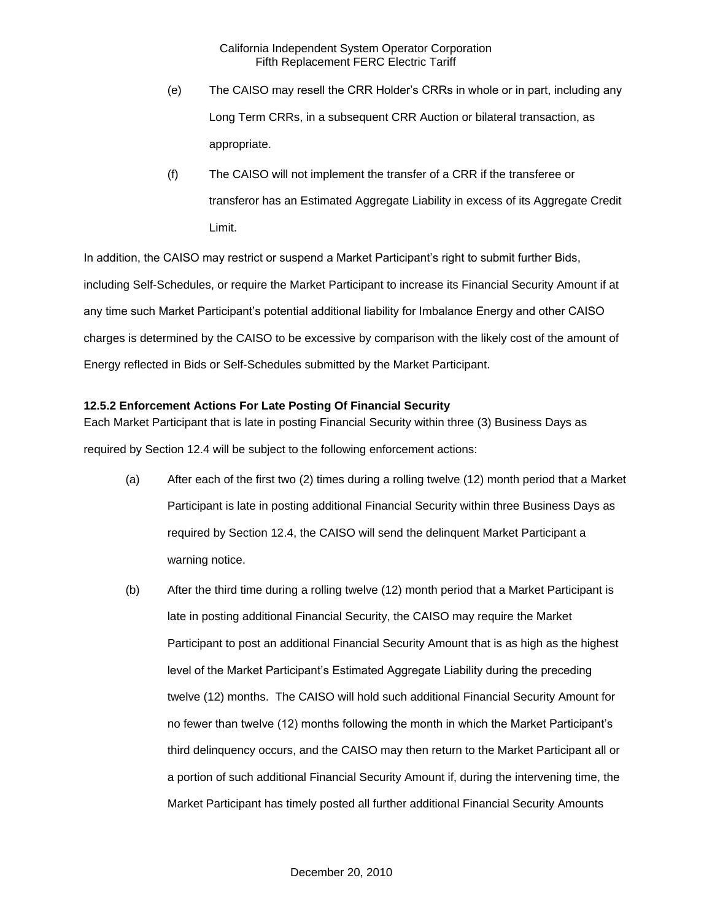(e) The CAISO may resell the CRR Holder's CRRs in whole or in part, including any Long Term CRRs, in a subsequent CRR Auction or bilateral transaction, as appropriate.

(f) The CAISO will not implement the transfer of a CRR if the transferee or transferor has an Estimated Aggregate Liability in excess of its Aggregate Credit Limit.

In addition, the CAISO may restrict or suspend a Market Participant's right to submit further Bids, including Self-Schedules, or require the Market Participant to increase its Financial Security Amount if at any time such Market Participant's potential additional liability for Imbalance Energy and other CAISO charges is determined by the CAISO to be excessive by comparison with the likely cost of the amount of Energy reflected in Bids or Self-Schedules submitted by the Market Participant.

**12.5.2 Enforcement Actions For Late Posting Of Financial Security**

Each Market Participant that is late in posting Financial Security within three (3) Business Days as required by Section 12.4 will be subject to the following enforcement actions:

(a) After each of the first two (2) times during a rolling twelve (12) month period that a Market Participant is late in posting additional Financial Security within three Business Days as required by Section 12.4, the CAISO will send the delinquent Market Participant a warning notice.

(b) After the third time during a rolling twelve (12) month period that a Market Participant is late in posting additional Financial Security, the CAISO may require the Market Participant to post an additional Financial Security Amount that is as high as the highest level of the Market Participant's Estimated Aggregate Liability during the preceding twelve (12) months. The CAISO will hold such additional Financial Security Amount for no fewer than twelve (12) months following the month in which the Market Participant's third delinquency occurs, and the CAISO may then return to the Market Participant all or a portion of such additional Financial Security Amount if, during the intervening time, the Market Participant has timely posted all further additional Financial Security Amounts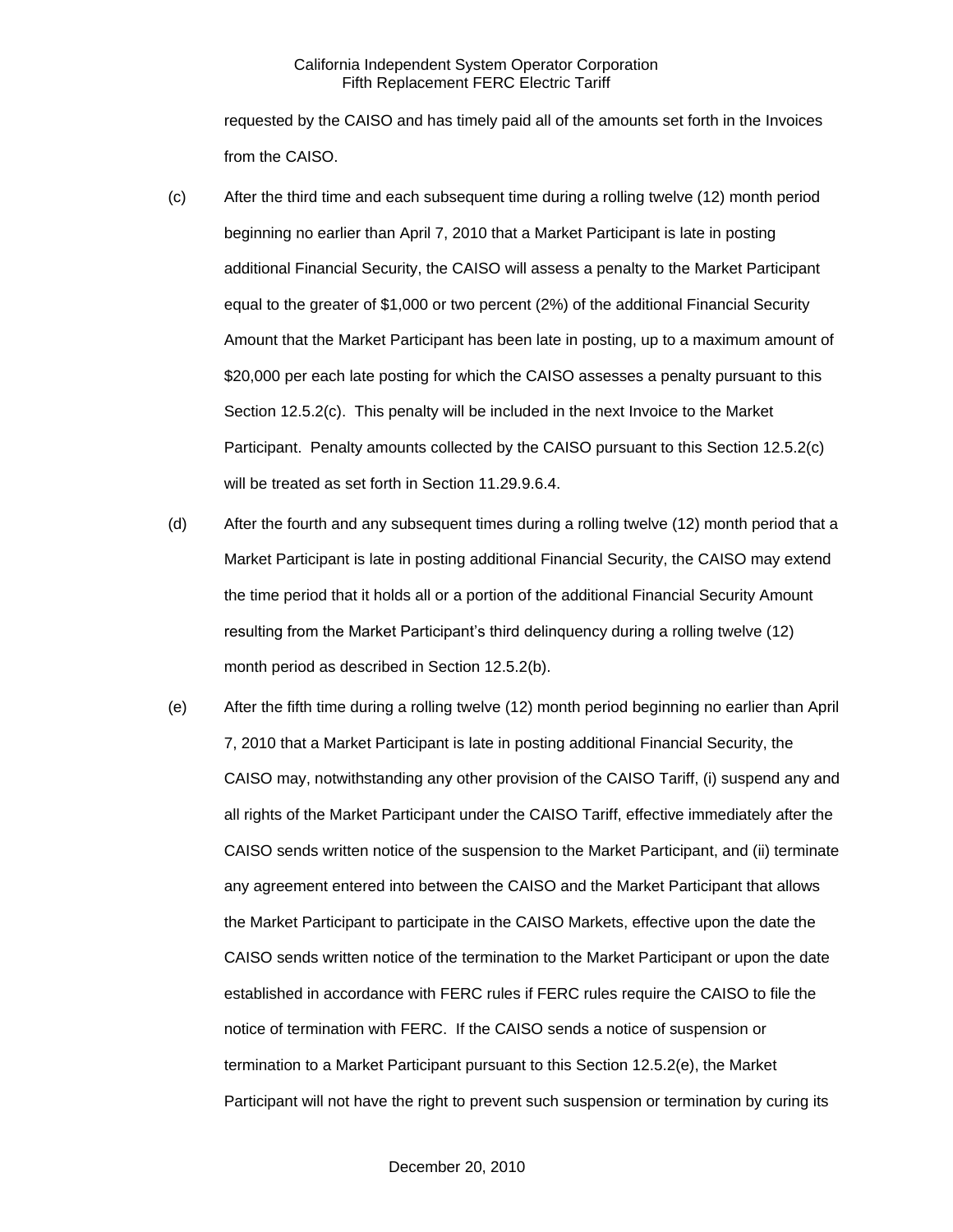requested by the CAISO and has timely paid all of the amounts set forth in the Invoices from the CAISO.

(c) After the third time and each subsequent time during a rolling twelve (12) month period beginning no earlier than April 7, 2010 that a Market Participant is late in posting additional Financial Security, the CAISO will assess a penalty to the Market Participant equal to the greater of $1,000 or two percent (2%) of the additional Financial Security Amount that the Market Participant has been late in posting, up to a maximum amount of $20,000 per each late posting for which the CAISO assesses a penalty pursuant to this Section 12.5.2(c). This penalty will be included in the next Invoice to the Market Participant. Penalty amounts collected by the CAISO pursuant to this Section 12.5.2(c) will be treated as set forth in Section 11.29.9.6.4.

(d) After the fourth and any subsequent times during a rolling twelve (12) month period that a Market Participant is late in posting additional Financial Security, the CAISO may extend the time period that it holds all or a portion of the additional Financial Security Amount resulting from the Market Participant's third delinquency during a rolling twelve (12) month period as described in Section 12.5.2(b).

(e) After the fifth time during a rolling twelve (12) month period beginning no earlier than April 7, 2010 that a Market Participant is late in posting additional Financial Security, the CAISO may, notwithstanding any other provision of the CAISO Tariff, (i) suspend any and all rights of the Market Participant under the CAISO Tariff, effective immediately after the CAISO sends written notice of the suspension to the Market Participant, and (ii) terminate any agreement entered into between the CAISO and the Market Participant that allows the Market Participant to participate in the CAISO Markets, effective upon the date the CAISO sends written notice of the termination to the Market Participant or upon the date established in accordance with FERC rules if FERC rules require the CAISO to file the notice of termination with FERC. If the CAISO sends a notice of suspension or termination to a Market Participant pursuant to this Section 12.5.2(e), the Market Participant will not have the right to prevent such suspension or termination by curing its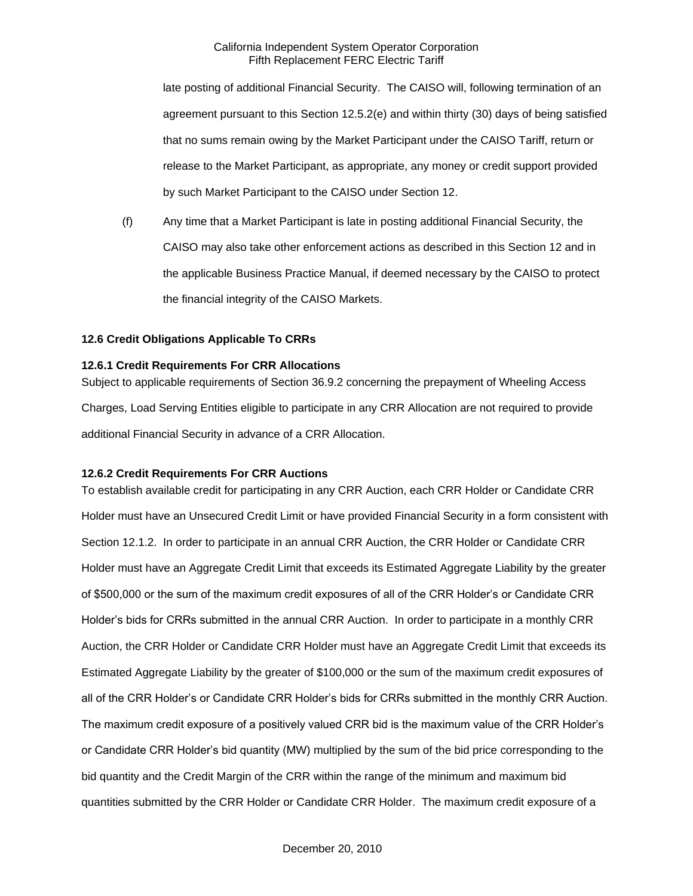late posting of additional Financial Security. The CAISO will, following termination of an agreement pursuant to this Section 12.5.2(e) and within thirty (30) days of being satisfied that no sums remain owing by the Market Participant under the CAISO Tariff, return or release to the Market Participant, as appropriate, any money or credit support provided by such Market Participant to the CAISO under Section 12.

(f) Any time that a Market Participant is late in posting additional Financial Security, the CAISO may also take other enforcement actions as described in this Section 12 and in the applicable Business Practice Manual, if deemed necessary by the CAISO to protect the financial integrity of the CAISO Markets.

### 12.6 Credit Obligations Applicable To CRRs

#### 12.6.1 Credit Requirements For CRR Allocations

Subject to applicable requirements of Section 36.9.2 concerning the prepayment of Wheeling Access Charges, Load Serving Entities eligible to participate in any CRR Allocation are not required to provide additional Financial Security in advance of a CRR Allocation.

#### 12.6.2 Credit Requirements For CRR Auctions

To establish available credit for participating in any CRR Auction, each CRR Holder or Candidate CRR Holder must have an Unsecured Credit Limit or have provided Financial Security in a form consistent with Section 12.1.2. In order to participate in an annual CRR Auction, the CRR Holder or Candidate CRR Holder must have an Aggregate Credit Limit that exceeds its Estimated Aggregate Liability by the greater of $500,000 or the sum of the maximum credit exposures of all of the CRR Holder's or Candidate CRR Holder's bids for CRRs submitted in the annual CRR Auction. In order to participate in a monthly CRR Auction, the CRR Holder or Candidate CRR Holder must have an Aggregate Credit Limit that exceeds its Estimated Aggregate Liability by the greater of $100,000 or the sum of the maximum credit exposures of all of the CRR Holder's or Candidate CRR Holder's bids for CRRs submitted in the monthly CRR Auction. The maximum credit exposure of a positively valued CRR bid is the maximum value of the CRR Holder's or Candidate CRR Holder's bid quantity (MW) multiplied by the sum of the bid price corresponding to the bid quantity and the Credit Margin of the CRR within the range of the minimum and maximum bid quantities submitted by the CRR Holder or Candidate CRR Holder. The maximum credit exposure of a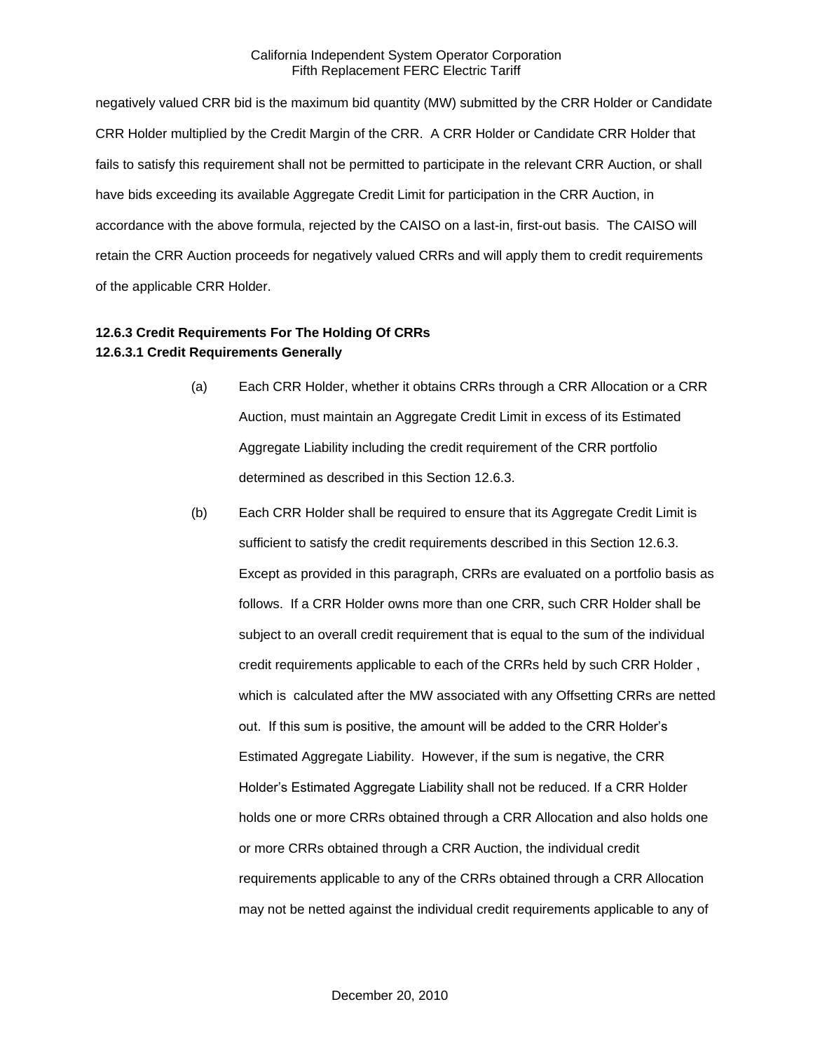negatively valued CRR bid is the maximum bid quantity (MW) submitted by the CRR Holder or Candidate CRR Holder multiplied by the Credit Margin of the CRR. A CRR Holder or Candidate CRR Holder that fails to satisfy this requirement shall not be permitted to participate in the relevant CRR Auction, or shall have bids exceeding its available Aggregate Credit Limit for participation in the CRR Auction, in accordance with the above formula, rejected by the CAISO on a last-in, first-out basis. The CAISO will retain the CRR Auction proceeds for negatively valued CRRs and will apply them to credit requirements of the applicable CRR Holder.

**12.6.3 Credit Requirements For The Holding Of CRRs**

**12.6.3.1 Credit Requirements Generally**

(a) Each CRR Holder, whether it obtains CRRs through a CRR Allocation or a CRR Auction, must maintain an Aggregate Credit Limit in excess of its Estimated Aggregate Liability including the credit requirement of the CRR portfolio determined as described in this Section 12.6.3.

(b) Each CRR Holder shall be required to ensure that its Aggregate Credit Limit is sufficient to satisfy the credit requirements described in this Section 12.6.3. Except as provided in this paragraph, CRRs are evaluated on a portfolio basis as follows. If a CRR Holder owns more than one CRR, such CRR Holder shall be subject to an overall credit requirement that is equal to the sum of the individual credit requirements applicable to each of the CRRs held by such CRR Holder , which is calculated after the MW associated with any Offsetting CRRs are netted out. If this sum is positive, the amount will be added to the CRR Holder's Estimated Aggregate Liability. However, if the sum is negative, the CRR Holder's Estimated Aggregate Liability shall not be reduced. If a CRR Holder holds one or more CRRs obtained through a CRR Allocation and also holds one or more CRRs obtained through a CRR Auction, the individual credit requirements applicable to any of the CRRs obtained through a CRR Allocation may not be netted against the individual credit requirements applicable to any of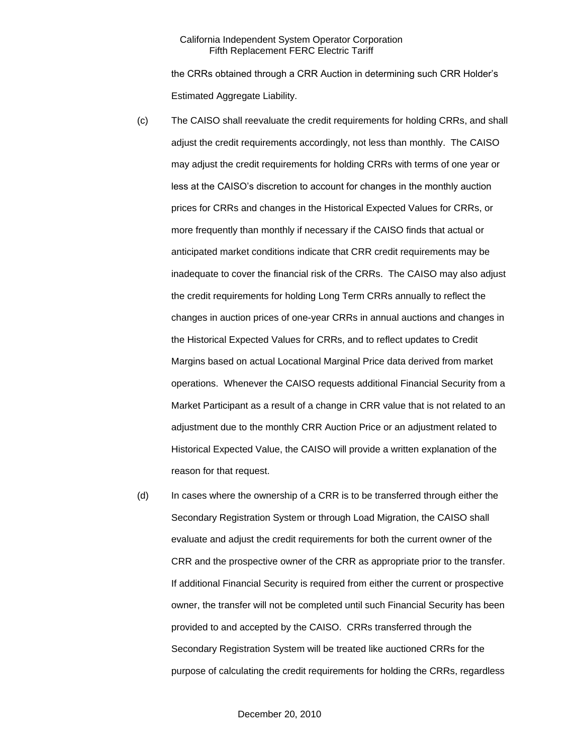the CRRs obtained through a CRR Auction in determining such CRR Holder's Estimated Aggregate Liability.

(c) The CAISO shall reevaluate the credit requirements for holding CRRs, and shall adjust the credit requirements accordingly, not less than monthly. The CAISO may adjust the credit requirements for holding CRRs with terms of one year or less at the CAISO's discretion to account for changes in the monthly auction prices for CRRs and changes in the Historical Expected Values for CRRs, or more frequently than monthly if necessary if the CAISO finds that actual or anticipated market conditions indicate that CRR credit requirements may be inadequate to cover the financial risk of the CRRs. The CAISO may also adjust the credit requirements for holding Long Term CRRs annually to reflect the changes in auction prices of one-year CRRs in annual auctions and changes in the Historical Expected Values for CRRs, and to reflect updates to Credit Margins based on actual Locational Marginal Price data derived from market operations. Whenever the CAISO requests additional Financial Security from a Market Participant as a result of a change in CRR value that is not related to an adjustment due to the monthly CRR Auction Price or an adjustment related to Historical Expected Value, the CAISO will provide a written explanation of the reason for that request.

(d) In cases where the ownership of a CRR is to be transferred through either the Secondary Registration System or through Load Migration, the CAISO shall evaluate and adjust the credit requirements for both the current owner of the CRR and the prospective owner of the CRR as appropriate prior to the transfer. If additional Financial Security is required from either the current or prospective owner, the transfer will not be completed until such Financial Security has been provided to and accepted by the CAISO. CRRs transferred through the Secondary Registration System will be treated like auctioned CRRs for the purpose of calculating the credit requirements for holding the CRRs, regardless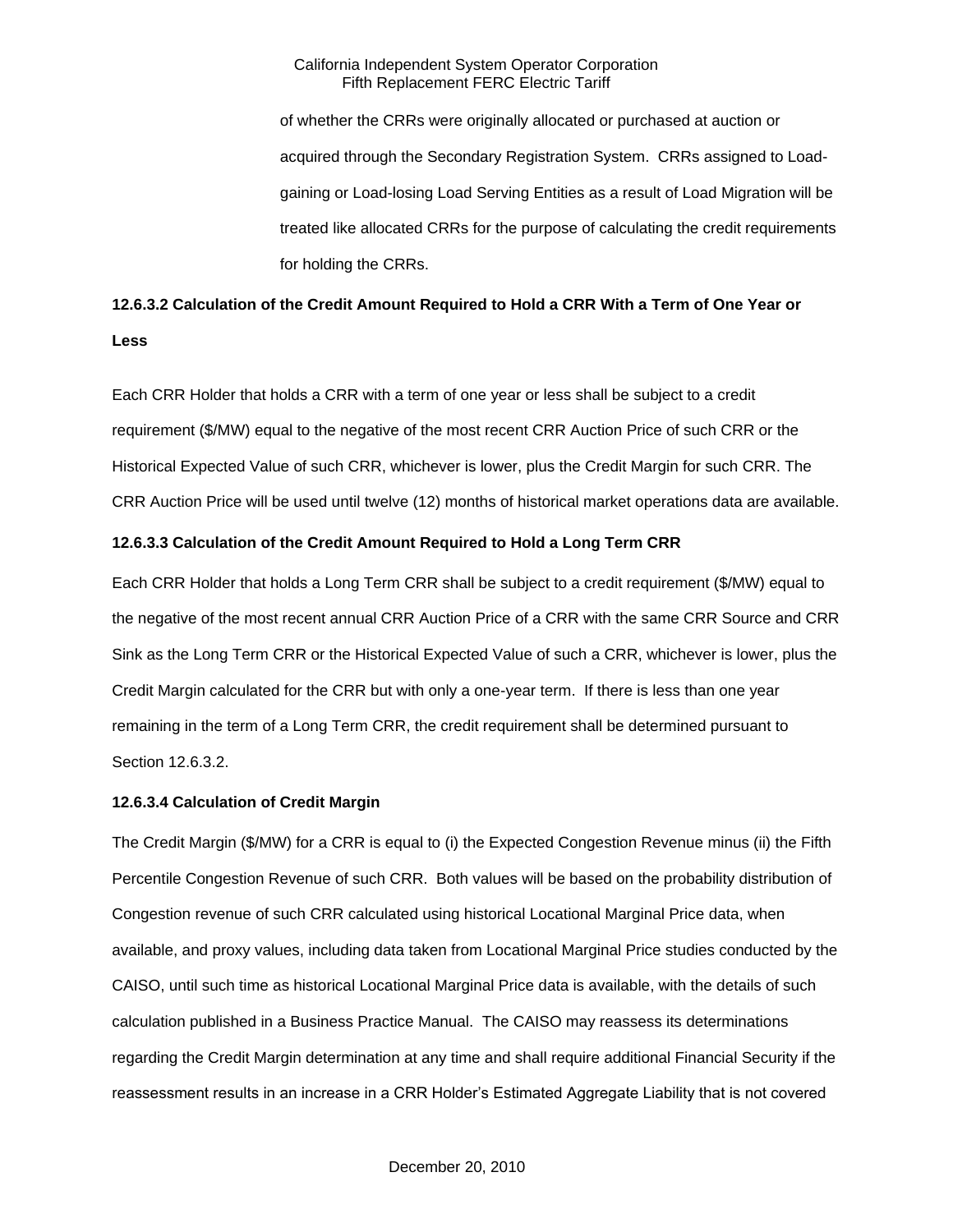of whether the CRRs were originally allocated or purchased at auction or acquired through the Secondary Registration System. CRRs assigned to Load-gaining or Load-losing Load Serving Entities as a result of Load Migration will be treated like allocated CRRs for the purpose of calculating the credit requirements for holding the CRRs.

**12.6.3.2 Calculation of the Credit Amount Required to Hold a CRR With a Term of One Year or Less**

Each CRR Holder that holds a CRR with a term of one year or less shall be subject to a credit requirement ($/MW) equal to the negative of the most recent CRR Auction Price of such CRR or the Historical Expected Value of such CRR, whichever is lower, plus the Credit Margin for such CRR. The CRR Auction Price will be used until twelve (12) months of historical market operations data are available.

**12.6.3.3 Calculation of the Credit Amount Required to Hold a Long Term CRR**

Each CRR Holder that holds a Long Term CRR shall be subject to a credit requirement ($/MW) equal to the negative of the most recent annual CRR Auction Price of a CRR with the same CRR Source and CRR Sink as the Long Term CRR or the Historical Expected Value of such a CRR, whichever is lower, plus the Credit Margin calculated for the CRR but with only a one-year term. If there is less than one year remaining in the term of a Long Term CRR, the credit requirement shall be determined pursuant to Section 12.6.3.2.

**12.6.3.4 Calculation of Credit Margin**

The Credit Margin ($/MW) for a CRR is equal to (i) the Expected Congestion Revenue minus (ii) the Fifth Percentile Congestion Revenue of such CRR. Both values will be based on the probability distribution of Congestion revenue of such CRR calculated using historical Locational Marginal Price data, when available, and proxy values, including data taken from Locational Marginal Price studies conducted by the CAISO, until such time as historical Locational Marginal Price data is available, with the details of such calculation published in a Business Practice Manual. The CAISO may reassess its determinations regarding the Credit Margin determination at any time and shall require additional Financial Security if the reassessment results in an increase in a CRR Holder's Estimated Aggregate Liability that is not covered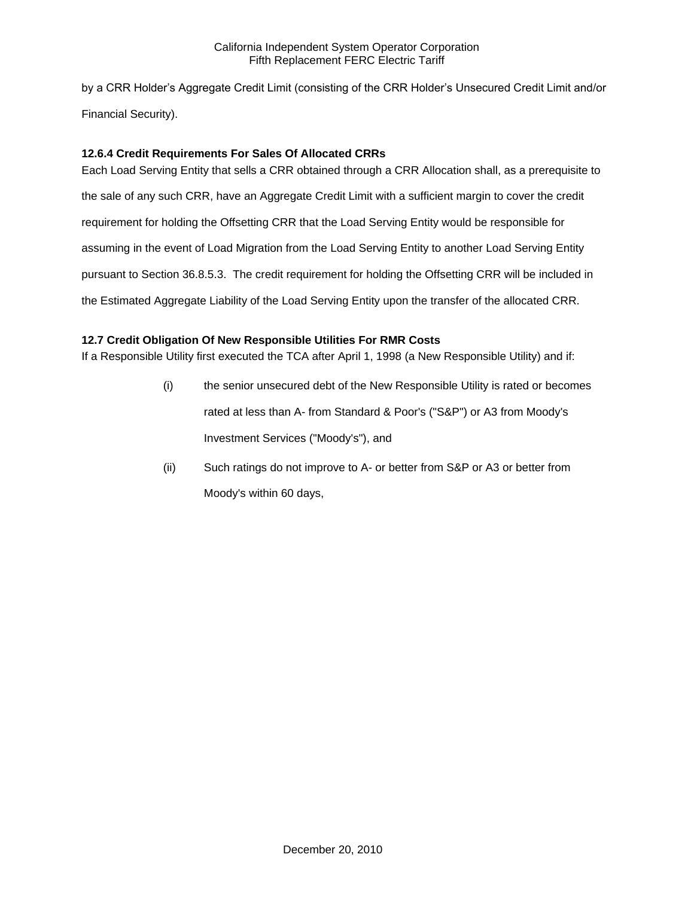by a CRR Holder's Aggregate Credit Limit (consisting of the CRR Holder's Unsecured Credit Limit and/or Financial Security).

### 12.6.4 Credit Requirements For Sales Of Allocated CRRs

Each Load Serving Entity that sells a CRR obtained through a CRR Allocation shall, as a prerequisite to the sale of any such CRR, have an Aggregate Credit Limit with a sufficient margin to cover the credit requirement for holding the Offsetting CRR that the Load Serving Entity would be responsible for assuming in the event of Load Migration from the Load Serving Entity to another Load Serving Entity pursuant to Section 36.8.5.3. The credit requirement for holding the Offsetting CRR will be included in the Estimated Aggregate Liability of the Load Serving Entity upon the transfer of the allocated CRR.

## 12.7 Credit Obligation Of New Responsible Utilities For RMR Costs

If a Responsible Utility first executed the TCA after April 1, 1998 (a New Responsible Utility) and if:

(i) the senior unsecured debt of the New Responsible Utility is rated or becomes rated at less than A- from Standard & Poor's ("S&P") or A3 from Moody's Investment Services ("Moody's"), and

(ii) Such ratings do not improve to A- or better from S&P or A3 or better from Moody's within 60 days,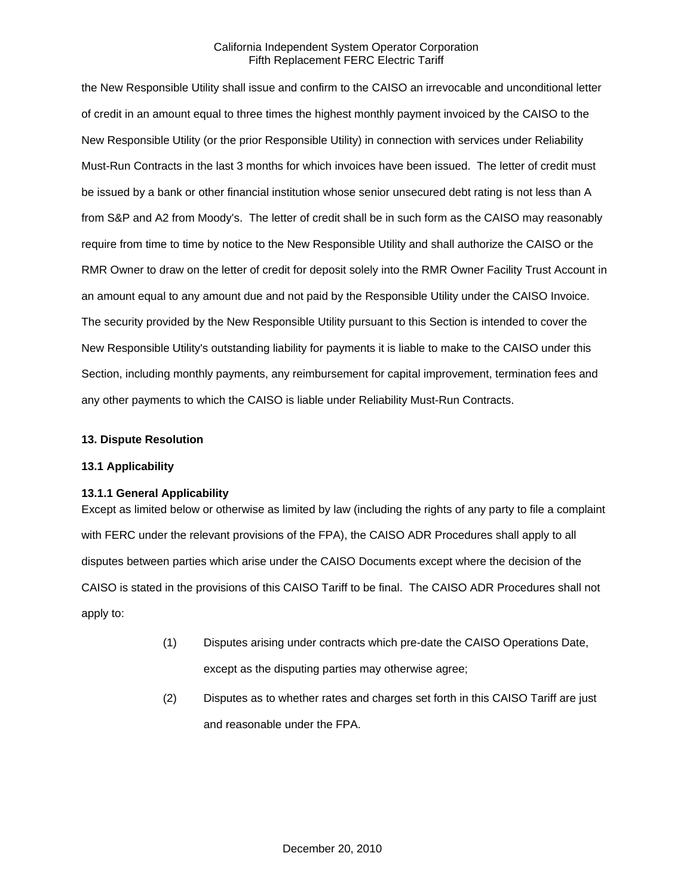the New Responsible Utility shall issue and confirm to the CAISO an irrevocable and unconditional letter of credit in an amount equal to three times the highest monthly payment invoiced by the CAISO to the New Responsible Utility (or the prior Responsible Utility) in connection with services under Reliability Must-Run Contracts in the last 3 months for which invoices have been issued. The letter of credit must be issued by a bank or other financial institution whose senior unsecured debt rating is not less than A from S&P and A2 from Moody's. The letter of credit shall be in such form as the CAISO may reasonably require from time to time by notice to the New Responsible Utility and shall authorize the CAISO or the RMR Owner to draw on the letter of credit for deposit solely into the RMR Owner Facility Trust Account in an amount equal to any amount due and not paid by the Responsible Utility under the CAISO Invoice. The security provided by the New Responsible Utility pursuant to this Section is intended to cover the New Responsible Utility's outstanding liability for payments it is liable to make to the CAISO under this Section, including monthly payments, any reimbursement for capital improvement, termination fees and any other payments to which the CAISO is liable under Reliability Must-Run Contracts.

## 13. Dispute Resolution

### 13.1 Applicability

#### 13.1.1 General Applicability

Except as limited below or otherwise as limited by law (including the rights of any party to file a complaint with FERC under the relevant provisions of the FPA), the CAISO ADR Procedures shall apply to all disputes between parties which arise under the CAISO Documents except where the decision of the CAISO is stated in the provisions of this CAISO Tariff to be final. The CAISO ADR Procedures shall not apply to:

(1) Disputes arising under contracts which pre-date the CAISO Operations Date, except as the disputing parties may otherwise agree;

(2) Disputes as to whether rates and charges set forth in this CAISO Tariff are just and reasonable under the FPA.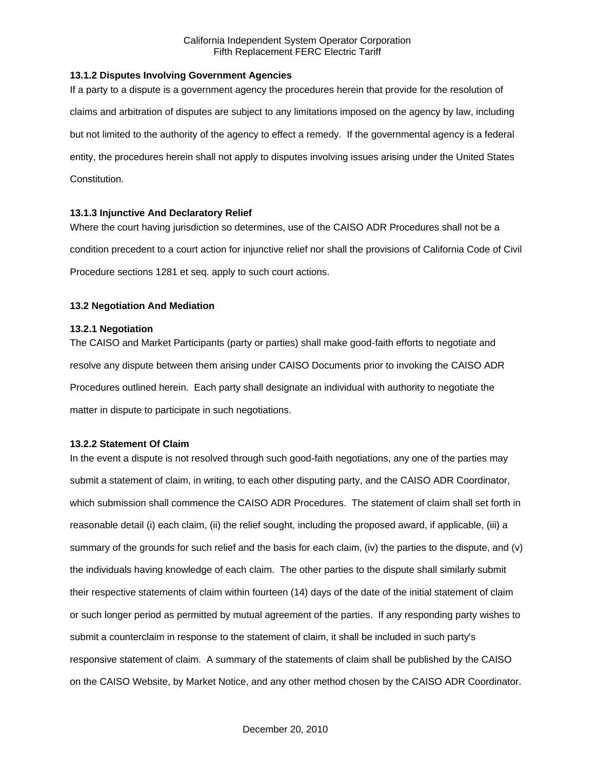### 13.1.2 Disputes Involving Government Agencies

If a party to a dispute is a government agency the procedures herein that provide for the resolution of claims and arbitration of disputes are subject to any limitations imposed on the agency by law, including but not limited to the authority of the agency to effect a remedy. If the governmental agency is a federal entity, the procedures herein shall not apply to disputes involving issues arising under the United States Constitution.

### 13.1.3 Injunctive And Declaratory Relief

Where the court having jurisdiction so determines, use of the CAISO ADR Procedures shall not be a condition precedent to a court action for injunctive relief nor shall the provisions of California Code of Civil Procedure sections 1281 et seq. apply to such court actions.

## 13.2 Negotiation And Mediation

### 13.2.1 Negotiation

The CAISO and Market Participants (party or parties) shall make good-faith efforts to negotiate and resolve any dispute between them arising under CAISO Documents prior to invoking the CAISO ADR Procedures outlined herein. Each party shall designate an individual with authority to negotiate the matter in dispute to participate in such negotiations.

### 13.2.2 Statement Of Claim

In the event a dispute is not resolved through such good-faith negotiations, any one of the parties may submit a statement of claim, in writing, to each other disputing party, and the CAISO ADR Coordinator, which submission shall commence the CAISO ADR Procedures. The statement of claim shall set forth in reasonable detail (i) each claim, (ii) the relief sought, including the proposed award, if applicable, (iii) a summary of the grounds for such relief and the basis for each claim, (iv) the parties to the dispute, and (v) the individuals having knowledge of each claim. The other parties to the dispute shall similarly submit their respective statements of claim within fourteen (14) days of the date of the initial statement of claim or such longer period as permitted by mutual agreement of the parties. If any responding party wishes to submit a counterclaim in response to the statement of claim, it shall be included in such party's responsive statement of claim. A summary of the statements of claim shall be published by the CAISO on the CAISO Website, by Market Notice, and any other method chosen by the CAISO ADR Coordinator.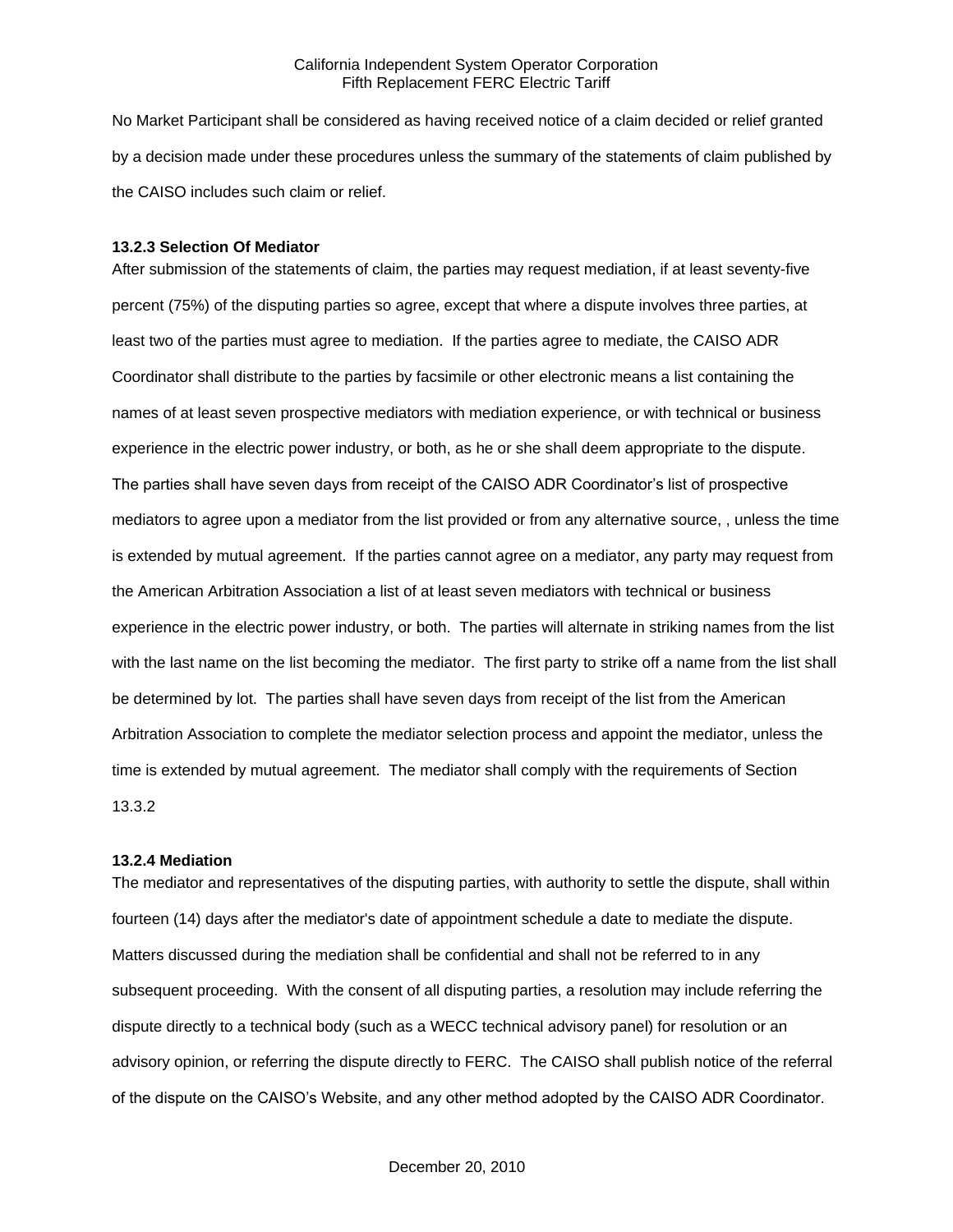No Market Participant shall be considered as having received notice of a claim decided or relief granted by a decision made under these procedures unless the summary of the statements of claim published by the CAISO includes such claim or relief.

### 13.2.3 Selection Of Mediator

After submission of the statements of claim, the parties may request mediation, if at least seventy-five percent (75%) of the disputing parties so agree, except that where a dispute involves three parties, at least two of the parties must agree to mediation. If the parties agree to mediate, the CAISO ADR Coordinator shall distribute to the parties by facsimile or other electronic means a list containing the names of at least seven prospective mediators with mediation experience, or with technical or business experience in the electric power industry, or both, as he or she shall deem appropriate to the dispute. The parties shall have seven days from receipt of the CAISO ADR Coordinator's list of prospective mediators to agree upon a mediator from the list provided or from any alternative source, , unless the time is extended by mutual agreement. If the parties cannot agree on a mediator, any party may request from the American Arbitration Association a list of at least seven mediators with technical or business experience in the electric power industry, or both. The parties will alternate in striking names from the list with the last name on the list becoming the mediator. The first party to strike off a name from the list shall be determined by lot. The parties shall have seven days from receipt of the list from the American Arbitration Association to complete the mediator selection process and appoint the mediator, unless the time is extended by mutual agreement. The mediator shall comply with the requirements of Section 13.3.2

### 13.2.4 Mediation

The mediator and representatives of the disputing parties, with authority to settle the dispute, shall within fourteen (14) days after the mediator's date of appointment schedule a date to mediate the dispute. Matters discussed during the mediation shall be confidential and shall not be referred to in any subsequent proceeding. With the consent of all disputing parties, a resolution may include referring the dispute directly to a technical body (such as a WECC technical advisory panel) for resolution or an advisory opinion, or referring the dispute directly to FERC. The CAISO shall publish notice of the referral of the dispute on the CAISO's Website, and any other method adopted by the CAISO ADR Coordinator.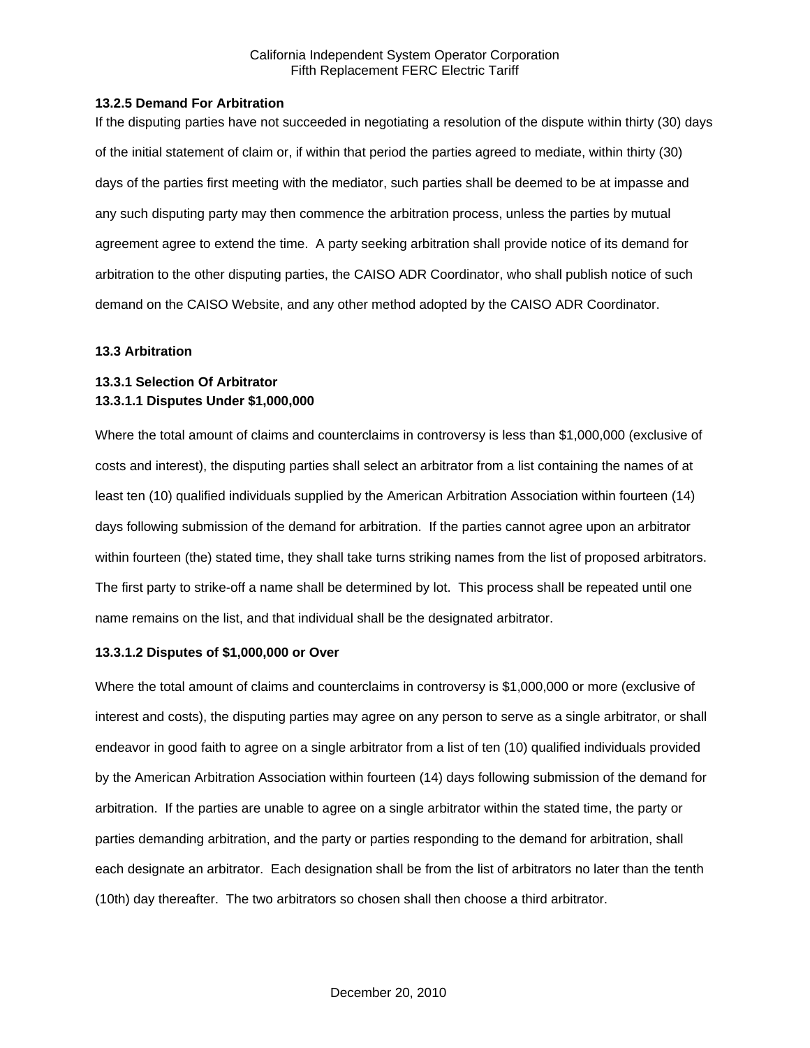**13.2.5 Demand For Arbitration**

If the disputing parties have not succeeded in negotiating a resolution of the dispute within thirty (30) days of the initial statement of claim or, if within that period the parties agreed to mediate, within thirty (30) days of the parties first meeting with the mediator, such parties shall be deemed to be at impasse and any such disputing party may then commence the arbitration process, unless the parties by mutual agreement agree to extend the time. A party seeking arbitration shall provide notice of its demand for arbitration to the other disputing parties, the CAISO ADR Coordinator, who shall publish notice of such demand on the CAISO Website, and any other method adopted by the CAISO ADR Coordinator.

**13.3 Arbitration**

**13.3.1 Selection Of Arbitrator**

**13.3.1.1 Disputes Under $1,000,000**

Where the total amount of claims and counterclaims in controversy is less than $1,000,000 (exclusive of costs and interest), the disputing parties shall select an arbitrator from a list containing the names of at least ten (10) qualified individuals supplied by the American Arbitration Association within fourteen (14) days following submission of the demand for arbitration. If the parties cannot agree upon an arbitrator within fourteen (the) stated time, they shall take turns striking names from the list of proposed arbitrators. The first party to strike-off a name shall be determined by lot. This process shall be repeated until one name remains on the list, and that individual shall be the designated arbitrator.

**13.3.1.2 Disputes of $1,000,000 or Over**

Where the total amount of claims and counterclaims in controversy is $1,000,000 or more (exclusive of interest and costs), the disputing parties may agree on any person to serve as a single arbitrator, or shall endeavor in good faith to agree on a single arbitrator from a list of ten (10) qualified individuals provided by the American Arbitration Association within fourteen (14) days following submission of the demand for arbitration. If the parties are unable to agree on a single arbitrator within the stated time, the party or parties demanding arbitration, and the party or parties responding to the demand for arbitration, shall each designate an arbitrator. Each designation shall be from the list of arbitrators no later than the tenth (10th) day thereafter. The two arbitrators so chosen shall then choose a third arbitrator.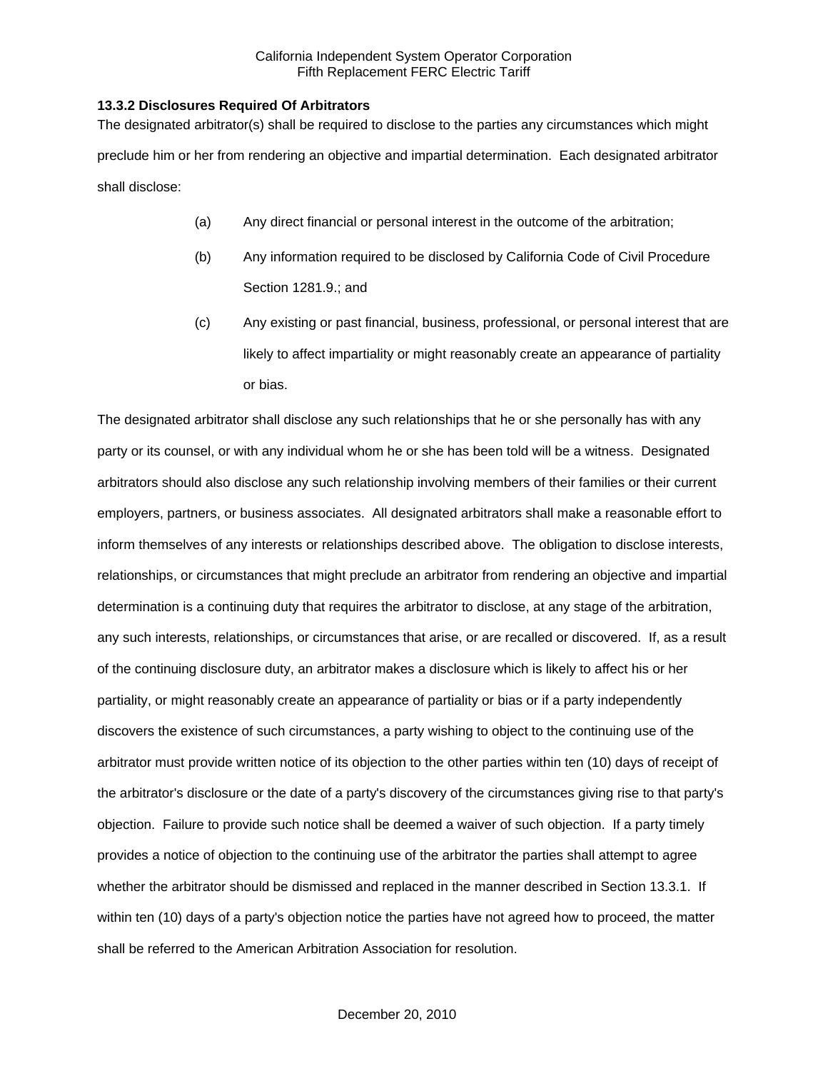### 13.3.2 Disclosures Required Of Arbitrators

The designated arbitrator(s) shall be required to disclose to the parties any circumstances which might preclude him or her from rendering an objective and impartial determination. Each designated arbitrator shall disclose:

(a) Any direct financial or personal interest in the outcome of the arbitration;

(b) Any information required to be disclosed by California Code of Civil Procedure Section 1281.9.; and

(c) Any existing or past financial, business, professional, or personal interest that are likely to affect impartiality or might reasonably create an appearance of partiality or bias.

The designated arbitrator shall disclose any such relationships that he or she personally has with any party or its counsel, or with any individual whom he or she has been told will be a witness. Designated arbitrators should also disclose any such relationship involving members of their families or their current employers, partners, or business associates. All designated arbitrators shall make a reasonable effort to inform themselves of any interests or relationships described above. The obligation to disclose interests, relationships, or circumstances that might preclude an arbitrator from rendering an objective and impartial determination is a continuing duty that requires the arbitrator to disclose, at any stage of the arbitration, any such interests, relationships, or circumstances that arise, or are recalled or discovered. If, as a result of the continuing disclosure duty, an arbitrator makes a disclosure which is likely to affect his or her partiality, or might reasonably create an appearance of partiality or bias or if a party independently discovers the existence of such circumstances, a party wishing to object to the continuing use of the arbitrator must provide written notice of its objection to the other parties within ten (10) days of receipt of the arbitrator's disclosure or the date of a party's discovery of the circumstances giving rise to that party's objection. Failure to provide such notice shall be deemed a waiver of such objection. If a party timely provides a notice of objection to the continuing use of the arbitrator the parties shall attempt to agree whether the arbitrator should be dismissed and replaced in the manner described in Section 13.3.1. If within ten (10) days of a party's objection notice the parties have not agreed how to proceed, the matter shall be referred to the American Arbitration Association for resolution.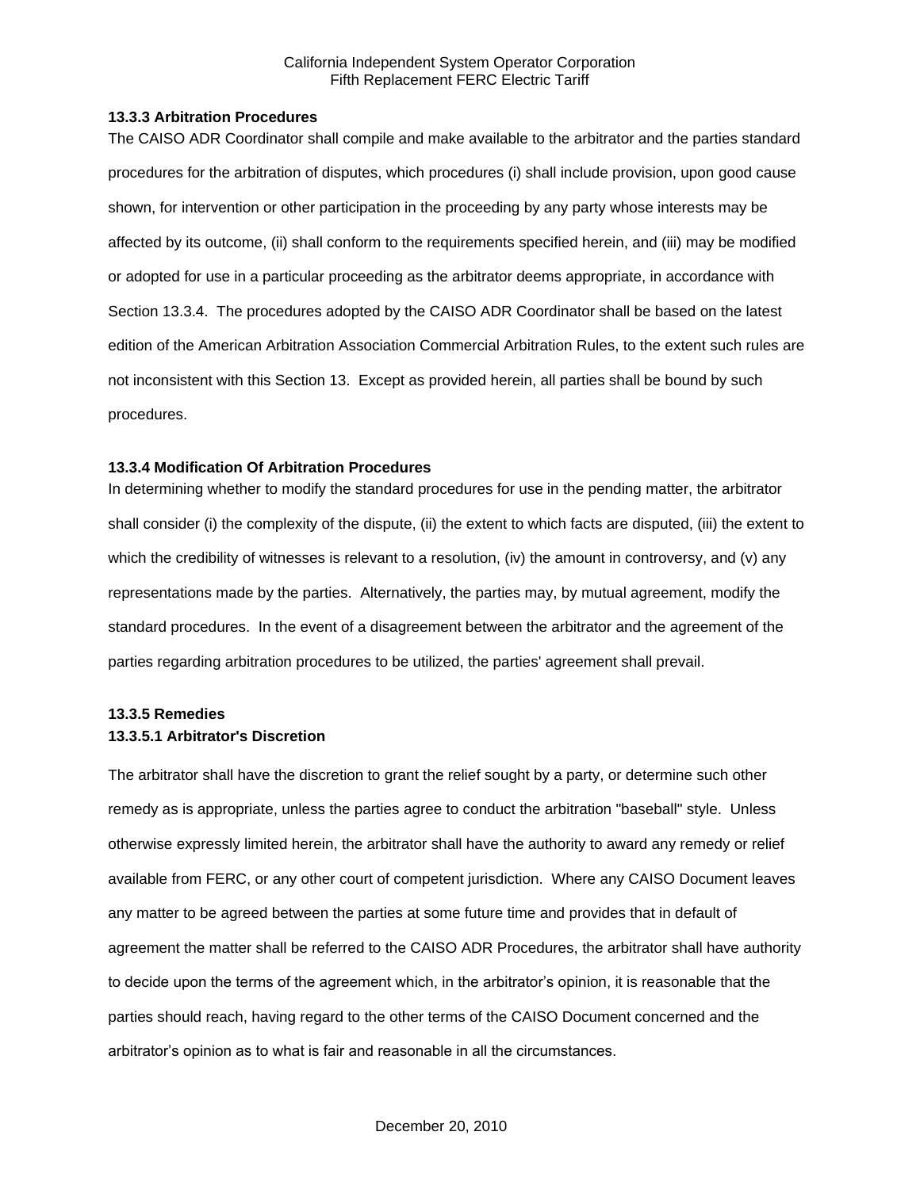#### 13.3.3 Arbitration Procedures

The CAISO ADR Coordinator shall compile and make available to the arbitrator and the parties standard procedures for the arbitration of disputes, which procedures (i) shall include provision, upon good cause shown, for intervention or other participation in the proceeding by any party whose interests may be affected by its outcome, (ii) shall conform to the requirements specified herein, and (iii) may be modified or adopted for use in a particular proceeding as the arbitrator deems appropriate, in accordance with Section 13.3.4. The procedures adopted by the CAISO ADR Coordinator shall be based on the latest edition of the American Arbitration Association Commercial Arbitration Rules, to the extent such rules are not inconsistent with this Section 13. Except as provided herein, all parties shall be bound by such procedures.

#### 13.3.4 Modification Of Arbitration Procedures

In determining whether to modify the standard procedures for use in the pending matter, the arbitrator shall consider (i) the complexity of the dispute, (ii) the extent to which facts are disputed, (iii) the extent to which the credibility of witnesses is relevant to a resolution, (iv) the amount in controversy, and (v) any representations made by the parties. Alternatively, the parties may, by mutual agreement, modify the standard procedures. In the event of a disagreement between the arbitrator and the agreement of the parties regarding arbitration procedures to be utilized, the parties' agreement shall prevail.

#### 13.3.5 Remedies

##### 13.3.5.1 Arbitrator's Discretion

The arbitrator shall have the discretion to grant the relief sought by a party, or determine such other remedy as is appropriate, unless the parties agree to conduct the arbitration "baseball" style. Unless otherwise expressly limited herein, the arbitrator shall have the authority to award any remedy or relief available from FERC, or any other court of competent jurisdiction. Where any CAISO Document leaves any matter to be agreed between the parties at some future time and provides that in default of agreement the matter shall be referred to the CAISO ADR Procedures, the arbitrator shall have authority to decide upon the terms of the agreement which, in the arbitrator's opinion, it is reasonable that the parties should reach, having regard to the other terms of the CAISO Document concerned and the arbitrator's opinion as to what is fair and reasonable in all the circumstances.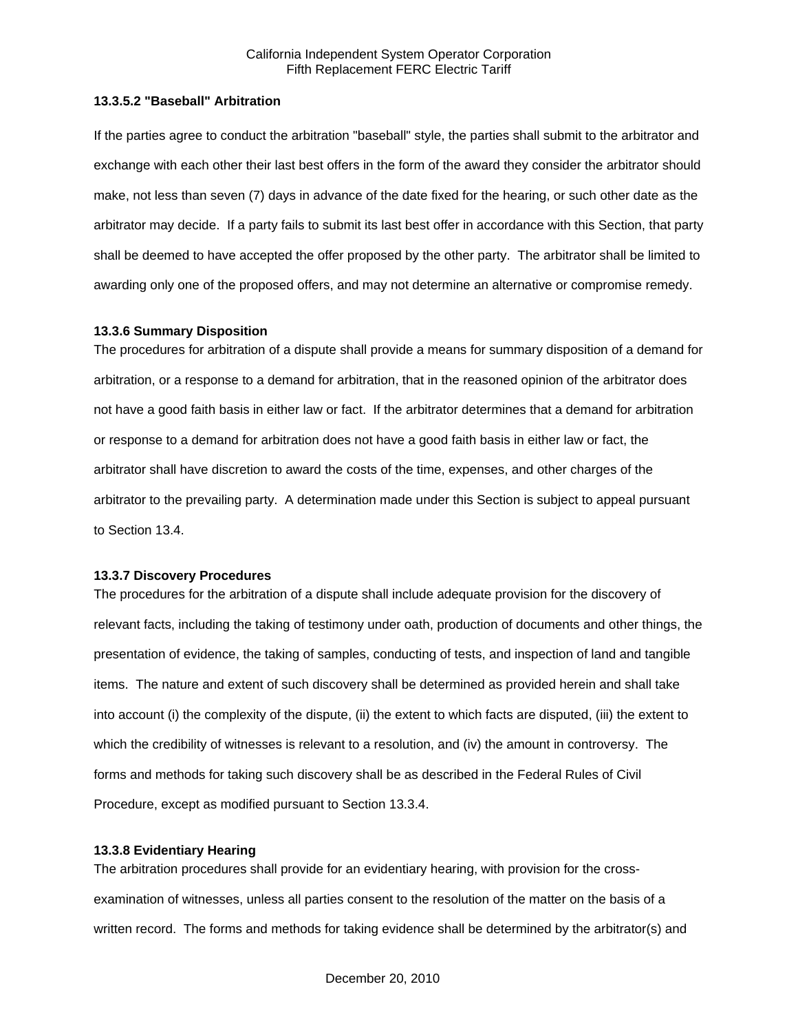**13.3.5.2 "Baseball" Arbitration**

If the parties agree to conduct the arbitration "baseball" style, the parties shall submit to the arbitrator and exchange with each other their last best offers in the form of the award they consider the arbitrator should make, not less than seven (7) days in advance of the date fixed for the hearing, or such other date as the arbitrator may decide. If a party fails to submit its last best offer in accordance with this Section, that party shall be deemed to have accepted the offer proposed by the other party. The arbitrator shall be limited to awarding only one of the proposed offers, and may not determine an alternative or compromise remedy.

**13.3.6 Summary Disposition**

The procedures for arbitration of a dispute shall provide a means for summary disposition of a demand for arbitration, or a response to a demand for arbitration, that in the reasoned opinion of the arbitrator does not have a good faith basis in either law or fact. If the arbitrator determines that a demand for arbitration or response to a demand for arbitration does not have a good faith basis in either law or fact, the arbitrator shall have discretion to award the costs of the time, expenses, and other charges of the arbitrator to the prevailing party. A determination made under this Section is subject to appeal pursuant to Section 13.4.

**13.3.7 Discovery Procedures**

The procedures for the arbitration of a dispute shall include adequate provision for the discovery of relevant facts, including the taking of testimony under oath, production of documents and other things, the presentation of evidence, the taking of samples, conducting of tests, and inspection of land and tangible items. The nature and extent of such discovery shall be determined as provided herein and shall take into account (i) the complexity of the dispute, (ii) the extent to which facts are disputed, (iii) the extent to which the credibility of witnesses is relevant to a resolution, and (iv) the amount in controversy. The forms and methods for taking such discovery shall be as described in the Federal Rules of Civil Procedure, except as modified pursuant to Section 13.3.4.

**13.3.8 Evidentiary Hearing**

The arbitration procedures shall provide for an evidentiary hearing, with provision for the cross-examination of witnesses, unless all parties consent to the resolution of the matter on the basis of a written record. The forms and methods for taking evidence shall be determined by the arbitrator(s) and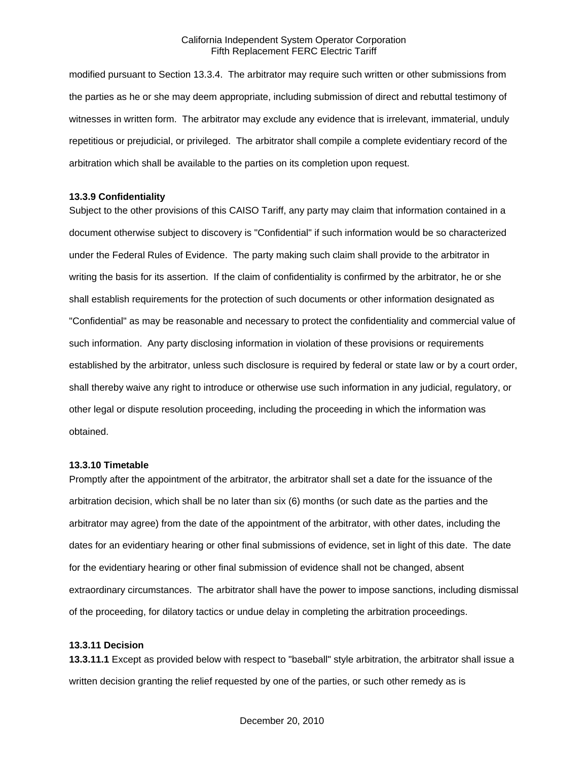modified pursuant to Section 13.3.4. The arbitrator may require such written or other submissions from the parties as he or she may deem appropriate, including submission of direct and rebuttal testimony of witnesses in written form. The arbitrator may exclude any evidence that is irrelevant, immaterial, unduly repetitious or prejudicial, or privileged. The arbitrator shall compile a complete evidentiary record of the arbitration which shall be available to the parties on its completion upon request.

**13.3.9 Confidentiality**

Subject to the other provisions of this CAISO Tariff, any party may claim that information contained in a document otherwise subject to discovery is "Confidential" if such information would be so characterized under the Federal Rules of Evidence. The party making such claim shall provide to the arbitrator in writing the basis for its assertion. If the claim of confidentiality is confirmed by the arbitrator, he or she shall establish requirements for the protection of such documents or other information designated as "Confidential" as may be reasonable and necessary to protect the confidentiality and commercial value of such information. Any party disclosing information in violation of these provisions or requirements established by the arbitrator, unless such disclosure is required by federal or state law or by a court order, shall thereby waive any right to introduce or otherwise use such information in any judicial, regulatory, or other legal or dispute resolution proceeding, including the proceeding in which the information was obtained.

**13.3.10 Timetable**

Promptly after the appointment of the arbitrator, the arbitrator shall set a date for the issuance of the arbitration decision, which shall be no later than six (6) months (or such date as the parties and the arbitrator may agree) from the date of the appointment of the arbitrator, with other dates, including the dates for an evidentiary hearing or other final submissions of evidence, set in light of this date. The date for the evidentiary hearing or other final submission of evidence shall not be changed, absent extraordinary circumstances. The arbitrator shall have the power to impose sanctions, including dismissal of the proceeding, for dilatory tactics or undue delay in completing the arbitration proceedings.

**13.3.11 Decision**

**13.3.11.1** Except as provided below with respect to "baseball" style arbitration, the arbitrator shall issue a written decision granting the relief requested by one of the parties, or such other remedy as is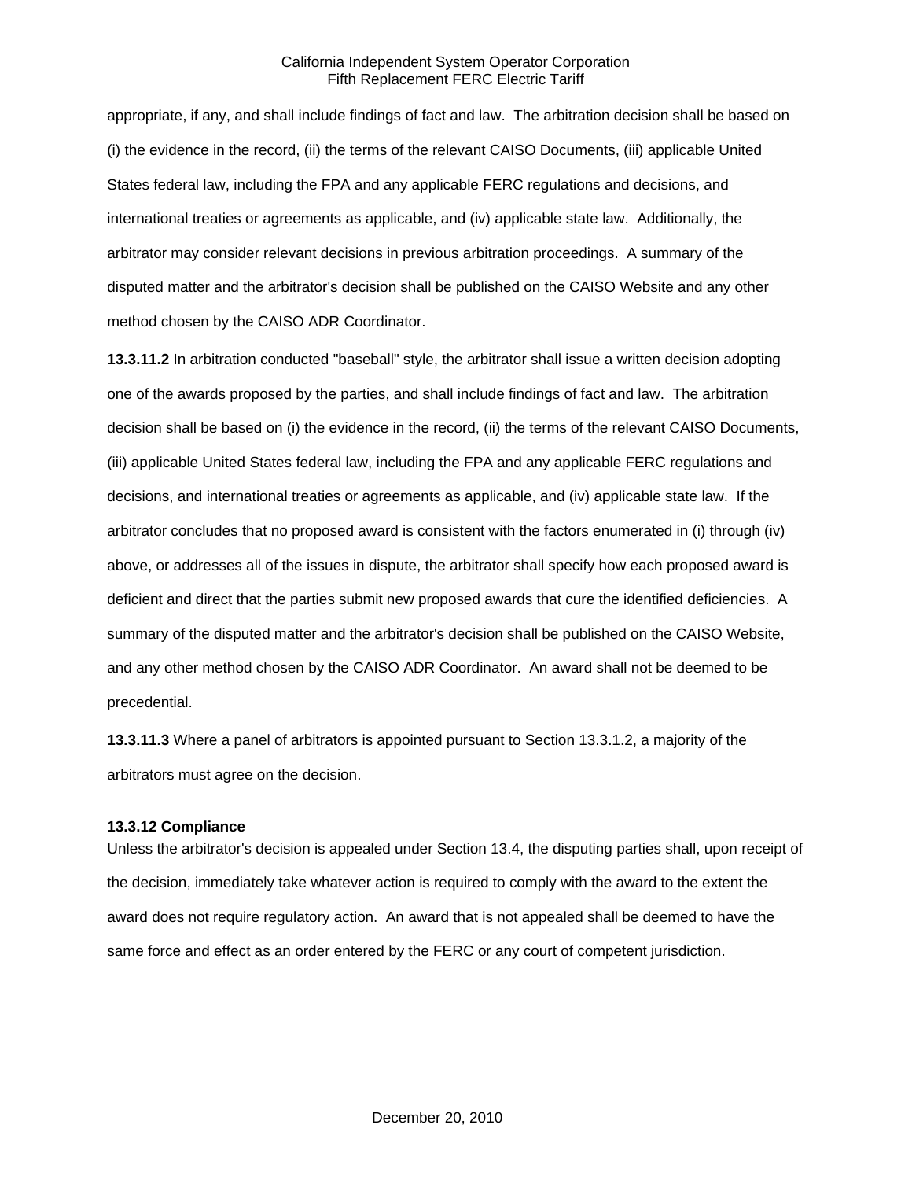appropriate, if any, and shall include findings of fact and law. The arbitration decision shall be based on (i) the evidence in the record, (ii) the terms of the relevant CAISO Documents, (iii) applicable United States federal law, including the FPA and any applicable FERC regulations and decisions, and international treaties or agreements as applicable, and (iv) applicable state law. Additionally, the arbitrator may consider relevant decisions in previous arbitration proceedings. A summary of the disputed matter and the arbitrator's decision shall be published on the CAISO Website and any other method chosen by the CAISO ADR Coordinator.

**13.3.11.2** In arbitration conducted "baseball" style, the arbitrator shall issue a written decision adopting one of the awards proposed by the parties, and shall include findings of fact and law. The arbitration decision shall be based on (i) the evidence in the record, (ii) the terms of the relevant CAISO Documents, (iii) applicable United States federal law, including the FPA and any applicable FERC regulations and decisions, and international treaties or agreements as applicable, and (iv) applicable state law. If the arbitrator concludes that no proposed award is consistent with the factors enumerated in (i) through (iv) above, or addresses all of the issues in dispute, the arbitrator shall specify how each proposed award is deficient and direct that the parties submit new proposed awards that cure the identified deficiencies. A summary of the disputed matter and the arbitrator's decision shall be published on the CAISO Website, and any other method chosen by the CAISO ADR Coordinator. An award shall not be deemed to be precedential.

**13.3.11.3** Where a panel of arbitrators is appointed pursuant to Section 13.3.1.2, a majority of the arbitrators must agree on the decision.

**13.3.12 Compliance**

Unless the arbitrator's decision is appealed under Section 13.4, the disputing parties shall, upon receipt of the decision, immediately take whatever action is required to comply with the award to the extent the award does not require regulatory action. An award that is not appealed shall be deemed to have the same force and effect as an order entered by the FERC or any court of competent jurisdiction.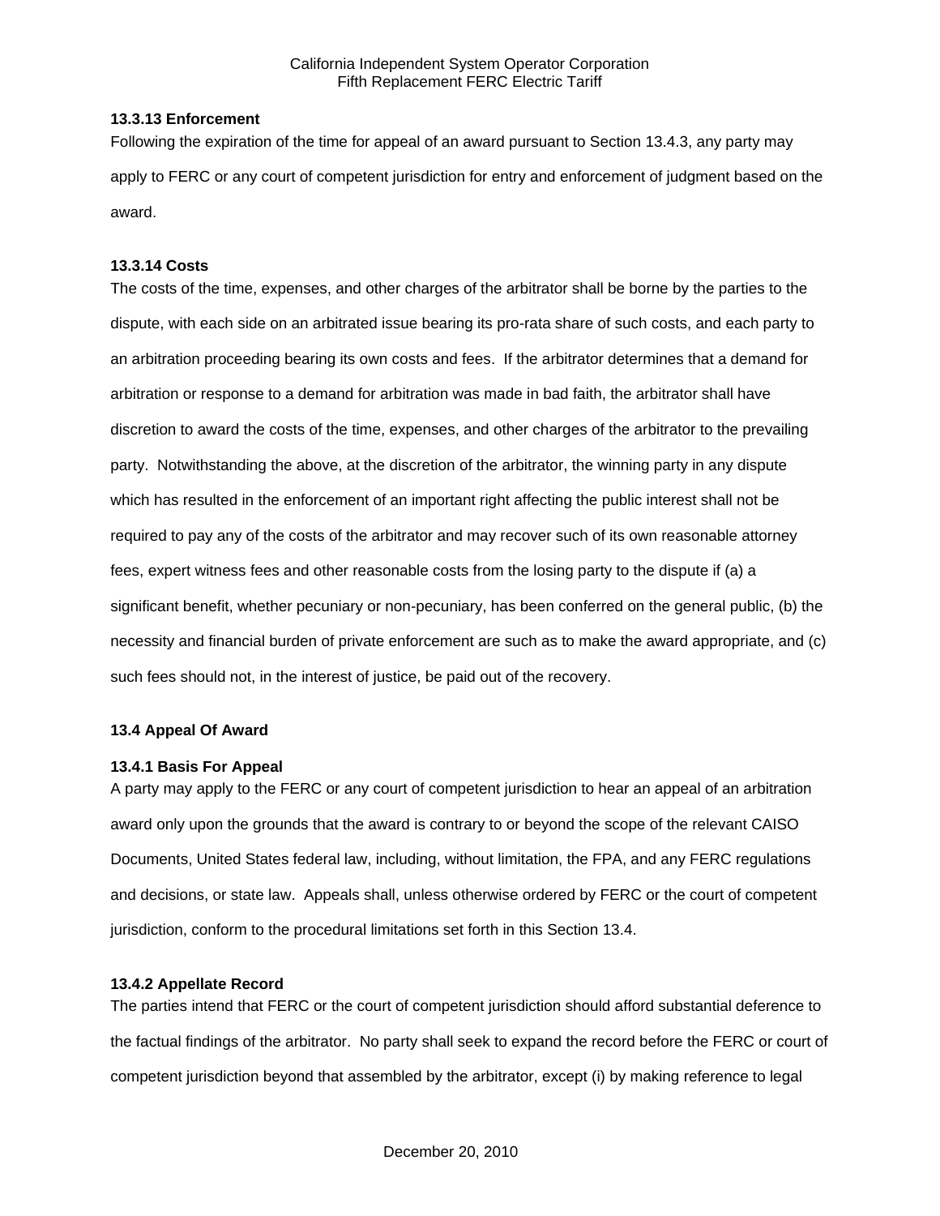### 13.3.13 Enforcement

Following the expiration of the time for appeal of an award pursuant to Section 13.4.3, any party may apply to FERC or any court of competent jurisdiction for entry and enforcement of judgment based on the award.

### 13.3.14 Costs

The costs of the time, expenses, and other charges of the arbitrator shall be borne by the parties to the dispute, with each side on an arbitrated issue bearing its pro-rata share of such costs, and each party to an arbitration proceeding bearing its own costs and fees. If the arbitrator determines that a demand for arbitration or response to a demand for arbitration was made in bad faith, the arbitrator shall have discretion to award the costs of the time, expenses, and other charges of the arbitrator to the prevailing party. Notwithstanding the above, at the discretion of the arbitrator, the winning party in any dispute which has resulted in the enforcement of an important right affecting the public interest shall not be required to pay any of the costs of the arbitrator and may recover such of its own reasonable attorney fees, expert witness fees and other reasonable costs from the losing party to the dispute if (a) a significant benefit, whether pecuniary or non-pecuniary, has been conferred on the general public, (b) the necessity and financial burden of private enforcement are such as to make the award appropriate, and (c) such fees should not, in the interest of justice, be paid out of the recovery.

## 13.4 Appeal Of Award

### 13.4.1 Basis For Appeal

A party may apply to the FERC or any court of competent jurisdiction to hear an appeal of an arbitration award only upon the grounds that the award is contrary to or beyond the scope of the relevant CAISO Documents, United States federal law, including, without limitation, the FPA, and any FERC regulations and decisions, or state law. Appeals shall, unless otherwise ordered by FERC or the court of competent jurisdiction, conform to the procedural limitations set forth in this Section 13.4.

### 13.4.2 Appellate Record

The parties intend that FERC or the court of competent jurisdiction should afford substantial deference to the factual findings of the arbitrator. No party shall seek to expand the record before the FERC or court of competent jurisdiction beyond that assembled by the arbitrator, except (i) by making reference to legal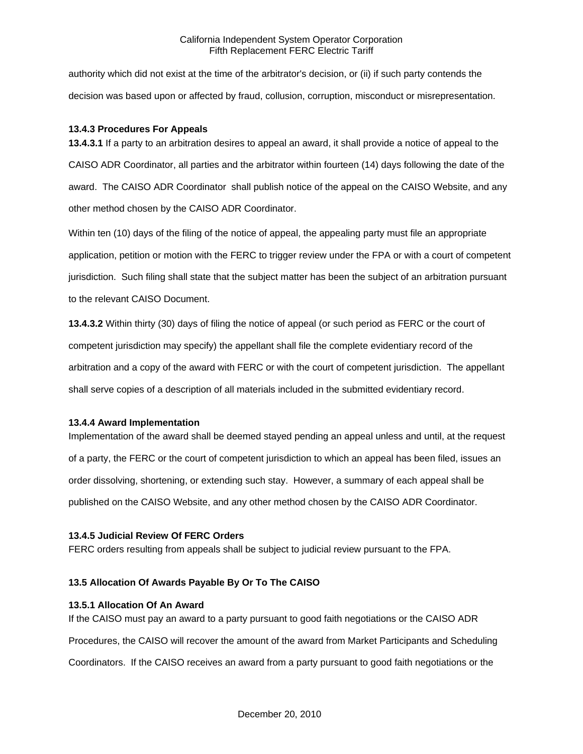authority which did not exist at the time of the arbitrator's decision, or (ii) if such party contends the decision was based upon or affected by fraud, collusion, corruption, misconduct or misrepresentation.

#### 13.4.3 Procedures For Appeals

**13.4.3.1** If a party to an arbitration desires to appeal an award, it shall provide a notice of appeal to the CAISO ADR Coordinator, all parties and the arbitrator within fourteen (14) days following the date of the award. The CAISO ADR Coordinator shall publish notice of the appeal on the CAISO Website, and any other method chosen by the CAISO ADR Coordinator.

Within ten (10) days of the filing of the notice of appeal, the appealing party must file an appropriate application, petition or motion with the FERC to trigger review under the FPA or with a court of competent jurisdiction. Such filing shall state that the subject matter has been the subject of an arbitration pursuant to the relevant CAISO Document.

**13.4.3.2** Within thirty (30) days of filing the notice of appeal (or such period as FERC or the court of competent jurisdiction may specify) the appellant shall file the complete evidentiary record of the arbitration and a copy of the award with FERC or with the court of competent jurisdiction. The appellant shall serve copies of a description of all materials included in the submitted evidentiary record.

#### 13.4.4 Award Implementation

Implementation of the award shall be deemed stayed pending an appeal unless and until, at the request of a party, the FERC or the court of competent jurisdiction to which an appeal has been filed, issues an order dissolving, shortening, or extending such stay. However, a summary of each appeal shall be published on the CAISO Website, and any other method chosen by the CAISO ADR Coordinator.

#### 13.4.5 Judicial Review Of FERC Orders

FERC orders resulting from appeals shall be subject to judicial review pursuant to the FPA.

### 13.5 Allocation Of Awards Payable By Or To The CAISO

#### 13.5.1 Allocation Of An Award

If the CAISO must pay an award to a party pursuant to good faith negotiations or the CAISO ADR Procedures, the CAISO will recover the amount of the award from Market Participants and Scheduling Coordinators. If the CAISO receives an award from a party pursuant to good faith negotiations or the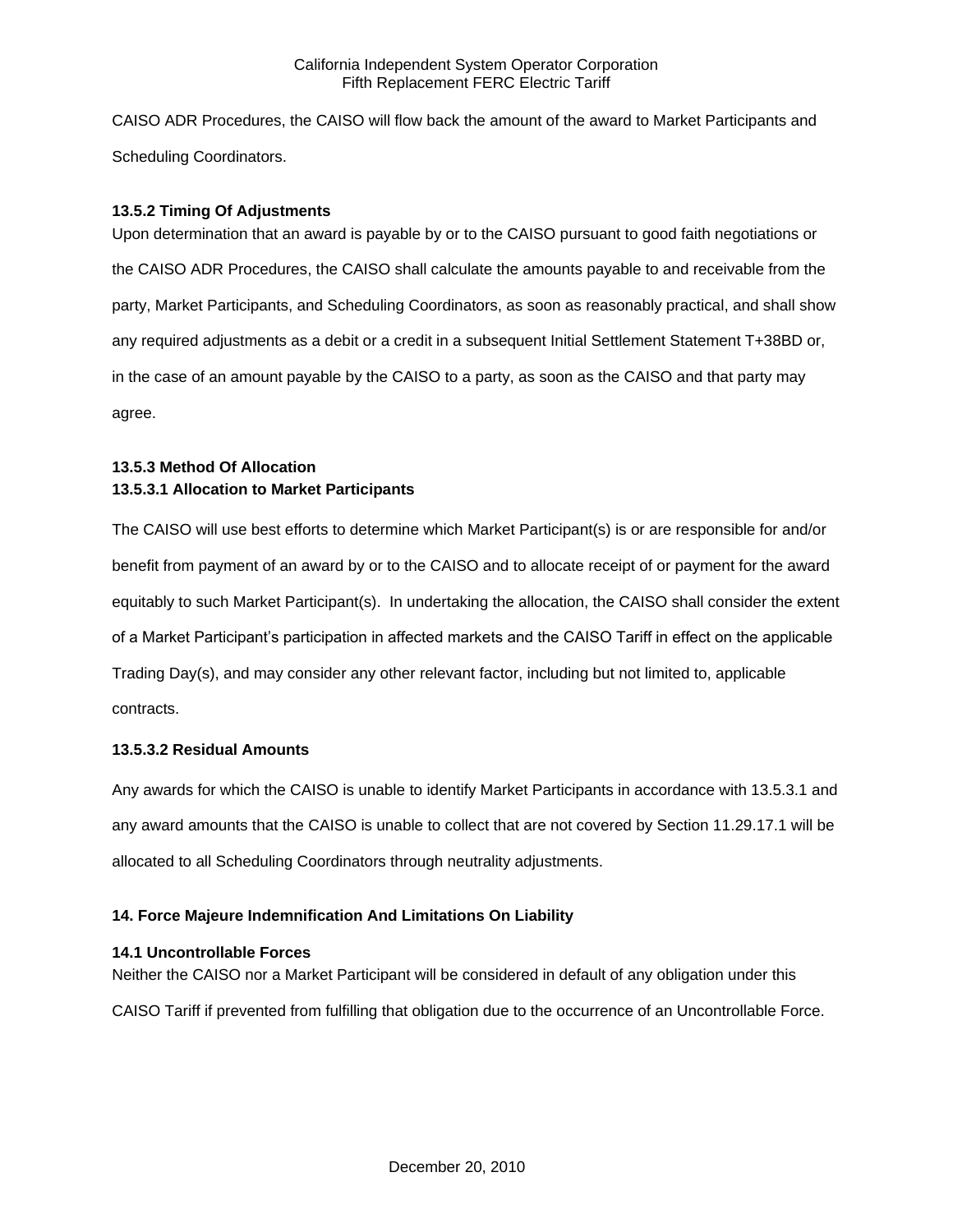CAISO ADR Procedures, the CAISO will flow back the amount of the award to Market Participants and Scheduling Coordinators.

**13.5.2 Timing Of Adjustments**

Upon determination that an award is payable by or to the CAISO pursuant to good faith negotiations or the CAISO ADR Procedures, the CAISO shall calculate the amounts payable to and receivable from the party, Market Participants, and Scheduling Coordinators, as soon as reasonably practical, and shall show any required adjustments as a debit or a credit in a subsequent Initial Settlement Statement T+38BD or, in the case of an amount payable by the CAISO to a party, as soon as the CAISO and that party may agree.

**13.5.3 Method Of Allocation**

**13.5.3.1 Allocation to Market Participants**

The CAISO will use best efforts to determine which Market Participant(s) is or are responsible for and/or benefit from payment of an award by or to the CAISO and to allocate receipt of or payment for the award equitably to such Market Participant(s). In undertaking the allocation, the CAISO shall consider the extent of a Market Participant's participation in affected markets and the CAISO Tariff in effect on the applicable Trading Day(s), and may consider any other relevant factor, including but not limited to, applicable contracts.

**13.5.3.2 Residual Amounts**

Any awards for which the CAISO is unable to identify Market Participants in accordance with 13.5.3.1 and any award amounts that the CAISO is unable to collect that are not covered by Section 11.29.17.1 will be allocated to all Scheduling Coordinators through neutrality adjustments.

**14. Force Majeure Indemnification And Limitations On Liability**

**14.1 Uncontrollable Forces**

Neither the CAISO nor a Market Participant will be considered in default of any obligation under this CAISO Tariff if prevented from fulfilling that obligation due to the occurrence of an Uncontrollable Force.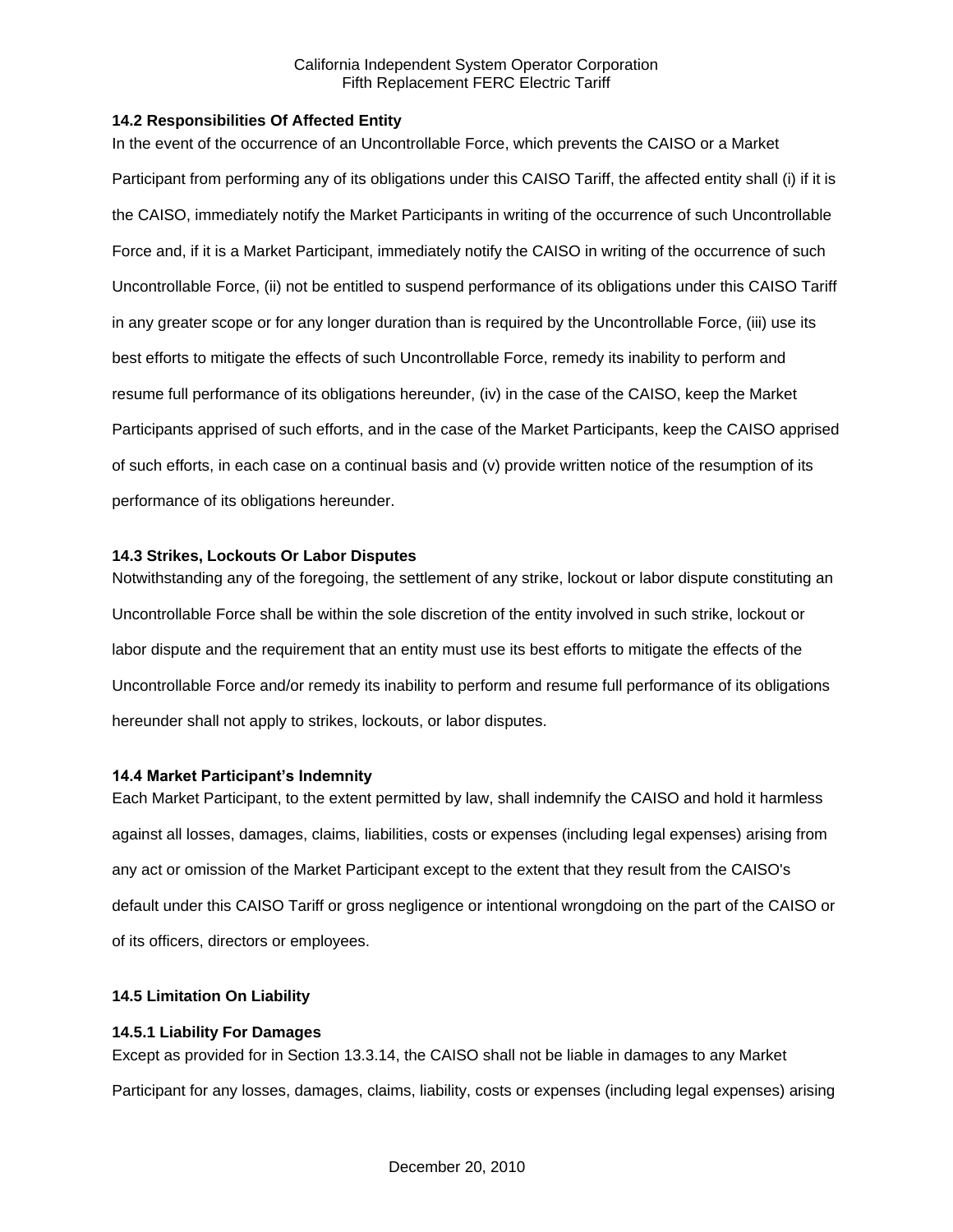### 14.2 Responsibilities Of Affected Entity

In the event of the occurrence of an Uncontrollable Force, which prevents the CAISO or a Market Participant from performing any of its obligations under this CAISO Tariff, the affected entity shall (i) if it is the CAISO, immediately notify the Market Participants in writing of the occurrence of such Uncontrollable Force and, if it is a Market Participant, immediately notify the CAISO in writing of the occurrence of such Uncontrollable Force, (ii) not be entitled to suspend performance of its obligations under this CAISO Tariff in any greater scope or for any longer duration than is required by the Uncontrollable Force, (iii) use its best efforts to mitigate the effects of such Uncontrollable Force, remedy its inability to perform and resume full performance of its obligations hereunder, (iv) in the case of the CAISO, keep the Market Participants apprised of such efforts, and in the case of the Market Participants, keep the CAISO apprised of such efforts, in each case on a continual basis and (v) provide written notice of the resumption of its performance of its obligations hereunder.

### 14.3 Strikes, Lockouts Or Labor Disputes

Notwithstanding any of the foregoing, the settlement of any strike, lockout or labor dispute constituting an Uncontrollable Force shall be within the sole discretion of the entity involved in such strike, lockout or labor dispute and the requirement that an entity must use its best efforts to mitigate the effects of the Uncontrollable Force and/or remedy its inability to perform and resume full performance of its obligations hereunder shall not apply to strikes, lockouts, or labor disputes.

### 14.4 Market Participant's Indemnity

Each Market Participant, to the extent permitted by law, shall indemnify the CAISO and hold it harmless against all losses, damages, claims, liabilities, costs or expenses (including legal expenses) arising from any act or omission of the Market Participant except to the extent that they result from the CAISO's default under this CAISO Tariff or gross negligence or intentional wrongdoing on the part of the CAISO or of its officers, directors or employees.

### 14.5 Limitation On Liability

#### 14.5.1 Liability For Damages

Except as provided for in Section 13.3.14, the CAISO shall not be liable in damages to any Market Participant for any losses, damages, claims, liability, costs or expenses (including legal expenses) arising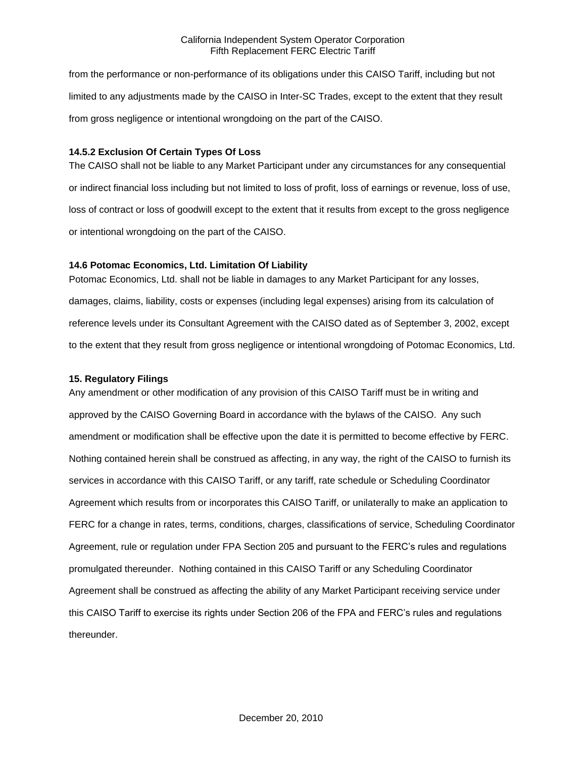from the performance or non-performance of its obligations under this CAISO Tariff, including but not limited to any adjustments made by the CAISO in Inter-SC Trades, except to the extent that they result from gross negligence or intentional wrongdoing on the part of the CAISO.

**14.5.2 Exclusion Of Certain Types Of Loss**

The CAISO shall not be liable to any Market Participant under any circumstances for any consequential or indirect financial loss including but not limited to loss of profit, loss of earnings or revenue, loss of use, loss of contract or loss of goodwill except to the extent that it results from except to the gross negligence or intentional wrongdoing on the part of the CAISO.

**14.6 Potomac Economics, Ltd. Limitation Of Liability**

Potomac Economics, Ltd. shall not be liable in damages to any Market Participant for any losses, damages, claims, liability, costs or expenses (including legal expenses) arising from its calculation of reference levels under its Consultant Agreement with the CAISO dated as of September 3, 2002, except to the extent that they result from gross negligence or intentional wrongdoing of Potomac Economics, Ltd.

**15. Regulatory Filings**

Any amendment or other modification of any provision of this CAISO Tariff must be in writing and approved by the CAISO Governing Board in accordance with the bylaws of the CAISO. Any such amendment or modification shall be effective upon the date it is permitted to become effective by FERC. Nothing contained herein shall be construed as affecting, in any way, the right of the CAISO to furnish its services in accordance with this CAISO Tariff, or any tariff, rate schedule or Scheduling Coordinator Agreement which results from or incorporates this CAISO Tariff, or unilaterally to make an application to FERC for a change in rates, terms, conditions, charges, classifications of service, Scheduling Coordinator Agreement, rule or regulation under FPA Section 205 and pursuant to the FERC's rules and regulations promulgated thereunder. Nothing contained in this CAISO Tariff or any Scheduling Coordinator Agreement shall be construed as affecting the ability of any Market Participant receiving service under this CAISO Tariff to exercise its rights under Section 206 of the FPA and FERC's rules and regulations thereunder.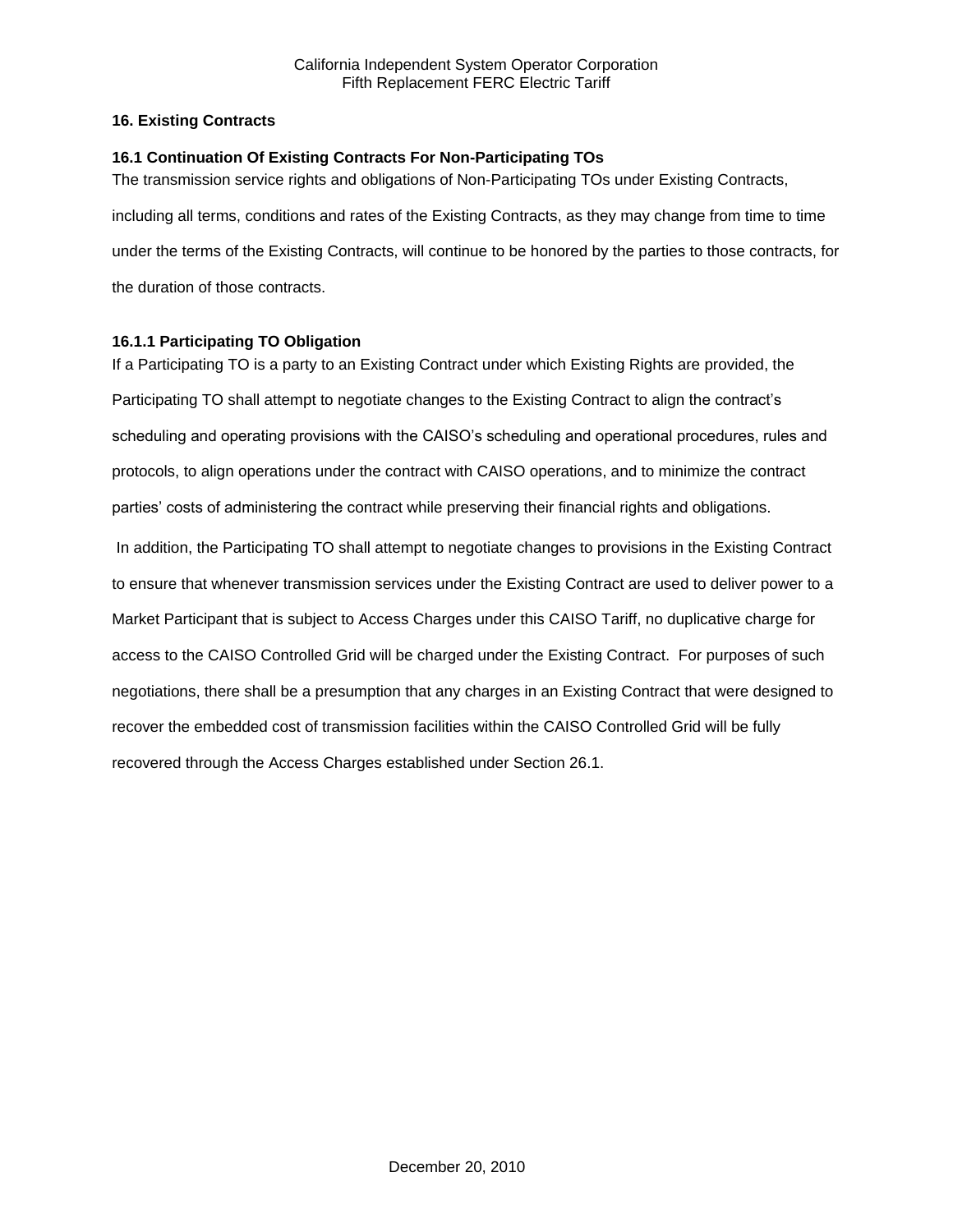## 16. Existing Contracts

### 16.1 Continuation Of Existing Contracts For Non-Participating TOs

The transmission service rights and obligations of Non-Participating TOs under Existing Contracts, including all terms, conditions and rates of the Existing Contracts, as they may change from time to time under the terms of the Existing Contracts, will continue to be honored by the parties to those contracts, for the duration of those contracts.

### 16.1.1 Participating TO Obligation

If a Participating TO is a party to an Existing Contract under which Existing Rights are provided, the Participating TO shall attempt to negotiate changes to the Existing Contract to align the contract's scheduling and operating provisions with the CAISO's scheduling and operational procedures, rules and protocols, to align operations under the contract with CAISO operations, and to minimize the contract parties' costs of administering the contract while preserving their financial rights and obligations.

In addition, the Participating TO shall attempt to negotiate changes to provisions in the Existing Contract to ensure that whenever transmission services under the Existing Contract are used to deliver power to a Market Participant that is subject to Access Charges under this CAISO Tariff, no duplicative charge for access to the CAISO Controlled Grid will be charged under the Existing Contract. For purposes of such negotiations, there shall be a presumption that any charges in an Existing Contract that were designed to recover the embedded cost of transmission facilities within the CAISO Controlled Grid will be fully recovered through the Access Charges established under Section 26.1.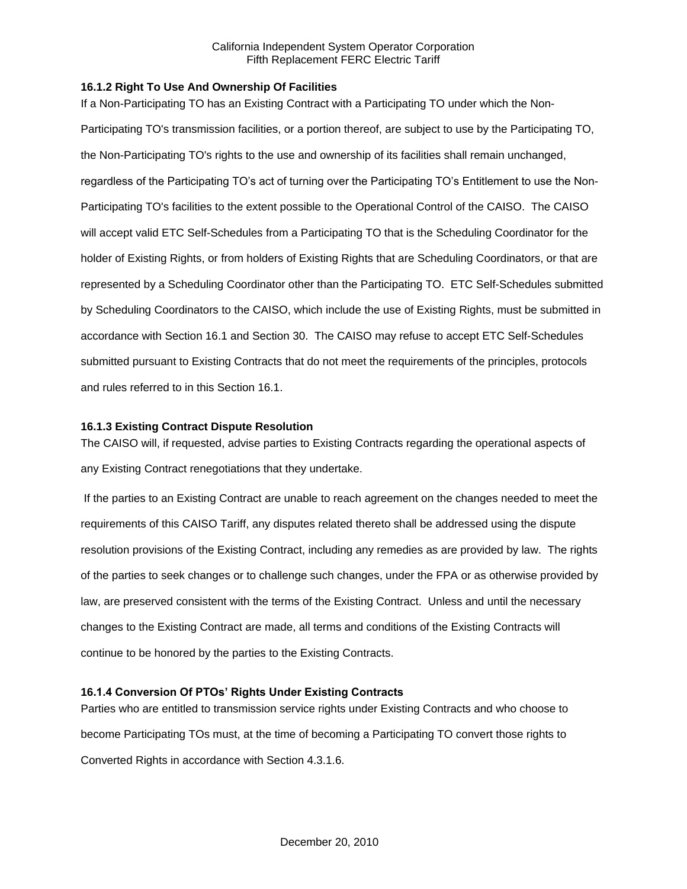### 16.1.2 Right To Use And Ownership Of Facilities

If a Non-Participating TO has an Existing Contract with a Participating TO under which the Non-Participating TO's transmission facilities, or a portion thereof, are subject to use by the Participating TO, the Non-Participating TO's rights to the use and ownership of its facilities shall remain unchanged, regardless of the Participating TO's act of turning over the Participating TO's Entitlement to use the Non-Participating TO's facilities to the extent possible to the Operational Control of the CAISO. The CAISO will accept valid ETC Self-Schedules from a Participating TO that is the Scheduling Coordinator for the holder of Existing Rights, or from holders of Existing Rights that are Scheduling Coordinators, or that are represented by a Scheduling Coordinator other than the Participating TO. ETC Self-Schedules submitted by Scheduling Coordinators to the CAISO, which include the use of Existing Rights, must be submitted in accordance with Section 16.1 and Section 30. The CAISO may refuse to accept ETC Self-Schedules submitted pursuant to Existing Contracts that do not meet the requirements of the principles, protocols and rules referred to in this Section 16.1.

### 16.1.3 Existing Contract Dispute Resolution

The CAISO will, if requested, advise parties to Existing Contracts regarding the operational aspects of any Existing Contract renegotiations that they undertake.

If the parties to an Existing Contract are unable to reach agreement on the changes needed to meet the requirements of this CAISO Tariff, any disputes related thereto shall be addressed using the dispute resolution provisions of the Existing Contract, including any remedies as are provided by law. The rights of the parties to seek changes or to challenge such changes, under the FPA or as otherwise provided by law, are preserved consistent with the terms of the Existing Contract. Unless and until the necessary changes to the Existing Contract are made, all terms and conditions of the Existing Contracts will continue to be honored by the parties to the Existing Contracts.

### 16.1.4 Conversion Of PTOs' Rights Under Existing Contracts

Parties who are entitled to transmission service rights under Existing Contracts and who choose to become Participating TOs must, at the time of becoming a Participating TO convert those rights to Converted Rights in accordance with Section 4.3.1.6.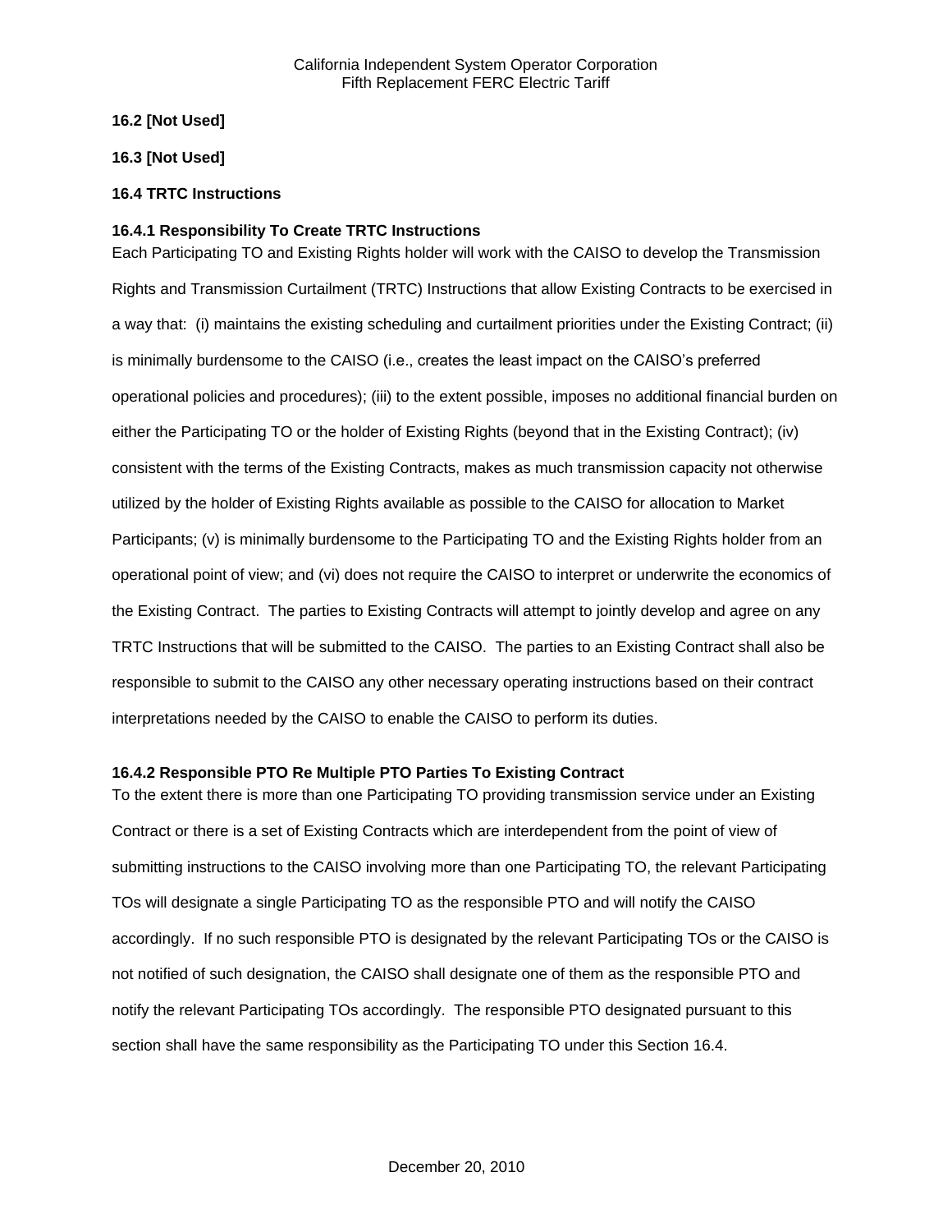**16.2 [Not Used]**

**16.3 [Not Used]**

**16.4 TRTC Instructions**

**16.4.1 Responsibility To Create TRTC Instructions**

Each Participating TO and Existing Rights holder will work with the CAISO to develop the Transmission Rights and Transmission Curtailment (TRTC) Instructions that allow Existing Contracts to be exercised in a way that: (i) maintains the existing scheduling and curtailment priorities under the Existing Contract; (ii) is minimally burdensome to the CAISO (i.e., creates the least impact on the CAISO's preferred operational policies and procedures); (iii) to the extent possible, imposes no additional financial burden on either the Participating TO or the holder of Existing Rights (beyond that in the Existing Contract); (iv) consistent with the terms of the Existing Contracts, makes as much transmission capacity not otherwise utilized by the holder of Existing Rights available as possible to the CAISO for allocation to Market Participants; (v) is minimally burdensome to the Participating TO and the Existing Rights holder from an operational point of view; and (vi) does not require the CAISO to interpret or underwrite the economics of the Existing Contract. The parties to Existing Contracts will attempt to jointly develop and agree on any TRTC Instructions that will be submitted to the CAISO. The parties to an Existing Contract shall also be responsible to submit to the CAISO any other necessary operating instructions based on their contract interpretations needed by the CAISO to enable the CAISO to perform its duties.

**16.4.2 Responsible PTO Re Multiple PTO Parties To Existing Contract**

To the extent there is more than one Participating TO providing transmission service under an Existing Contract or there is a set of Existing Contracts which are interdependent from the point of view of submitting instructions to the CAISO involving more than one Participating TO, the relevant Participating TOs will designate a single Participating TO as the responsible PTO and will notify the CAISO accordingly. If no such responsible PTO is designated by the relevant Participating TOs or the CAISO is not notified of such designation, the CAISO shall designate one of them as the responsible PTO and notify the relevant Participating TOs accordingly. The responsible PTO designated pursuant to this section shall have the same responsibility as the Participating TO under this Section 16.4.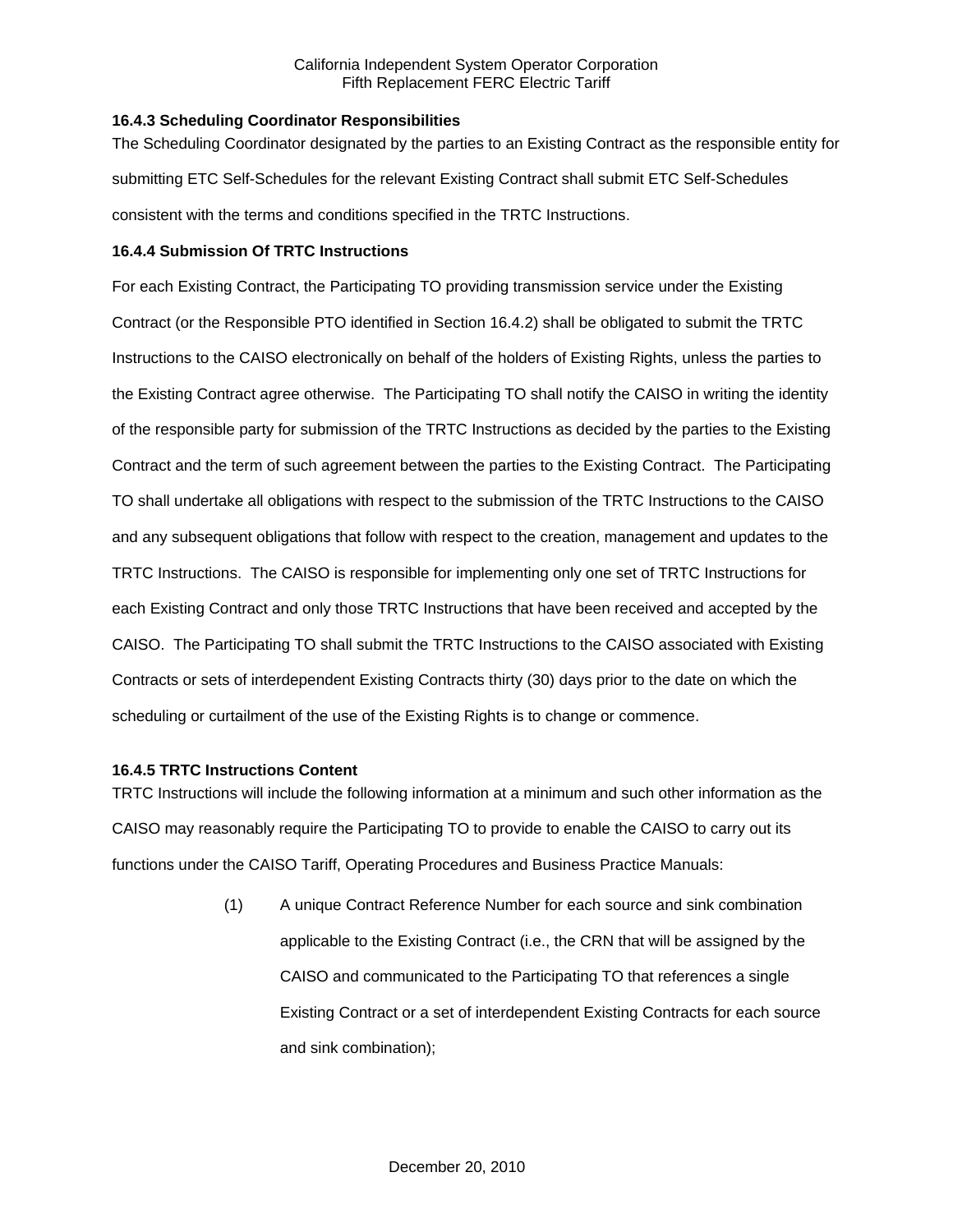### 16.4.3 Scheduling Coordinator Responsibilities

The Scheduling Coordinator designated by the parties to an Existing Contract as the responsible entity for submitting ETC Self-Schedules for the relevant Existing Contract shall submit ETC Self-Schedules consistent with the terms and conditions specified in the TRTC Instructions.

### 16.4.4 Submission Of TRTC Instructions

For each Existing Contract, the Participating TO providing transmission service under the Existing Contract (or the Responsible PTO identified in Section 16.4.2) shall be obligated to submit the TRTC Instructions to the CAISO electronically on behalf of the holders of Existing Rights, unless the parties to the Existing Contract agree otherwise. The Participating TO shall notify the CAISO in writing the identity of the responsible party for submission of the TRTC Instructions as decided by the parties to the Existing Contract and the term of such agreement between the parties to the Existing Contract. The Participating TO shall undertake all obligations with respect to the submission of the TRTC Instructions to the CAISO and any subsequent obligations that follow with respect to the creation, management and updates to the TRTC Instructions. The CAISO is responsible for implementing only one set of TRTC Instructions for each Existing Contract and only those TRTC Instructions that have been received and accepted by the CAISO. The Participating TO shall submit the TRTC Instructions to the CAISO associated with Existing Contracts or sets of interdependent Existing Contracts thirty (30) days prior to the date on which the scheduling or curtailment of the use of the Existing Rights is to change or commence.

### 16.4.5 TRTC Instructions Content

TRTC Instructions will include the following information at a minimum and such other information as the CAISO may reasonably require the Participating TO to provide to enable the CAISO to carry out its functions under the CAISO Tariff, Operating Procedures and Business Practice Manuals:

(1) A unique Contract Reference Number for each source and sink combination applicable to the Existing Contract (i.e., the CRN that will be assigned by the CAISO and communicated to the Participating TO that references a single Existing Contract or a set of interdependent Existing Contracts for each source and sink combination);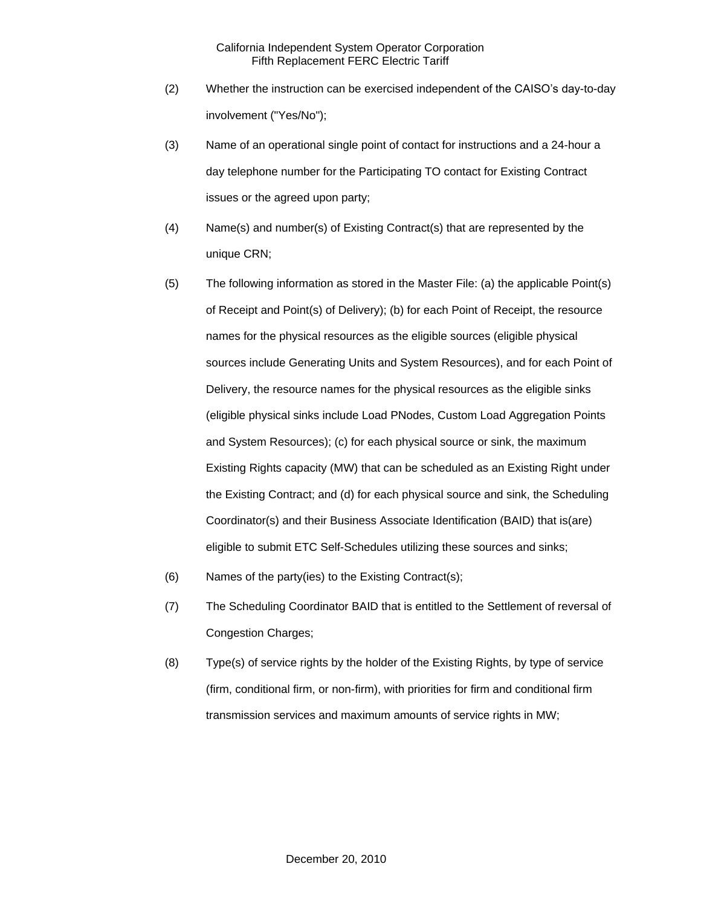(2) Whether the instruction can be exercised independent of the CAISO's day-to-day involvement ("Yes/No");

(3) Name of an operational single point of contact for instructions and a 24-hour a day telephone number for the Participating TO contact for Existing Contract issues or the agreed upon party;

(4) Name(s) and number(s) of Existing Contract(s) that are represented by the unique CRN;

(5) The following information as stored in the Master File: (a) the applicable Point(s) of Receipt and Point(s) of Delivery); (b) for each Point of Receipt, the resource names for the physical resources as the eligible sources (eligible physical sources include Generating Units and System Resources), and for each Point of Delivery, the resource names for the physical resources as the eligible sinks (eligible physical sinks include Load PNodes, Custom Load Aggregation Points and System Resources); (c) for each physical source or sink, the maximum Existing Rights capacity (MW) that can be scheduled as an Existing Right under the Existing Contract; and (d) for each physical source and sink, the Scheduling Coordinator(s) and their Business Associate Identification (BAID) that is(are) eligible to submit ETC Self-Schedules utilizing these sources and sinks;

(6) Names of the party(ies) to the Existing Contract(s);

(7) The Scheduling Coordinator BAID that is entitled to the Settlement of reversal of Congestion Charges;

(8) Type(s) of service rights by the holder of the Existing Rights, by type of service (firm, conditional firm, or non-firm), with priorities for firm and conditional firm transmission services and maximum amounts of service rights in MW;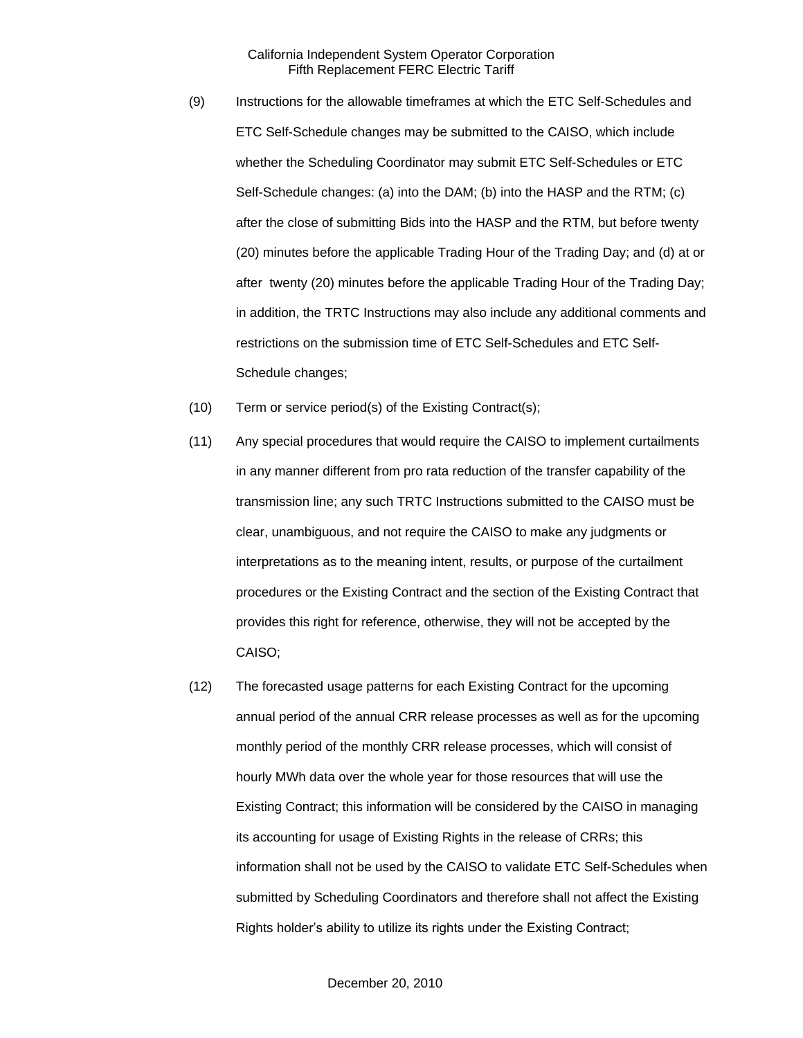(9) Instructions for the allowable timeframes at which the ETC Self-Schedules and ETC Self-Schedule changes may be submitted to the CAISO, which include whether the Scheduling Coordinator may submit ETC Self-Schedules or ETC Self-Schedule changes: (a) into the DAM; (b) into the HASP and the RTM; (c) after the close of submitting Bids into the HASP and the RTM, but before twenty (20) minutes before the applicable Trading Hour of the Trading Day; and (d) at or after twenty (20) minutes before the applicable Trading Hour of the Trading Day; in addition, the TRTC Instructions may also include any additional comments and restrictions on the submission time of ETC Self-Schedules and ETC Self-Schedule changes;

(10) Term or service period(s) of the Existing Contract(s);

(11) Any special procedures that would require the CAISO to implement curtailments in any manner different from pro rata reduction of the transfer capability of the transmission line; any such TRTC Instructions submitted to the CAISO must be clear, unambiguous, and not require the CAISO to make any judgments or interpretations as to the meaning intent, results, or purpose of the curtailment procedures or the Existing Contract and the section of the Existing Contract that provides this right for reference, otherwise, they will not be accepted by the CAISO;

(12) The forecasted usage patterns for each Existing Contract for the upcoming annual period of the annual CRR release processes as well as for the upcoming monthly period of the monthly CRR release processes, which will consist of hourly MWh data over the whole year for those resources that will use the Existing Contract; this information will be considered by the CAISO in managing its accounting for usage of Existing Rights in the release of CRRs; this information shall not be used by the CAISO to validate ETC Self-Schedules when submitted by Scheduling Coordinators and therefore shall not affect the Existing Rights holder's ability to utilize its rights under the Existing Contract;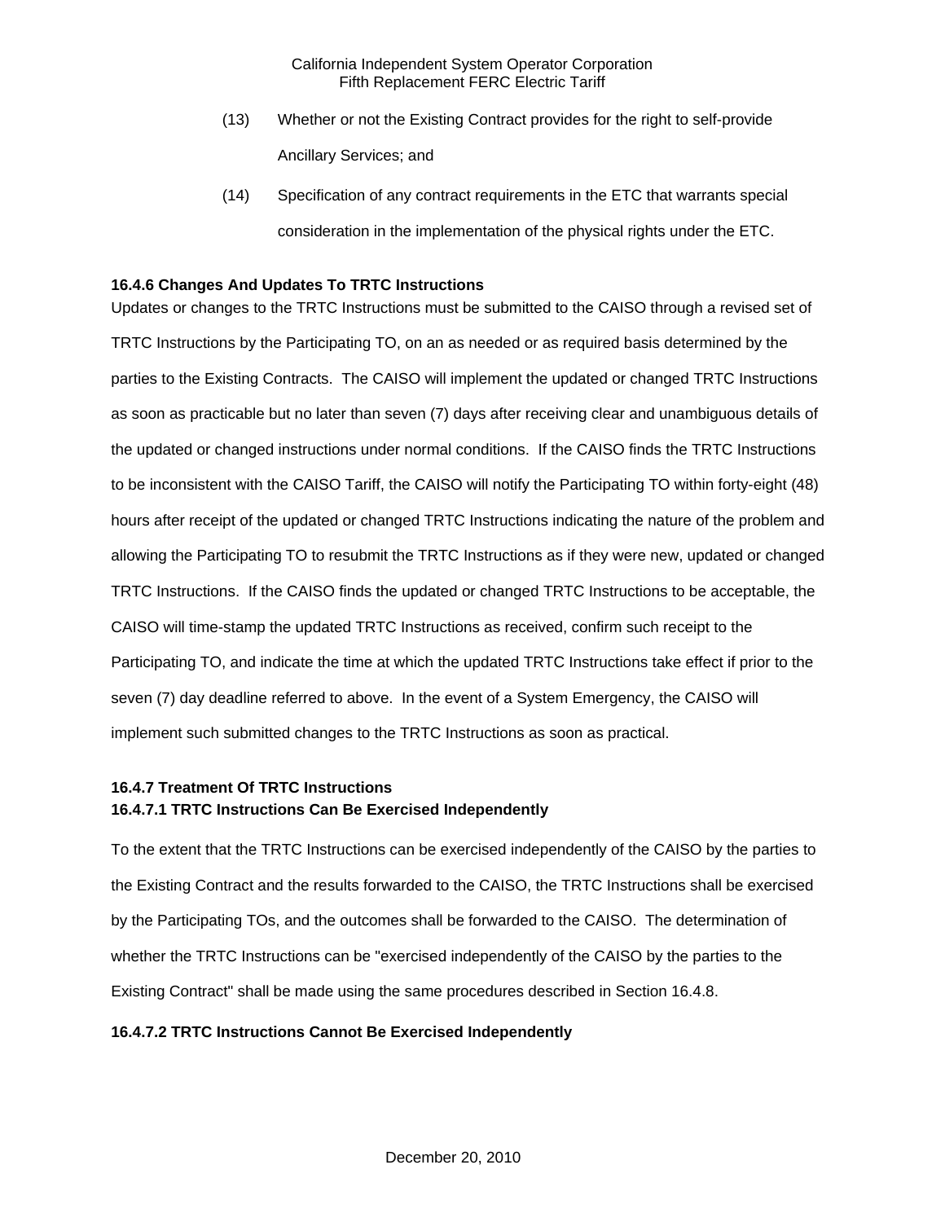(13) Whether or not the Existing Contract provides for the right to self-provide Ancillary Services; and

(14) Specification of any contract requirements in the ETC that warrants special consideration in the implementation of the physical rights under the ETC.

### 16.4.6 Changes And Updates To TRTC Instructions

Updates or changes to the TRTC Instructions must be submitted to the CAISO through a revised set of TRTC Instructions by the Participating TO, on an as needed or as required basis determined by the parties to the Existing Contracts. The CAISO will implement the updated or changed TRTC Instructions as soon as practicable but no later than seven (7) days after receiving clear and unambiguous details of the updated or changed instructions under normal conditions. If the CAISO finds the TRTC Instructions to be inconsistent with the CAISO Tariff, the CAISO will notify the Participating TO within forty-eight (48) hours after receipt of the updated or changed TRTC Instructions indicating the nature of the problem and allowing the Participating TO to resubmit the TRTC Instructions as if they were new, updated or changed TRTC Instructions. If the CAISO finds the updated or changed TRTC Instructions to be acceptable, the CAISO will time-stamp the updated TRTC Instructions as received, confirm such receipt to the Participating TO, and indicate the time at which the updated TRTC Instructions take effect if prior to the seven (7) day deadline referred to above. In the event of a System Emergency, the CAISO will implement such submitted changes to the TRTC Instructions as soon as practical.

### 16.4.7 Treatment Of TRTC Instructions

#### 16.4.7.1 TRTC Instructions Can Be Exercised Independently

To the extent that the TRTC Instructions can be exercised independently of the CAISO by the parties to the Existing Contract and the results forwarded to the CAISO, the TRTC Instructions shall be exercised by the Participating TOs, and the outcomes shall be forwarded to the CAISO. The determination of whether the TRTC Instructions can be "exercised independently of the CAISO by the parties to the Existing Contract" shall be made using the same procedures described in Section 16.4.8.

#### 16.4.7.2 TRTC Instructions Cannot Be Exercised Independently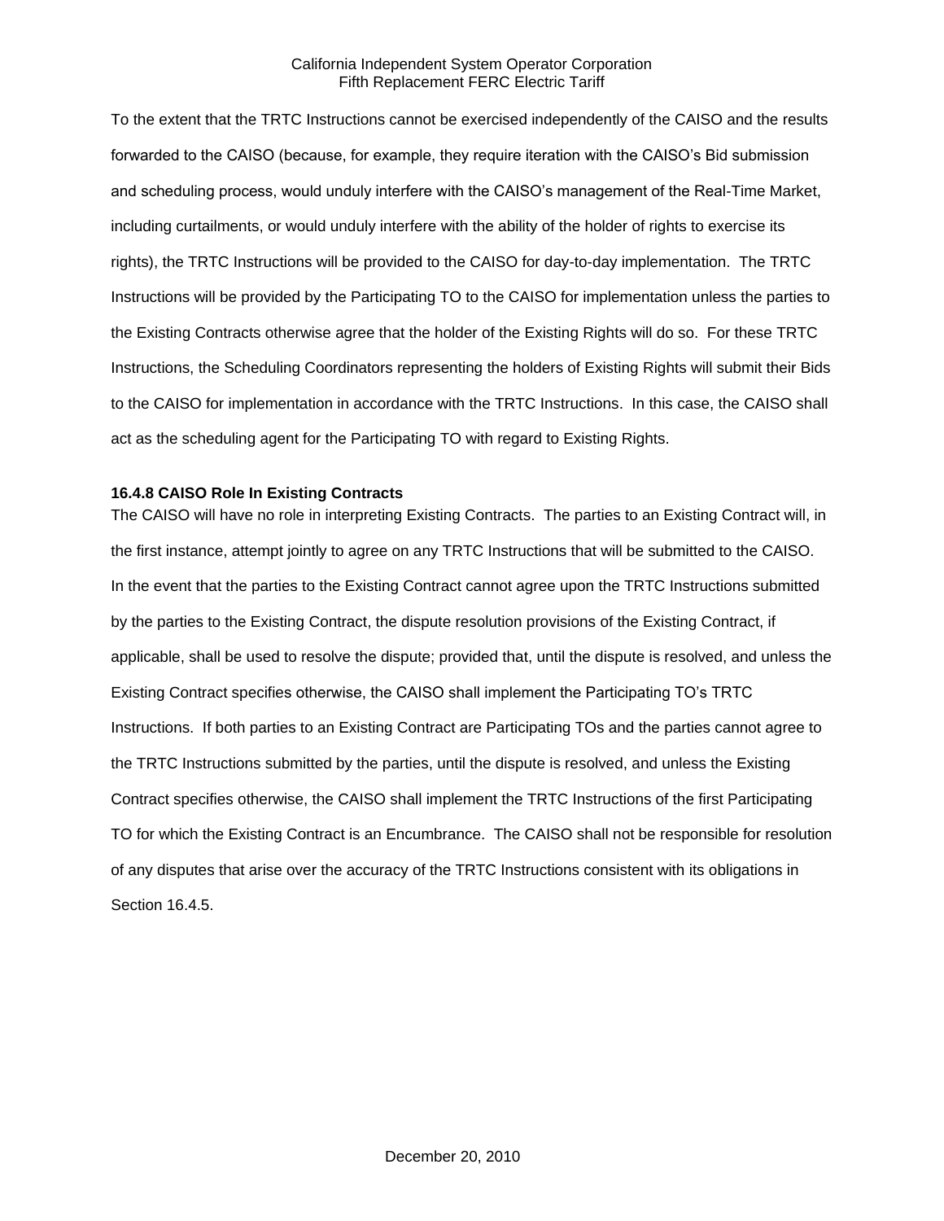To the extent that the TRTC Instructions cannot be exercised independently of the CAISO and the results forwarded to the CAISO (because, for example, they require iteration with the CAISO's Bid submission and scheduling process, would unduly interfere with the CAISO's management of the Real-Time Market, including curtailments, or would unduly interfere with the ability of the holder of rights to exercise its rights), the TRTC Instructions will be provided to the CAISO for day-to-day implementation. The TRTC Instructions will be provided by the Participating TO to the CAISO for implementation unless the parties to the Existing Contracts otherwise agree that the holder of the Existing Rights will do so. For these TRTC Instructions, the Scheduling Coordinators representing the holders of Existing Rights will submit their Bids to the CAISO for implementation in accordance with the TRTC Instructions. In this case, the CAISO shall act as the scheduling agent for the Participating TO with regard to Existing Rights.

**16.4.8 CAISO Role In Existing Contracts**

The CAISO will have no role in interpreting Existing Contracts. The parties to an Existing Contract will, in the first instance, attempt jointly to agree on any TRTC Instructions that will be submitted to the CAISO. In the event that the parties to the Existing Contract cannot agree upon the TRTC Instructions submitted by the parties to the Existing Contract, the dispute resolution provisions of the Existing Contract, if applicable, shall be used to resolve the dispute; provided that, until the dispute is resolved, and unless the Existing Contract specifies otherwise, the CAISO shall implement the Participating TO's TRTC Instructions. If both parties to an Existing Contract are Participating TOs and the parties cannot agree to the TRTC Instructions submitted by the parties, until the dispute is resolved, and unless the Existing Contract specifies otherwise, the CAISO shall implement the TRTC Instructions of the first Participating TO for which the Existing Contract is an Encumbrance. The CAISO shall not be responsible for resolution of any disputes that arise over the accuracy of the TRTC Instructions consistent with its obligations in Section 16.4.5.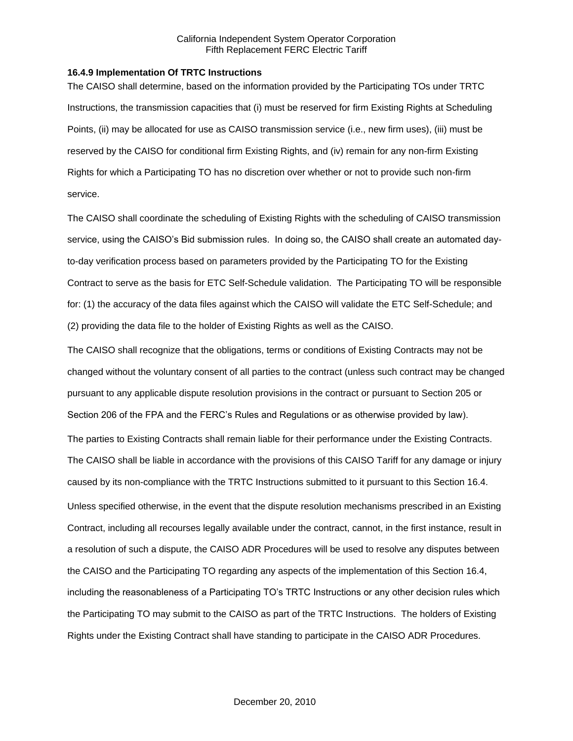### 16.4.9 Implementation Of TRTC Instructions

The CAISO shall determine, based on the information provided by the Participating TOs under TRTC Instructions, the transmission capacities that (i) must be reserved for firm Existing Rights at Scheduling Points, (ii) may be allocated for use as CAISO transmission service (i.e., new firm uses), (iii) must be reserved by the CAISO for conditional firm Existing Rights, and (iv) remain for any non-firm Existing Rights for which a Participating TO has no discretion over whether or not to provide such non-firm service.

The CAISO shall coordinate the scheduling of Existing Rights with the scheduling of CAISO transmission service, using the CAISO's Bid submission rules. In doing so, the CAISO shall create an automated day-to-day verification process based on parameters provided by the Participating TO for the Existing Contract to serve as the basis for ETC Self-Schedule validation. The Participating TO will be responsible for: (1) the accuracy of the data files against which the CAISO will validate the ETC Self-Schedule; and (2) providing the data file to the holder of Existing Rights as well as the CAISO.

The CAISO shall recognize that the obligations, terms or conditions of Existing Contracts may not be changed without the voluntary consent of all parties to the contract (unless such contract may be changed pursuant to any applicable dispute resolution provisions in the contract or pursuant to Section 205 or Section 206 of the FPA and the FERC's Rules and Regulations or as otherwise provided by law).

The parties to Existing Contracts shall remain liable for their performance under the Existing Contracts. The CAISO shall be liable in accordance with the provisions of this CAISO Tariff for any damage or injury caused by its non-compliance with the TRTC Instructions submitted to it pursuant to this Section 16.4.

Unless specified otherwise, in the event that the dispute resolution mechanisms prescribed in an Existing Contract, including all recourses legally available under the contract, cannot, in the first instance, result in a resolution of such a dispute, the CAISO ADR Procedures will be used to resolve any disputes between the CAISO and the Participating TO regarding any aspects of the implementation of this Section 16.4, including the reasonableness of a Participating TO's TRTC Instructions or any other decision rules which the Participating TO may submit to the CAISO as part of the TRTC Instructions. The holders of Existing Rights under the Existing Contract shall have standing to participate in the CAISO ADR Procedures.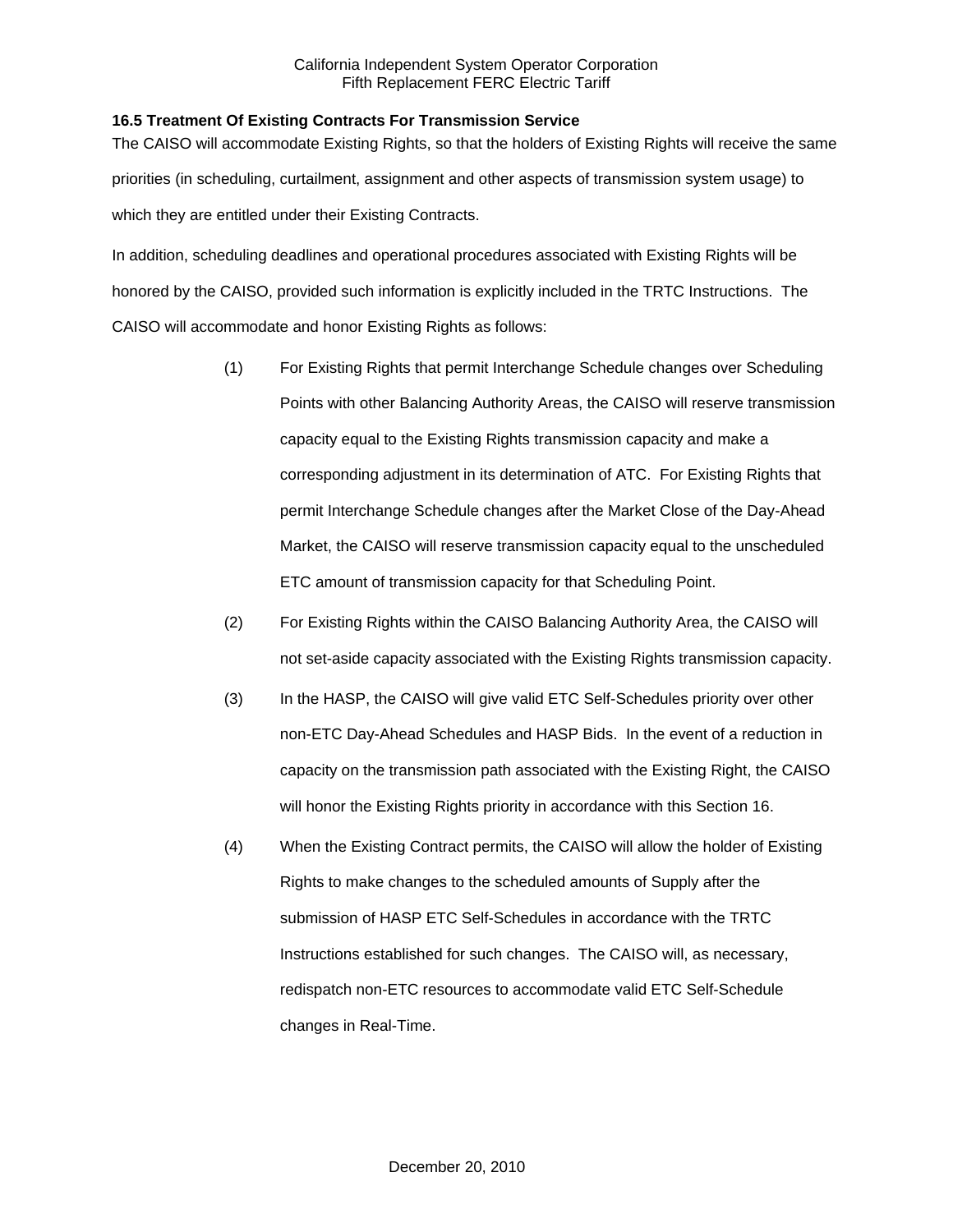### 16.5 Treatment Of Existing Contracts For Transmission Service

The CAISO will accommodate Existing Rights, so that the holders of Existing Rights will receive the same priorities (in scheduling, curtailment, assignment and other aspects of transmission system usage) to which they are entitled under their Existing Contracts.

In addition, scheduling deadlines and operational procedures associated with Existing Rights will be honored by the CAISO, provided such information is explicitly included in the TRTC Instructions. The CAISO will accommodate and honor Existing Rights as follows:

(1) For Existing Rights that permit Interchange Schedule changes over Scheduling Points with other Balancing Authority Areas, the CAISO will reserve transmission capacity equal to the Existing Rights transmission capacity and make a corresponding adjustment in its determination of ATC. For Existing Rights that permit Interchange Schedule changes after the Market Close of the Day-Ahead Market, the CAISO will reserve transmission capacity equal to the unscheduled ETC amount of transmission capacity for that Scheduling Point.

(2) For Existing Rights within the CAISO Balancing Authority Area, the CAISO will not set-aside capacity associated with the Existing Rights transmission capacity.

(3) In the HASP, the CAISO will give valid ETC Self-Schedules priority over other non-ETC Day-Ahead Schedules and HASP Bids. In the event of a reduction in capacity on the transmission path associated with the Existing Right, the CAISO will honor the Existing Rights priority in accordance with this Section 16.

(4) When the Existing Contract permits, the CAISO will allow the holder of Existing Rights to make changes to the scheduled amounts of Supply after the submission of HASP ETC Self-Schedules in accordance with the TRTC Instructions established for such changes. The CAISO will, as necessary, redispatch non-ETC resources to accommodate valid ETC Self-Schedule changes in Real-Time.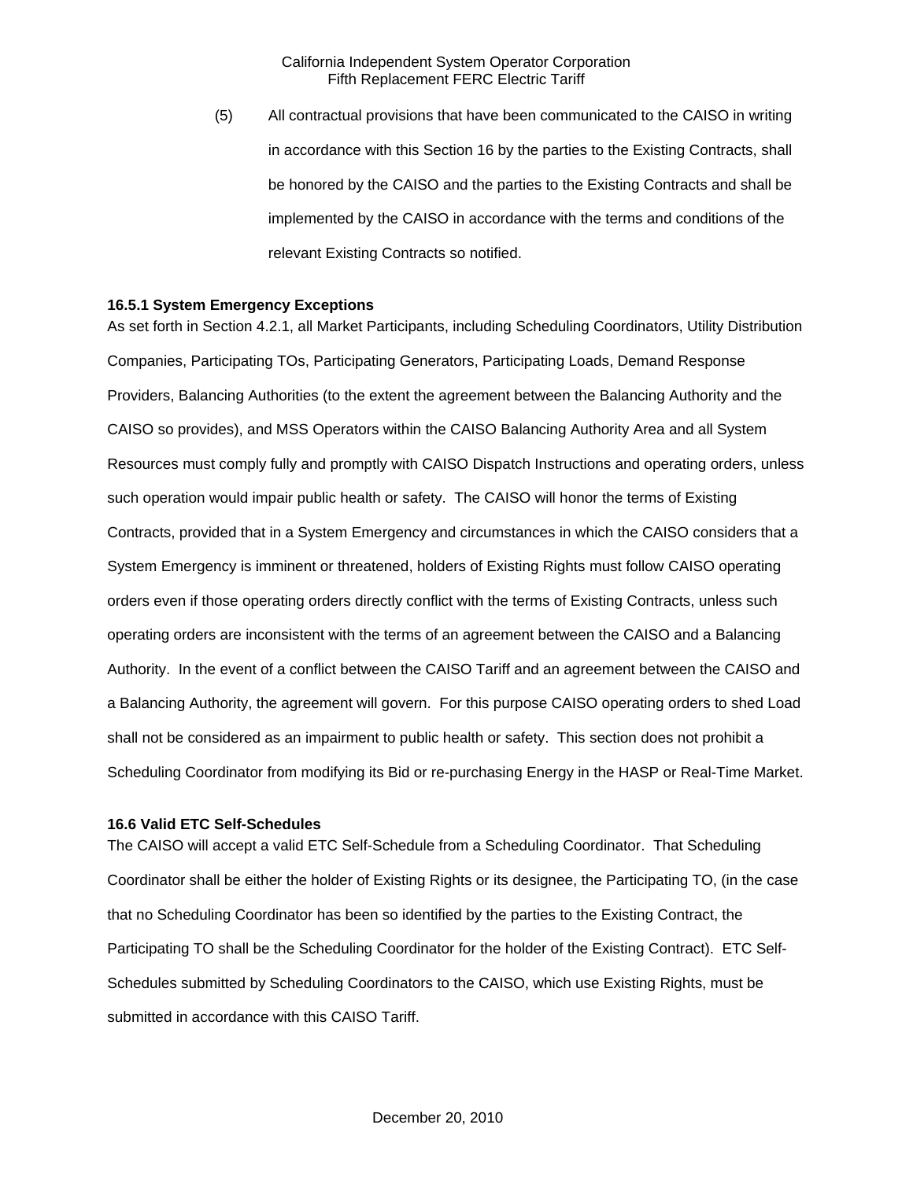(5) All contractual provisions that have been communicated to the CAISO in writing in accordance with this Section 16 by the parties to the Existing Contracts, shall be honored by the CAISO and the parties to the Existing Contracts and shall be implemented by the CAISO in accordance with the terms and conditions of the relevant Existing Contracts so notified.

**16.5.1 System Emergency Exceptions**

As set forth in Section 4.2.1, all Market Participants, including Scheduling Coordinators, Utility Distribution Companies, Participating TOs, Participating Generators, Participating Loads, Demand Response Providers, Balancing Authorities (to the extent the agreement between the Balancing Authority and the CAISO so provides), and MSS Operators within the CAISO Balancing Authority Area and all System Resources must comply fully and promptly with CAISO Dispatch Instructions and operating orders, unless such operation would impair public health or safety. The CAISO will honor the terms of Existing Contracts, provided that in a System Emergency and circumstances in which the CAISO considers that a System Emergency is imminent or threatened, holders of Existing Rights must follow CAISO operating orders even if those operating orders directly conflict with the terms of Existing Contracts, unless such operating orders are inconsistent with the terms of an agreement between the CAISO and a Balancing Authority. In the event of a conflict between the CAISO Tariff and an agreement between the CAISO and a Balancing Authority, the agreement will govern. For this purpose CAISO operating orders to shed Load shall not be considered as an impairment to public health or safety. This section does not prohibit a Scheduling Coordinator from modifying its Bid or re-purchasing Energy in the HASP or Real-Time Market.

**16.6 Valid ETC Self-Schedules**

The CAISO will accept a valid ETC Self-Schedule from a Scheduling Coordinator. That Scheduling Coordinator shall be either the holder of Existing Rights or its designee, the Participating TO, (in the case that no Scheduling Coordinator has been so identified by the parties to the Existing Contract, the Participating TO shall be the Scheduling Coordinator for the holder of the Existing Contract). ETC Self-Schedules submitted by Scheduling Coordinators to the CAISO, which use Existing Rights, must be submitted in accordance with this CAISO Tariff.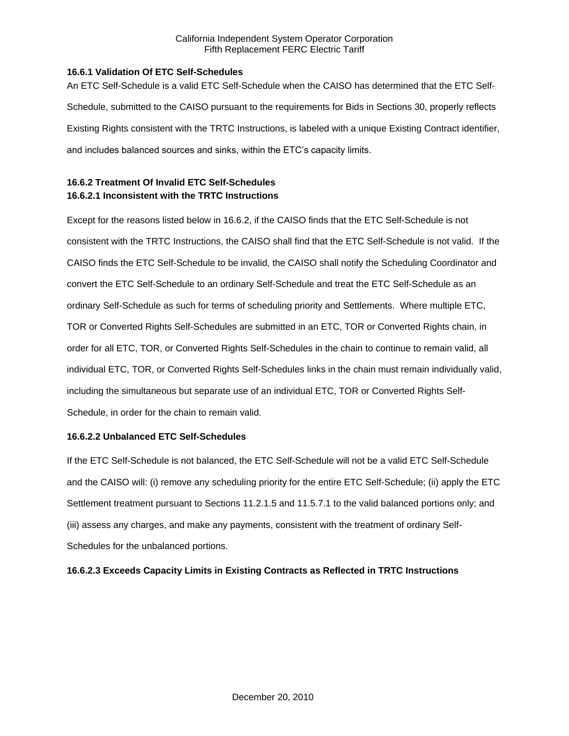### 16.6.1 Validation Of ETC Self-Schedules

An ETC Self-Schedule is a valid ETC Self-Schedule when the CAISO has determined that the ETC Self-Schedule, submitted to the CAISO pursuant to the requirements for Bids in Sections 30, properly reflects Existing Rights consistent with the TRTC Instructions, is labeled with a unique Existing Contract identifier, and includes balanced sources and sinks, within the ETC's capacity limits.

### 16.6.2 Treatment Of Invalid ETC Self-Schedules

#### 16.6.2.1 Inconsistent with the TRTC Instructions

Except for the reasons listed below in 16.6.2, if the CAISO finds that the ETC Self-Schedule is not consistent with the TRTC Instructions, the CAISO shall find that the ETC Self-Schedule is not valid. If the CAISO finds the ETC Self-Schedule to be invalid, the CAISO shall notify the Scheduling Coordinator and convert the ETC Self-Schedule to an ordinary Self-Schedule and treat the ETC Self-Schedule as an ordinary Self-Schedule as such for terms of scheduling priority and Settlements. Where multiple ETC, TOR or Converted Rights Self-Schedules are submitted in an ETC, TOR or Converted Rights chain, in order for all ETC, TOR, or Converted Rights Self-Schedules in the chain to continue to remain valid, all individual ETC, TOR, or Converted Rights Self-Schedules links in the chain must remain individually valid, including the simultaneous but separate use of an individual ETC, TOR or Converted Rights Self-Schedule, in order for the chain to remain valid.

#### 16.6.2.2 Unbalanced ETC Self-Schedules

If the ETC Self-Schedule is not balanced, the ETC Self-Schedule will not be a valid ETC Self-Schedule and the CAISO will: (i) remove any scheduling priority for the entire ETC Self-Schedule; (ii) apply the ETC Settlement treatment pursuant to Sections 11.2.1.5 and 11.5.7.1 to the valid balanced portions only; and (iii) assess any charges, and make any payments, consistent with the treatment of ordinary Self-Schedules for the unbalanced portions.

#### 16.6.2.3 Exceeds Capacity Limits in Existing Contracts as Reflected in TRTC Instructions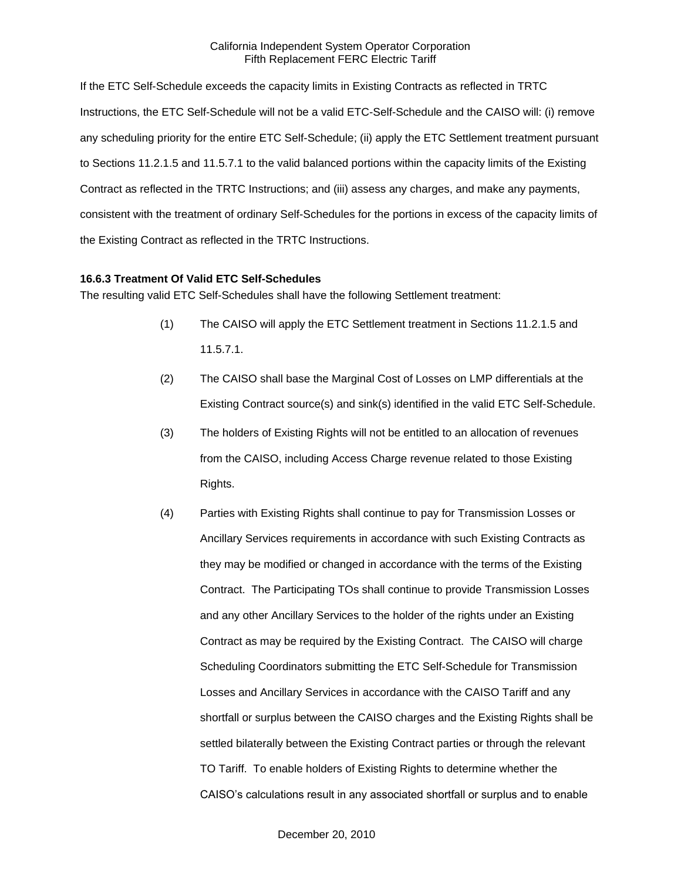If the ETC Self-Schedule exceeds the capacity limits in Existing Contracts as reflected in TRTC Instructions, the ETC Self-Schedule will not be a valid ETC-Self-Schedule and the CAISO will: (i) remove any scheduling priority for the entire ETC Self-Schedule; (ii) apply the ETC Settlement treatment pursuant to Sections 11.2.1.5 and 11.5.7.1 to the valid balanced portions within the capacity limits of the Existing Contract as reflected in the TRTC Instructions; and (iii) assess any charges, and make any payments, consistent with the treatment of ordinary Self-Schedules for the portions in excess of the capacity limits of the Existing Contract as reflected in the TRTC Instructions.

**16.6.3 Treatment Of Valid ETC Self-Schedules**

The resulting valid ETC Self-Schedules shall have the following Settlement treatment:

(1) The CAISO will apply the ETC Settlement treatment in Sections 11.2.1.5 and 11.5.7.1.

(2) The CAISO shall base the Marginal Cost of Losses on LMP differentials at the Existing Contract source(s) and sink(s) identified in the valid ETC Self-Schedule.

(3) The holders of Existing Rights will not be entitled to an allocation of revenues from the CAISO, including Access Charge revenue related to those Existing Rights.

(4) Parties with Existing Rights shall continue to pay for Transmission Losses or Ancillary Services requirements in accordance with such Existing Contracts as they may be modified or changed in accordance with the terms of the Existing Contract. The Participating TOs shall continue to provide Transmission Losses and any other Ancillary Services to the holder of the rights under an Existing Contract as may be required by the Existing Contract. The CAISO will charge Scheduling Coordinators submitting the ETC Self-Schedule for Transmission Losses and Ancillary Services in accordance with the CAISO Tariff and any shortfall or surplus between the CAISO charges and the Existing Rights shall be settled bilaterally between the Existing Contract parties or through the relevant TO Tariff. To enable holders of Existing Rights to determine whether the CAISO's calculations result in any associated shortfall or surplus and to enable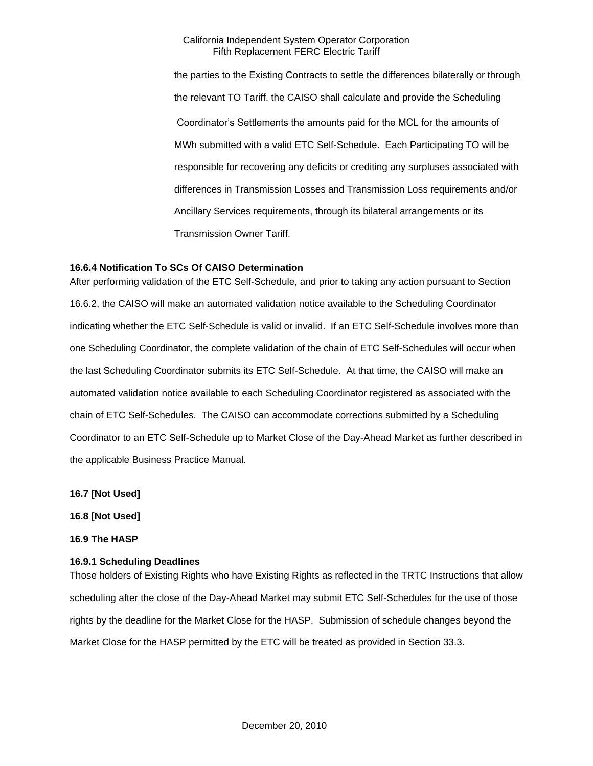the parties to the Existing Contracts to settle the differences bilaterally or through the relevant TO Tariff, the CAISO shall calculate and provide the Scheduling Coordinator's Settlements the amounts paid for the MCL for the amounts of MWh submitted with a valid ETC Self-Schedule. Each Participating TO will be responsible for recovering any deficits or crediting any surpluses associated with differences in Transmission Losses and Transmission Loss requirements and/or Ancillary Services requirements, through its bilateral arrangements or its Transmission Owner Tariff.

**16.6.4 Notification To SCs Of CAISO Determination**

After performing validation of the ETC Self-Schedule, and prior to taking any action pursuant to Section 16.6.2, the CAISO will make an automated validation notice available to the Scheduling Coordinator indicating whether the ETC Self-Schedule is valid or invalid. If an ETC Self-Schedule involves more than one Scheduling Coordinator, the complete validation of the chain of ETC Self-Schedules will occur when the last Scheduling Coordinator submits its ETC Self-Schedule. At that time, the CAISO will make an automated validation notice available to each Scheduling Coordinator registered as associated with the chain of ETC Self-Schedules. The CAISO can accommodate corrections submitted by a Scheduling Coordinator to an ETC Self-Schedule up to Market Close of the Day-Ahead Market as further described in the applicable Business Practice Manual.

**16.7 [Not Used]**

**16.8 [Not Used]**

**16.9 The HASP**

**16.9.1 Scheduling Deadlines**

Those holders of Existing Rights who have Existing Rights as reflected in the TRTC Instructions that allow scheduling after the close of the Day-Ahead Market may submit ETC Self-Schedules for the use of those rights by the deadline for the Market Close for the HASP. Submission of schedule changes beyond the Market Close for the HASP permitted by the ETC will be treated as provided in Section 33.3.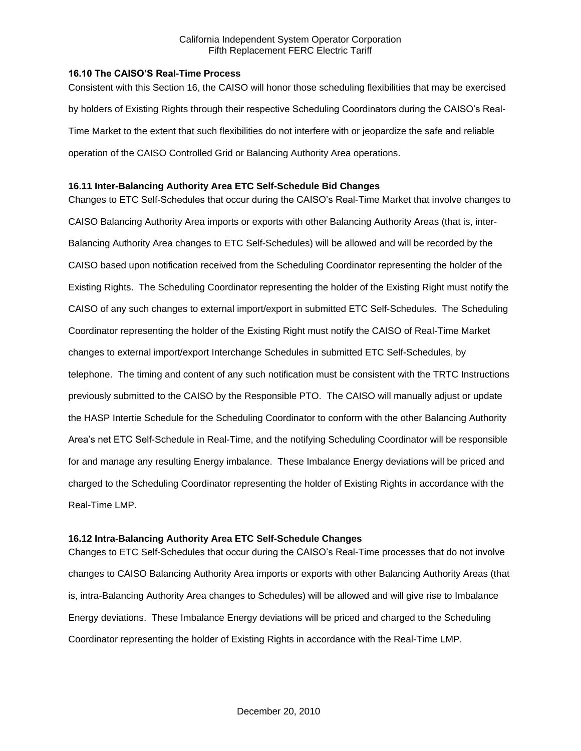### 16.10 The CAISO'S Real-Time Process

Consistent with this Section 16, the CAISO will honor those scheduling flexibilities that may be exercised by holders of Existing Rights through their respective Scheduling Coordinators during the CAISO's Real-Time Market to the extent that such flexibilities do not interfere with or jeopardize the safe and reliable operation of the CAISO Controlled Grid or Balancing Authority Area operations.

### 16.11 Inter-Balancing Authority Area ETC Self-Schedule Bid Changes

Changes to ETC Self-Schedules that occur during the CAISO's Real-Time Market that involve changes to CAISO Balancing Authority Area imports or exports with other Balancing Authority Areas (that is, inter-Balancing Authority Area changes to ETC Self-Schedules) will be allowed and will be recorded by the CAISO based upon notification received from the Scheduling Coordinator representing the holder of the Existing Rights. The Scheduling Coordinator representing the holder of the Existing Right must notify the CAISO of any such changes to external import/export in submitted ETC Self-Schedules. The Scheduling Coordinator representing the holder of the Existing Right must notify the CAISO of Real-Time Market changes to external import/export Interchange Schedules in submitted ETC Self-Schedules, by telephone. The timing and content of any such notification must be consistent with the TRTC Instructions previously submitted to the CAISO by the Responsible PTO. The CAISO will manually adjust or update the HASP Intertie Schedule for the Scheduling Coordinator to conform with the other Balancing Authority Area's net ETC Self-Schedule in Real-Time, and the notifying Scheduling Coordinator will be responsible for and manage any resulting Energy imbalance. These Imbalance Energy deviations will be priced and charged to the Scheduling Coordinator representing the holder of Existing Rights in accordance with the Real-Time LMP.

### 16.12 Intra-Balancing Authority Area ETC Self-Schedule Changes

Changes to ETC Self-Schedules that occur during the CAISO's Real-Time processes that do not involve changes to CAISO Balancing Authority Area imports or exports with other Balancing Authority Areas (that is, intra-Balancing Authority Area changes to Schedules) will be allowed and will give rise to Imbalance Energy deviations. These Imbalance Energy deviations will be priced and charged to the Scheduling Coordinator representing the holder of Existing Rights in accordance with the Real-Time LMP.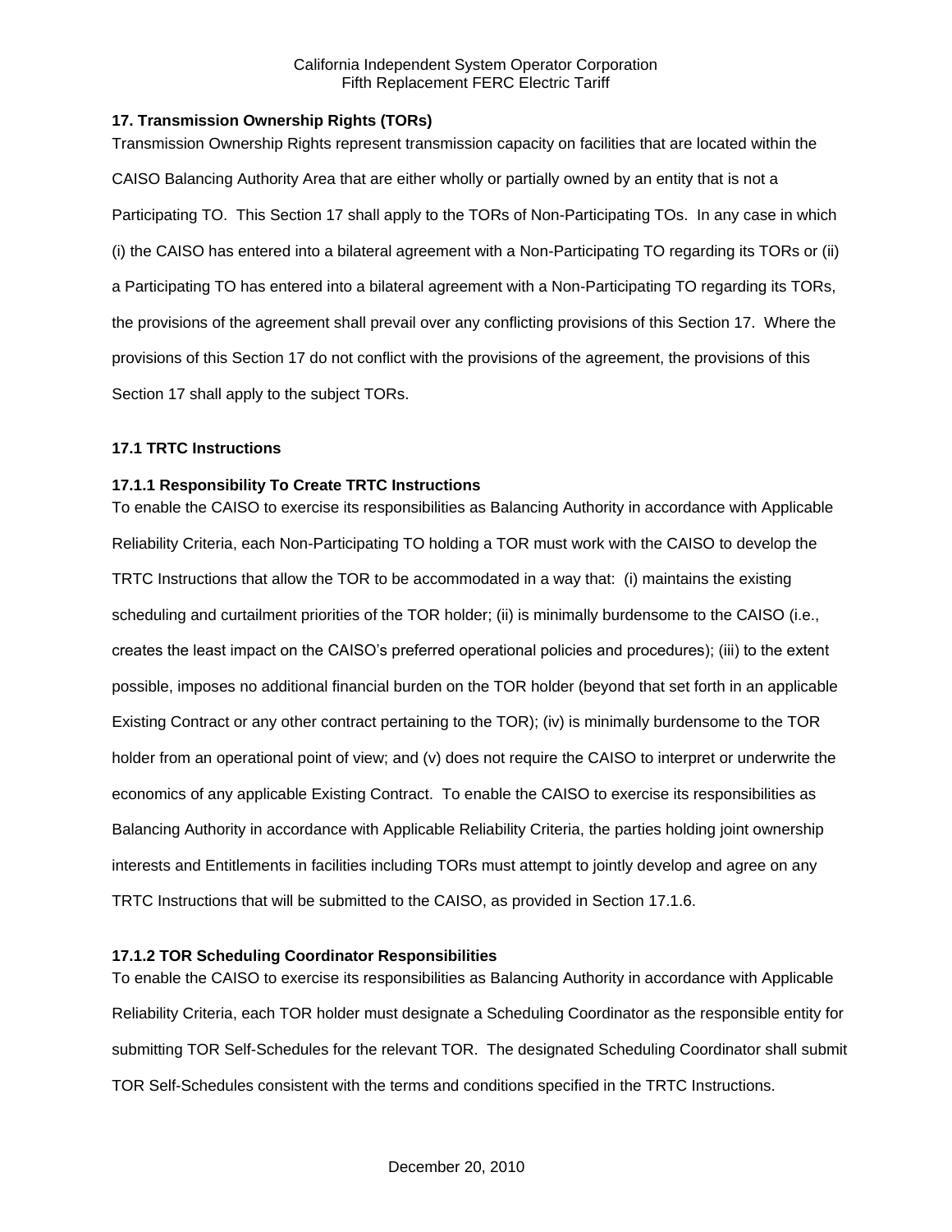## 17. Transmission Ownership Rights (TORs)

Transmission Ownership Rights represent transmission capacity on facilities that are located within the CAISO Balancing Authority Area that are either wholly or partially owned by an entity that is not a Participating TO. This Section 17 shall apply to the TORs of Non-Participating TOs. In any case in which (i) the CAISO has entered into a bilateral agreement with a Non-Participating TO regarding its TORs or (ii) a Participating TO has entered into a bilateral agreement with a Non-Participating TO regarding its TORs, the provisions of the agreement shall prevail over any conflicting provisions of this Section 17. Where the provisions of this Section 17 do not conflict with the provisions of the agreement, the provisions of this Section 17 shall apply to the subject TORs.

### 17.1 TRTC Instructions

#### 17.1.1 Responsibility To Create TRTC Instructions

To enable the CAISO to exercise its responsibilities as Balancing Authority in accordance with Applicable Reliability Criteria, each Non-Participating TO holding a TOR must work with the CAISO to develop the TRTC Instructions that allow the TOR to be accommodated in a way that: (i) maintains the existing scheduling and curtailment priorities of the TOR holder; (ii) is minimally burdensome to the CAISO (i.e., creates the least impact on the CAISO's preferred operational policies and procedures); (iii) to the extent possible, imposes no additional financial burden on the TOR holder (beyond that set forth in an applicable Existing Contract or any other contract pertaining to the TOR); (iv) is minimally burdensome to the TOR holder from an operational point of view; and (v) does not require the CAISO to interpret or underwrite the economics of any applicable Existing Contract. To enable the CAISO to exercise its responsibilities as Balancing Authority in accordance with Applicable Reliability Criteria, the parties holding joint ownership interests and Entitlements in facilities including TORs must attempt to jointly develop and agree on any TRTC Instructions that will be submitted to the CAISO, as provided in Section 17.1.6.

#### 17.1.2 TOR Scheduling Coordinator Responsibilities

To enable the CAISO to exercise its responsibilities as Balancing Authority in accordance with Applicable Reliability Criteria, each TOR holder must designate a Scheduling Coordinator as the responsible entity for submitting TOR Self-Schedules for the relevant TOR. The designated Scheduling Coordinator shall submit TOR Self-Schedules consistent with the terms and conditions specified in the TRTC Instructions.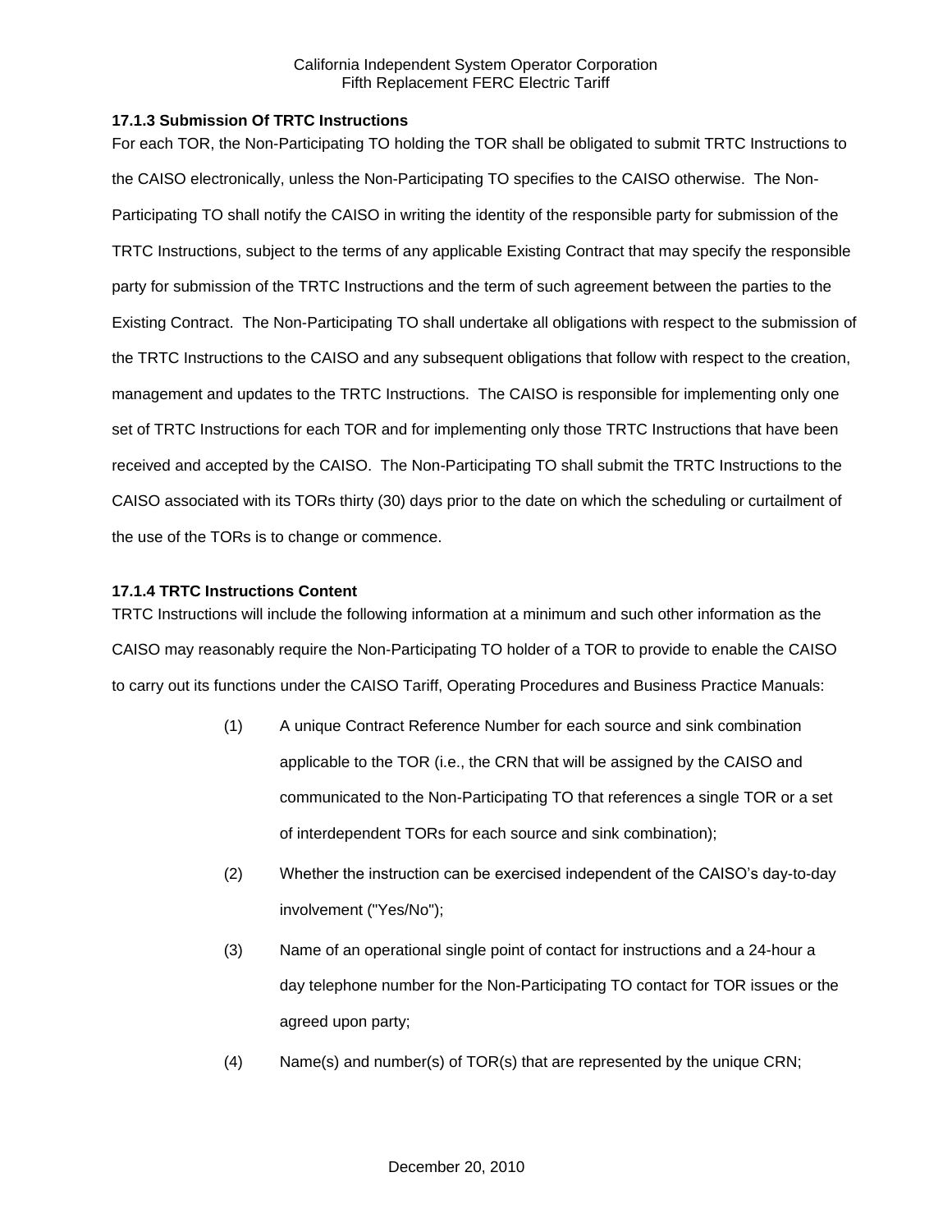### 17.1.3 Submission Of TRTC Instructions

For each TOR, the Non-Participating TO holding the TOR shall be obligated to submit TRTC Instructions to the CAISO electronically, unless the Non-Participating TO specifies to the CAISO otherwise. The Non-Participating TO shall notify the CAISO in writing the identity of the responsible party for submission of the TRTC Instructions, subject to the terms of any applicable Existing Contract that may specify the responsible party for submission of the TRTC Instructions and the term of such agreement between the parties to the Existing Contract. The Non-Participating TO shall undertake all obligations with respect to the submission of the TRTC Instructions to the CAISO and any subsequent obligations that follow with respect to the creation, management and updates to the TRTC Instructions. The CAISO is responsible for implementing only one set of TRTC Instructions for each TOR and for implementing only those TRTC Instructions that have been received and accepted by the CAISO. The Non-Participating TO shall submit the TRTC Instructions to the CAISO associated with its TORs thirty (30) days prior to the date on which the scheduling or curtailment of the use of the TORs is to change or commence.

### 17.1.4 TRTC Instructions Content

TRTC Instructions will include the following information at a minimum and such other information as the CAISO may reasonably require the Non-Participating TO holder of a TOR to provide to enable the CAISO to carry out its functions under the CAISO Tariff, Operating Procedures and Business Practice Manuals:

(1) A unique Contract Reference Number for each source and sink combination applicable to the TOR (i.e., the CRN that will be assigned by the CAISO and communicated to the Non-Participating TO that references a single TOR or a set of interdependent TORs for each source and sink combination);

(2) Whether the instruction can be exercised independent of the CAISO's day-to-day involvement ("Yes/No");

(3) Name of an operational single point of contact for instructions and a 24-hour a day telephone number for the Non-Participating TO contact for TOR issues or the agreed upon party;

(4) Name(s) and number(s) of TOR(s) that are represented by the unique CRN;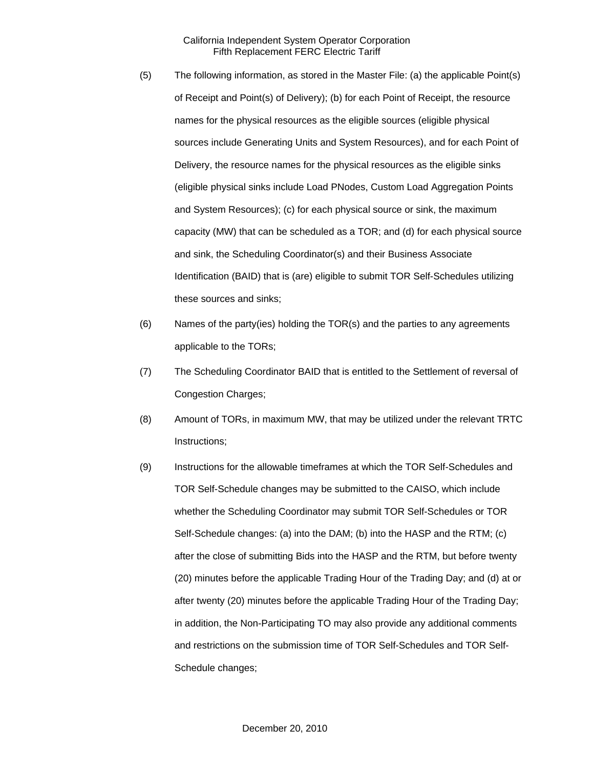(5) The following information, as stored in the Master File: (a) the applicable Point(s) of Receipt and Point(s) of Delivery); (b) for each Point of Receipt, the resource names for the physical resources as the eligible sources (eligible physical sources include Generating Units and System Resources), and for each Point of Delivery, the resource names for the physical resources as the eligible sinks (eligible physical sinks include Load PNodes, Custom Load Aggregation Points and System Resources); (c) for each physical source or sink, the maximum capacity (MW) that can be scheduled as a TOR; and (d) for each physical source and sink, the Scheduling Coordinator(s) and their Business Associate Identification (BAID) that is (are) eligible to submit TOR Self-Schedules utilizing these sources and sinks;

(6) Names of the party(ies) holding the TOR(s) and the parties to any agreements applicable to the TORs;

(7) The Scheduling Coordinator BAID that is entitled to the Settlement of reversal of Congestion Charges;

(8) Amount of TORs, in maximum MW, that may be utilized under the relevant TRTC Instructions;

(9) Instructions for the allowable timeframes at which the TOR Self-Schedules and TOR Self-Schedule changes may be submitted to the CAISO, which include whether the Scheduling Coordinator may submit TOR Self-Schedules or TOR Self-Schedule changes: (a) into the DAM; (b) into the HASP and the RTM; (c) after the close of submitting Bids into the HASP and the RTM, but before twenty (20) minutes before the applicable Trading Hour of the Trading Day; and (d) at or after twenty (20) minutes before the applicable Trading Hour of the Trading Day; in addition, the Non-Participating TO may also provide any additional comments and restrictions on the submission time of TOR Self-Schedules and TOR Self-Schedule changes;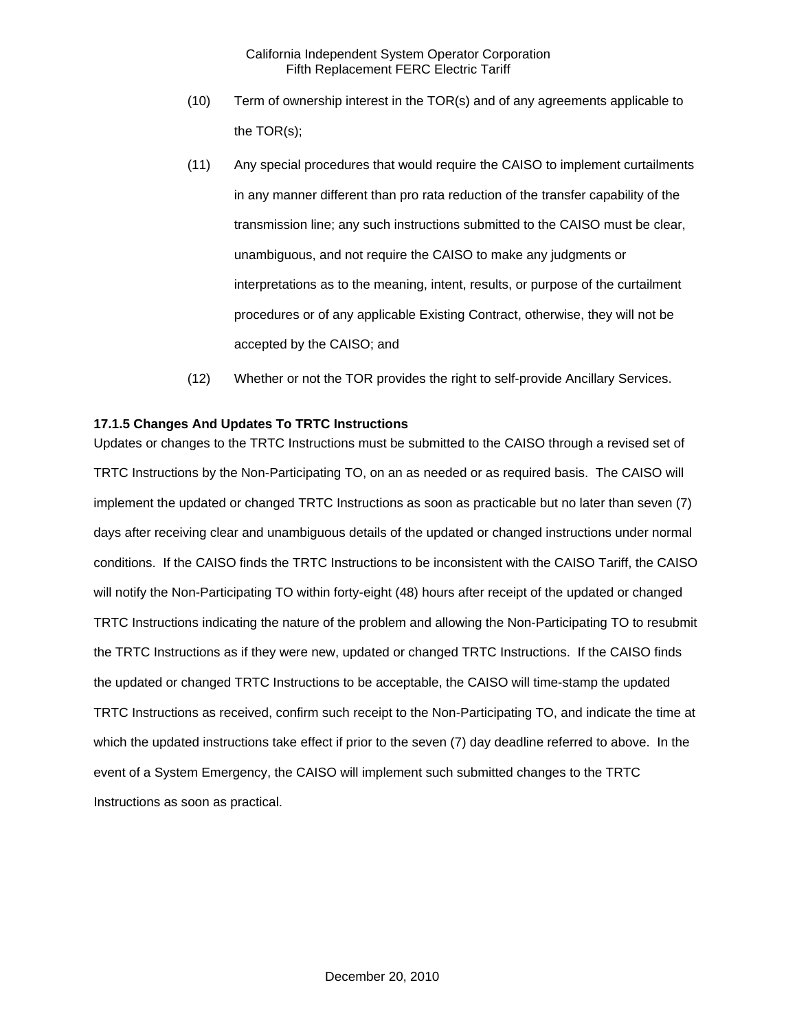(10) Term of ownership interest in the TOR(s) and of any agreements applicable to the TOR(s);

(11) Any special procedures that would require the CAISO to implement curtailments in any manner different than pro rata reduction of the transfer capability of the transmission line; any such instructions submitted to the CAISO must be clear, unambiguous, and not require the CAISO to make any judgments or interpretations as to the meaning, intent, results, or purpose of the curtailment procedures or of any applicable Existing Contract, otherwise, they will not be accepted by the CAISO; and

(12) Whether or not the TOR provides the right to self-provide Ancillary Services.

**17.1.5 Changes And Updates To TRTC Instructions**

Updates or changes to the TRTC Instructions must be submitted to the CAISO through a revised set of TRTC Instructions by the Non-Participating TO, on an as needed or as required basis. The CAISO will implement the updated or changed TRTC Instructions as soon as practicable but no later than seven (7) days after receiving clear and unambiguous details of the updated or changed instructions under normal conditions. If the CAISO finds the TRTC Instructions to be inconsistent with the CAISO Tariff, the CAISO will notify the Non-Participating TO within forty-eight (48) hours after receipt of the updated or changed TRTC Instructions indicating the nature of the problem and allowing the Non-Participating TO to resubmit the TRTC Instructions as if they were new, updated or changed TRTC Instructions. If the CAISO finds the updated or changed TRTC Instructions to be acceptable, the CAISO will time-stamp the updated TRTC Instructions as received, confirm such receipt to the Non-Participating TO, and indicate the time at which the updated instructions take effect if prior to the seven (7) day deadline referred to above. In the event of a System Emergency, the CAISO will implement such submitted changes to the TRTC Instructions as soon as practical.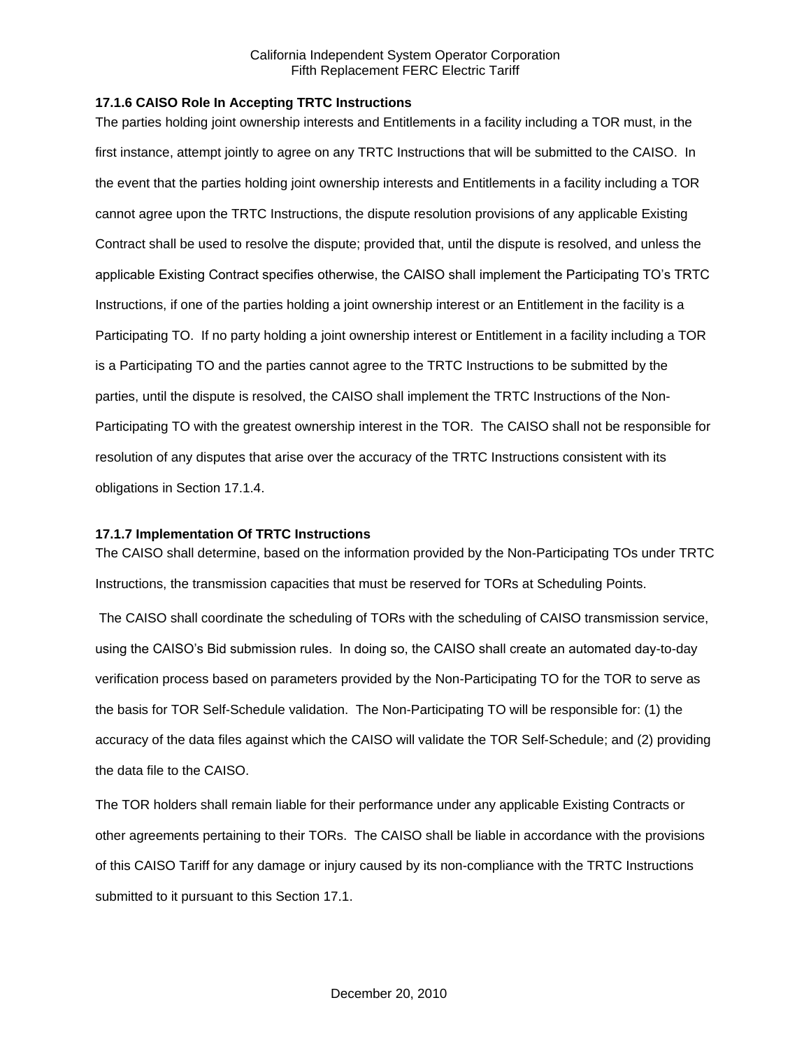### 17.1.6 CAISO Role In Accepting TRTC Instructions

The parties holding joint ownership interests and Entitlements in a facility including a TOR must, in the first instance, attempt jointly to agree on any TRTC Instructions that will be submitted to the CAISO. In the event that the parties holding joint ownership interests and Entitlements in a facility including a TOR cannot agree upon the TRTC Instructions, the dispute resolution provisions of any applicable Existing Contract shall be used to resolve the dispute; provided that, until the dispute is resolved, and unless the applicable Existing Contract specifies otherwise, the CAISO shall implement the Participating TO's TRTC Instructions, if one of the parties holding a joint ownership interest or an Entitlement in the facility is a Participating TO. If no party holding a joint ownership interest or Entitlement in a facility including a TOR is a Participating TO and the parties cannot agree to the TRTC Instructions to be submitted by the parties, until the dispute is resolved, the CAISO shall implement the TRTC Instructions of the Non-Participating TO with the greatest ownership interest in the TOR. The CAISO shall not be responsible for resolution of any disputes that arise over the accuracy of the TRTC Instructions consistent with its obligations in Section 17.1.4.

### 17.1.7 Implementation Of TRTC Instructions

The CAISO shall determine, based on the information provided by the Non-Participating TOs under TRTC Instructions, the transmission capacities that must be reserved for TORs at Scheduling Points.

The CAISO shall coordinate the scheduling of TORs with the scheduling of CAISO transmission service, using the CAISO's Bid submission rules. In doing so, the CAISO shall create an automated day-to-day verification process based on parameters provided by the Non-Participating TO for the TOR to serve as the basis for TOR Self-Schedule validation. The Non-Participating TO will be responsible for: (1) the accuracy of the data files against which the CAISO will validate the TOR Self-Schedule; and (2) providing the data file to the CAISO.

The TOR holders shall remain liable for their performance under any applicable Existing Contracts or other agreements pertaining to their TORs. The CAISO shall be liable in accordance with the provisions of this CAISO Tariff for any damage or injury caused by its non-compliance with the TRTC Instructions submitted to it pursuant to this Section 17.1.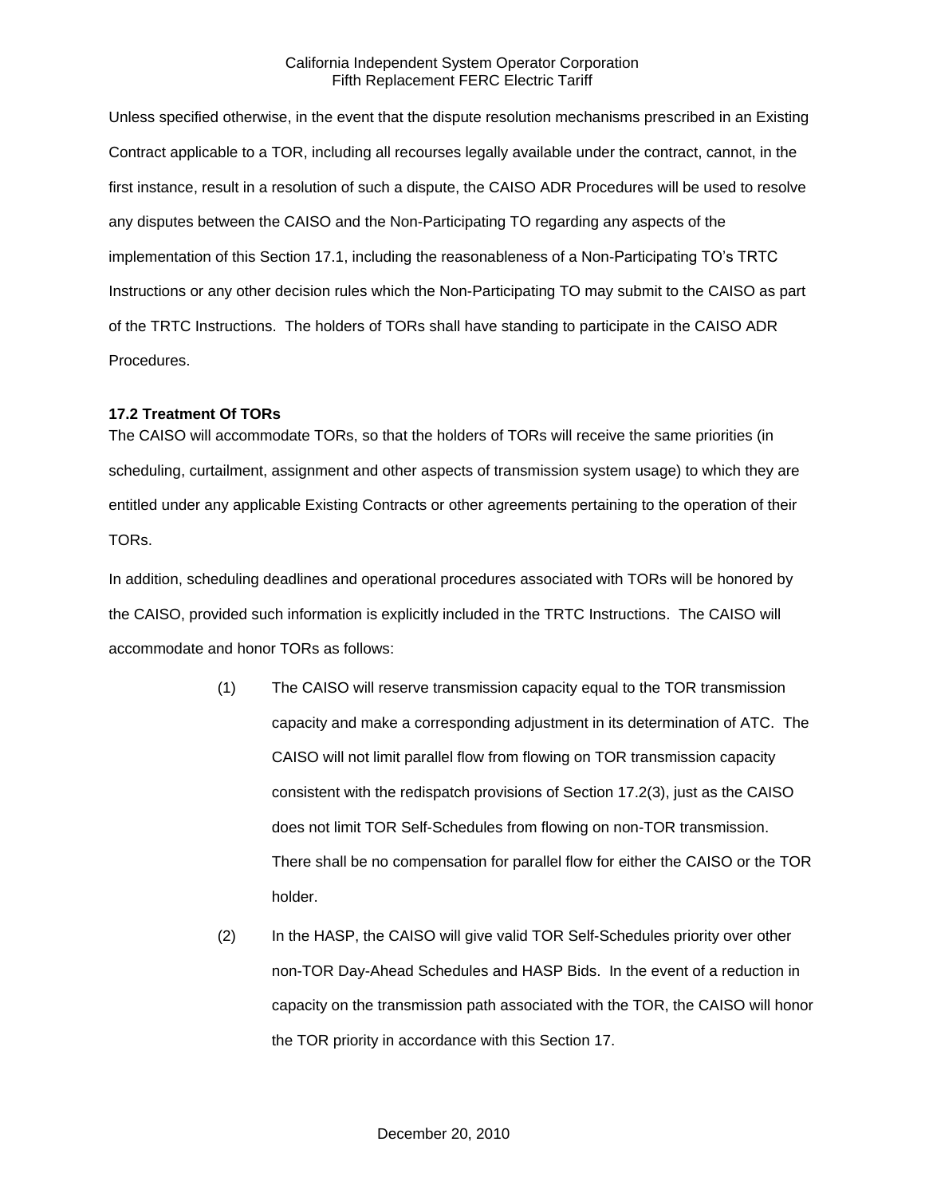Unless specified otherwise, in the event that the dispute resolution mechanisms prescribed in an Existing Contract applicable to a TOR, including all recourses legally available under the contract, cannot, in the first instance, result in a resolution of such a dispute, the CAISO ADR Procedures will be used to resolve any disputes between the CAISO and the Non-Participating TO regarding any aspects of the implementation of this Section 17.1, including the reasonableness of a Non-Participating TO's TRTC Instructions or any other decision rules which the Non-Participating TO may submit to the CAISO as part of the TRTC Instructions. The holders of TORs shall have standing to participate in the CAISO ADR Procedures.

### 17.2 Treatment Of TORs

The CAISO will accommodate TORs, so that the holders of TORs will receive the same priorities (in scheduling, curtailment, assignment and other aspects of transmission system usage) to which they are entitled under any applicable Existing Contracts or other agreements pertaining to the operation of their TORs.

In addition, scheduling deadlines and operational procedures associated with TORs will be honored by the CAISO, provided such information is explicitly included in the TRTC Instructions. The CAISO will accommodate and honor TORs as follows:

(1) The CAISO will reserve transmission capacity equal to the TOR transmission capacity and make a corresponding adjustment in its determination of ATC. The CAISO will not limit parallel flow from flowing on TOR transmission capacity consistent with the redispatch provisions of Section 17.2(3), just as the CAISO does not limit TOR Self-Schedules from flowing on non-TOR transmission. There shall be no compensation for parallel flow for either the CAISO or the TOR holder.

(2) In the HASP, the CAISO will give valid TOR Self-Schedules priority over other non-TOR Day-Ahead Schedules and HASP Bids. In the event of a reduction in capacity on the transmission path associated with the TOR, the CAISO will honor the TOR priority in accordance with this Section 17.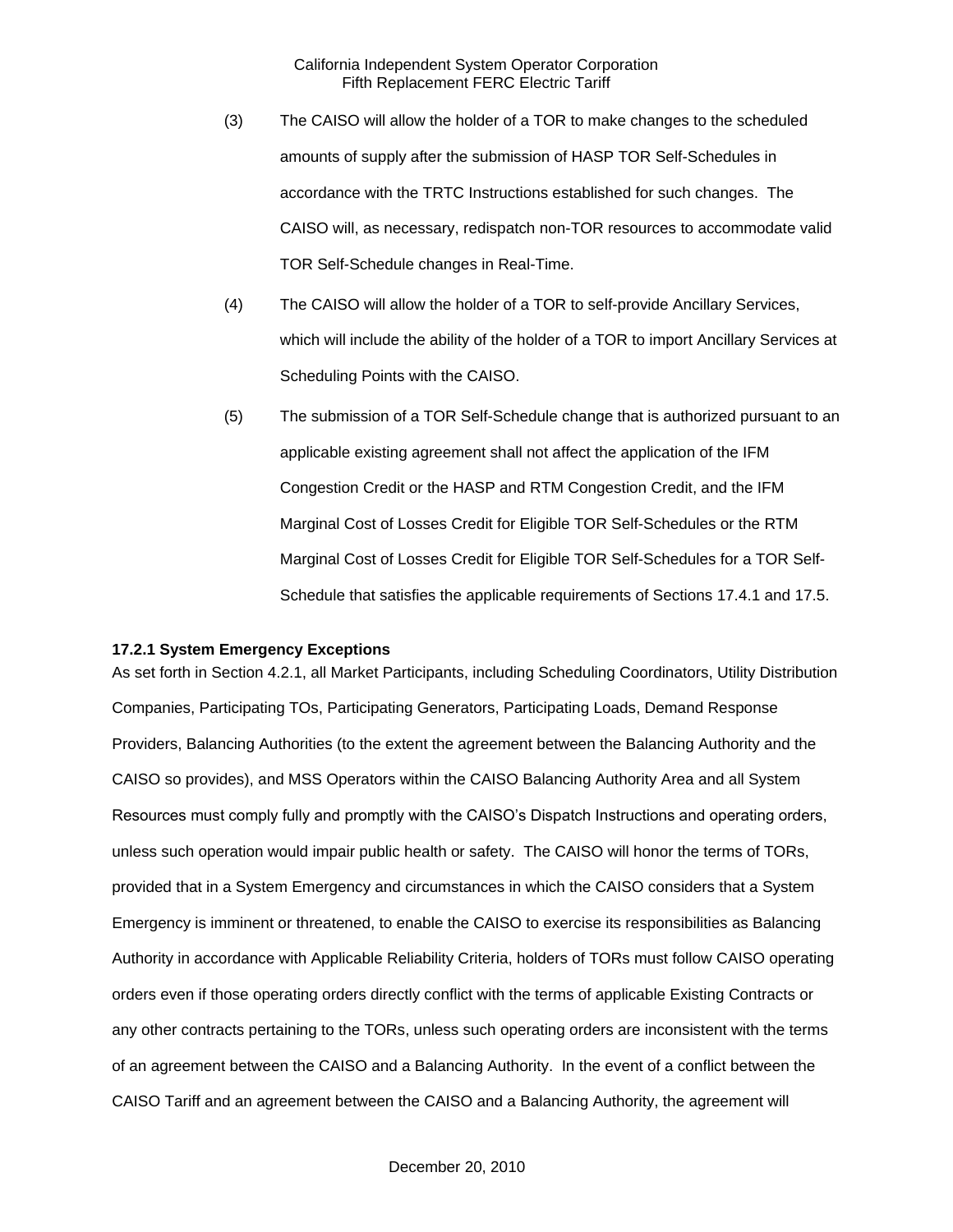(3) The CAISO will allow the holder of a TOR to make changes to the scheduled amounts of supply after the submission of HASP TOR Self-Schedules in accordance with the TRTC Instructions established for such changes. The CAISO will, as necessary, redispatch non-TOR resources to accommodate valid TOR Self-Schedule changes in Real-Time.

(4) The CAISO will allow the holder of a TOR to self-provide Ancillary Services, which will include the ability of the holder of a TOR to import Ancillary Services at Scheduling Points with the CAISO.

(5) The submission of a TOR Self-Schedule change that is authorized pursuant to an applicable existing agreement shall not affect the application of the IFM Congestion Credit or the HASP and RTM Congestion Credit, and the IFM Marginal Cost of Losses Credit for Eligible TOR Self-Schedules or the RTM Marginal Cost of Losses Credit for Eligible TOR Self-Schedules for a TOR Self-Schedule that satisfies the applicable requirements of Sections 17.4.1 and 17.5.

**17.2.1 System Emergency Exceptions**

As set forth in Section 4.2.1, all Market Participants, including Scheduling Coordinators, Utility Distribution Companies, Participating TOs, Participating Generators, Participating Loads, Demand Response Providers, Balancing Authorities (to the extent the agreement between the Balancing Authority and the CAISO so provides), and MSS Operators within the CAISO Balancing Authority Area and all System Resources must comply fully and promptly with the CAISO's Dispatch Instructions and operating orders, unless such operation would impair public health or safety. The CAISO will honor the terms of TORs, provided that in a System Emergency and circumstances in which the CAISO considers that a System Emergency is imminent or threatened, to enable the CAISO to exercise its responsibilities as Balancing Authority in accordance with Applicable Reliability Criteria, holders of TORs must follow CAISO operating orders even if those operating orders directly conflict with the terms of applicable Existing Contracts or any other contracts pertaining to the TORs, unless such operating orders are inconsistent with the terms of an agreement between the CAISO and a Balancing Authority. In the event of a conflict between the CAISO Tariff and an agreement between the CAISO and a Balancing Authority, the agreement will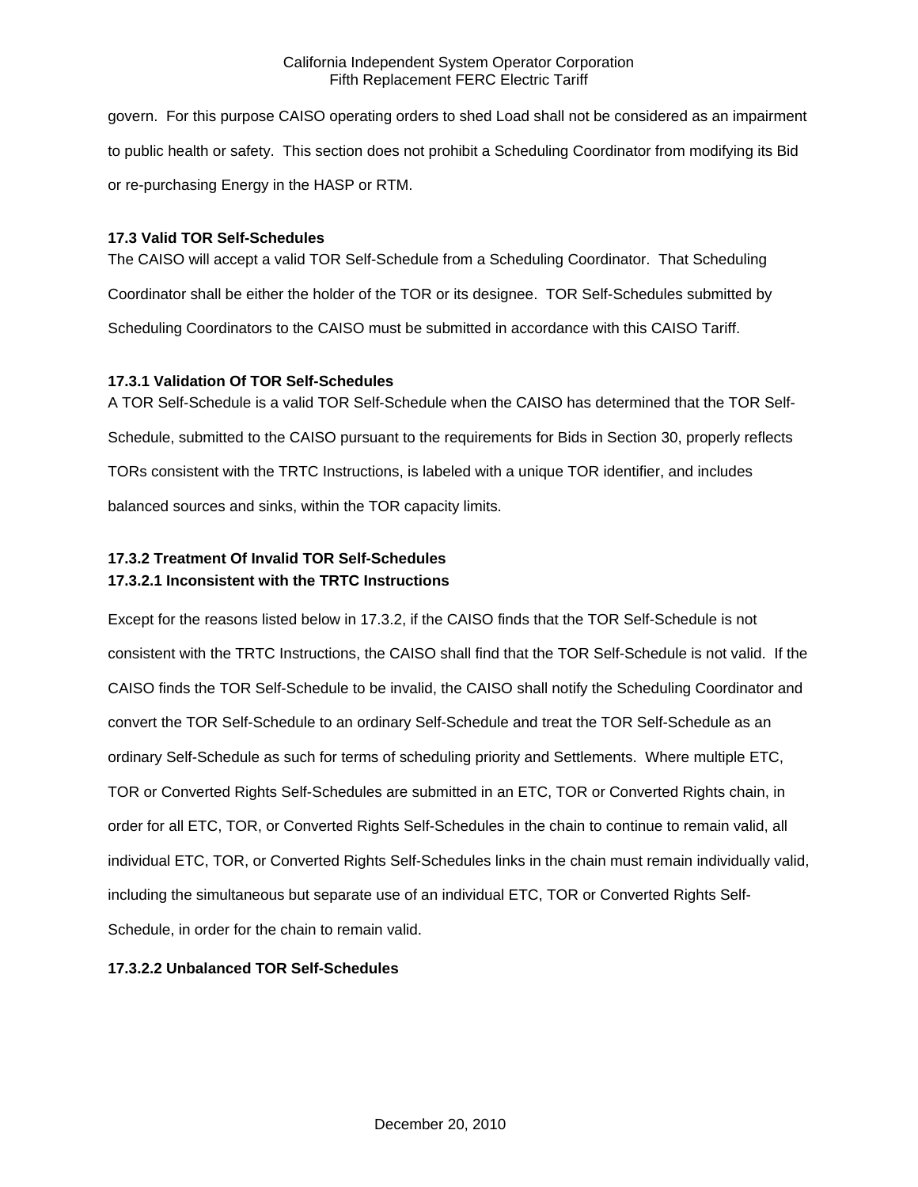govern. For this purpose CAISO operating orders to shed Load shall not be considered as an impairment to public health or safety. This section does not prohibit a Scheduling Coordinator from modifying its Bid or re-purchasing Energy in the HASP or RTM.

**17.3 Valid TOR Self-Schedules**

The CAISO will accept a valid TOR Self-Schedule from a Scheduling Coordinator. That Scheduling Coordinator shall be either the holder of the TOR or its designee. TOR Self-Schedules submitted by Scheduling Coordinators to the CAISO must be submitted in accordance with this CAISO Tariff.

**17.3.1 Validation Of TOR Self-Schedules**

A TOR Self-Schedule is a valid TOR Self-Schedule when the CAISO has determined that the TOR Self-Schedule, submitted to the CAISO pursuant to the requirements for Bids in Section 30, properly reflects TORs consistent with the TRTC Instructions, is labeled with a unique TOR identifier, and includes balanced sources and sinks, within the TOR capacity limits.

**17.3.2 Treatment Of Invalid TOR Self-Schedules**

**17.3.2.1 Inconsistent with the TRTC Instructions**

Except for the reasons listed below in 17.3.2, if the CAISO finds that the TOR Self-Schedule is not consistent with the TRTC Instructions, the CAISO shall find that the TOR Self-Schedule is not valid. If the CAISO finds the TOR Self-Schedule to be invalid, the CAISO shall notify the Scheduling Coordinator and convert the TOR Self-Schedule to an ordinary Self-Schedule and treat the TOR Self-Schedule as an ordinary Self-Schedule as such for terms of scheduling priority and Settlements. Where multiple ETC, TOR or Converted Rights Self-Schedules are submitted in an ETC, TOR or Converted Rights chain, in order for all ETC, TOR, or Converted Rights Self-Schedules in the chain to continue to remain valid, all individual ETC, TOR, or Converted Rights Self-Schedules links in the chain must remain individually valid, including the simultaneous but separate use of an individual ETC, TOR or Converted Rights Self-Schedule, in order for the chain to remain valid.

**17.3.2.2 Unbalanced TOR Self-Schedules**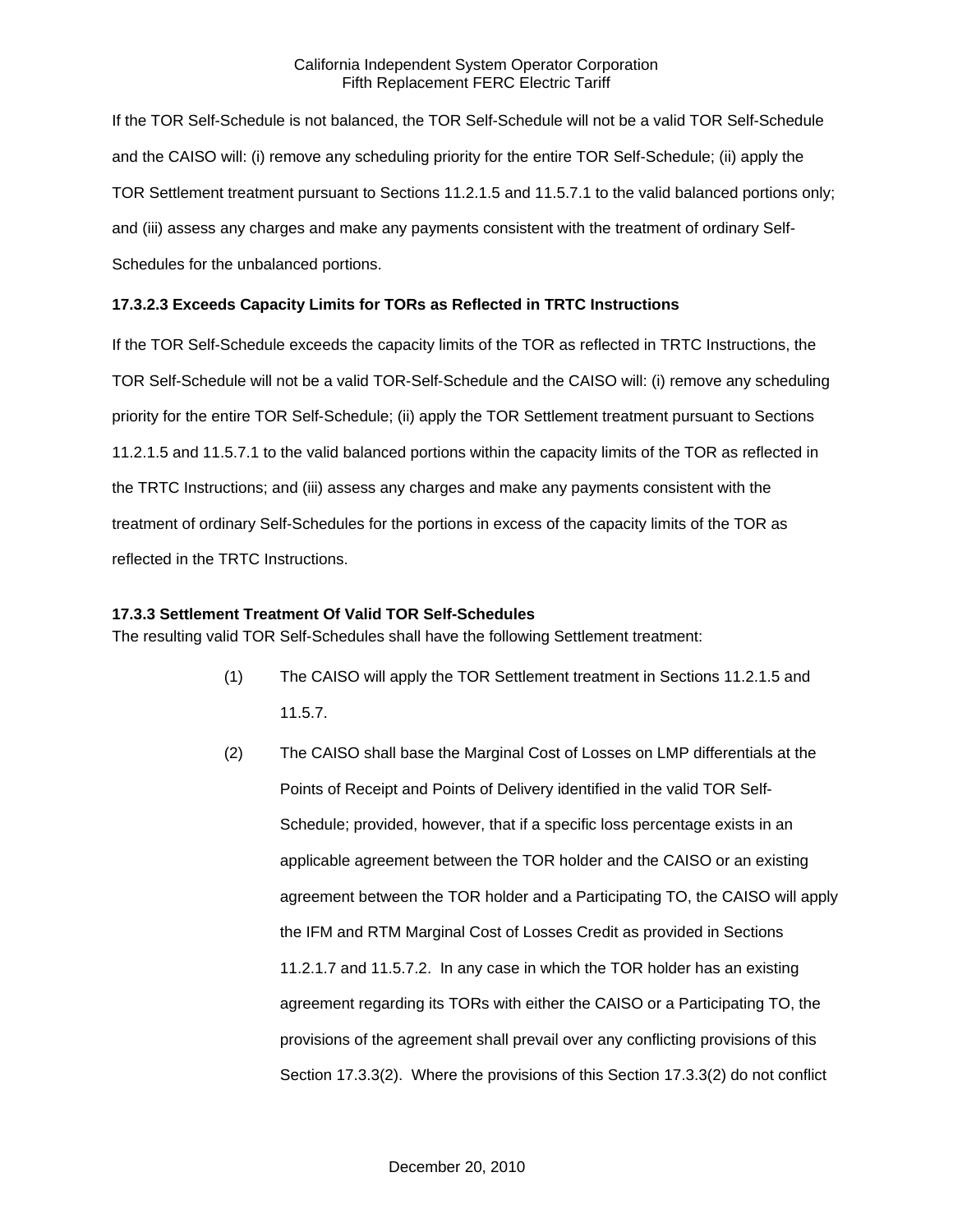If the TOR Self-Schedule is not balanced, the TOR Self-Schedule will not be a valid TOR Self-Schedule and the CAISO will: (i) remove any scheduling priority for the entire TOR Self-Schedule; (ii) apply the TOR Settlement treatment pursuant to Sections 11.2.1.5 and 11.5.7.1 to the valid balanced portions only; and (iii) assess any charges and make any payments consistent with the treatment of ordinary Self-Schedules for the unbalanced portions.

**17.3.2.3 Exceeds Capacity Limits for TORs as Reflected in TRTC Instructions**

If the TOR Self-Schedule exceeds the capacity limits of the TOR as reflected in TRTC Instructions, the TOR Self-Schedule will not be a valid TOR-Self-Schedule and the CAISO will: (i) remove any scheduling priority for the entire TOR Self-Schedule; (ii) apply the TOR Settlement treatment pursuant to Sections 11.2.1.5 and 11.5.7.1 to the valid balanced portions within the capacity limits of the TOR as reflected in the TRTC Instructions; and (iii) assess any charges and make any payments consistent with the treatment of ordinary Self-Schedules for the portions in excess of the capacity limits of the TOR as reflected in the TRTC Instructions.

**17.3.3 Settlement Treatment Of Valid TOR Self-Schedules**

The resulting valid TOR Self-Schedules shall have the following Settlement treatment:

(1) The CAISO will apply the TOR Settlement treatment in Sections 11.2.1.5 and 11.5.7.

(2) The CAISO shall base the Marginal Cost of Losses on LMP differentials at the Points of Receipt and Points of Delivery identified in the valid TOR Self-Schedule; provided, however, that if a specific loss percentage exists in an applicable agreement between the TOR holder and the CAISO or an existing agreement between the TOR holder and a Participating TO, the CAISO will apply the IFM and RTM Marginal Cost of Losses Credit as provided in Sections 11.2.1.7 and 11.5.7.2. In any case in which the TOR holder has an existing agreement regarding its TORs with either the CAISO or a Participating TO, the provisions of the agreement shall prevail over any conflicting provisions of this Section 17.3.3(2). Where the provisions of this Section 17.3.3(2) do not conflict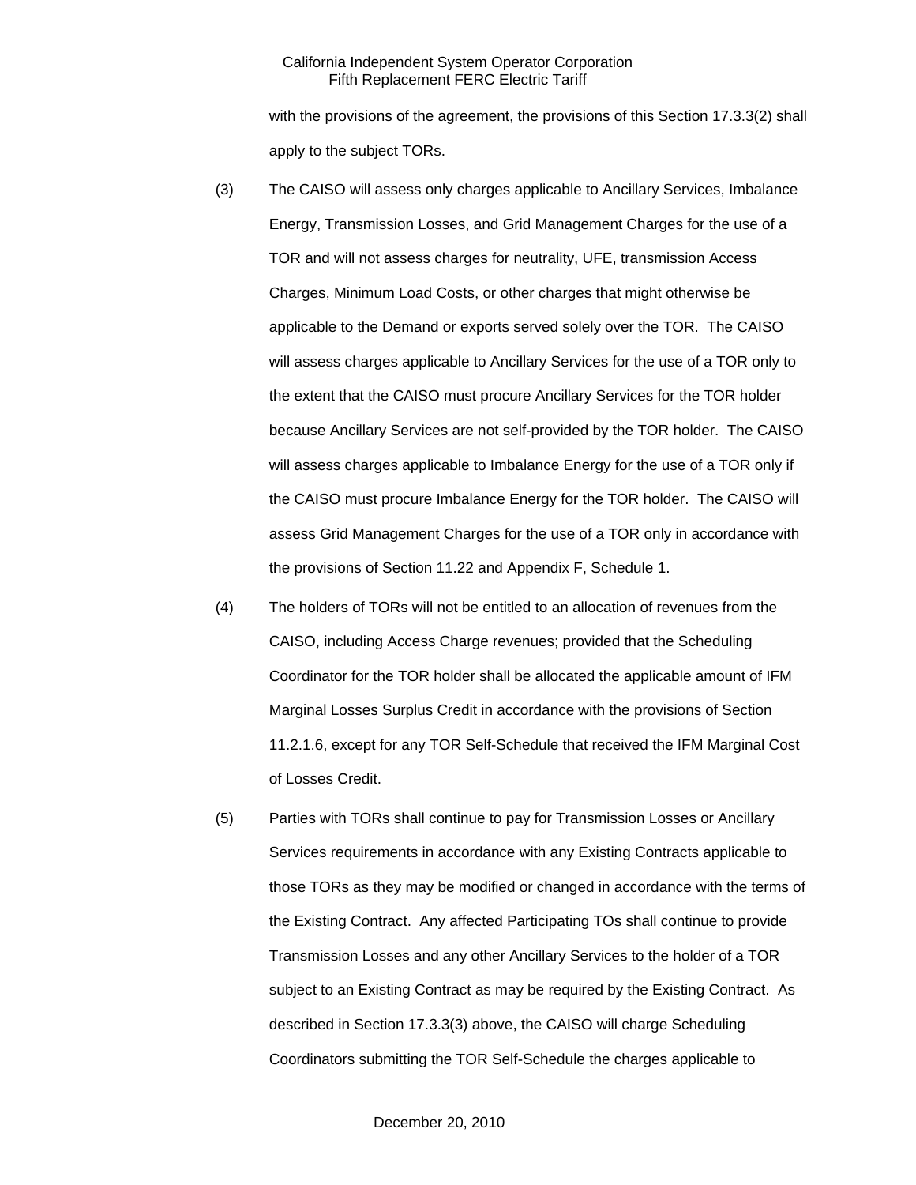with the provisions of the agreement, the provisions of this Section 17.3.3(2) shall apply to the subject TORs.

(3) The CAISO will assess only charges applicable to Ancillary Services, Imbalance Energy, Transmission Losses, and Grid Management Charges for the use of a TOR and will not assess charges for neutrality, UFE, transmission Access Charges, Minimum Load Costs, or other charges that might otherwise be applicable to the Demand or exports served solely over the TOR. The CAISO will assess charges applicable to Ancillary Services for the use of a TOR only to the extent that the CAISO must procure Ancillary Services for the TOR holder because Ancillary Services are not self-provided by the TOR holder. The CAISO will assess charges applicable to Imbalance Energy for the use of a TOR only if the CAISO must procure Imbalance Energy for the TOR holder. The CAISO will assess Grid Management Charges for the use of a TOR only in accordance with the provisions of Section 11.22 and Appendix F, Schedule 1.

(4) The holders of TORs will not be entitled to an allocation of revenues from the CAISO, including Access Charge revenues; provided that the Scheduling Coordinator for the TOR holder shall be allocated the applicable amount of IFM Marginal Losses Surplus Credit in accordance with the provisions of Section 11.2.1.6, except for any TOR Self-Schedule that received the IFM Marginal Cost of Losses Credit.

(5) Parties with TORs shall continue to pay for Transmission Losses or Ancillary Services requirements in accordance with any Existing Contracts applicable to those TORs as they may be modified or changed in accordance with the terms of the Existing Contract. Any affected Participating TOs shall continue to provide Transmission Losses and any other Ancillary Services to the holder of a TOR subject to an Existing Contract as may be required by the Existing Contract. As described in Section 17.3.3(3) above, the CAISO will charge Scheduling Coordinators submitting the TOR Self-Schedule the charges applicable to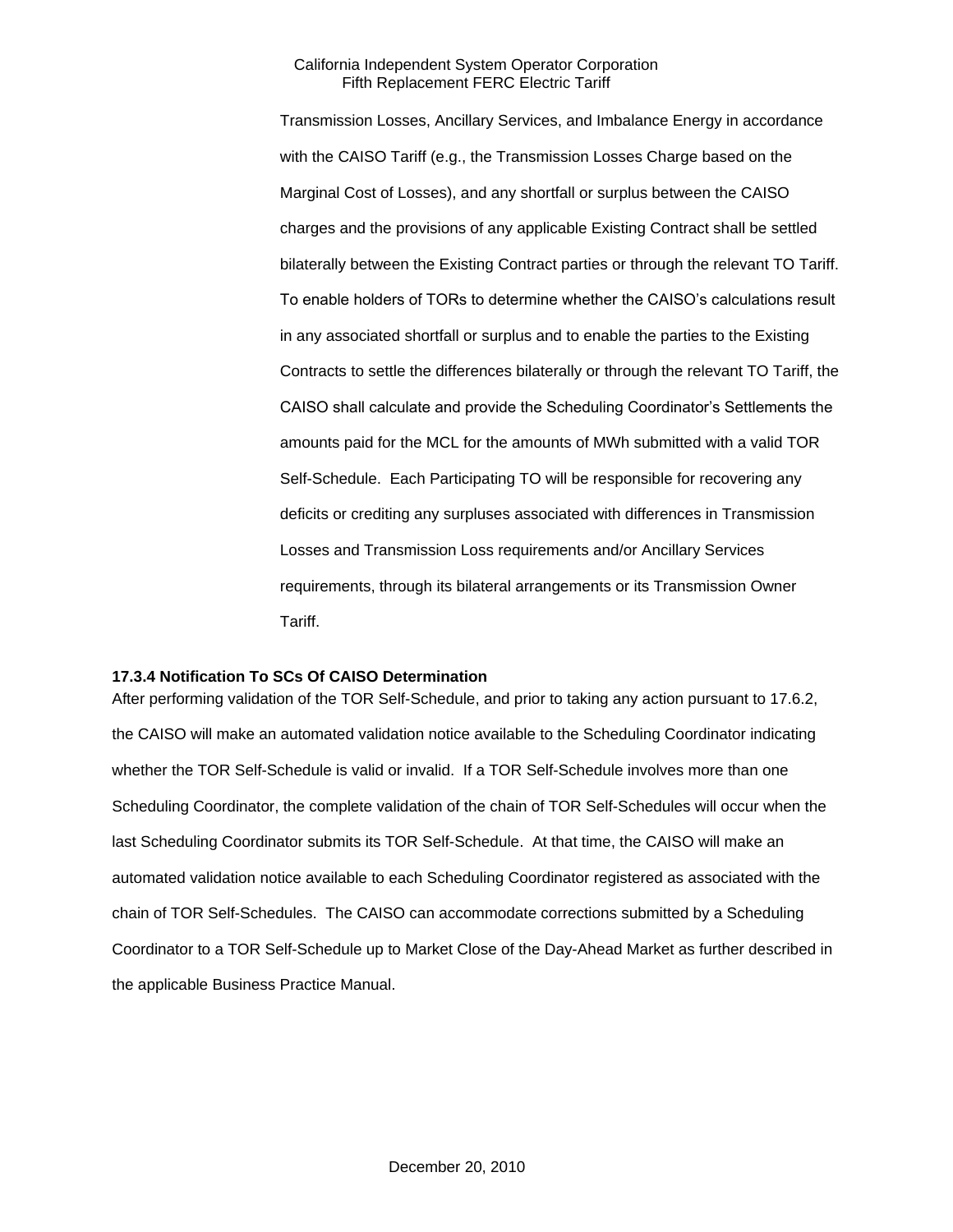Transmission Losses, Ancillary Services, and Imbalance Energy in accordance with the CAISO Tariff (e.g., the Transmission Losses Charge based on the Marginal Cost of Losses), and any shortfall or surplus between the CAISO charges and the provisions of any applicable Existing Contract shall be settled bilaterally between the Existing Contract parties or through the relevant TO Tariff. To enable holders of TORs to determine whether the CAISO's calculations result in any associated shortfall or surplus and to enable the parties to the Existing Contracts to settle the differences bilaterally or through the relevant TO Tariff, the CAISO shall calculate and provide the Scheduling Coordinator's Settlements the amounts paid for the MCL for the amounts of MWh submitted with a valid TOR Self-Schedule. Each Participating TO will be responsible for recovering any deficits or crediting any surpluses associated with differences in Transmission Losses and Transmission Loss requirements and/or Ancillary Services requirements, through its bilateral arrangements or its Transmission Owner Tariff.

**17.3.4 Notification To SCs Of CAISO Determination**

After performing validation of the TOR Self-Schedule, and prior to taking any action pursuant to 17.6.2, the CAISO will make an automated validation notice available to the Scheduling Coordinator indicating whether the TOR Self-Schedule is valid or invalid. If a TOR Self-Schedule involves more than one Scheduling Coordinator, the complete validation of the chain of TOR Self-Schedules will occur when the last Scheduling Coordinator submits its TOR Self-Schedule. At that time, the CAISO will make an automated validation notice available to each Scheduling Coordinator registered as associated with the chain of TOR Self-Schedules. The CAISO can accommodate corrections submitted by a Scheduling Coordinator to a TOR Self-Schedule up to Market Close of the Day-Ahead Market as further described in the applicable Business Practice Manual.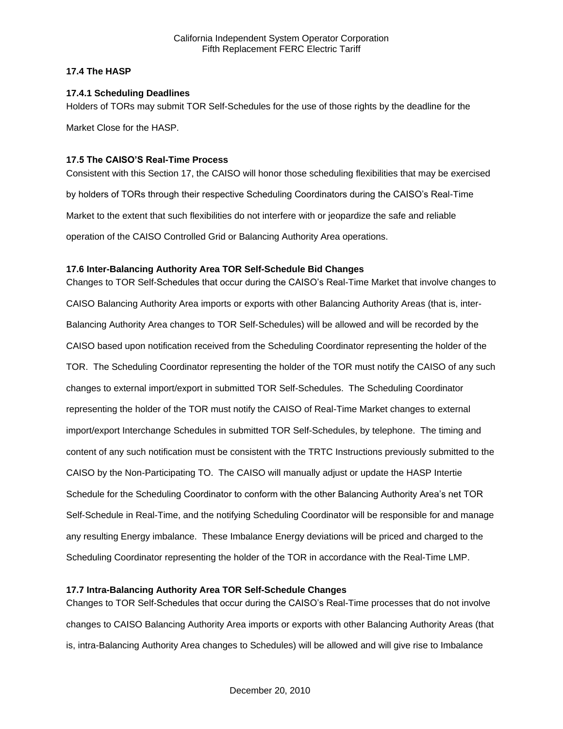### 17.4 The HASP

#### 17.4.1 Scheduling Deadlines

Holders of TORs may submit TOR Self-Schedules for the use of those rights by the deadline for the Market Close for the HASP.

### 17.5 The CAISO'S Real-Time Process

Consistent with this Section 17, the CAISO will honor those scheduling flexibilities that may be exercised by holders of TORs through their respective Scheduling Coordinators during the CAISO's Real-Time Market to the extent that such flexibilities do not interfere with or jeopardize the safe and reliable operation of the CAISO Controlled Grid or Balancing Authority Area operations.

### 17.6 Inter-Balancing Authority Area TOR Self-Schedule Bid Changes

Changes to TOR Self-Schedules that occur during the CAISO's Real-Time Market that involve changes to CAISO Balancing Authority Area imports or exports with other Balancing Authority Areas (that is, inter-Balancing Authority Area changes to TOR Self-Schedules) will be allowed and will be recorded by the CAISO based upon notification received from the Scheduling Coordinator representing the holder of the TOR. The Scheduling Coordinator representing the holder of the TOR must notify the CAISO of any such changes to external import/export in submitted TOR Self-Schedules. The Scheduling Coordinator representing the holder of the TOR must notify the CAISO of Real-Time Market changes to external import/export Interchange Schedules in submitted TOR Self-Schedules, by telephone. The timing and content of any such notification must be consistent with the TRTC Instructions previously submitted to the CAISO by the Non-Participating TO. The CAISO will manually adjust or update the HASP Intertie Schedule for the Scheduling Coordinator to conform with the other Balancing Authority Area's net TOR Self-Schedule in Real-Time, and the notifying Scheduling Coordinator will be responsible for and manage any resulting Energy imbalance. These Imbalance Energy deviations will be priced and charged to the Scheduling Coordinator representing the holder of the TOR in accordance with the Real-Time LMP.

### 17.7 Intra-Balancing Authority Area TOR Self-Schedule Changes

Changes to TOR Self-Schedules that occur during the CAISO's Real-Time processes that do not involve changes to CAISO Balancing Authority Area imports or exports with other Balancing Authority Areas (that is, intra-Balancing Authority Area changes to Schedules) will be allowed and will give rise to Imbalance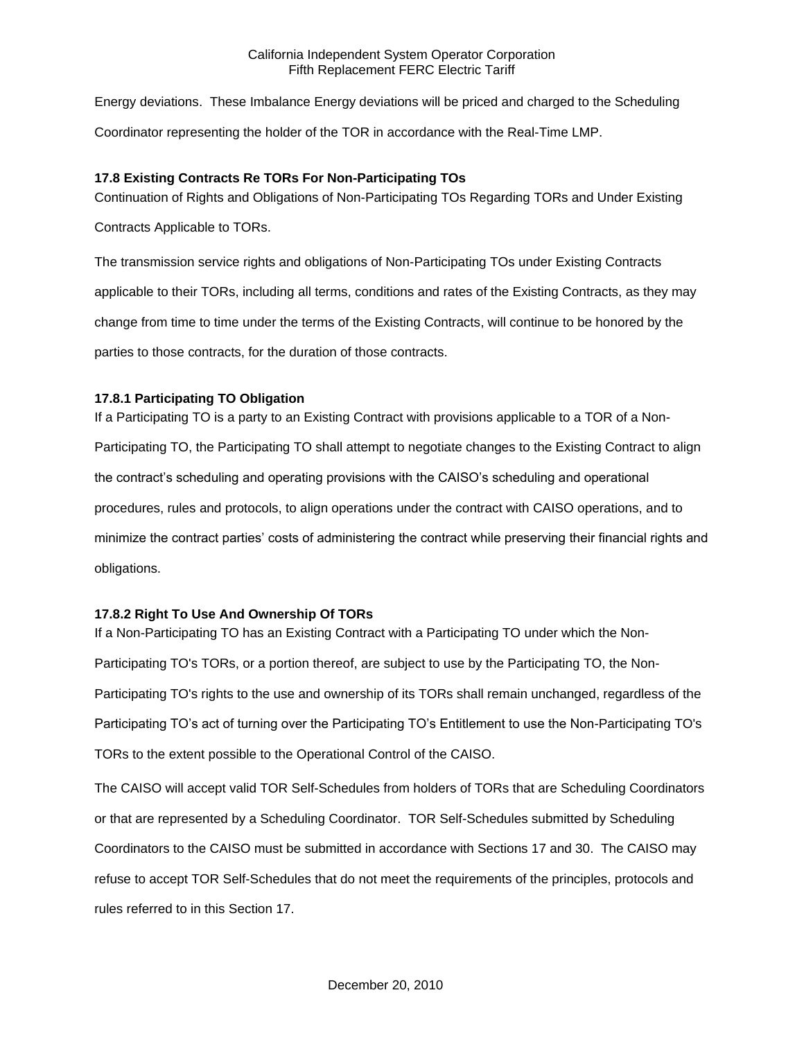Energy deviations. These Imbalance Energy deviations will be priced and charged to the Scheduling Coordinator representing the holder of the TOR in accordance with the Real-Time LMP.

### 17.8 Existing Contracts Re TORs For Non-Participating TOs

Continuation of Rights and Obligations of Non-Participating TOs Regarding TORs and Under Existing Contracts Applicable to TORs.

The transmission service rights and obligations of Non-Participating TOs under Existing Contracts applicable to their TORs, including all terms, conditions and rates of the Existing Contracts, as they may change from time to time under the terms of the Existing Contracts, will continue to be honored by the parties to those contracts, for the duration of those contracts.

#### 17.8.1 Participating TO Obligation

If a Participating TO is a party to an Existing Contract with provisions applicable to a TOR of a Non-Participating TO, the Participating TO shall attempt to negotiate changes to the Existing Contract to align the contract's scheduling and operating provisions with the CAISO's scheduling and operational procedures, rules and protocols, to align operations under the contract with CAISO operations, and to minimize the contract parties' costs of administering the contract while preserving their financial rights and obligations.

#### 17.8.2 Right To Use And Ownership Of TORs

If a Non-Participating TO has an Existing Contract with a Participating TO under which the Non-Participating TO's TORs, or a portion thereof, are subject to use by the Participating TO, the Non-Participating TO's rights to the use and ownership of its TORs shall remain unchanged, regardless of the Participating TO's act of turning over the Participating TO's Entitlement to use the Non-Participating TO's TORs to the extent possible to the Operational Control of the CAISO.

The CAISO will accept valid TOR Self-Schedules from holders of TORs that are Scheduling Coordinators or that are represented by a Scheduling Coordinator. TOR Self-Schedules submitted by Scheduling Coordinators to the CAISO must be submitted in accordance with Sections 17 and 30. The CAISO may refuse to accept TOR Self-Schedules that do not meet the requirements of the principles, protocols and rules referred to in this Section 17.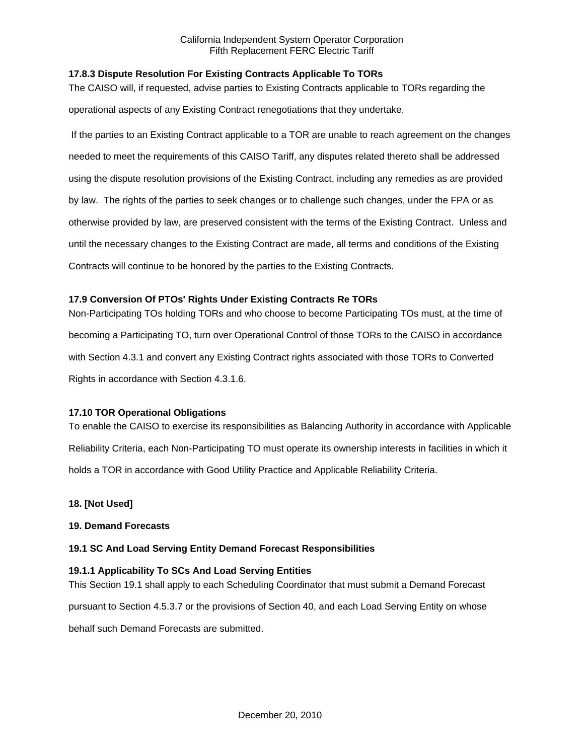**17.8.3 Dispute Resolution For Existing Contracts Applicable To TORs**

The CAISO will, if requested, advise parties to Existing Contracts applicable to TORs regarding the operational aspects of any Existing Contract renegotiations that they undertake.

If the parties to an Existing Contract applicable to a TOR are unable to reach agreement on the changes needed to meet the requirements of this CAISO Tariff, any disputes related thereto shall be addressed using the dispute resolution provisions of the Existing Contract, including any remedies as are provided by law. The rights of the parties to seek changes or to challenge such changes, under the FPA or as otherwise provided by law, are preserved consistent with the terms of the Existing Contract. Unless and until the necessary changes to the Existing Contract are made, all terms and conditions of the Existing Contracts will continue to be honored by the parties to the Existing Contracts.

**17.9 Conversion Of PTOs' Rights Under Existing Contracts Re TORs**

Non-Participating TOs holding TORs and who choose to become Participating TOs must, at the time of becoming a Participating TO, turn over Operational Control of those TORs to the CAISO in accordance with Section 4.3.1 and convert any Existing Contract rights associated with those TORs to Converted Rights in accordance with Section 4.3.1.6.

**17.10 TOR Operational Obligations**

To enable the CAISO to exercise its responsibilities as Balancing Authority in accordance with Applicable Reliability Criteria, each Non-Participating TO must operate its ownership interests in facilities in which it holds a TOR in accordance with Good Utility Practice and Applicable Reliability Criteria.

**18. [Not Used]**

**19. Demand Forecasts**

**19.1 SC And Load Serving Entity Demand Forecast Responsibilities**

**19.1.1 Applicability To SCs And Load Serving Entities**

This Section 19.1 shall apply to each Scheduling Coordinator that must submit a Demand Forecast pursuant to Section 4.5.3.7 or the provisions of Section 40, and each Load Serving Entity on whose behalf such Demand Forecasts are submitted.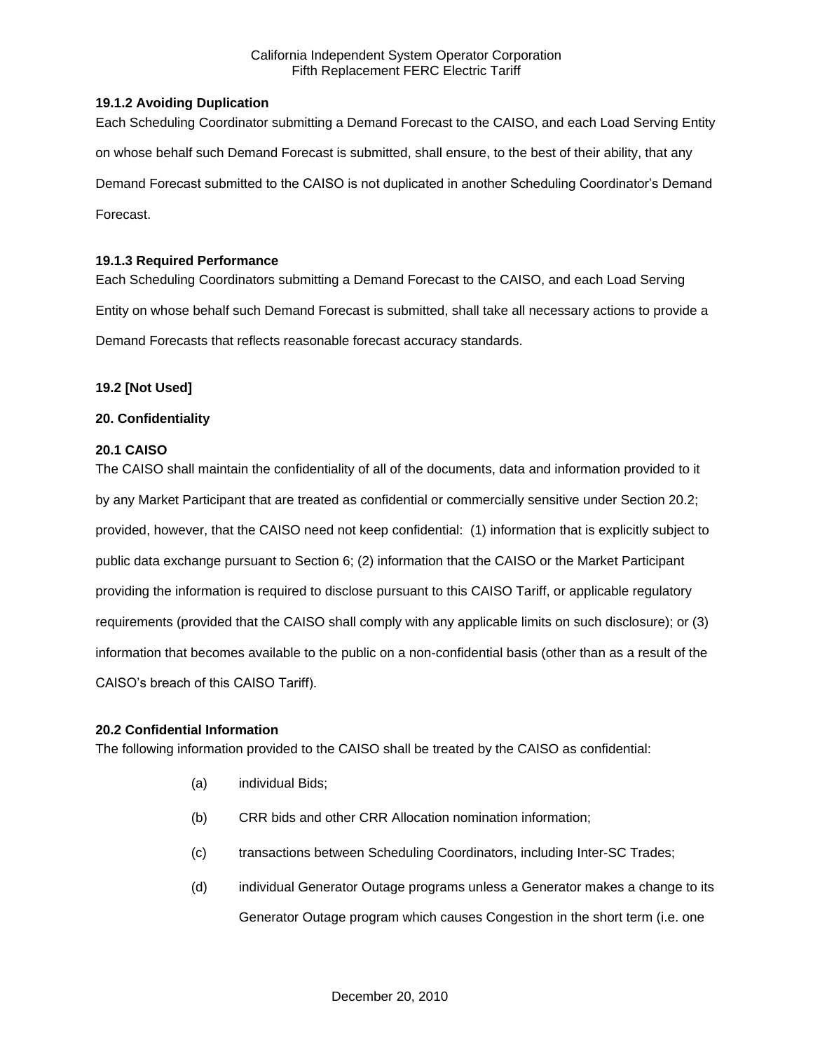**19.1.2 Avoiding Duplication**

Each Scheduling Coordinator submitting a Demand Forecast to the CAISO, and each Load Serving Entity on whose behalf such Demand Forecast is submitted, shall ensure, to the best of their ability, that any Demand Forecast submitted to the CAISO is not duplicated in another Scheduling Coordinator's Demand Forecast.

**19.1.3 Required Performance**

Each Scheduling Coordinators submitting a Demand Forecast to the CAISO, and each Load Serving Entity on whose behalf such Demand Forecast is submitted, shall take all necessary actions to provide a Demand Forecasts that reflects reasonable forecast accuracy standards.

**19.2 [Not Used]**

**20. Confidentiality**

**20.1 CAISO**

The CAISO shall maintain the confidentiality of all of the documents, data and information provided to it by any Market Participant that are treated as confidential or commercially sensitive under Section 20.2; provided, however, that the CAISO need not keep confidential: (1) information that is explicitly subject to public data exchange pursuant to Section 6; (2) information that the CAISO or the Market Participant providing the information is required to disclose pursuant to this CAISO Tariff, or applicable regulatory requirements (provided that the CAISO shall comply with any applicable limits on such disclosure); or (3) information that becomes available to the public on a non-confidential basis (other than as a result of the CAISO's breach of this CAISO Tariff).

**20.2 Confidential Information**

The following information provided to the CAISO shall be treated by the CAISO as confidential:

(a) individual Bids;

(b) CRR bids and other CRR Allocation nomination information;

(c) transactions between Scheduling Coordinators, including Inter-SC Trades;

(d) individual Generator Outage programs unless a Generator makes a change to its Generator Outage program which causes Congestion in the short term (i.e. one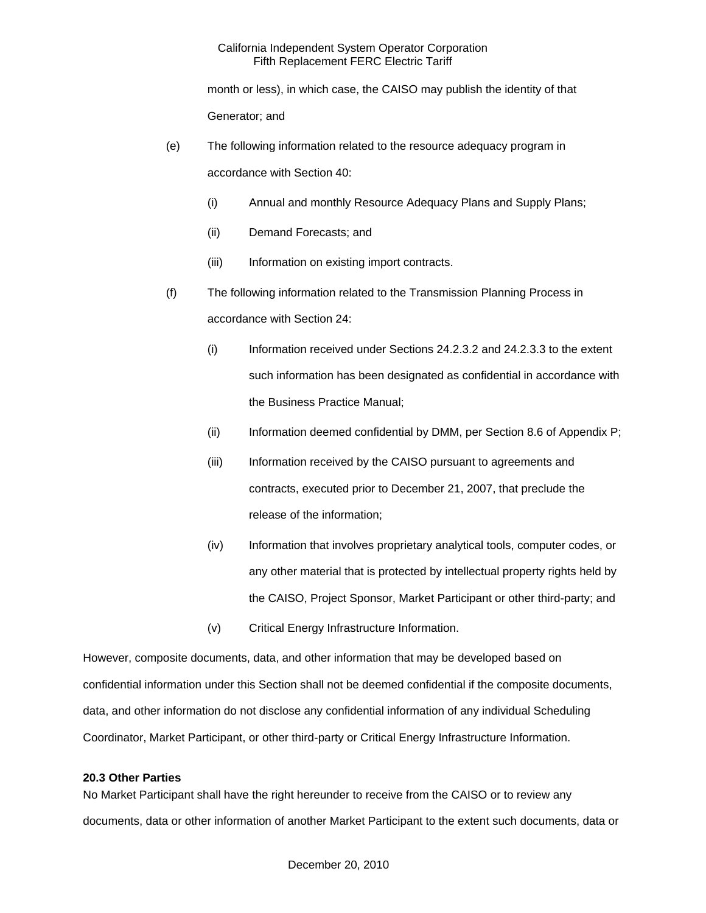month or less), in which case, the CAISO may publish the identity of that Generator; and

(e) The following information related to the resource adequacy program in accordance with Section 40:

(i) Annual and monthly Resource Adequacy Plans and Supply Plans;

(ii) Demand Forecasts; and

(iii) Information on existing import contracts.

(f) The following information related to the Transmission Planning Process in accordance with Section 24:

(i) Information received under Sections 24.2.3.2 and 24.2.3.3 to the extent such information has been designated as confidential in accordance with the Business Practice Manual;

(ii) Information deemed confidential by DMM, per Section 8.6 of Appendix P;

(iii) Information received by the CAISO pursuant to agreements and contracts, executed prior to December 21, 2007, that preclude the release of the information;

(iv) Information that involves proprietary analytical tools, computer codes, or any other material that is protected by intellectual property rights held by the CAISO, Project Sponsor, Market Participant or other third-party; and

(v) Critical Energy Infrastructure Information.

However, composite documents, data, and other information that may be developed based on confidential information under this Section shall not be deemed confidential if the composite documents, data, and other information do not disclose any confidential information of any individual Scheduling Coordinator, Market Participant, or other third-party or Critical Energy Infrastructure Information.

**20.3 Other Parties**

No Market Participant shall have the right hereunder to receive from the CAISO or to review any documents, data or other information of another Market Participant to the extent such documents, data or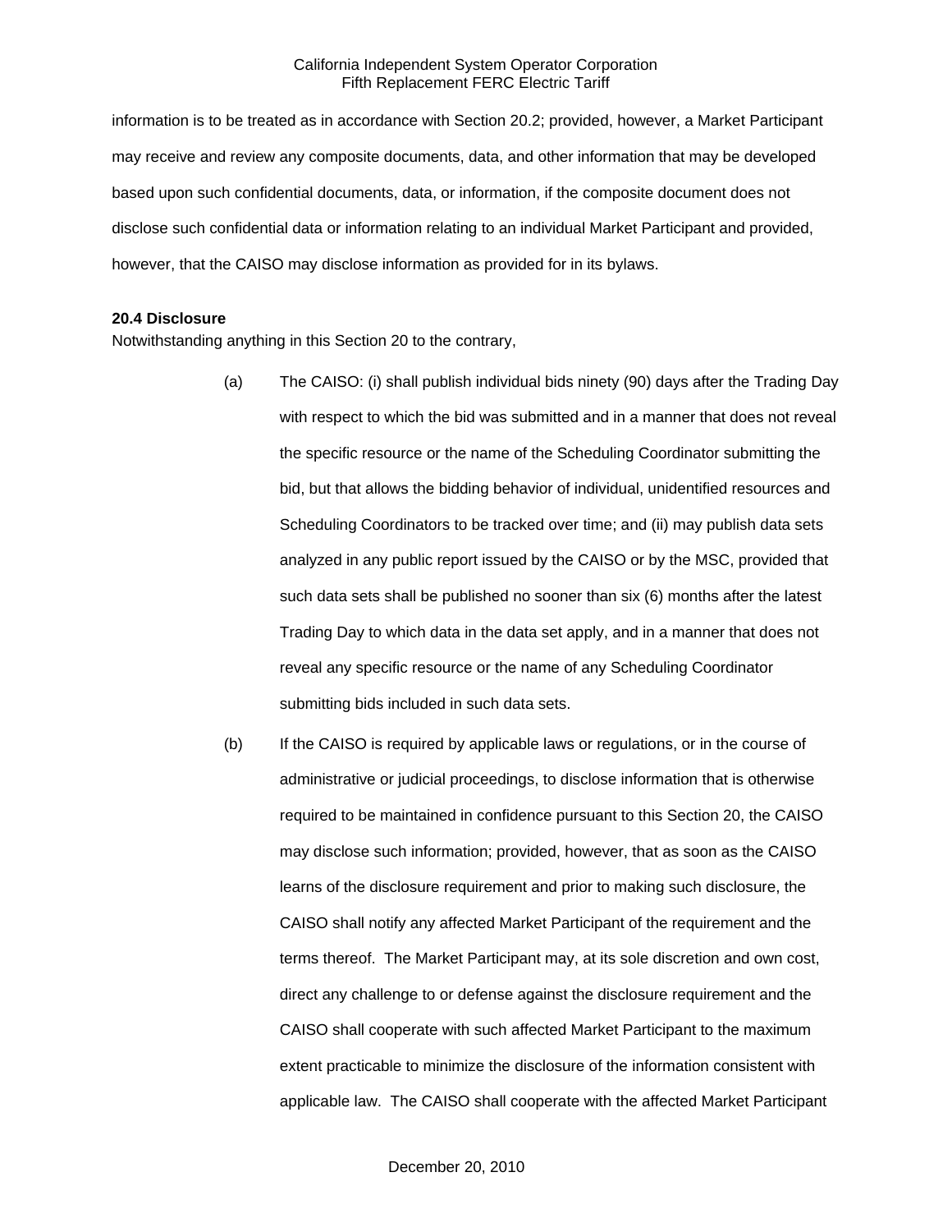information is to be treated as in accordance with Section 20.2; provided, however, a Market Participant may receive and review any composite documents, data, and other information that may be developed based upon such confidential documents, data, or information, if the composite document does not disclose such confidential data or information relating to an individual Market Participant and provided, however, that the CAISO may disclose information as provided for in its bylaws.

**20.4 Disclosure**

Notwithstanding anything in this Section 20 to the contrary,

(a) The CAISO: (i) shall publish individual bids ninety (90) days after the Trading Day with respect to which the bid was submitted and in a manner that does not reveal the specific resource or the name of the Scheduling Coordinator submitting the bid, but that allows the bidding behavior of individual, unidentified resources and Scheduling Coordinators to be tracked over time; and (ii) may publish data sets analyzed in any public report issued by the CAISO or by the MSC, provided that such data sets shall be published no sooner than six (6) months after the latest Trading Day to which data in the data set apply, and in a manner that does not reveal any specific resource or the name of any Scheduling Coordinator submitting bids included in such data sets.

(b) If the CAISO is required by applicable laws or regulations, or in the course of administrative or judicial proceedings, to disclose information that is otherwise required to be maintained in confidence pursuant to this Section 20, the CAISO may disclose such information; provided, however, that as soon as the CAISO learns of the disclosure requirement and prior to making such disclosure, the CAISO shall notify any affected Market Participant of the requirement and the terms thereof. The Market Participant may, at its sole discretion and own cost, direct any challenge to or defense against the disclosure requirement and the CAISO shall cooperate with such affected Market Participant to the maximum extent practicable to minimize the disclosure of the information consistent with applicable law. The CAISO shall cooperate with the affected Market Participant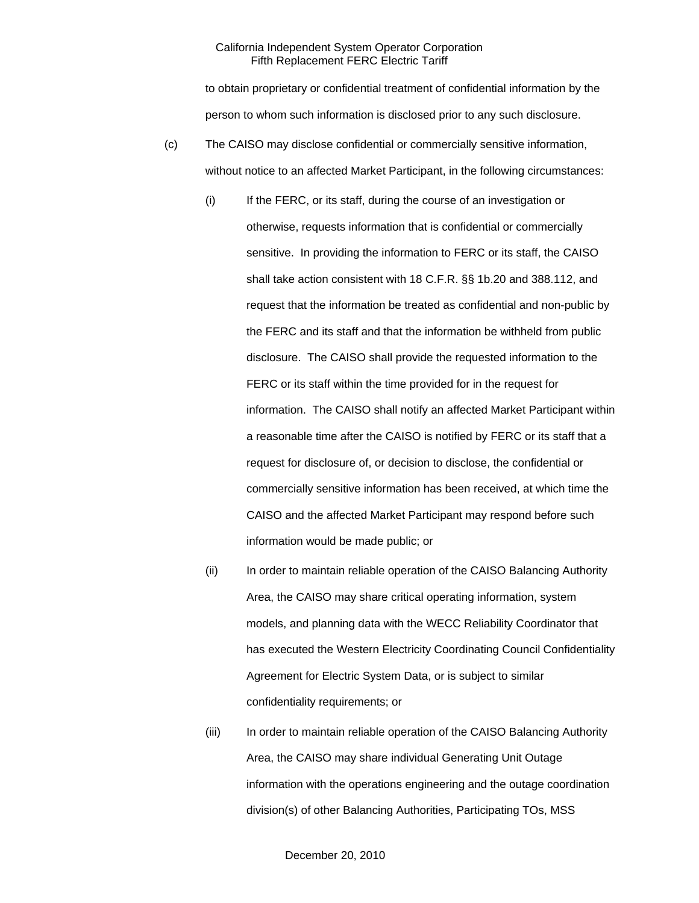to obtain proprietary or confidential treatment of confidential information by the person to whom such information is disclosed prior to any such disclosure.

(c) The CAISO may disclose confidential or commercially sensitive information, without notice to an affected Market Participant, in the following circumstances:

(i) If the FERC, or its staff, during the course of an investigation or otherwise, requests information that is confidential or commercially sensitive. In providing the information to FERC or its staff, the CAISO shall take action consistent with 18 C.F.R. §§ 1b.20 and 388.112, and request that the information be treated as confidential and non-public by the FERC and its staff and that the information be withheld from public disclosure. The CAISO shall provide the requested information to the FERC or its staff within the time provided for in the request for information. The CAISO shall notify an affected Market Participant within a reasonable time after the CAISO is notified by FERC or its staff that a request for disclosure of, or decision to disclose, the confidential or commercially sensitive information has been received, at which time the CAISO and the affected Market Participant may respond before such information would be made public; or

(ii) In order to maintain reliable operation of the CAISO Balancing Authority Area, the CAISO may share critical operating information, system models, and planning data with the WECC Reliability Coordinator that has executed the Western Electricity Coordinating Council Confidentiality Agreement for Electric System Data, or is subject to similar confidentiality requirements; or

(iii) In order to maintain reliable operation of the CAISO Balancing Authority Area, the CAISO may share individual Generating Unit Outage information with the operations engineering and the outage coordination division(s) of other Balancing Authorities, Participating TOs, MSS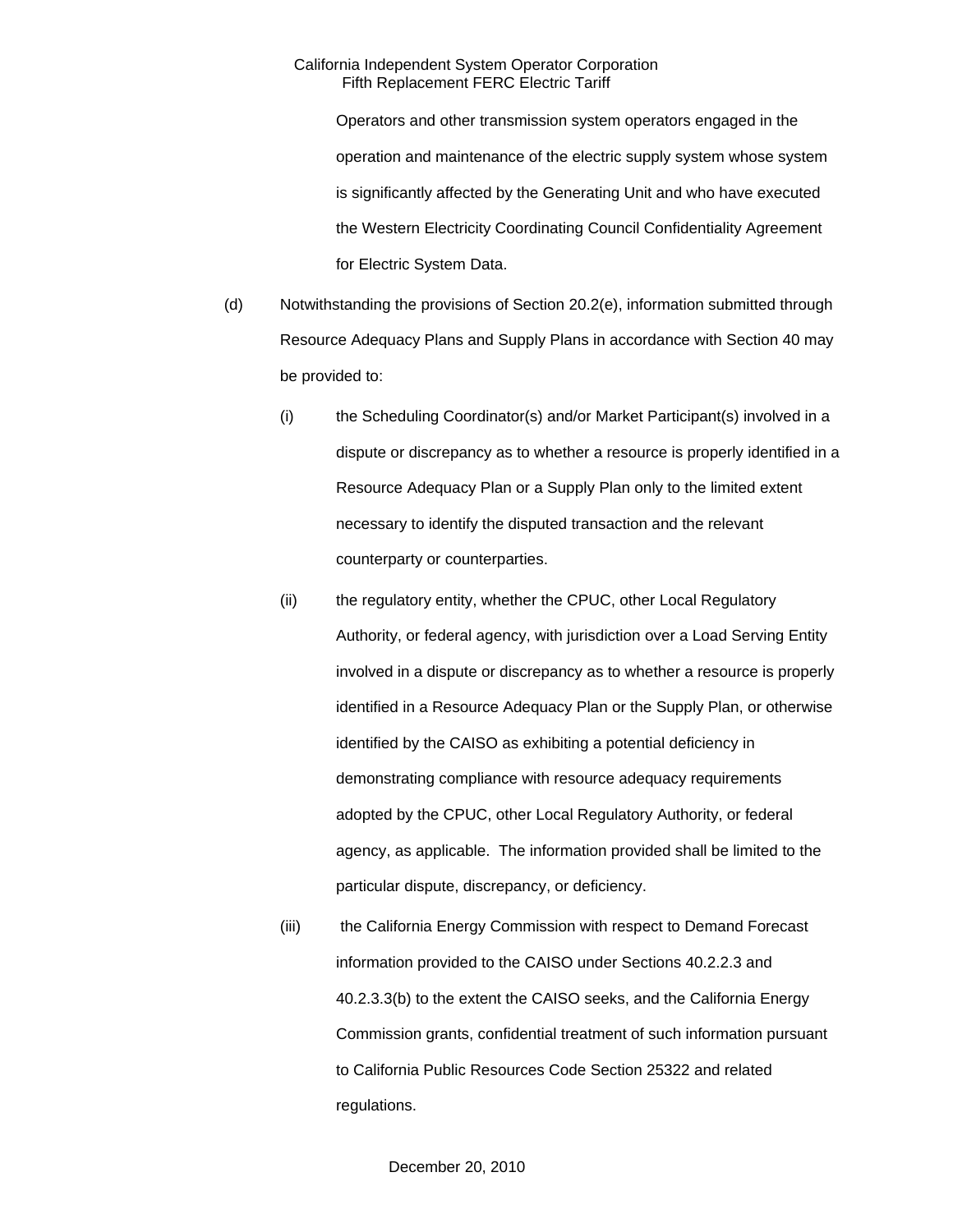Operators and other transmission system operators engaged in the operation and maintenance of the electric supply system whose system is significantly affected by the Generating Unit and who have executed the Western Electricity Coordinating Council Confidentiality Agreement for Electric System Data.

(d) Notwithstanding the provisions of Section 20.2(e), information submitted through Resource Adequacy Plans and Supply Plans in accordance with Section 40 may be provided to:

(i) the Scheduling Coordinator(s) and/or Market Participant(s) involved in a dispute or discrepancy as to whether a resource is properly identified in a Resource Adequacy Plan or a Supply Plan only to the limited extent necessary to identify the disputed transaction and the relevant counterparty or counterparties.

(ii) the regulatory entity, whether the CPUC, other Local Regulatory Authority, or federal agency, with jurisdiction over a Load Serving Entity involved in a dispute or discrepancy as to whether a resource is properly identified in a Resource Adequacy Plan or the Supply Plan, or otherwise identified by the CAISO as exhibiting a potential deficiency in demonstrating compliance with resource adequacy requirements adopted by the CPUC, other Local Regulatory Authority, or federal agency, as applicable. The information provided shall be limited to the particular dispute, discrepancy, or deficiency.

(iii) the California Energy Commission with respect to Demand Forecast information provided to the CAISO under Sections 40.2.2.3 and 40.2.3.3(b) to the extent the CAISO seeks, and the California Energy Commission grants, confidential treatment of such information pursuant to California Public Resources Code Section 25322 and related regulations.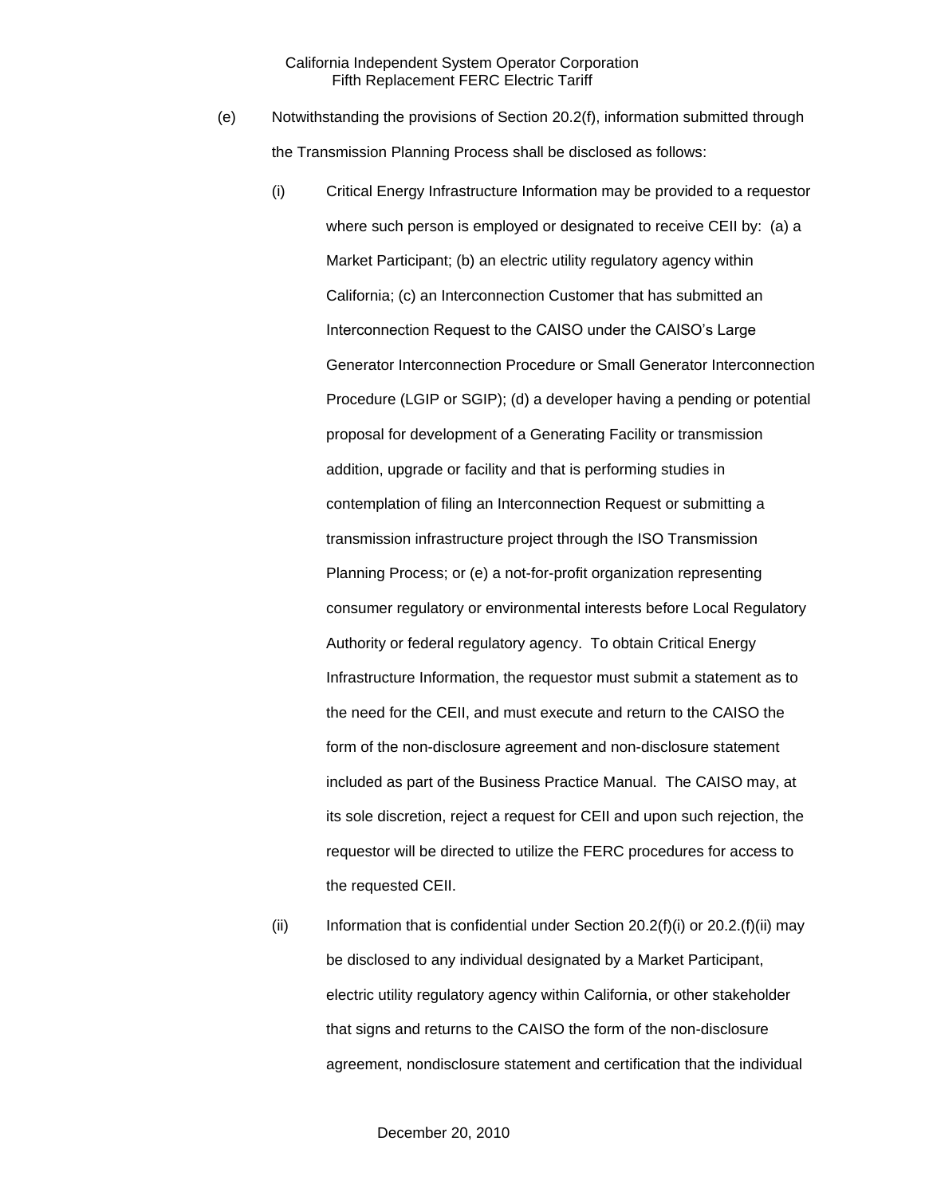(e) Notwithstanding the provisions of Section 20.2(f), information submitted through the Transmission Planning Process shall be disclosed as follows:

(i) Critical Energy Infrastructure Information may be provided to a requestor where such person is employed or designated to receive CEII by: (a) a Market Participant; (b) an electric utility regulatory agency within California; (c) an Interconnection Customer that has submitted an Interconnection Request to the CAISO under the CAISO's Large Generator Interconnection Procedure or Small Generator Interconnection Procedure (LGIP or SGIP); (d) a developer having a pending or potential proposal for development of a Generating Facility or transmission addition, upgrade or facility and that is performing studies in contemplation of filing an Interconnection Request or submitting a transmission infrastructure project through the ISO Transmission Planning Process; or (e) a not-for-profit organization representing consumer regulatory or environmental interests before Local Regulatory Authority or federal regulatory agency. To obtain Critical Energy Infrastructure Information, the requestor must submit a statement as to the need for the CEII, and must execute and return to the CAISO the form of the non-disclosure agreement and non-disclosure statement included as part of the Business Practice Manual. The CAISO may, at its sole discretion, reject a request for CEII and upon such rejection, the requestor will be directed to utilize the FERC procedures for access to the requested CEII.

(ii) Information that is confidential under Section 20.2(f)(i) or 20.2.(f)(ii) may be disclosed to any individual designated by a Market Participant, electric utility regulatory agency within California, or other stakeholder that signs and returns to the CAISO the form of the non-disclosure agreement, nondisclosure statement and certification that the individual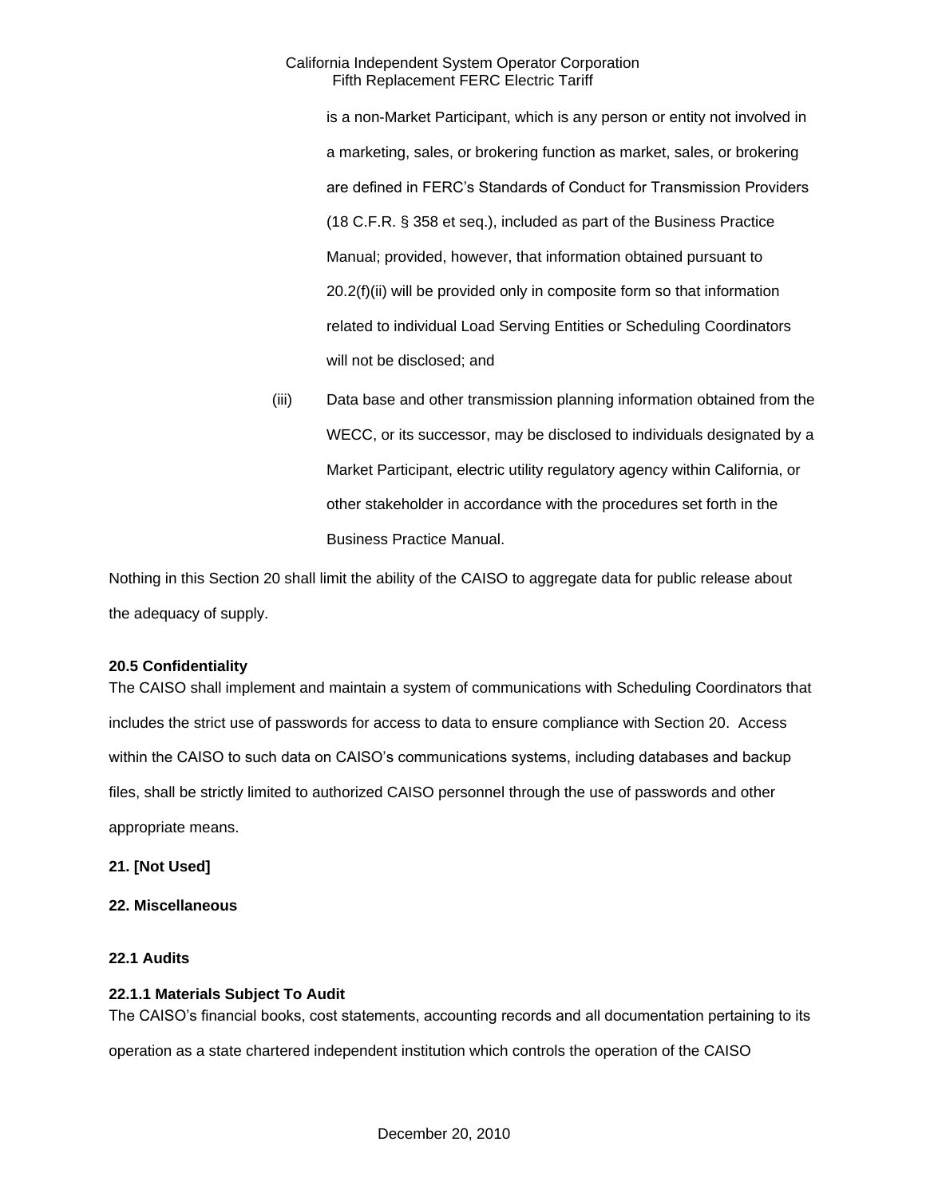is a non-Market Participant, which is any person or entity not involved in a marketing, sales, or brokering function as market, sales, or brokering are defined in FERC's Standards of Conduct for Transmission Providers (18 C.F.R. § 358 et seq.), included as part of the Business Practice Manual; provided, however, that information obtained pursuant to 20.2(f)(ii) will be provided only in composite form so that information related to individual Load Serving Entities or Scheduling Coordinators will not be disclosed; and

(iii) Data base and other transmission planning information obtained from the WECC, or its successor, may be disclosed to individuals designated by a Market Participant, electric utility regulatory agency within California, or other stakeholder in accordance with the procedures set forth in the Business Practice Manual.

Nothing in this Section 20 shall limit the ability of the CAISO to aggregate data for public release about the adequacy of supply.

**20.5 Confidentiality**

The CAISO shall implement and maintain a system of communications with Scheduling Coordinators that includes the strict use of passwords for access to data to ensure compliance with Section 20. Access within the CAISO to such data on CAISO's communications systems, including databases and backup files, shall be strictly limited to authorized CAISO personnel through the use of passwords and other appropriate means.

**21. [Not Used]**

**22. Miscellaneous**

**22.1 Audits**

**22.1.1 Materials Subject To Audit**

The CAISO's financial books, cost statements, accounting records and all documentation pertaining to its operation as a state chartered independent institution which controls the operation of the CAISO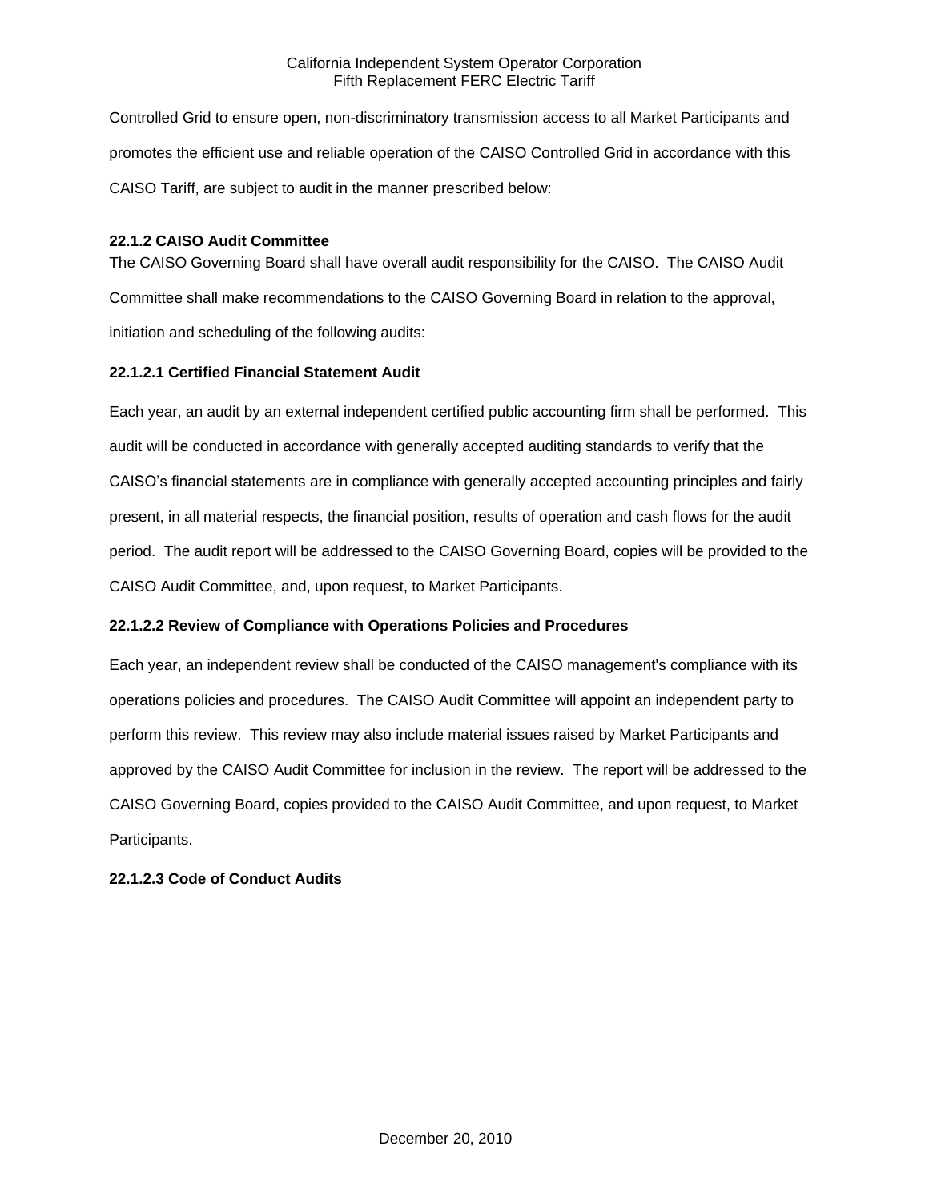Controlled Grid to ensure open, non-discriminatory transmission access to all Market Participants and promotes the efficient use and reliable operation of the CAISO Controlled Grid in accordance with this CAISO Tariff, are subject to audit in the manner prescribed below:

**22.1.2 CAISO Audit Committee**

The CAISO Governing Board shall have overall audit responsibility for the CAISO. The CAISO Audit Committee shall make recommendations to the CAISO Governing Board in relation to the approval, initiation and scheduling of the following audits:

**22.1.2.1 Certified Financial Statement Audit**

Each year, an audit by an external independent certified public accounting firm shall be performed. This audit will be conducted in accordance with generally accepted auditing standards to verify that the CAISO's financial statements are in compliance with generally accepted accounting principles and fairly present, in all material respects, the financial position, results of operation and cash flows for the audit period. The audit report will be addressed to the CAISO Governing Board, copies will be provided to the CAISO Audit Committee, and, upon request, to Market Participants.

**22.1.2.2 Review of Compliance with Operations Policies and Procedures**

Each year, an independent review shall be conducted of the CAISO management's compliance with its operations policies and procedures. The CAISO Audit Committee will appoint an independent party to perform this review. This review may also include material issues raised by Market Participants and approved by the CAISO Audit Committee for inclusion in the review. The report will be addressed to the CAISO Governing Board, copies provided to the CAISO Audit Committee, and upon request, to Market Participants.

**22.1.2.3 Code of Conduct Audits**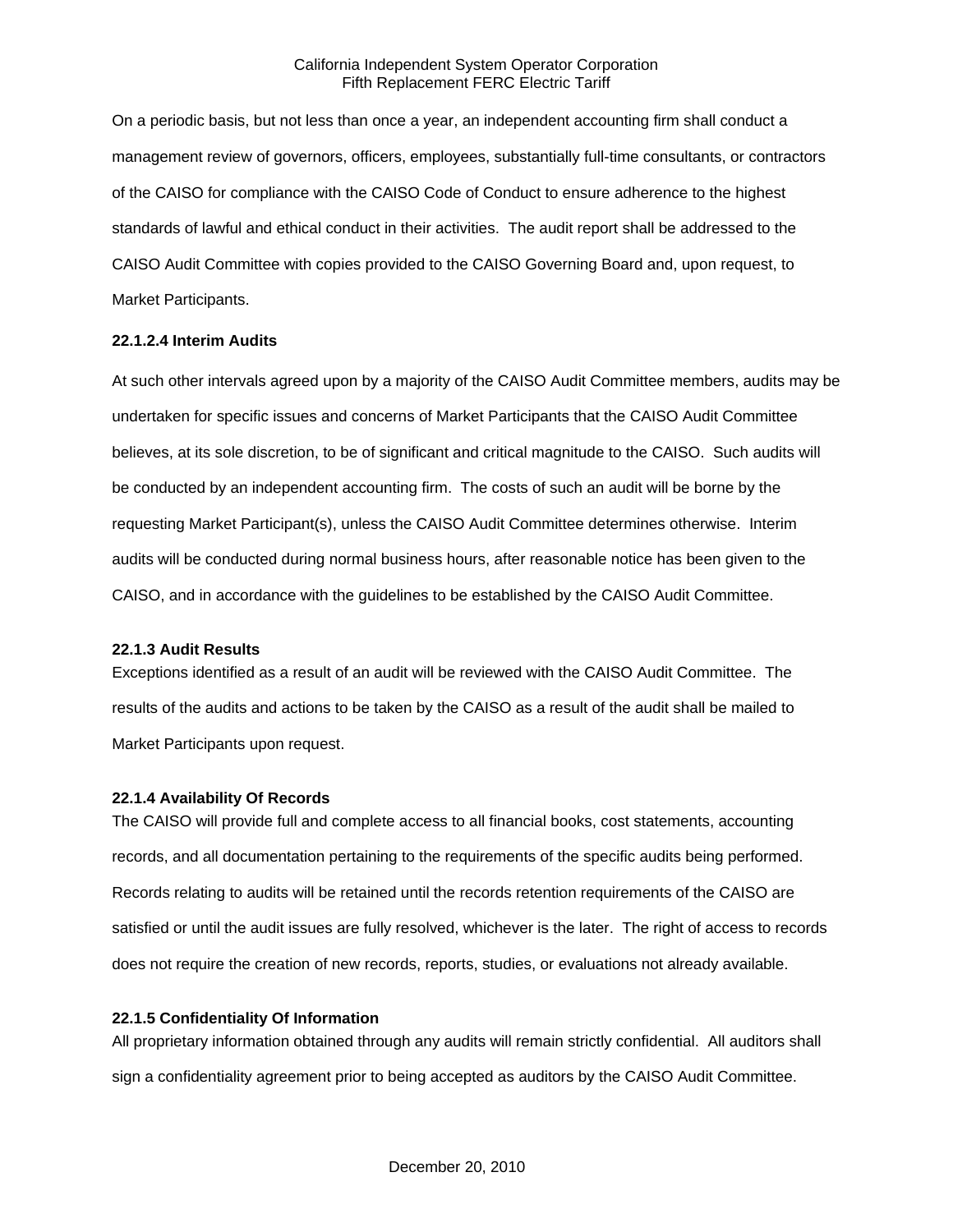On a periodic basis, but not less than once a year, an independent accounting firm shall conduct a management review of governors, officers, employees, substantially full-time consultants, or contractors of the CAISO for compliance with the CAISO Code of Conduct to ensure adherence to the highest standards of lawful and ethical conduct in their activities. The audit report shall be addressed to the CAISO Audit Committee with copies provided to the CAISO Governing Board and, upon request, to Market Participants.

**22.1.2.4 Interim Audits**

At such other intervals agreed upon by a majority of the CAISO Audit Committee members, audits may be undertaken for specific issues and concerns of Market Participants that the CAISO Audit Committee believes, at its sole discretion, to be of significant and critical magnitude to the CAISO. Such audits will be conducted by an independent accounting firm. The costs of such an audit will be borne by the requesting Market Participant(s), unless the CAISO Audit Committee determines otherwise. Interim audits will be conducted during normal business hours, after reasonable notice has been given to the CAISO, and in accordance with the guidelines to be established by the CAISO Audit Committee.

**22.1.3 Audit Results**

Exceptions identified as a result of an audit will be reviewed with the CAISO Audit Committee. The results of the audits and actions to be taken by the CAISO as a result of the audit shall be mailed to Market Participants upon request.

**22.1.4 Availability Of Records**

The CAISO will provide full and complete access to all financial books, cost statements, accounting records, and all documentation pertaining to the requirements of the specific audits being performed. Records relating to audits will be retained until the records retention requirements of the CAISO are satisfied or until the audit issues are fully resolved, whichever is the later. The right of access to records does not require the creation of new records, reports, studies, or evaluations not already available.

**22.1.5 Confidentiality Of Information**

All proprietary information obtained through any audits will remain strictly confidential. All auditors shall sign a confidentiality agreement prior to being accepted as auditors by the CAISO Audit Committee.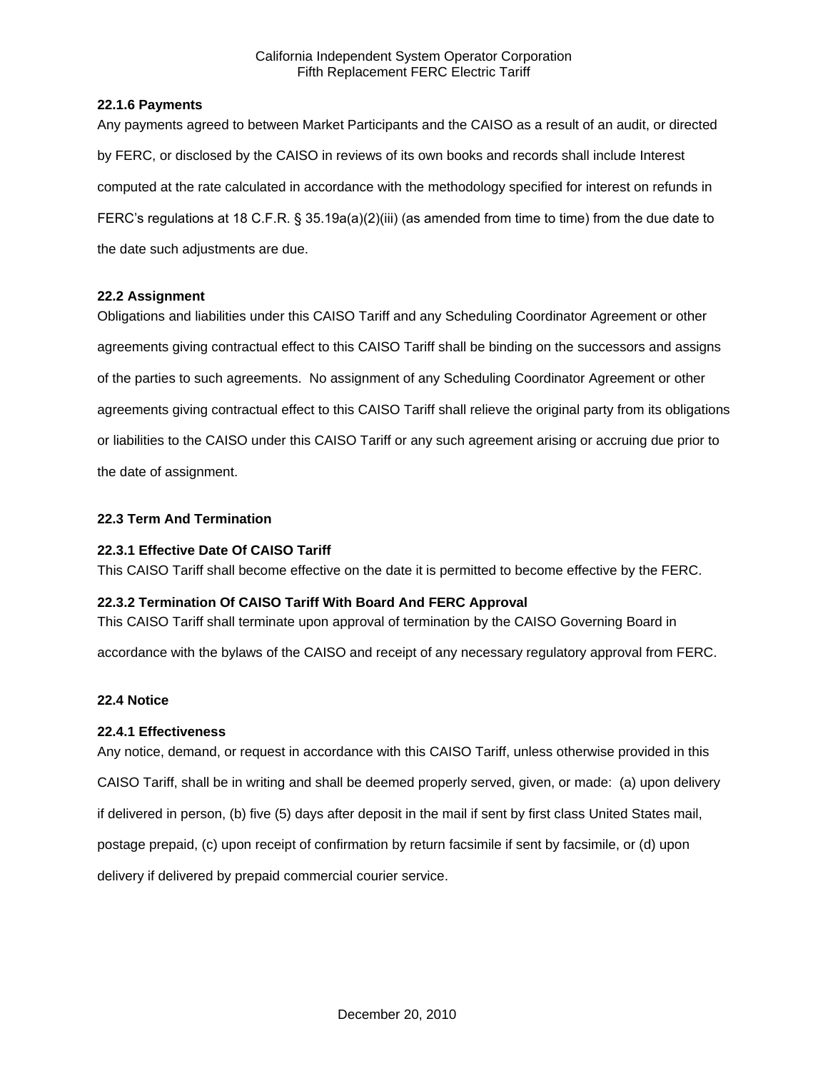**22.1.6 Payments**

Any payments agreed to between Market Participants and the CAISO as a result of an audit, or directed by FERC, or disclosed by the CAISO in reviews of its own books and records shall include Interest computed at the rate calculated in accordance with the methodology specified for interest on refunds in FERC's regulations at 18 C.F.R. § 35.19a(a)(2)(iii) (as amended from time to time) from the due date to the date such adjustments are due.

**22.2 Assignment**

Obligations and liabilities under this CAISO Tariff and any Scheduling Coordinator Agreement or other agreements giving contractual effect to this CAISO Tariff shall be binding on the successors and assigns of the parties to such agreements. No assignment of any Scheduling Coordinator Agreement or other agreements giving contractual effect to this CAISO Tariff shall relieve the original party from its obligations or liabilities to the CAISO under this CAISO Tariff or any such agreement arising or accruing due prior to the date of assignment.

**22.3 Term And Termination**

**22.3.1 Effective Date Of CAISO Tariff**

This CAISO Tariff shall become effective on the date it is permitted to become effective by the FERC.

**22.3.2 Termination Of CAISO Tariff With Board And FERC Approval**

This CAISO Tariff shall terminate upon approval of termination by the CAISO Governing Board in accordance with the bylaws of the CAISO and receipt of any necessary regulatory approval from FERC.

**22.4 Notice**

**22.4.1 Effectiveness**

Any notice, demand, or request in accordance with this CAISO Tariff, unless otherwise provided in this CAISO Tariff, shall be in writing and shall be deemed properly served, given, or made: (a) upon delivery if delivered in person, (b) five (5) days after deposit in the mail if sent by first class United States mail, postage prepaid, (c) upon receipt of confirmation by return facsimile if sent by facsimile, or (d) upon delivery if delivered by prepaid commercial courier service.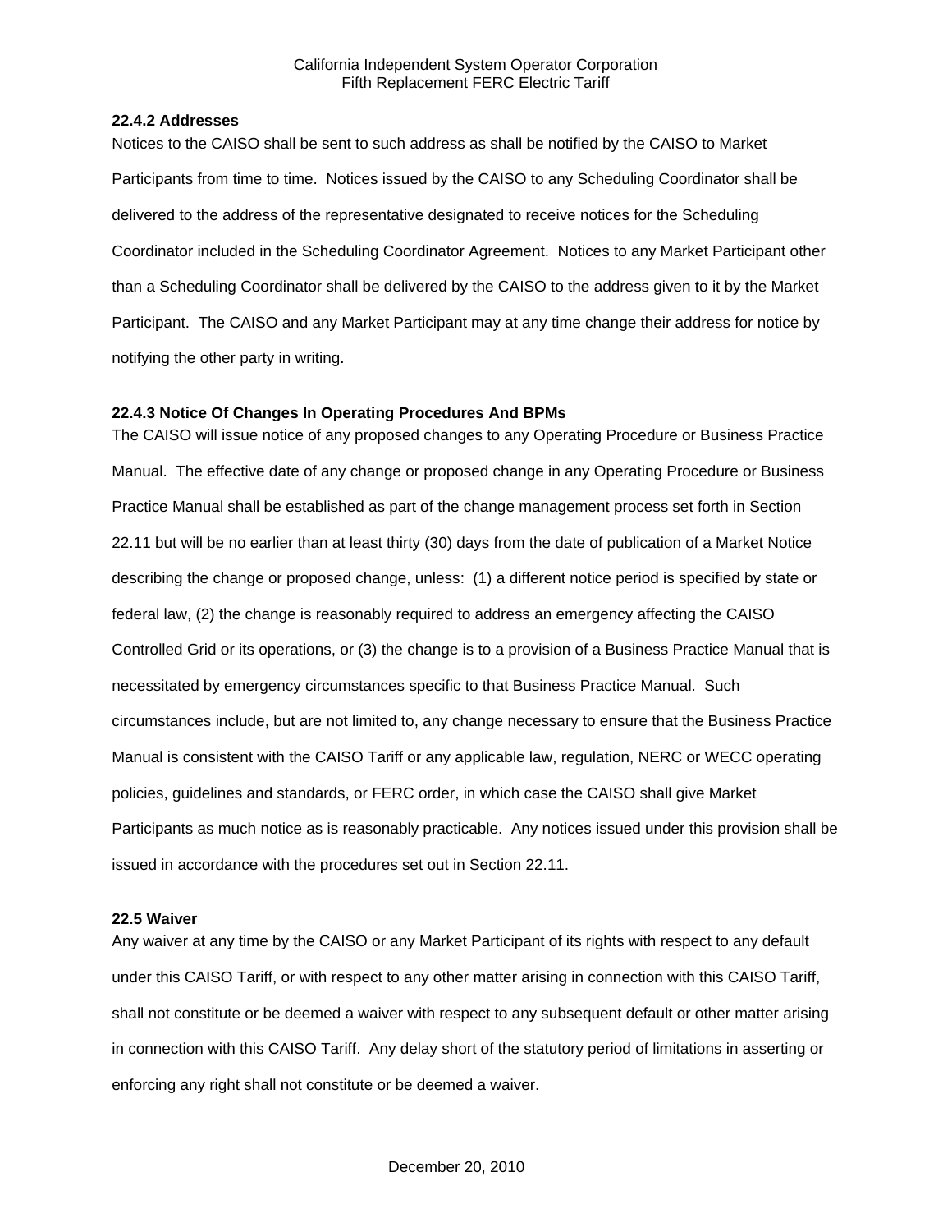### 22.4.2 Addresses

Notices to the CAISO shall be sent to such address as shall be notified by the CAISO to Market Participants from time to time. Notices issued by the CAISO to any Scheduling Coordinator shall be delivered to the address of the representative designated to receive notices for the Scheduling Coordinator included in the Scheduling Coordinator Agreement. Notices to any Market Participant other than a Scheduling Coordinator shall be delivered by the CAISO to the address given to it by the Market Participant. The CAISO and any Market Participant may at any time change their address for notice by notifying the other party in writing.

### 22.4.3 Notice Of Changes In Operating Procedures And BPMs

The CAISO will issue notice of any proposed changes to any Operating Procedure or Business Practice Manual. The effective date of any change or proposed change in any Operating Procedure or Business Practice Manual shall be established as part of the change management process set forth in Section 22.11 but will be no earlier than at least thirty (30) days from the date of publication of a Market Notice describing the change or proposed change, unless: (1) a different notice period is specified by state or federal law, (2) the change is reasonably required to address an emergency affecting the CAISO Controlled Grid or its operations, or (3) the change is to a provision of a Business Practice Manual that is necessitated by emergency circumstances specific to that Business Practice Manual. Such circumstances include, but are not limited to, any change necessary to ensure that the Business Practice Manual is consistent with the CAISO Tariff or any applicable law, regulation, NERC or WECC operating policies, guidelines and standards, or FERC order, in which case the CAISO shall give Market Participants as much notice as is reasonably practicable. Any notices issued under this provision shall be issued in accordance with the procedures set out in Section 22.11.

## 22.5 Waiver

Any waiver at any time by the CAISO or any Market Participant of its rights with respect to any default under this CAISO Tariff, or with respect to any other matter arising in connection with this CAISO Tariff, shall not constitute or be deemed a waiver with respect to any subsequent default or other matter arising in connection with this CAISO Tariff. Any delay short of the statutory period of limitations in asserting or enforcing any right shall not constitute or be deemed a waiver.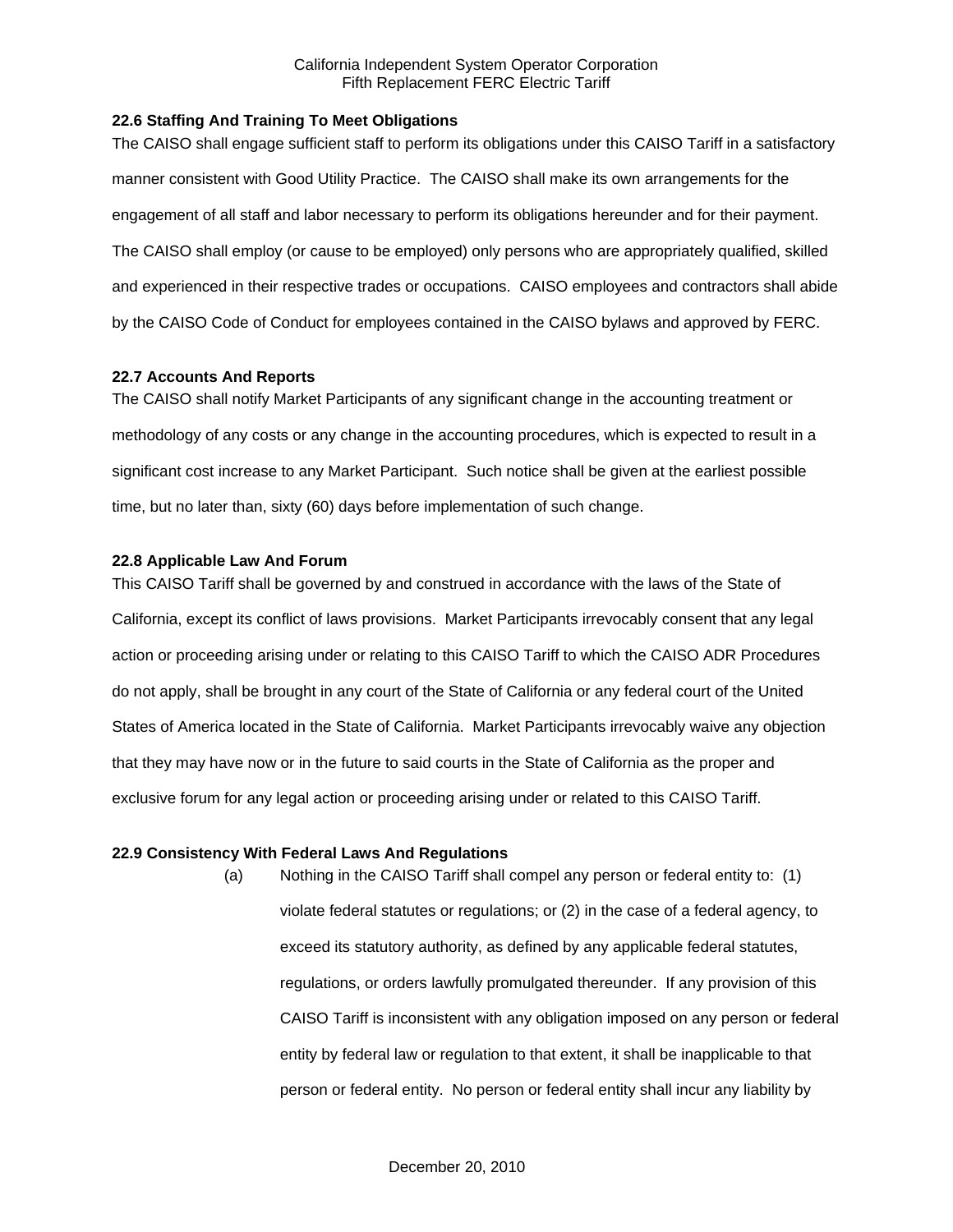### 22.6 Staffing And Training To Meet Obligations

The CAISO shall engage sufficient staff to perform its obligations under this CAISO Tariff in a satisfactory manner consistent with Good Utility Practice. The CAISO shall make its own arrangements for the engagement of all staff and labor necessary to perform its obligations hereunder and for their payment. The CAISO shall employ (or cause to be employed) only persons who are appropriately qualified, skilled and experienced in their respective trades or occupations. CAISO employees and contractors shall abide by the CAISO Code of Conduct for employees contained in the CAISO bylaws and approved by FERC.

### 22.7 Accounts And Reports

The CAISO shall notify Market Participants of any significant change in the accounting treatment or methodology of any costs or any change in the accounting procedures, which is expected to result in a significant cost increase to any Market Participant. Such notice shall be given at the earliest possible time, but no later than, sixty (60) days before implementation of such change.

### 22.8 Applicable Law And Forum

This CAISO Tariff shall be governed by and construed in accordance with the laws of the State of California, except its conflict of laws provisions. Market Participants irrevocably consent that any legal action or proceeding arising under or relating to this CAISO Tariff to which the CAISO ADR Procedures do not apply, shall be brought in any court of the State of California or any federal court of the United States of America located in the State of California. Market Participants irrevocably waive any objection that they may have now or in the future to said courts in the State of California as the proper and exclusive forum for any legal action or proceeding arising under or related to this CAISO Tariff.

### 22.9 Consistency With Federal Laws And Regulations

(a) Nothing in the CAISO Tariff shall compel any person or federal entity to: (1) violate federal statutes or regulations; or (2) in the case of a federal agency, to exceed its statutory authority, as defined by any applicable federal statutes, regulations, or orders lawfully promulgated thereunder. If any provision of this CAISO Tariff is inconsistent with any obligation imposed on any person or federal entity by federal law or regulation to that extent, it shall be inapplicable to that person or federal entity. No person or federal entity shall incur any liability by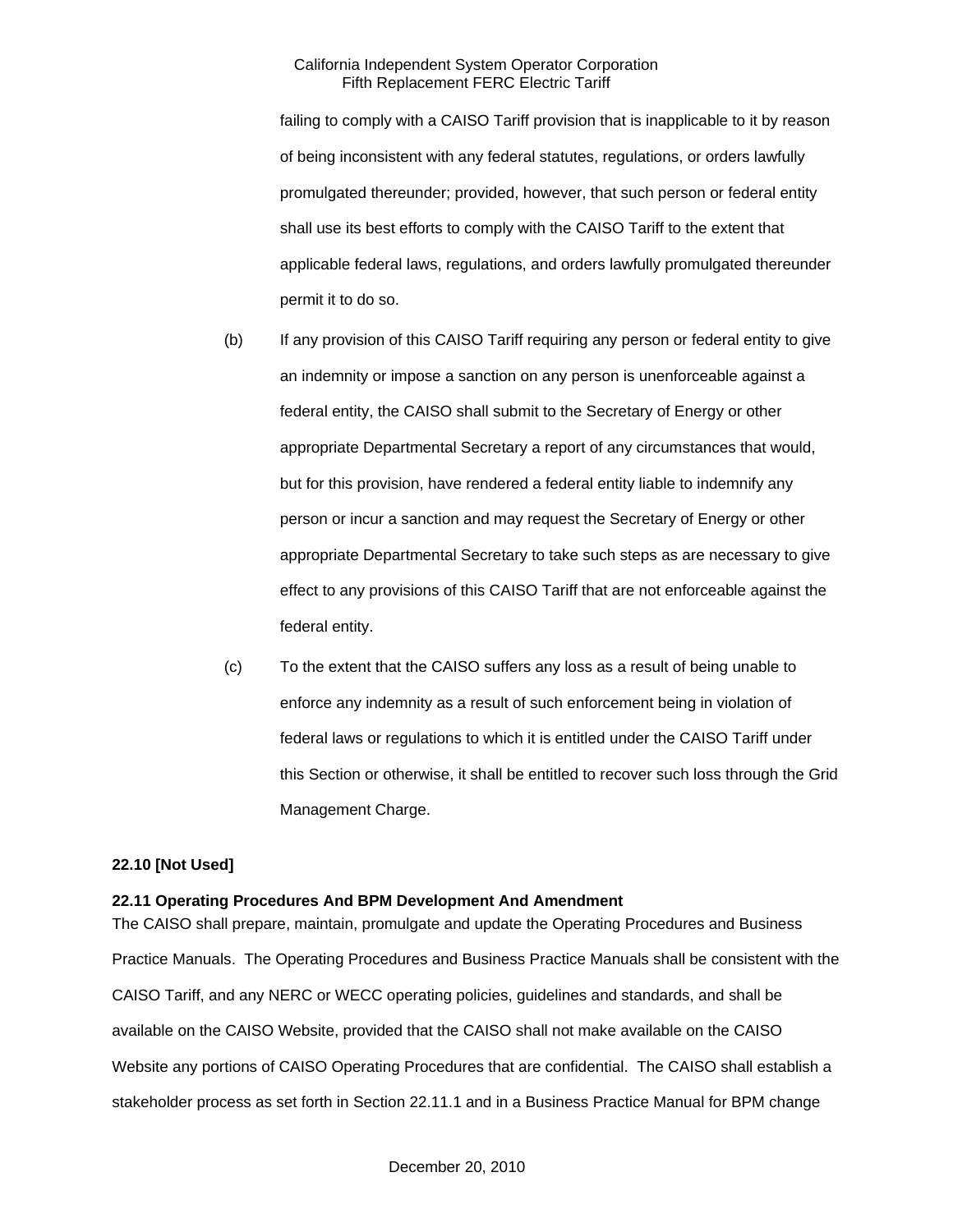failing to comply with a CAISO Tariff provision that is inapplicable to it by reason of being inconsistent with any federal statutes, regulations, or orders lawfully promulgated thereunder; provided, however, that such person or federal entity shall use its best efforts to comply with the CAISO Tariff to the extent that applicable federal laws, regulations, and orders lawfully promulgated thereunder permit it to do so.

(b) If any provision of this CAISO Tariff requiring any person or federal entity to give an indemnity or impose a sanction on any person is unenforceable against a federal entity, the CAISO shall submit to the Secretary of Energy or other appropriate Departmental Secretary a report of any circumstances that would, but for this provision, have rendered a federal entity liable to indemnify any person or incur a sanction and may request the Secretary of Energy or other appropriate Departmental Secretary to take such steps as are necessary to give effect to any provisions of this CAISO Tariff that are not enforceable against the federal entity.

(c) To the extent that the CAISO suffers any loss as a result of being unable to enforce any indemnity as a result of such enforcement being in violation of federal laws or regulations to which it is entitled under the CAISO Tariff under this Section or otherwise, it shall be entitled to recover such loss through the Grid Management Charge.

**22.10 [Not Used]**

**22.11 Operating Procedures And BPM Development And Amendment**

The CAISO shall prepare, maintain, promulgate and update the Operating Procedures and Business Practice Manuals. The Operating Procedures and Business Practice Manuals shall be consistent with the CAISO Tariff, and any NERC or WECC operating policies, guidelines and standards, and shall be available on the CAISO Website, provided that the CAISO shall not make available on the CAISO Website any portions of CAISO Operating Procedures that are confidential. The CAISO shall establish a stakeholder process as set forth in Section 22.11.1 and in a Business Practice Manual for BPM change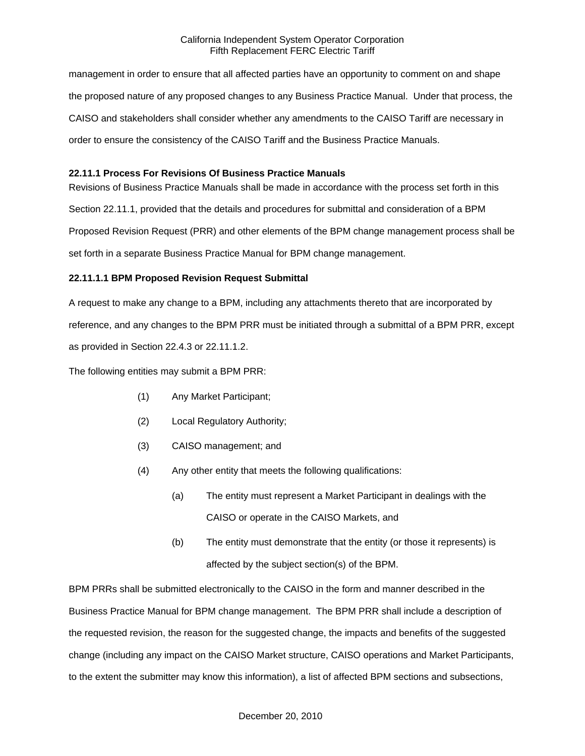management in order to ensure that all affected parties have an opportunity to comment on and shape the proposed nature of any proposed changes to any Business Practice Manual. Under that process, the CAISO and stakeholders shall consider whether any amendments to the CAISO Tariff are necessary in order to ensure the consistency of the CAISO Tariff and the Business Practice Manuals.

### 22.11.1 Process For Revisions Of Business Practice Manuals

Revisions of Business Practice Manuals shall be made in accordance with the process set forth in this Section 22.11.1, provided that the details and procedures for submittal and consideration of a BPM Proposed Revision Request (PRR) and other elements of the BPM change management process shall be set forth in a separate Business Practice Manual for BPM change management.

#### 22.11.1.1 BPM Proposed Revision Request Submittal

A request to make any change to a BPM, including any attachments thereto that are incorporated by reference, and any changes to the BPM PRR must be initiated through a submittal of a BPM PRR, except as provided in Section 22.4.3 or 22.11.1.2.

The following entities may submit a BPM PRR:

(1) Any Market Participant;

(2) Local Regulatory Authority;

(3) CAISO management; and

(4) Any other entity that meets the following qualifications:

(a) The entity must represent a Market Participant in dealings with the CAISO or operate in the CAISO Markets, and

(b) The entity must demonstrate that the entity (or those it represents) is affected by the subject section(s) of the BPM.

BPM PRRs shall be submitted electronically to the CAISO in the form and manner described in the Business Practice Manual for BPM change management. The BPM PRR shall include a description of the requested revision, the reason for the suggested change, the impacts and benefits of the suggested change (including any impact on the CAISO Market structure, CAISO operations and Market Participants, to the extent the submitter may know this information), a list of affected BPM sections and subsections,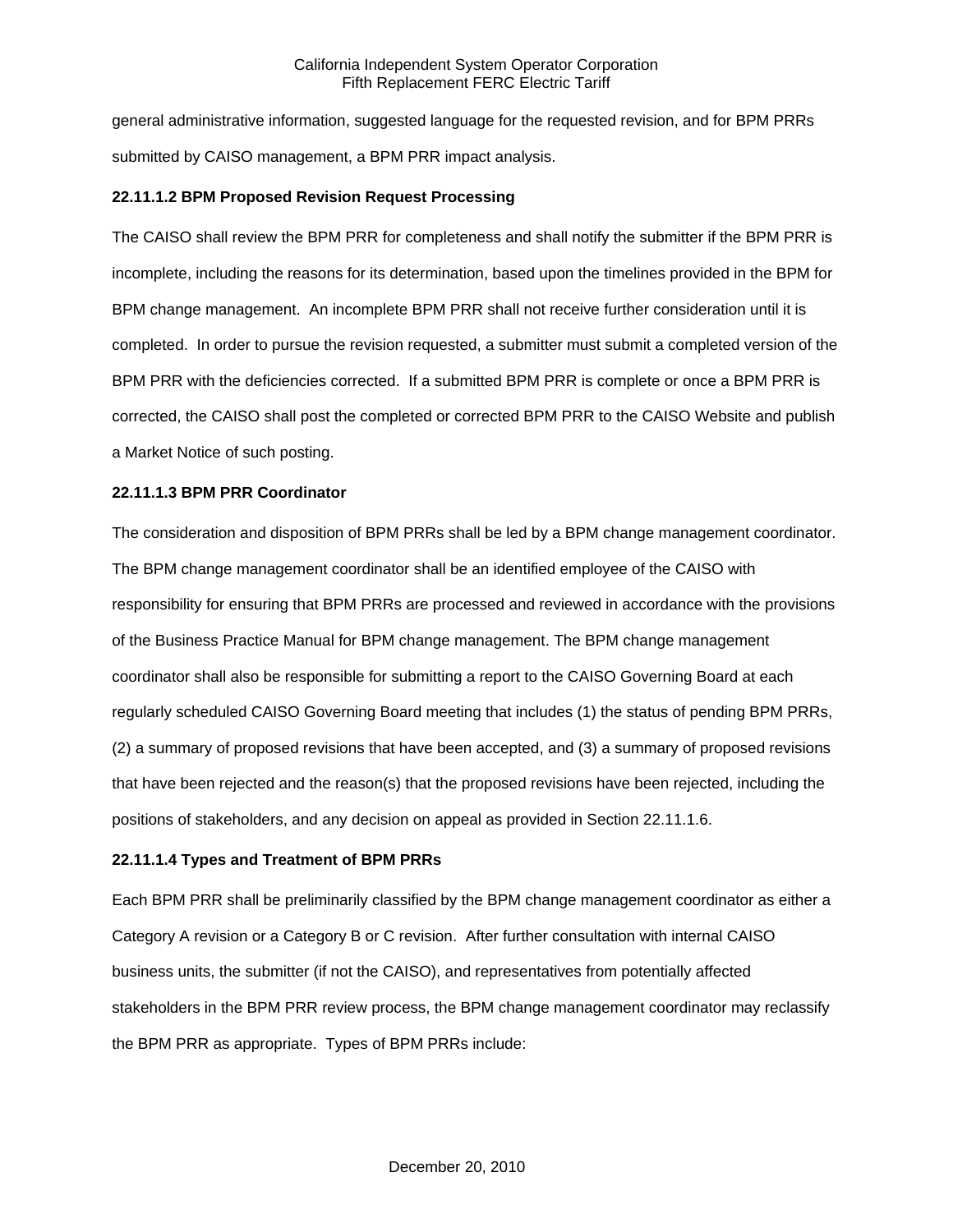general administrative information, suggested language for the requested revision, and for BPM PRRs submitted by CAISO management, a BPM PRR impact analysis.

**22.11.1.2 BPM Proposed Revision Request Processing**

The CAISO shall review the BPM PRR for completeness and shall notify the submitter if the BPM PRR is incomplete, including the reasons for its determination, based upon the timelines provided in the BPM for BPM change management. An incomplete BPM PRR shall not receive further consideration until it is completed. In order to pursue the revision requested, a submitter must submit a completed version of the BPM PRR with the deficiencies corrected. If a submitted BPM PRR is complete or once a BPM PRR is corrected, the CAISO shall post the completed or corrected BPM PRR to the CAISO Website and publish a Market Notice of such posting.

**22.11.1.3 BPM PRR Coordinator**

The consideration and disposition of BPM PRRs shall be led by a BPM change management coordinator. The BPM change management coordinator shall be an identified employee of the CAISO with responsibility for ensuring that BPM PRRs are processed and reviewed in accordance with the provisions of the Business Practice Manual for BPM change management. The BPM change management coordinator shall also be responsible for submitting a report to the CAISO Governing Board at each regularly scheduled CAISO Governing Board meeting that includes (1) the status of pending BPM PRRs, (2) a summary of proposed revisions that have been accepted, and (3) a summary of proposed revisions that have been rejected and the reason(s) that the proposed revisions have been rejected, including the positions of stakeholders, and any decision on appeal as provided in Section 22.11.1.6.

**22.11.1.4 Types and Treatment of BPM PRRs**

Each BPM PRR shall be preliminarily classified by the BPM change management coordinator as either a Category A revision or a Category B or C revision. After further consultation with internal CAISO business units, the submitter (if not the CAISO), and representatives from potentially affected stakeholders in the BPM PRR review process, the BPM change management coordinator may reclassify the BPM PRR as appropriate. Types of BPM PRRs include: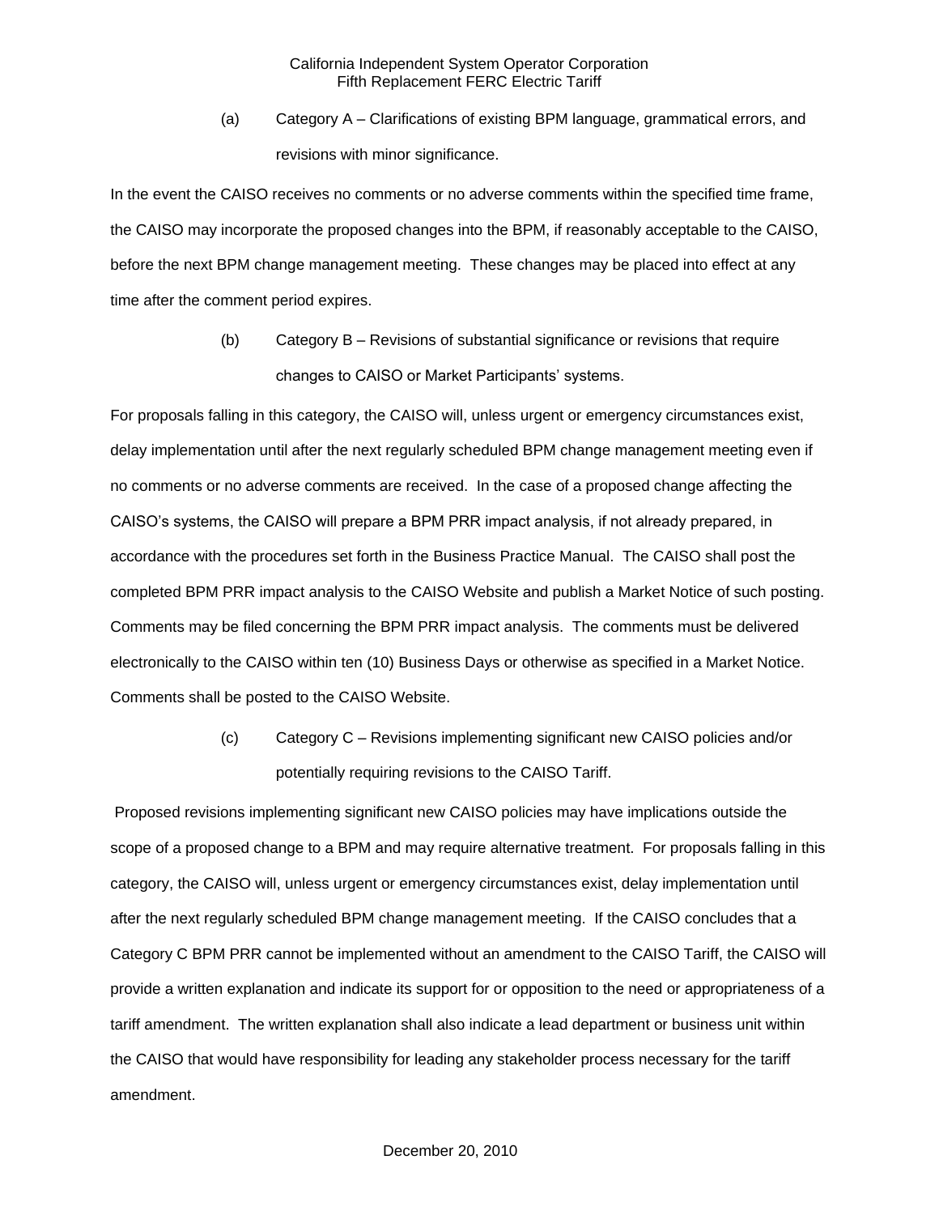(a) Category A – Clarifications of existing BPM language, grammatical errors, and revisions with minor significance.

In the event the CAISO receives no comments or no adverse comments within the specified time frame, the CAISO may incorporate the proposed changes into the BPM, if reasonably acceptable to the CAISO, before the next BPM change management meeting. These changes may be placed into effect at any time after the comment period expires.

(b) Category B – Revisions of substantial significance or revisions that require changes to CAISO or Market Participants' systems.

For proposals falling in this category, the CAISO will, unless urgent or emergency circumstances exist, delay implementation until after the next regularly scheduled BPM change management meeting even if no comments or no adverse comments are received. In the case of a proposed change affecting the CAISO's systems, the CAISO will prepare a BPM PRR impact analysis, if not already prepared, in accordance with the procedures set forth in the Business Practice Manual. The CAISO shall post the completed BPM PRR impact analysis to the CAISO Website and publish a Market Notice of such posting. Comments may be filed concerning the BPM PRR impact analysis. The comments must be delivered electronically to the CAISO within ten (10) Business Days or otherwise as specified in a Market Notice. Comments shall be posted to the CAISO Website.

(c) Category C – Revisions implementing significant new CAISO policies and/or potentially requiring revisions to the CAISO Tariff.

Proposed revisions implementing significant new CAISO policies may have implications outside the scope of a proposed change to a BPM and may require alternative treatment. For proposals falling in this category, the CAISO will, unless urgent or emergency circumstances exist, delay implementation until after the next regularly scheduled BPM change management meeting. If the CAISO concludes that a Category C BPM PRR cannot be implemented without an amendment to the CAISO Tariff, the CAISO will provide a written explanation and indicate its support for or opposition to the need or appropriateness of a tariff amendment. The written explanation shall also indicate a lead department or business unit within the CAISO that would have responsibility for leading any stakeholder process necessary for the tariff amendment.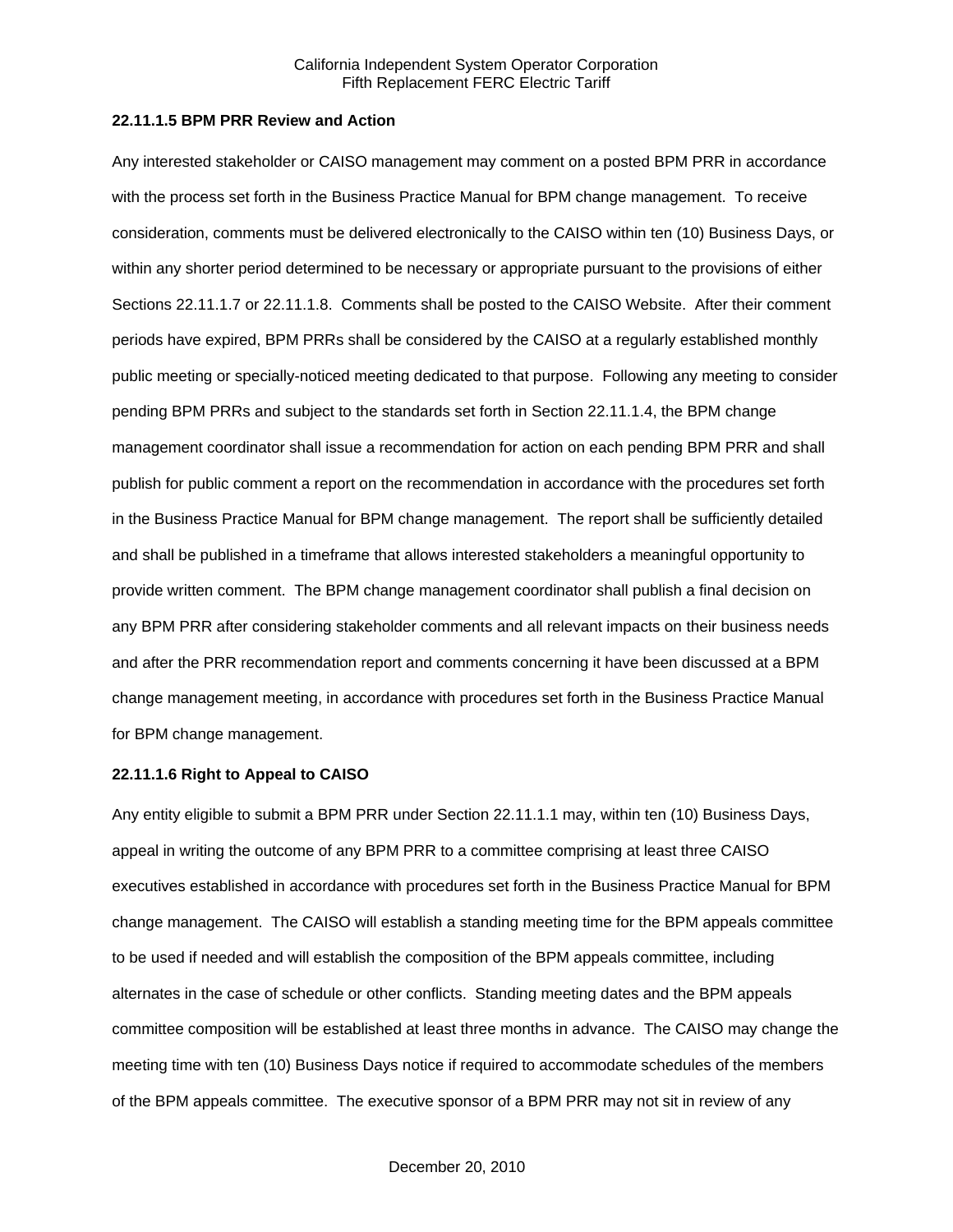**22.11.1.5 BPM PRR Review and Action**

Any interested stakeholder or CAISO management may comment on a posted BPM PRR in accordance with the process set forth in the Business Practice Manual for BPM change management. To receive consideration, comments must be delivered electronically to the CAISO within ten (10) Business Days, or within any shorter period determined to be necessary or appropriate pursuant to the provisions of either Sections 22.11.1.7 or 22.11.1.8. Comments shall be posted to the CAISO Website. After their comment periods have expired, BPM PRRs shall be considered by the CAISO at a regularly established monthly public meeting or specially-noticed meeting dedicated to that purpose. Following any meeting to consider pending BPM PRRs and subject to the standards set forth in Section 22.11.1.4, the BPM change management coordinator shall issue a recommendation for action on each pending BPM PRR and shall publish for public comment a report on the recommendation in accordance with the procedures set forth in the Business Practice Manual for BPM change management. The report shall be sufficiently detailed and shall be published in a timeframe that allows interested stakeholders a meaningful opportunity to provide written comment. The BPM change management coordinator shall publish a final decision on any BPM PRR after considering stakeholder comments and all relevant impacts on their business needs and after the PRR recommendation report and comments concerning it have been discussed at a BPM change management meeting, in accordance with procedures set forth in the Business Practice Manual for BPM change management.

**22.11.1.6 Right to Appeal to CAISO**

Any entity eligible to submit a BPM PRR under Section 22.11.1.1 may, within ten (10) Business Days, appeal in writing the outcome of any BPM PRR to a committee comprising at least three CAISO executives established in accordance with procedures set forth in the Business Practice Manual for BPM change management. The CAISO will establish a standing meeting time for the BPM appeals committee to be used if needed and will establish the composition of the BPM appeals committee, including alternates in the case of schedule or other conflicts. Standing meeting dates and the BPM appeals committee composition will be established at least three months in advance. The CAISO may change the meeting time with ten (10) Business Days notice if required to accommodate schedules of the members of the BPM appeals committee. The executive sponsor of a BPM PRR may not sit in review of any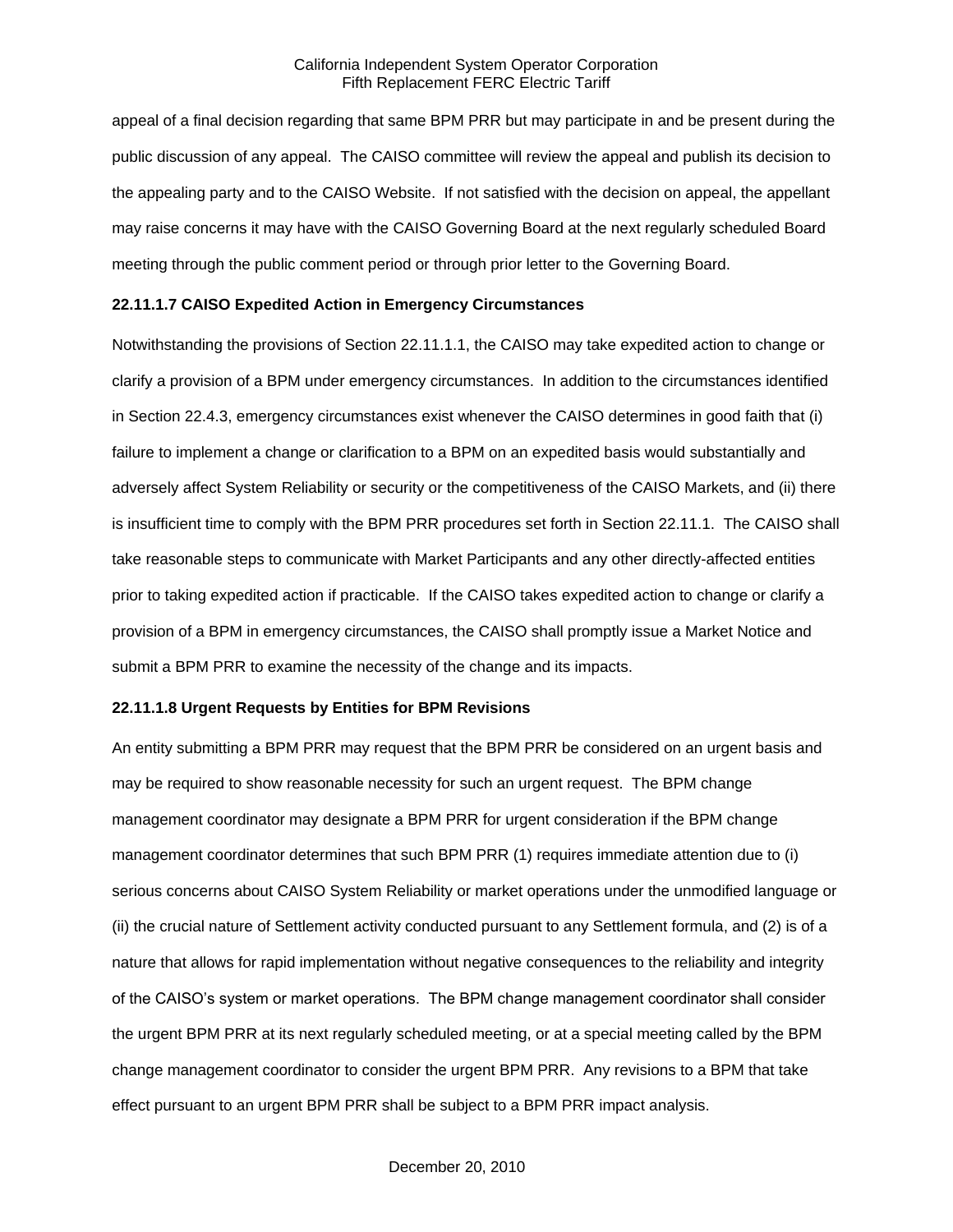appeal of a final decision regarding that same BPM PRR but may participate in and be present during the public discussion of any appeal. The CAISO committee will review the appeal and publish its decision to the appealing party and to the CAISO Website. If not satisfied with the decision on appeal, the appellant may raise concerns it may have with the CAISO Governing Board at the next regularly scheduled Board meeting through the public comment period or through prior letter to the Governing Board.

**22.11.1.7 CAISO Expedited Action in Emergency Circumstances**

Notwithstanding the provisions of Section 22.11.1.1, the CAISO may take expedited action to change or clarify a provision of a BPM under emergency circumstances. In addition to the circumstances identified in Section 22.4.3, emergency circumstances exist whenever the CAISO determines in good faith that (i) failure to implement a change or clarification to a BPM on an expedited basis would substantially and adversely affect System Reliability or security or the competitiveness of the CAISO Markets, and (ii) there is insufficient time to comply with the BPM PRR procedures set forth in Section 22.11.1. The CAISO shall take reasonable steps to communicate with Market Participants and any other directly-affected entities prior to taking expedited action if practicable. If the CAISO takes expedited action to change or clarify a provision of a BPM in emergency circumstances, the CAISO shall promptly issue a Market Notice and submit a BPM PRR to examine the necessity of the change and its impacts.

**22.11.1.8 Urgent Requests by Entities for BPM Revisions**

An entity submitting a BPM PRR may request that the BPM PRR be considered on an urgent basis and may be required to show reasonable necessity for such an urgent request. The BPM change management coordinator may designate a BPM PRR for urgent consideration if the BPM change management coordinator determines that such BPM PRR (1) requires immediate attention due to (i) serious concerns about CAISO System Reliability or market operations under the unmodified language or (ii) the crucial nature of Settlement activity conducted pursuant to any Settlement formula, and (2) is of a nature that allows for rapid implementation without negative consequences to the reliability and integrity of the CAISO's system or market operations. The BPM change management coordinator shall consider the urgent BPM PRR at its next regularly scheduled meeting, or at a special meeting called by the BPM change management coordinator to consider the urgent BPM PRR. Any revisions to a BPM that take effect pursuant to an urgent BPM PRR shall be subject to a BPM PRR impact analysis.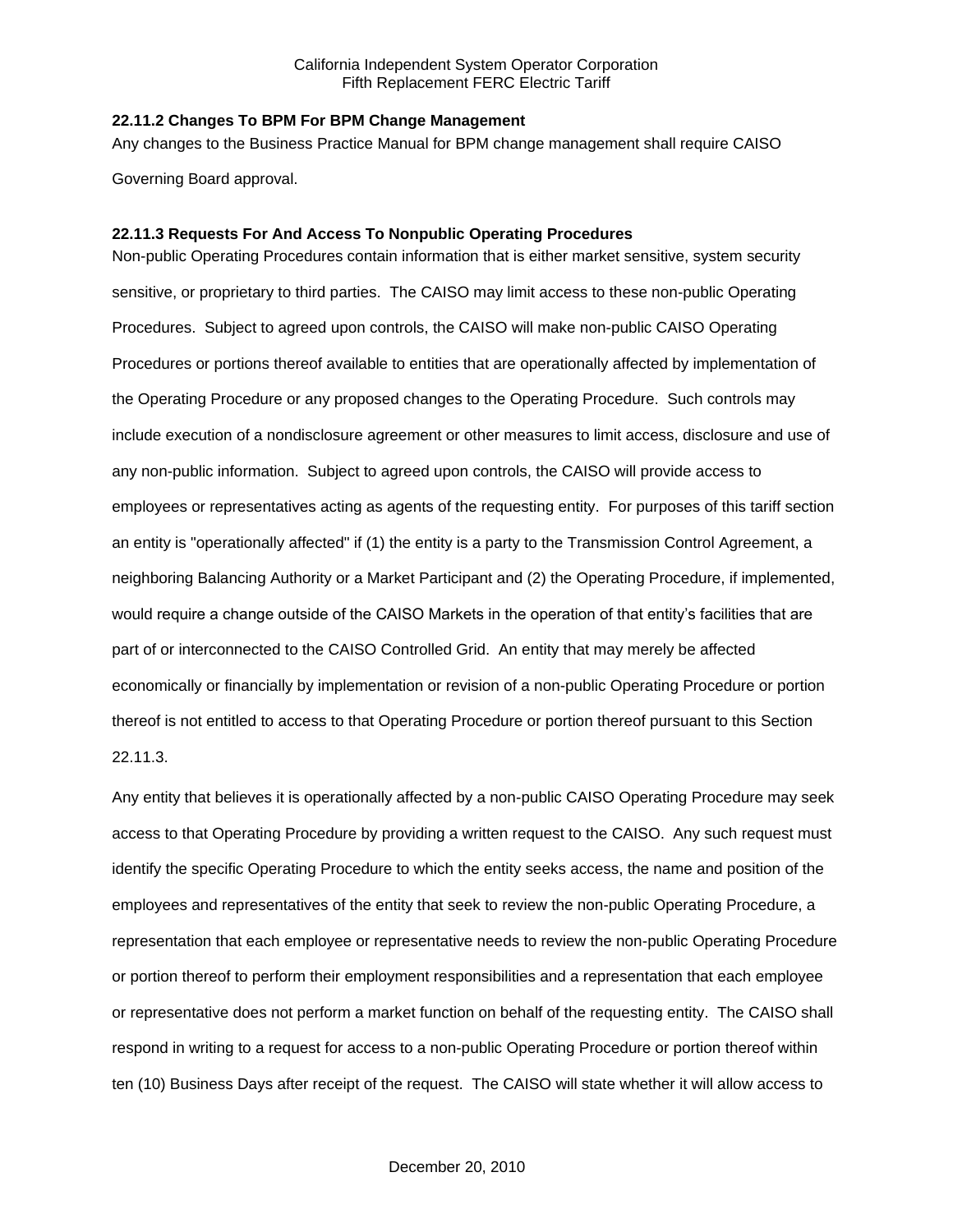### 22.11.2 Changes To BPM For BPM Change Management

Any changes to the Business Practice Manual for BPM change management shall require CAISO Governing Board approval.

### 22.11.3 Requests For And Access To Nonpublic Operating Procedures

Non-public Operating Procedures contain information that is either market sensitive, system security sensitive, or proprietary to third parties. The CAISO may limit access to these non-public Operating Procedures. Subject to agreed upon controls, the CAISO will make non-public CAISO Operating Procedures or portions thereof available to entities that are operationally affected by implementation of the Operating Procedure or any proposed changes to the Operating Procedure. Such controls may include execution of a nondisclosure agreement or other measures to limit access, disclosure and use of any non-public information. Subject to agreed upon controls, the CAISO will provide access to employees or representatives acting as agents of the requesting entity. For purposes of this tariff section an entity is "operationally affected" if (1) the entity is a party to the Transmission Control Agreement, a neighboring Balancing Authority or a Market Participant and (2) the Operating Procedure, if implemented, would require a change outside of the CAISO Markets in the operation of that entity's facilities that are part of or interconnected to the CAISO Controlled Grid. An entity that may merely be affected economically or financially by implementation or revision of a non-public Operating Procedure or portion thereof is not entitled to access to that Operating Procedure or portion thereof pursuant to this Section 22.11.3.

Any entity that believes it is operationally affected by a non-public CAISO Operating Procedure may seek access to that Operating Procedure by providing a written request to the CAISO. Any such request must identify the specific Operating Procedure to which the entity seeks access, the name and position of the employees and representatives of the entity that seek to review the non-public Operating Procedure, a representation that each employee or representative needs to review the non-public Operating Procedure or portion thereof to perform their employment responsibilities and a representation that each employee or representative does not perform a market function on behalf of the requesting entity. The CAISO shall respond in writing to a request for access to a non-public Operating Procedure or portion thereof within ten (10) Business Days after receipt of the request. The CAISO will state whether it will allow access to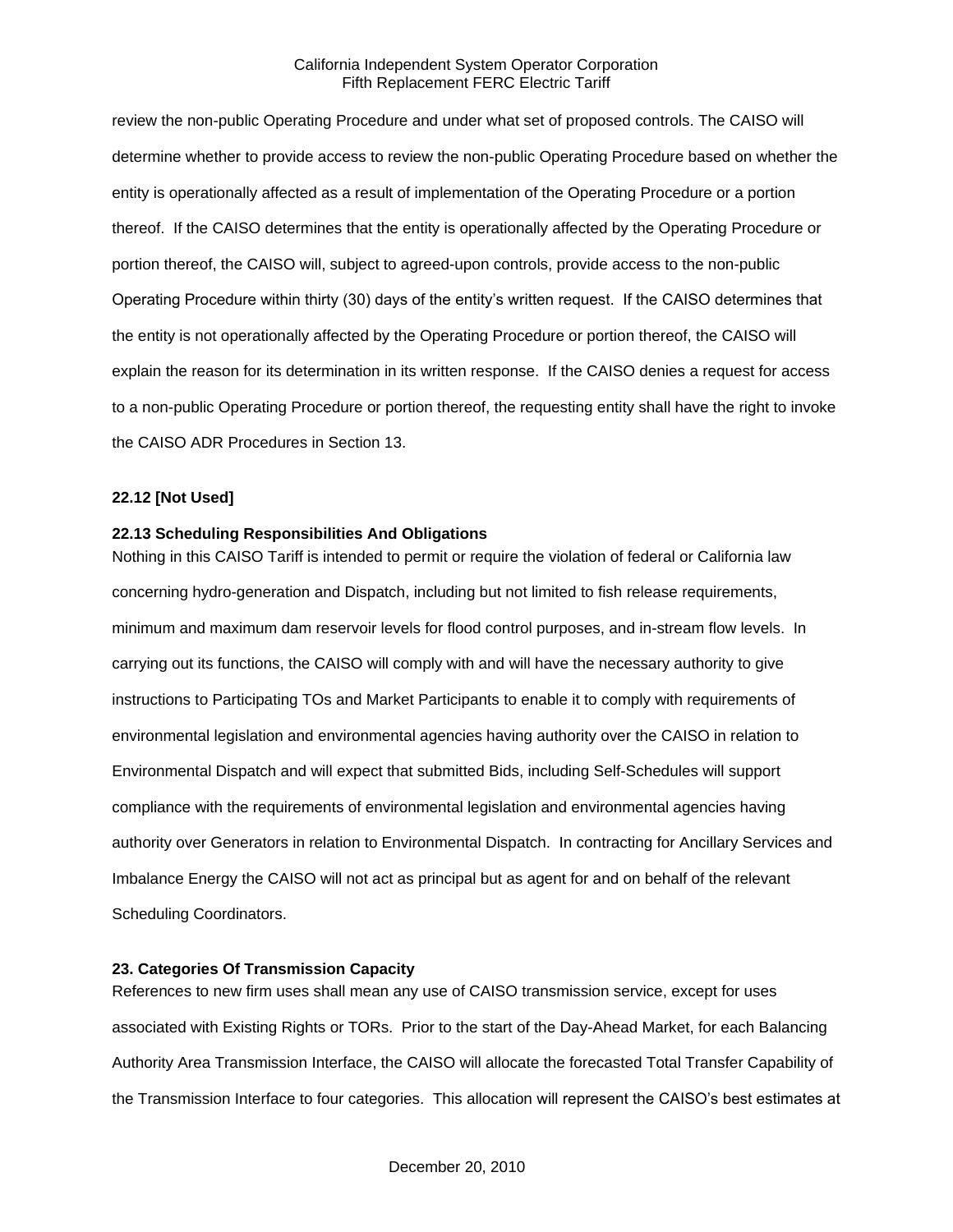review the non-public Operating Procedure and under what set of proposed controls. The CAISO will determine whether to provide access to review the non-public Operating Procedure based on whether the entity is operationally affected as a result of implementation of the Operating Procedure or a portion thereof. If the CAISO determines that the entity is operationally affected by the Operating Procedure or portion thereof, the CAISO will, subject to agreed-upon controls, provide access to the non-public Operating Procedure within thirty (30) days of the entity's written request. If the CAISO determines that the entity is not operationally affected by the Operating Procedure or portion thereof, the CAISO will explain the reason for its determination in its written response. If the CAISO denies a request for access to a non-public Operating Procedure or portion thereof, the requesting entity shall have the right to invoke the CAISO ADR Procedures in Section 13.

**22.12 [Not Used]**

**22.13 Scheduling Responsibilities And Obligations**

Nothing in this CAISO Tariff is intended to permit or require the violation of federal or California law concerning hydro-generation and Dispatch, including but not limited to fish release requirements, minimum and maximum dam reservoir levels for flood control purposes, and in-stream flow levels. In carrying out its functions, the CAISO will comply with and will have the necessary authority to give instructions to Participating TOs and Market Participants to enable it to comply with requirements of environmental legislation and environmental agencies having authority over the CAISO in relation to Environmental Dispatch and will expect that submitted Bids, including Self-Schedules will support compliance with the requirements of environmental legislation and environmental agencies having authority over Generators in relation to Environmental Dispatch. In contracting for Ancillary Services and Imbalance Energy the CAISO will not act as principal but as agent for and on behalf of the relevant Scheduling Coordinators.

**23. Categories Of Transmission Capacity**

References to new firm uses shall mean any use of CAISO transmission service, except for uses associated with Existing Rights or TORs. Prior to the start of the Day-Ahead Market, for each Balancing Authority Area Transmission Interface, the CAISO will allocate the forecasted Total Transfer Capability of the Transmission Interface to four categories. This allocation will represent the CAISO's best estimates at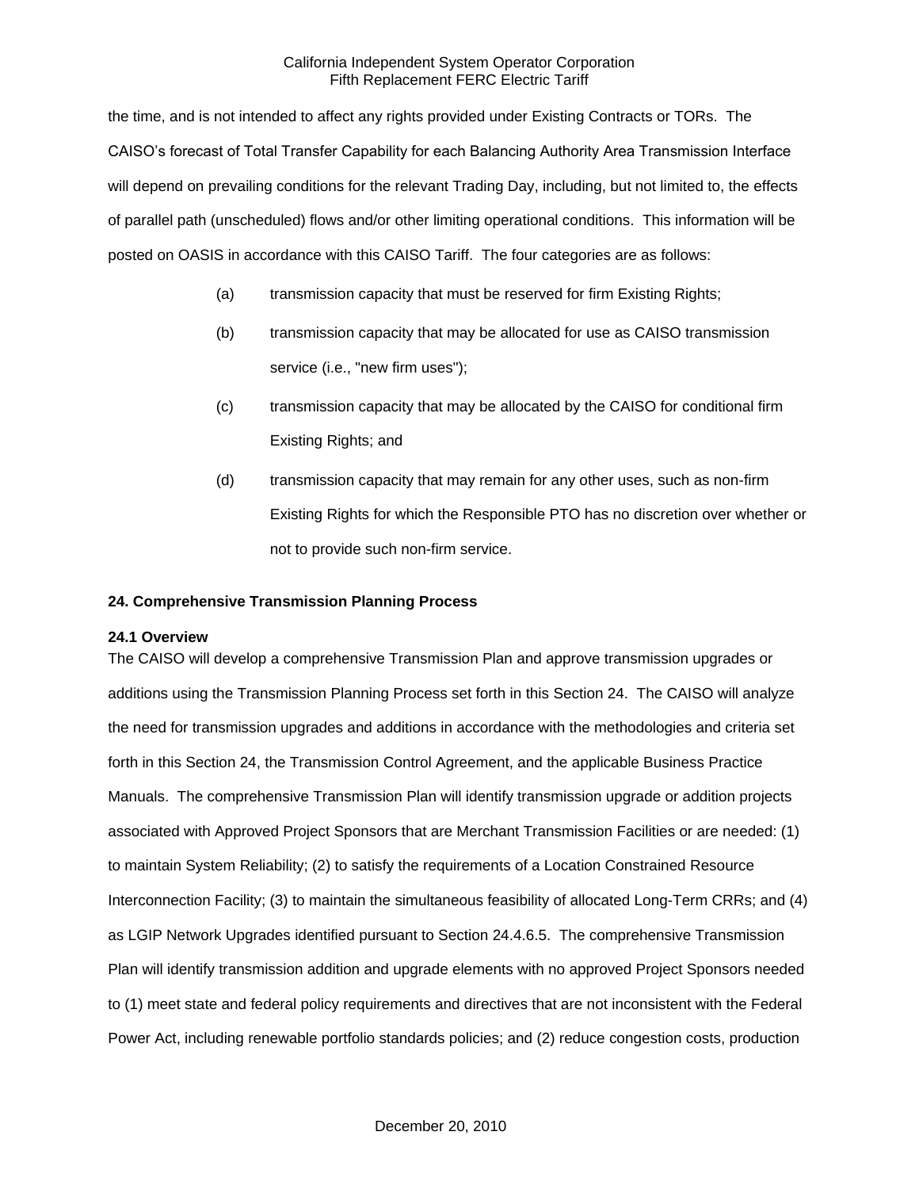the time, and is not intended to affect any rights provided under Existing Contracts or TORs. The CAISO's forecast of Total Transfer Capability for each Balancing Authority Area Transmission Interface will depend on prevailing conditions for the relevant Trading Day, including, but not limited to, the effects of parallel path (unscheduled) flows and/or other limiting operational conditions. This information will be posted on OASIS in accordance with this CAISO Tariff. The four categories are as follows:

(a) transmission capacity that must be reserved for firm Existing Rights;

(b) transmission capacity that may be allocated for use as CAISO transmission service (i.e., "new firm uses");

(c) transmission capacity that may be allocated by the CAISO for conditional firm Existing Rights; and

(d) transmission capacity that may remain for any other uses, such as non-firm Existing Rights for which the Responsible PTO has no discretion over whether or not to provide such non-firm service.

## 24. Comprehensive Transmission Planning Process

### 24.1 Overview

The CAISO will develop a comprehensive Transmission Plan and approve transmission upgrades or additions using the Transmission Planning Process set forth in this Section 24. The CAISO will analyze the need for transmission upgrades and additions in accordance with the methodologies and criteria set forth in this Section 24, the Transmission Control Agreement, and the applicable Business Practice Manuals. The comprehensive Transmission Plan will identify transmission upgrade or addition projects associated with Approved Project Sponsors that are Merchant Transmission Facilities or are needed: (1) to maintain System Reliability; (2) to satisfy the requirements of a Location Constrained Resource Interconnection Facility; (3) to maintain the simultaneous feasibility of allocated Long-Term CRRs; and (4) as LGIP Network Upgrades identified pursuant to Section 24.4.6.5. The comprehensive Transmission Plan will identify transmission addition and upgrade elements with no approved Project Sponsors needed to (1) meet state and federal policy requirements and directives that are not inconsistent with the Federal Power Act, including renewable portfolio standards policies; and (2) reduce congestion costs, production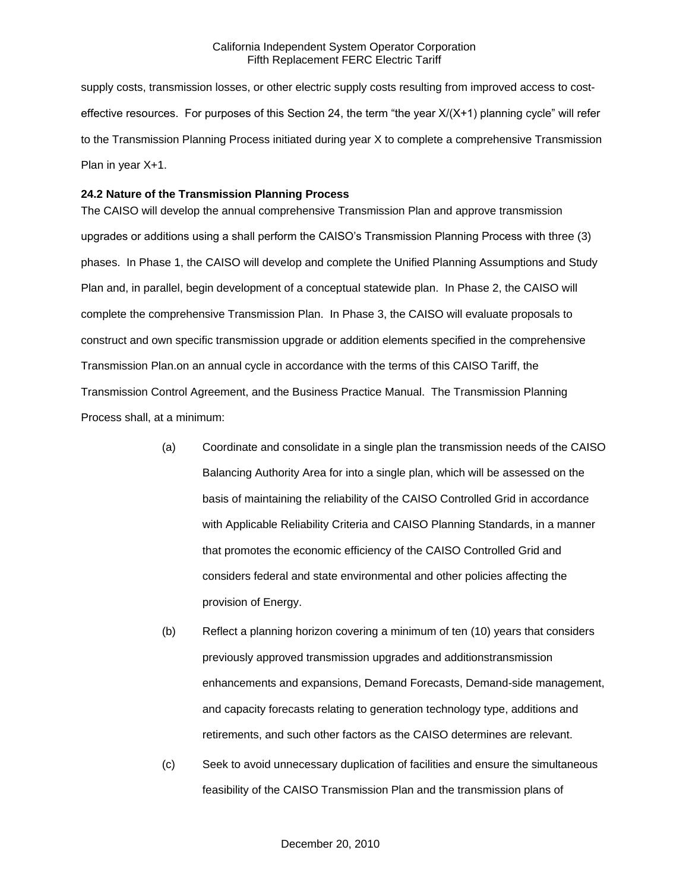supply costs, transmission losses, or other electric supply costs resulting from improved access to cost-effective resources. For purposes of this Section 24, the term "the year X/(X+1) planning cycle" will refer to the Transmission Planning Process initiated during year X to complete a comprehensive Transmission Plan in year X+1.

**24.2 Nature of the Transmission Planning Process**

The CAISO will develop the annual comprehensive Transmission Plan and approve transmission upgrades or additions using a shall perform the CAISO's Transmission Planning Process with three (3) phases. In Phase 1, the CAISO will develop and complete the Unified Planning Assumptions and Study Plan and, in parallel, begin development of a conceptual statewide plan. In Phase 2, the CAISO will complete the comprehensive Transmission Plan. In Phase 3, the CAISO will evaluate proposals to construct and own specific transmission upgrade or addition elements specified in the comprehensive Transmission Plan.on an annual cycle in accordance with the terms of this CAISO Tariff, the Transmission Control Agreement, and the Business Practice Manual. The Transmission Planning Process shall, at a minimum:

(a) Coordinate and consolidate in a single plan the transmission needs of the CAISO Balancing Authority Area for into a single plan, which will be assessed on the basis of maintaining the reliability of the CAISO Controlled Grid in accordance with Applicable Reliability Criteria and CAISO Planning Standards, in a manner that promotes the economic efficiency of the CAISO Controlled Grid and considers federal and state environmental and other policies affecting the provision of Energy.

(b) Reflect a planning horizon covering a minimum of ten (10) years that considers previously approved transmission upgrades and additionstransmission enhancements and expansions, Demand Forecasts, Demand-side management, and capacity forecasts relating to generation technology type, additions and retirements, and such other factors as the CAISO determines are relevant.

(c) Seek to avoid unnecessary duplication of facilities and ensure the simultaneous feasibility of the CAISO Transmission Plan and the transmission plans of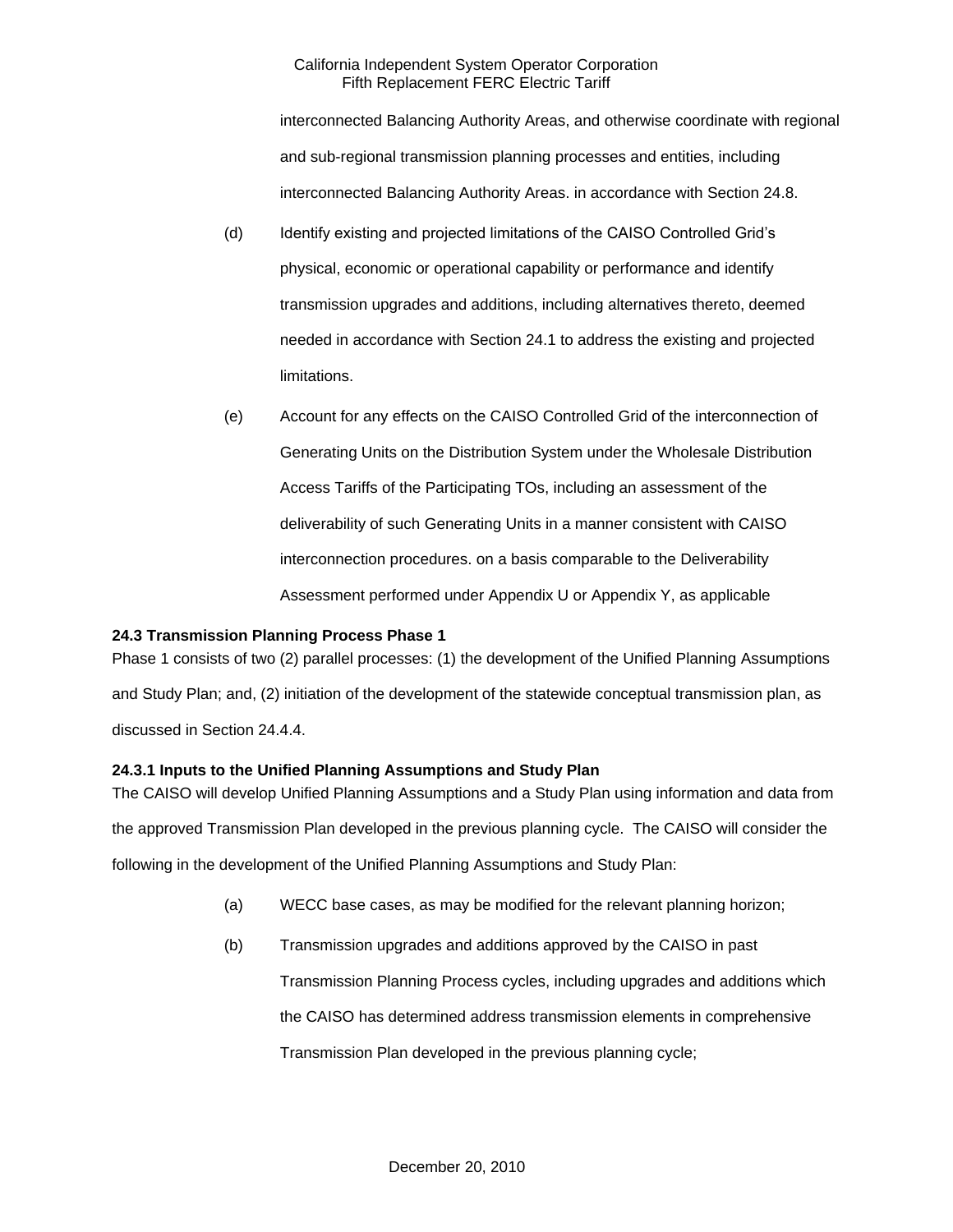interconnected Balancing Authority Areas, and otherwise coordinate with regional and sub-regional transmission planning processes and entities, including interconnected Balancing Authority Areas. in accordance with Section 24.8.

(d) Identify existing and projected limitations of the CAISO Controlled Grid's physical, economic or operational capability or performance and identify transmission upgrades and additions, including alternatives thereto, deemed needed in accordance with Section 24.1 to address the existing and projected limitations.

(e) Account for any effects on the CAISO Controlled Grid of the interconnection of Generating Units on the Distribution System under the Wholesale Distribution Access Tariffs of the Participating TOs, including an assessment of the deliverability of such Generating Units in a manner consistent with CAISO interconnection procedures. on a basis comparable to the Deliverability Assessment performed under Appendix U or Appendix Y, as applicable

**24.3 Transmission Planning Process Phase 1**

Phase 1 consists of two (2) parallel processes: (1) the development of the Unified Planning Assumptions and Study Plan; and, (2) initiation of the development of the statewide conceptual transmission plan, as discussed in Section 24.4.4.

**24.3.1 Inputs to the Unified Planning Assumptions and Study Plan**

The CAISO will develop Unified Planning Assumptions and a Study Plan using information and data from the approved Transmission Plan developed in the previous planning cycle. The CAISO will consider the following in the development of the Unified Planning Assumptions and Study Plan:

(a) WECC base cases, as may be modified for the relevant planning horizon;

(b) Transmission upgrades and additions approved by the CAISO in past Transmission Planning Process cycles, including upgrades and additions which the CAISO has determined address transmission elements in comprehensive Transmission Plan developed in the previous planning cycle;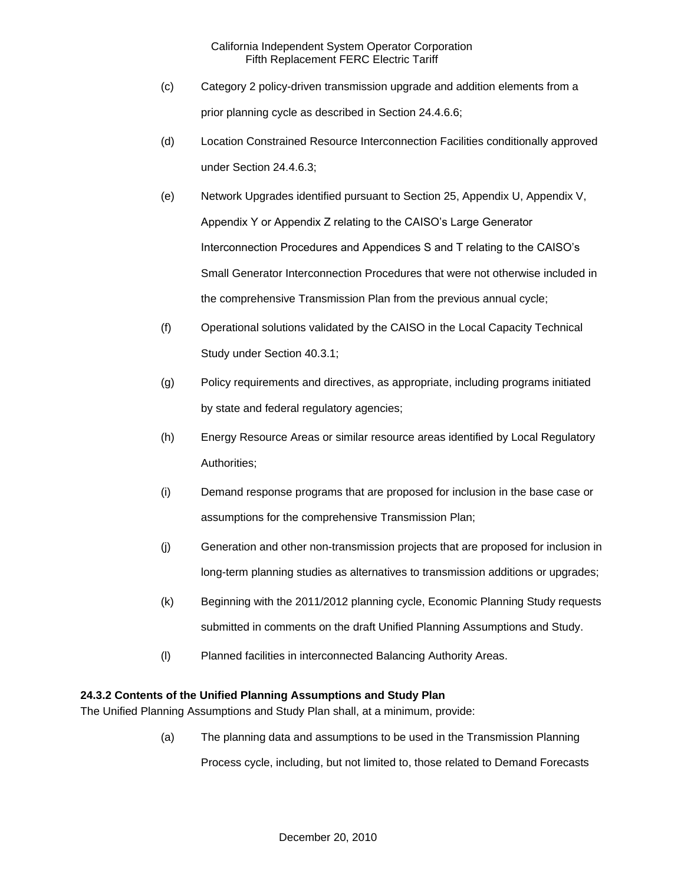(c) Category 2 policy-driven transmission upgrade and addition elements from a prior planning cycle as described in Section 24.4.6.6;

(d) Location Constrained Resource Interconnection Facilities conditionally approved under Section 24.4.6.3;

(e) Network Upgrades identified pursuant to Section 25, Appendix U, Appendix V, Appendix Y or Appendix Z relating to the CAISO's Large Generator Interconnection Procedures and Appendices S and T relating to the CAISO's Small Generator Interconnection Procedures that were not otherwise included in the comprehensive Transmission Plan from the previous annual cycle;

(f) Operational solutions validated by the CAISO in the Local Capacity Technical Study under Section 40.3.1;

(g) Policy requirements and directives, as appropriate, including programs initiated by state and federal regulatory agencies;

(h) Energy Resource Areas or similar resource areas identified by Local Regulatory Authorities;

(i) Demand response programs that are proposed for inclusion in the base case or assumptions for the comprehensive Transmission Plan;

(j) Generation and other non-transmission projects that are proposed for inclusion in long-term planning studies as alternatives to transmission additions or upgrades;

(k) Beginning with the 2011/2012 planning cycle, Economic Planning Study requests submitted in comments on the draft Unified Planning Assumptions and Study.

(l) Planned facilities in interconnected Balancing Authority Areas.

**24.3.2 Contents of the Unified Planning Assumptions and Study Plan**

The Unified Planning Assumptions and Study Plan shall, at a minimum, provide:

(a) The planning data and assumptions to be used in the Transmission Planning Process cycle, including, but not limited to, those related to Demand Forecasts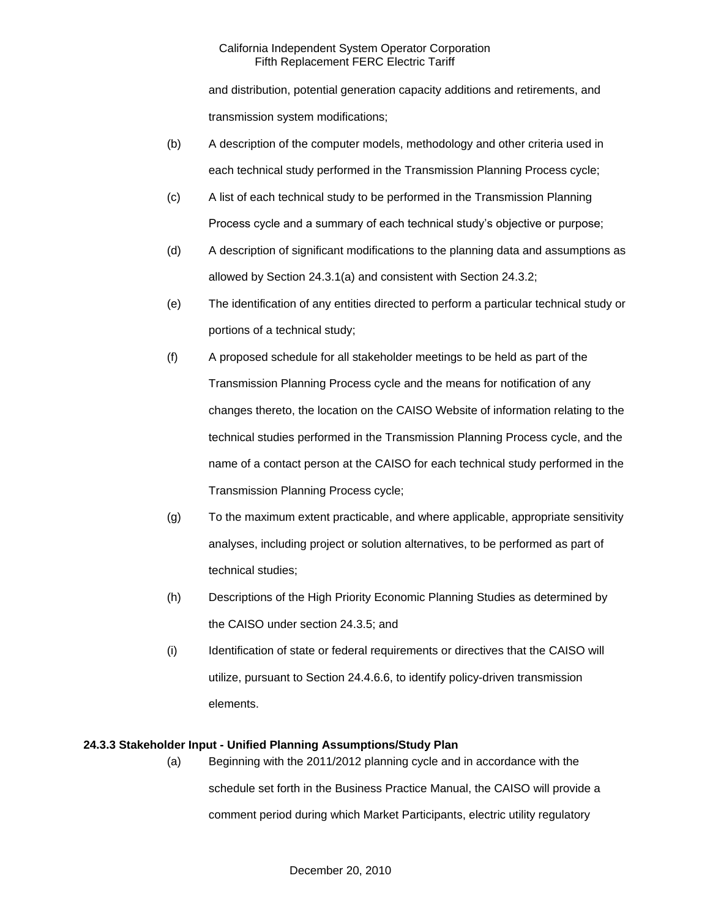and distribution, potential generation capacity additions and retirements, and transmission system modifications;

(b) A description of the computer models, methodology and other criteria used in each technical study performed in the Transmission Planning Process cycle;

(c) A list of each technical study to be performed in the Transmission Planning Process cycle and a summary of each technical study's objective or purpose;

(d) A description of significant modifications to the planning data and assumptions as allowed by Section 24.3.1(a) and consistent with Section 24.3.2;

(e) The identification of any entities directed to perform a particular technical study or portions of a technical study;

(f) A proposed schedule for all stakeholder meetings to be held as part of the Transmission Planning Process cycle and the means for notification of any changes thereto, the location on the CAISO Website of information relating to the technical studies performed in the Transmission Planning Process cycle, and the name of a contact person at the CAISO for each technical study performed in the Transmission Planning Process cycle;

(g) To the maximum extent practicable, and where applicable, appropriate sensitivity analyses, including project or solution alternatives, to be performed as part of technical studies;

(h) Descriptions of the High Priority Economic Planning Studies as determined by the CAISO under section 24.3.5; and

(i) Identification of state or federal requirements or directives that the CAISO will utilize, pursuant to Section 24.4.6.6, to identify policy-driven transmission elements.

**24.3.3 Stakeholder Input - Unified Planning Assumptions/Study Plan**

(a) Beginning with the 2011/2012 planning cycle and in accordance with the schedule set forth in the Business Practice Manual, the CAISO will provide a comment period during which Market Participants, electric utility regulatory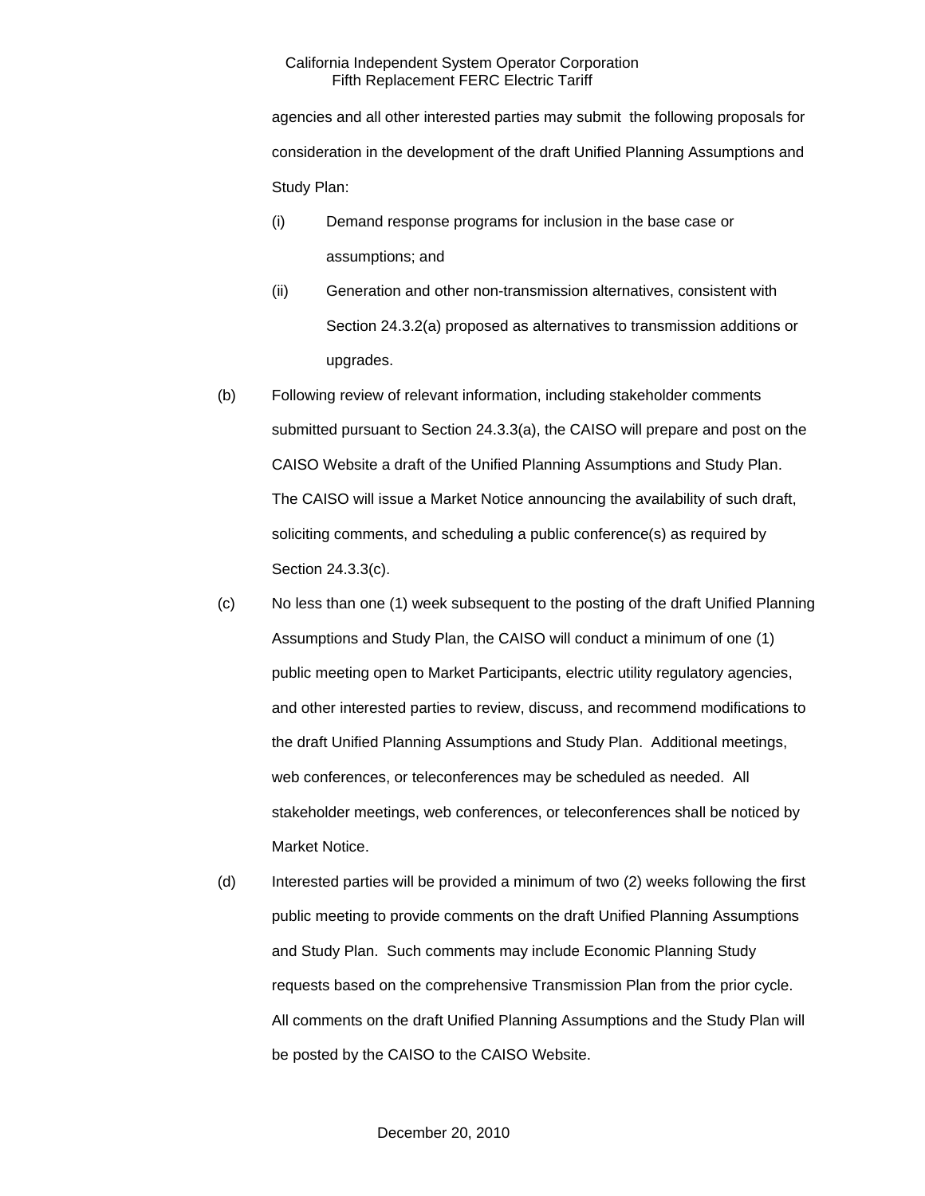agencies and all other interested parties may submit the following proposals for consideration in the development of the draft Unified Planning Assumptions and Study Plan:

(i) Demand response programs for inclusion in the base case or assumptions; and

(ii) Generation and other non-transmission alternatives, consistent with Section 24.3.2(a) proposed as alternatives to transmission additions or upgrades.

(b) Following review of relevant information, including stakeholder comments submitted pursuant to Section 24.3.3(a), the CAISO will prepare and post on the CAISO Website a draft of the Unified Planning Assumptions and Study Plan. The CAISO will issue a Market Notice announcing the availability of such draft, soliciting comments, and scheduling a public conference(s) as required by Section 24.3.3(c).

(c) No less than one (1) week subsequent to the posting of the draft Unified Planning Assumptions and Study Plan, the CAISO will conduct a minimum of one (1) public meeting open to Market Participants, electric utility regulatory agencies, and other interested parties to review, discuss, and recommend modifications to the draft Unified Planning Assumptions and Study Plan. Additional meetings, web conferences, or teleconferences may be scheduled as needed. All stakeholder meetings, web conferences, or teleconferences shall be noticed by Market Notice.

(d) Interested parties will be provided a minimum of two (2) weeks following the first public meeting to provide comments on the draft Unified Planning Assumptions and Study Plan. Such comments may include Economic Planning Study requests based on the comprehensive Transmission Plan from the prior cycle. All comments on the draft Unified Planning Assumptions and the Study Plan will be posted by the CAISO to the CAISO Website.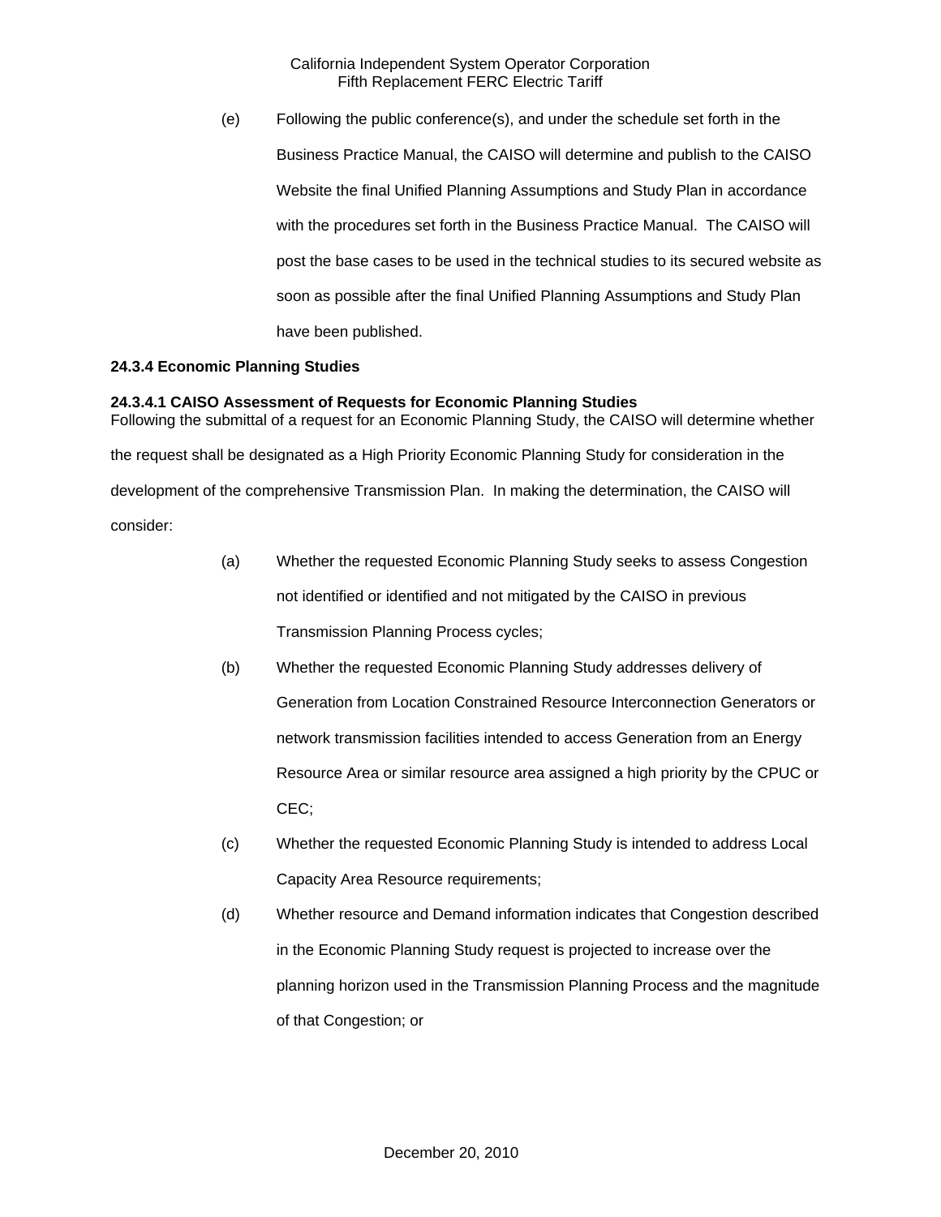(e) Following the public conference(s), and under the schedule set forth in the Business Practice Manual, the CAISO will determine and publish to the CAISO Website the final Unified Planning Assumptions and Study Plan in accordance with the procedures set forth in the Business Practice Manual. The CAISO will post the base cases to be used in the technical studies to its secured website as soon as possible after the final Unified Planning Assumptions and Study Plan have been published.

**24.3.4 Economic Planning Studies**

**24.3.4.1 CAISO Assessment of Requests for Economic Planning Studies**

Following the submittal of a request for an Economic Planning Study, the CAISO will determine whether the request shall be designated as a High Priority Economic Planning Study for consideration in the development of the comprehensive Transmission Plan. In making the determination, the CAISO will consider:

(a) Whether the requested Economic Planning Study seeks to assess Congestion not identified or identified and not mitigated by the CAISO in previous Transmission Planning Process cycles;

(b) Whether the requested Economic Planning Study addresses delivery of Generation from Location Constrained Resource Interconnection Generators or network transmission facilities intended to access Generation from an Energy Resource Area or similar resource area assigned a high priority by the CPUC or CEC;

(c) Whether the requested Economic Planning Study is intended to address Local Capacity Area Resource requirements;

(d) Whether resource and Demand information indicates that Congestion described in the Economic Planning Study request is projected to increase over the planning horizon used in the Transmission Planning Process and the magnitude of that Congestion; or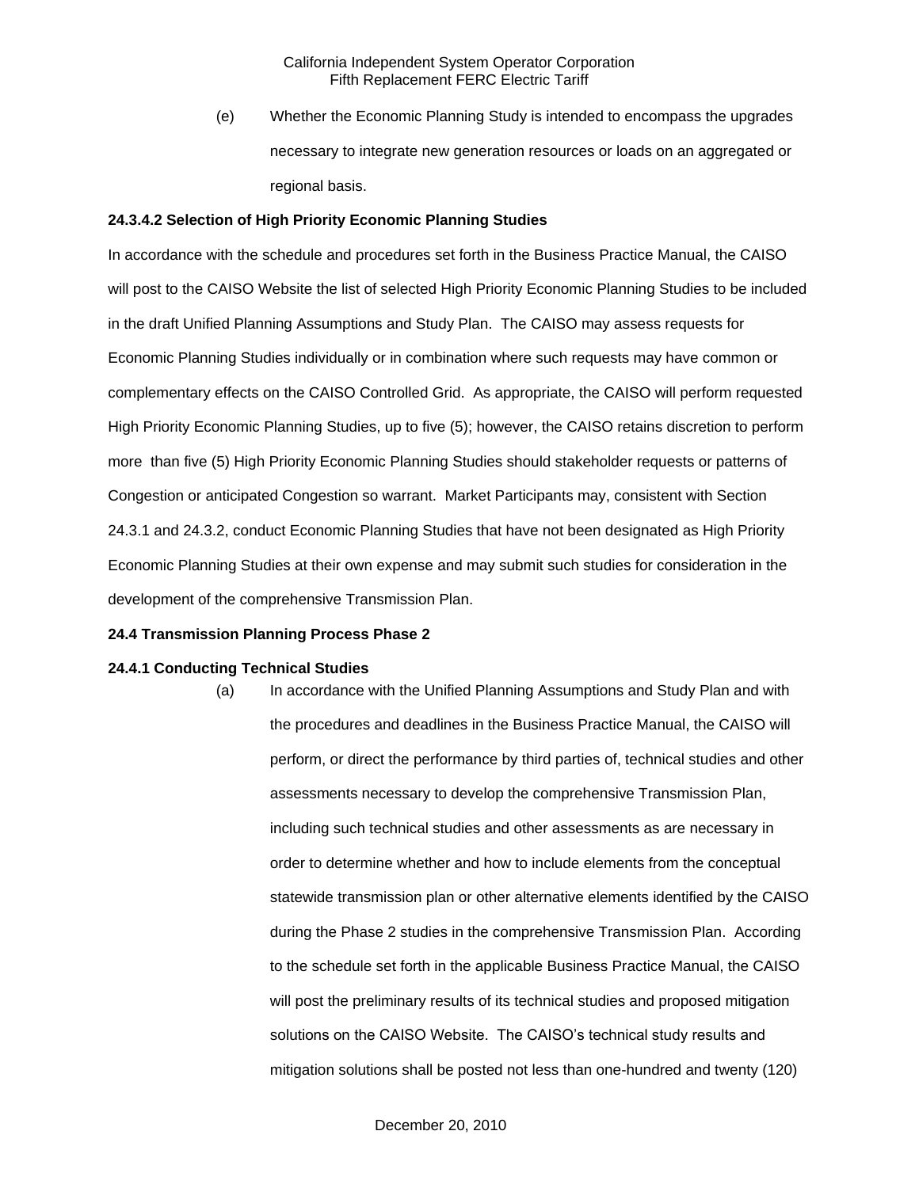(e) Whether the Economic Planning Study is intended to encompass the upgrades necessary to integrate new generation resources or loads on an aggregated or regional basis.

**24.3.4.2 Selection of High Priority Economic Planning Studies**

In accordance with the schedule and procedures set forth in the Business Practice Manual, the CAISO will post to the CAISO Website the list of selected High Priority Economic Planning Studies to be included in the draft Unified Planning Assumptions and Study Plan. The CAISO may assess requests for Economic Planning Studies individually or in combination where such requests may have common or complementary effects on the CAISO Controlled Grid. As appropriate, the CAISO will perform requested High Priority Economic Planning Studies, up to five (5); however, the CAISO retains discretion to perform more than five (5) High Priority Economic Planning Studies should stakeholder requests or patterns of Congestion or anticipated Congestion so warrant. Market Participants may, consistent with Section 24.3.1 and 24.3.2, conduct Economic Planning Studies that have not been designated as High Priority Economic Planning Studies at their own expense and may submit such studies for consideration in the development of the comprehensive Transmission Plan.

**24.4 Transmission Planning Process Phase 2**

**24.4.1 Conducting Technical Studies**

(a) In accordance with the Unified Planning Assumptions and Study Plan and with the procedures and deadlines in the Business Practice Manual, the CAISO will perform, or direct the performance by third parties of, technical studies and other assessments necessary to develop the comprehensive Transmission Plan, including such technical studies and other assessments as are necessary in order to determine whether and how to include elements from the conceptual statewide transmission plan or other alternative elements identified by the CAISO during the Phase 2 studies in the comprehensive Transmission Plan. According to the schedule set forth in the applicable Business Practice Manual, the CAISO will post the preliminary results of its technical studies and proposed mitigation solutions on the CAISO Website. The CAISO's technical study results and mitigation solutions shall be posted not less than one-hundred and twenty (120)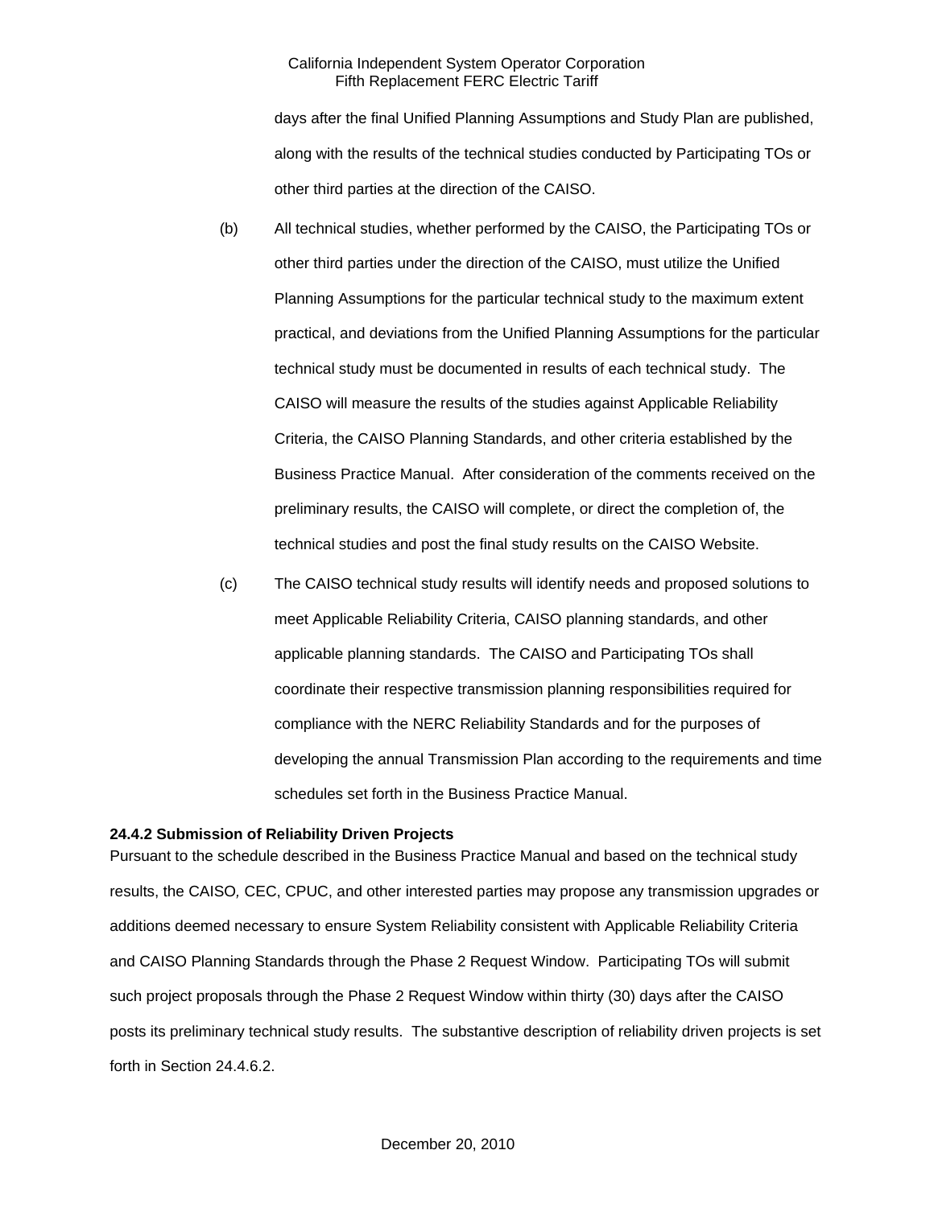days after the final Unified Planning Assumptions and Study Plan are published, along with the results of the technical studies conducted by Participating TOs or other third parties at the direction of the CAISO.

(b) All technical studies, whether performed by the CAISO, the Participating TOs or other third parties under the direction of the CAISO, must utilize the Unified Planning Assumptions for the particular technical study to the maximum extent practical, and deviations from the Unified Planning Assumptions for the particular technical study must be documented in results of each technical study. The CAISO will measure the results of the studies against Applicable Reliability Criteria, the CAISO Planning Standards, and other criteria established by the Business Practice Manual. After consideration of the comments received on the preliminary results, the CAISO will complete, or direct the completion of, the technical studies and post the final study results on the CAISO Website.

(c) The CAISO technical study results will identify needs and proposed solutions to meet Applicable Reliability Criteria, CAISO planning standards, and other applicable planning standards. The CAISO and Participating TOs shall coordinate their respective transmission planning responsibilities required for compliance with the NERC Reliability Standards and for the purposes of developing the annual Transmission Plan according to the requirements and time schedules set forth in the Business Practice Manual.

**24.4.2 Submission of Reliability Driven Projects**

Pursuant to the schedule described in the Business Practice Manual and based on the technical study results, the CAISO, CEC, CPUC, and other interested parties may propose any transmission upgrades or additions deemed necessary to ensure System Reliability consistent with Applicable Reliability Criteria and CAISO Planning Standards through the Phase 2 Request Window. Participating TOs will submit such project proposals through the Phase 2 Request Window within thirty (30) days after the CAISO posts its preliminary technical study results. The substantive description of reliability driven projects is set forth in Section 24.4.6.2.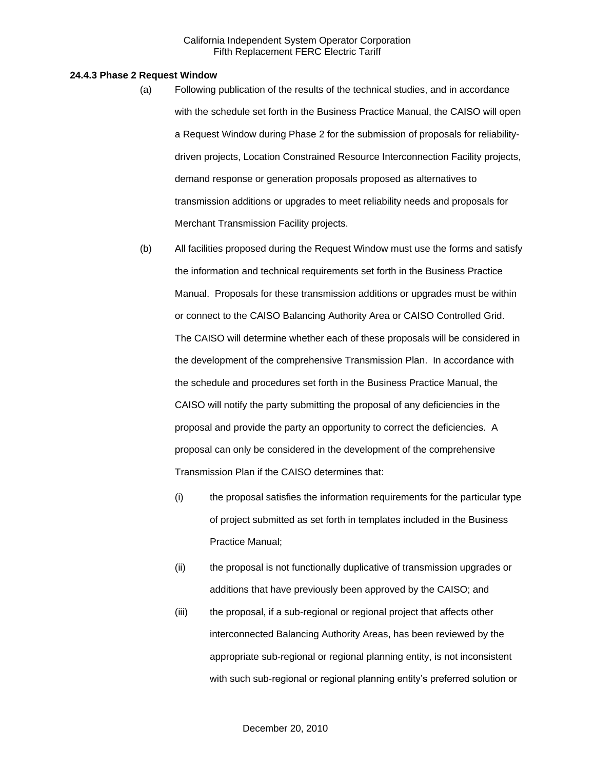**24.4.3 Phase 2 Request Window**

(a) Following publication of the results of the technical studies, and in accordance with the schedule set forth in the Business Practice Manual, the CAISO will open a Request Window during Phase 2 for the submission of proposals for reliability-driven projects, Location Constrained Resource Interconnection Facility projects, demand response or generation proposals proposed as alternatives to transmission additions or upgrades to meet reliability needs and proposals for Merchant Transmission Facility projects.

(b) All facilities proposed during the Request Window must use the forms and satisfy the information and technical requirements set forth in the Business Practice Manual. Proposals for these transmission additions or upgrades must be within or connect to the CAISO Balancing Authority Area or CAISO Controlled Grid. The CAISO will determine whether each of these proposals will be considered in the development of the comprehensive Transmission Plan. In accordance with the schedule and procedures set forth in the Business Practice Manual, the CAISO will notify the party submitting the proposal of any deficiencies in the proposal and provide the party an opportunity to correct the deficiencies. A proposal can only be considered in the development of the comprehensive Transmission Plan if the CAISO determines that:

(i) the proposal satisfies the information requirements for the particular type of project submitted as set forth in templates included in the Business Practice Manual;

(ii) the proposal is not functionally duplicative of transmission upgrades or additions that have previously been approved by the CAISO; and

(iii) the proposal, if a sub-regional or regional project that affects other interconnected Balancing Authority Areas, has been reviewed by the appropriate sub-regional or regional planning entity, is not inconsistent with such sub-regional or regional planning entity's preferred solution or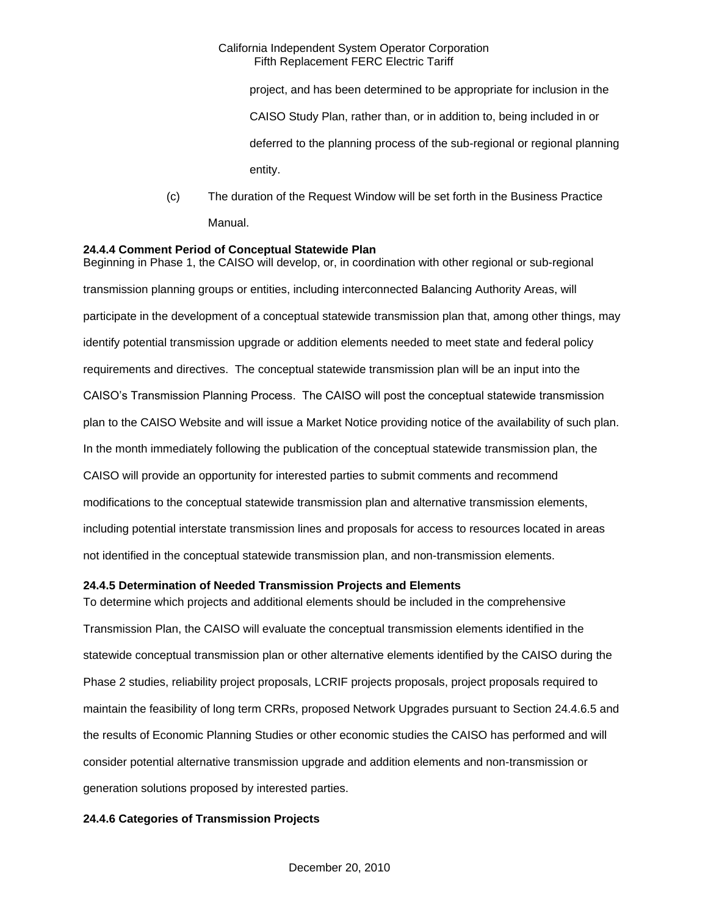project, and has been determined to be appropriate for inclusion in the CAISO Study Plan, rather than, or in addition to, being included in or deferred to the planning process of the sub-regional or regional planning entity.

(c) The duration of the Request Window will be set forth in the Business Practice Manual.

**24.4.4 Comment Period of Conceptual Statewide Plan**

Beginning in Phase 1, the CAISO will develop, or, in coordination with other regional or sub-regional transmission planning groups or entities, including interconnected Balancing Authority Areas, will participate in the development of a conceptual statewide transmission plan that, among other things, may identify potential transmission upgrade or addition elements needed to meet state and federal policy requirements and directives. The conceptual statewide transmission plan will be an input into the CAISO's Transmission Planning Process. The CAISO will post the conceptual statewide transmission plan to the CAISO Website and will issue a Market Notice providing notice of the availability of such plan. In the month immediately following the publication of the conceptual statewide transmission plan, the CAISO will provide an opportunity for interested parties to submit comments and recommend modifications to the conceptual statewide transmission plan and alternative transmission elements, including potential interstate transmission lines and proposals for access to resources located in areas not identified in the conceptual statewide transmission plan, and non-transmission elements.

**24.4.5 Determination of Needed Transmission Projects and Elements**

To determine which projects and additional elements should be included in the comprehensive Transmission Plan, the CAISO will evaluate the conceptual transmission elements identified in the statewide conceptual transmission plan or other alternative elements identified by the CAISO during the Phase 2 studies, reliability project proposals, LCRIF projects proposals, project proposals required to maintain the feasibility of long term CRRs, proposed Network Upgrades pursuant to Section 24.4.6.5 and the results of Economic Planning Studies or other economic studies the CAISO has performed and will consider potential alternative transmission upgrade and addition elements and non-transmission or generation solutions proposed by interested parties.

**24.4.6 Categories of Transmission Projects**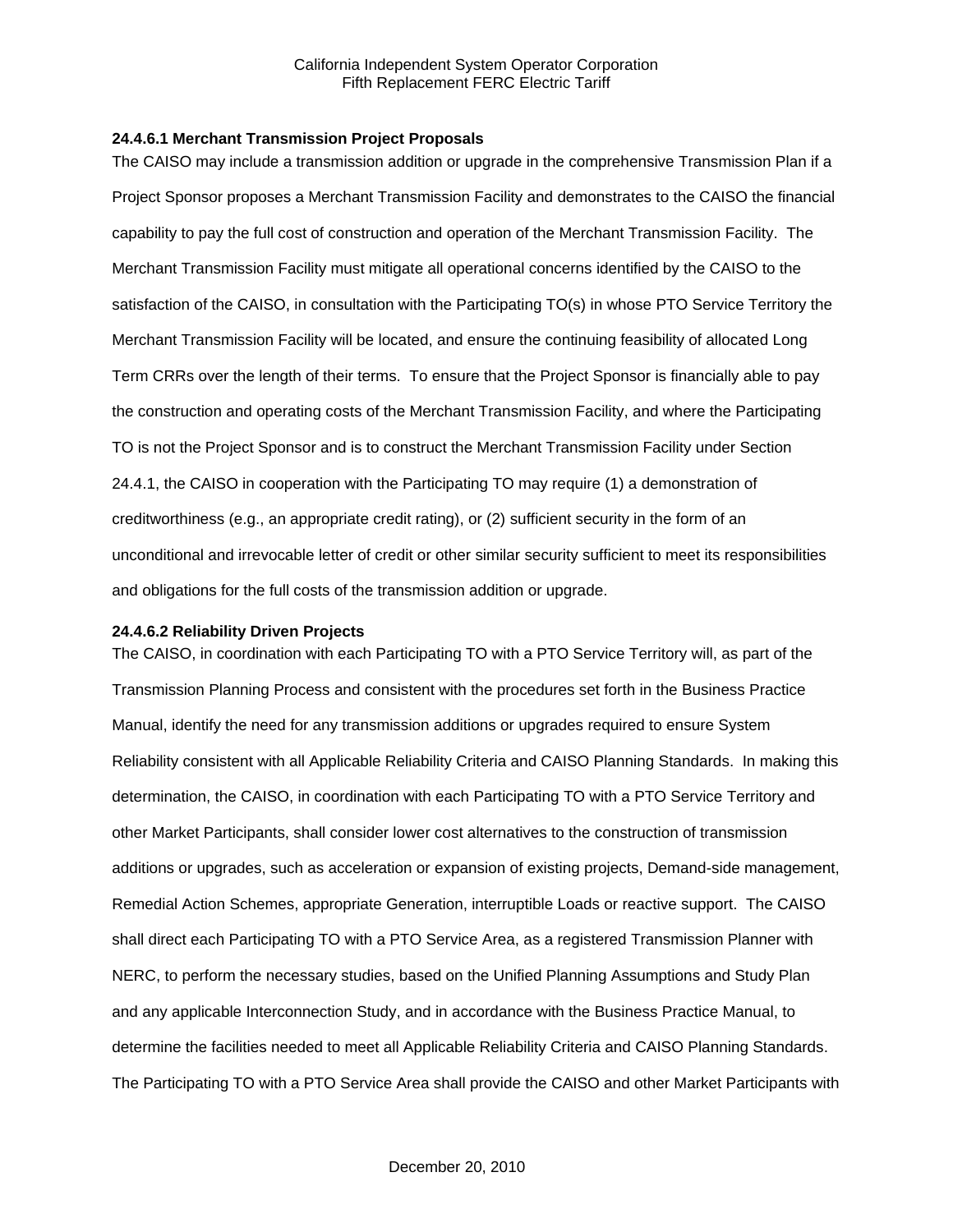**24.4.6.1 Merchant Transmission Project Proposals**

The CAISO may include a transmission addition or upgrade in the comprehensive Transmission Plan if a Project Sponsor proposes a Merchant Transmission Facility and demonstrates to the CAISO the financial capability to pay the full cost of construction and operation of the Merchant Transmission Facility. The Merchant Transmission Facility must mitigate all operational concerns identified by the CAISO to the satisfaction of the CAISO, in consultation with the Participating TO(s) in whose PTO Service Territory the Merchant Transmission Facility will be located, and ensure the continuing feasibility of allocated Long Term CRRs over the length of their terms. To ensure that the Project Sponsor is financially able to pay the construction and operating costs of the Merchant Transmission Facility, and where the Participating TO is not the Project Sponsor and is to construct the Merchant Transmission Facility under Section 24.4.1, the CAISO in cooperation with the Participating TO may require (1) a demonstration of creditworthiness (e.g., an appropriate credit rating), or (2) sufficient security in the form of an unconditional and irrevocable letter of credit or other similar security sufficient to meet its responsibilities and obligations for the full costs of the transmission addition or upgrade.

**24.4.6.2 Reliability Driven Projects**

The CAISO, in coordination with each Participating TO with a PTO Service Territory will, as part of the Transmission Planning Process and consistent with the procedures set forth in the Business Practice Manual, identify the need for any transmission additions or upgrades required to ensure System Reliability consistent with all Applicable Reliability Criteria and CAISO Planning Standards. In making this determination, the CAISO, in coordination with each Participating TO with a PTO Service Territory and other Market Participants, shall consider lower cost alternatives to the construction of transmission additions or upgrades, such as acceleration or expansion of existing projects, Demand-side management, Remedial Action Schemes, appropriate Generation, interruptible Loads or reactive support. The CAISO shall direct each Participating TO with a PTO Service Area, as a registered Transmission Planner with NERC, to perform the necessary studies, based on the Unified Planning Assumptions and Study Plan and any applicable Interconnection Study, and in accordance with the Business Practice Manual, to determine the facilities needed to meet all Applicable Reliability Criteria and CAISO Planning Standards. The Participating TO with a PTO Service Area shall provide the CAISO and other Market Participants with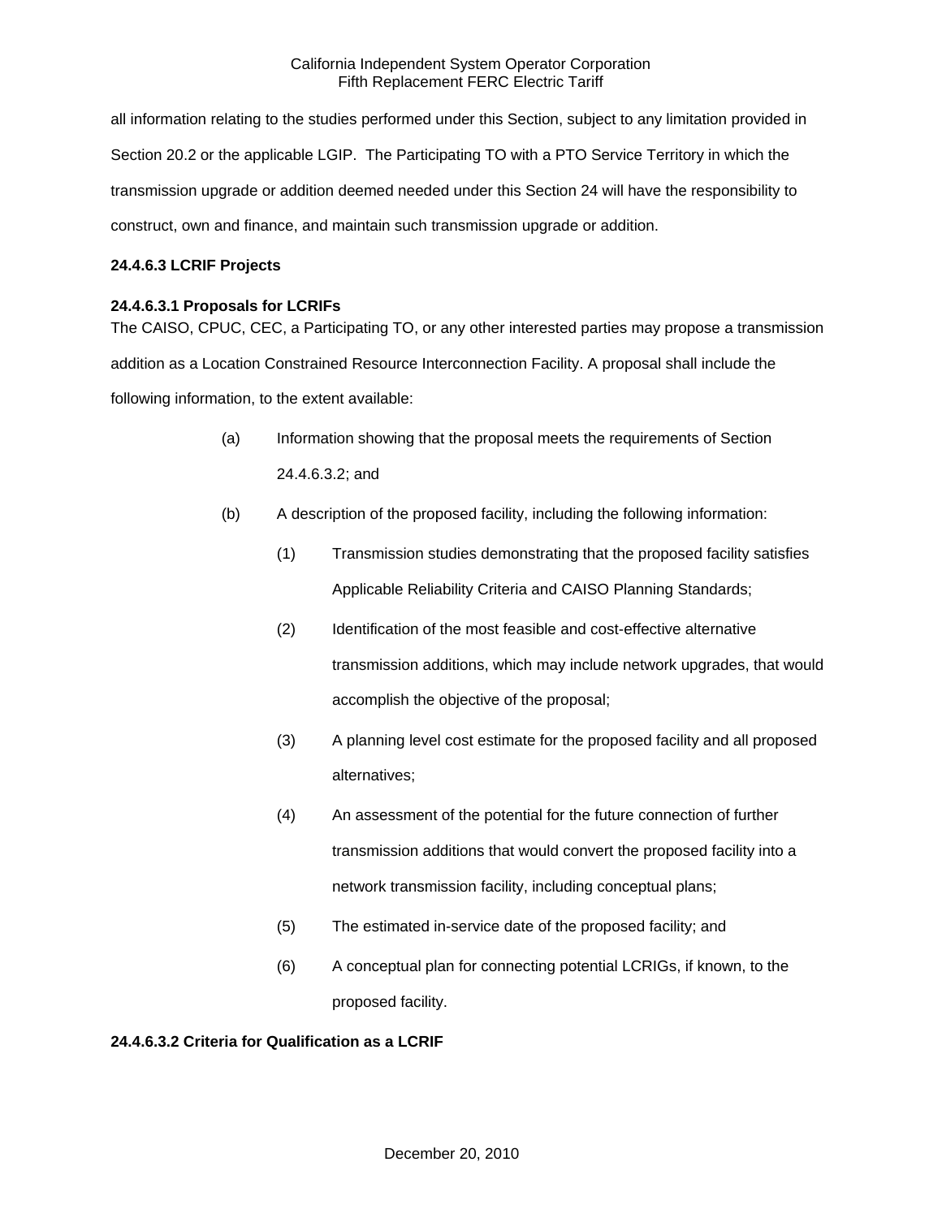all information relating to the studies performed under this Section, subject to any limitation provided in Section 20.2 or the applicable LGIP. The Participating TO with a PTO Service Territory in which the transmission upgrade or addition deemed needed under this Section 24 will have the responsibility to construct, own and finance, and maintain such transmission upgrade or addition.

**24.4.6.3 LCRIF Projects**

**24.4.6.3.1 Proposals for LCRIFs**

The CAISO, CPUC, CEC, a Participating TO, or any other interested parties may propose a transmission addition as a Location Constrained Resource Interconnection Facility. A proposal shall include the following information, to the extent available:

(a) Information showing that the proposal meets the requirements of Section 24.4.6.3.2; and

(b) A description of the proposed facility, including the following information:

(1) Transmission studies demonstrating that the proposed facility satisfies Applicable Reliability Criteria and CAISO Planning Standards;

(2) Identification of the most feasible and cost-effective alternative transmission additions, which may include network upgrades, that would accomplish the objective of the proposal;

(3) A planning level cost estimate for the proposed facility and all proposed alternatives;

(4) An assessment of the potential for the future connection of further transmission additions that would convert the proposed facility into a network transmission facility, including conceptual plans;

(5) The estimated in-service date of the proposed facility; and

(6) A conceptual plan for connecting potential LCRIGs, if known, to the proposed facility.

**24.4.6.3.2 Criteria for Qualification as a LCRIF**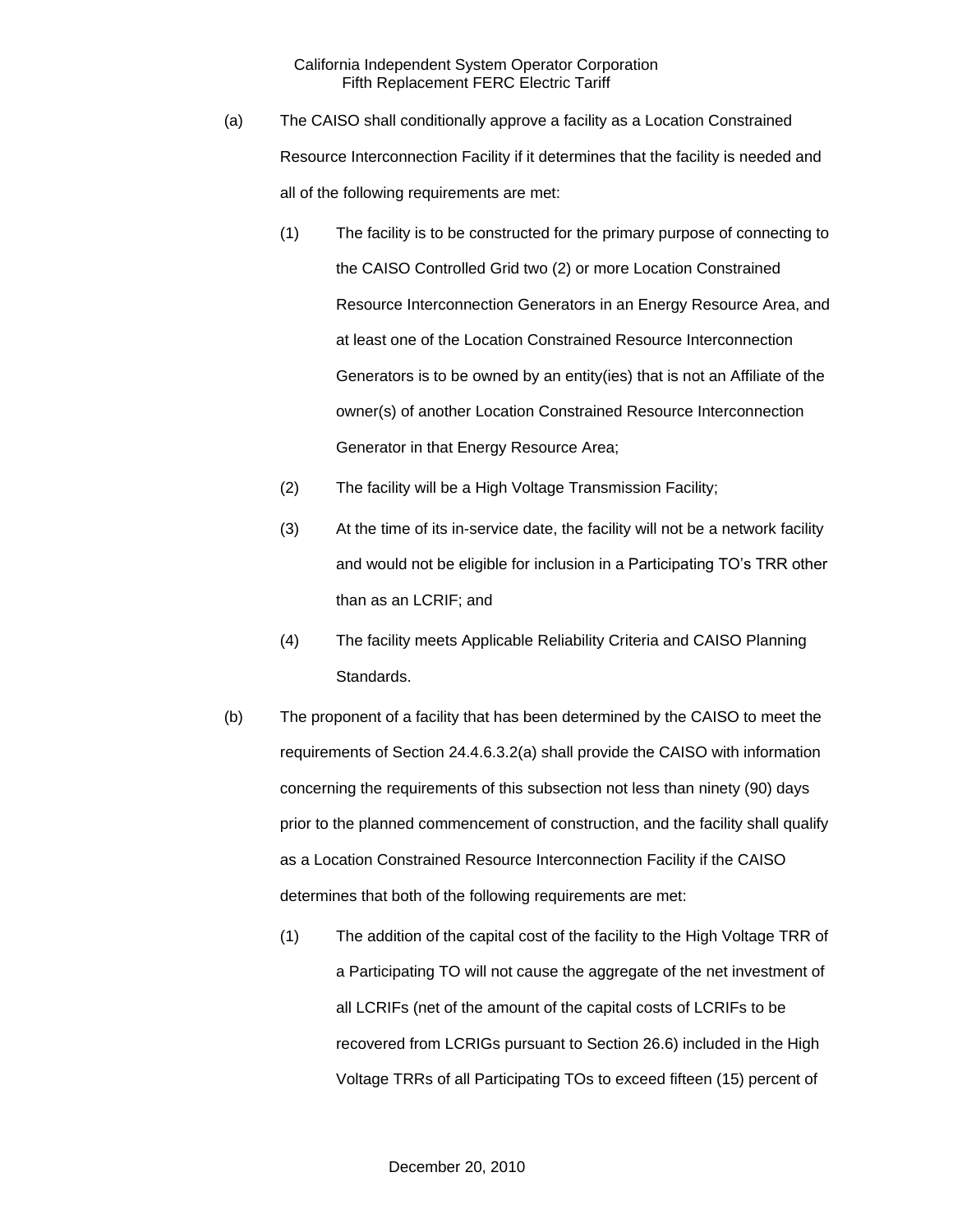(a) The CAISO shall conditionally approve a facility as a Location Constrained Resource Interconnection Facility if it determines that the facility is needed and all of the following requirements are met:

(1) The facility is to be constructed for the primary purpose of connecting to the CAISO Controlled Grid two (2) or more Location Constrained Resource Interconnection Generators in an Energy Resource Area, and at least one of the Location Constrained Resource Interconnection Generators is to be owned by an entity(ies) that is not an Affiliate of the owner(s) of another Location Constrained Resource Interconnection Generator in that Energy Resource Area;

(2) The facility will be a High Voltage Transmission Facility;

(3) At the time of its in-service date, the facility will not be a network facility and would not be eligible for inclusion in a Participating TO's TRR other than as an LCRIF; and

(4) The facility meets Applicable Reliability Criteria and CAISO Planning Standards.

(b) The proponent of a facility that has been determined by the CAISO to meet the requirements of Section 24.4.6.3.2(a) shall provide the CAISO with information concerning the requirements of this subsection not less than ninety (90) days prior to the planned commencement of construction, and the facility shall qualify as a Location Constrained Resource Interconnection Facility if the CAISO determines that both of the following requirements are met:

(1) The addition of the capital cost of the facility to the High Voltage TRR of a Participating TO will not cause the aggregate of the net investment of all LCRIFs (net of the amount of the capital costs of LCRIFs to be recovered from LCRIGs pursuant to Section 26.6) included in the High Voltage TRRs of all Participating TOs to exceed fifteen (15) percent of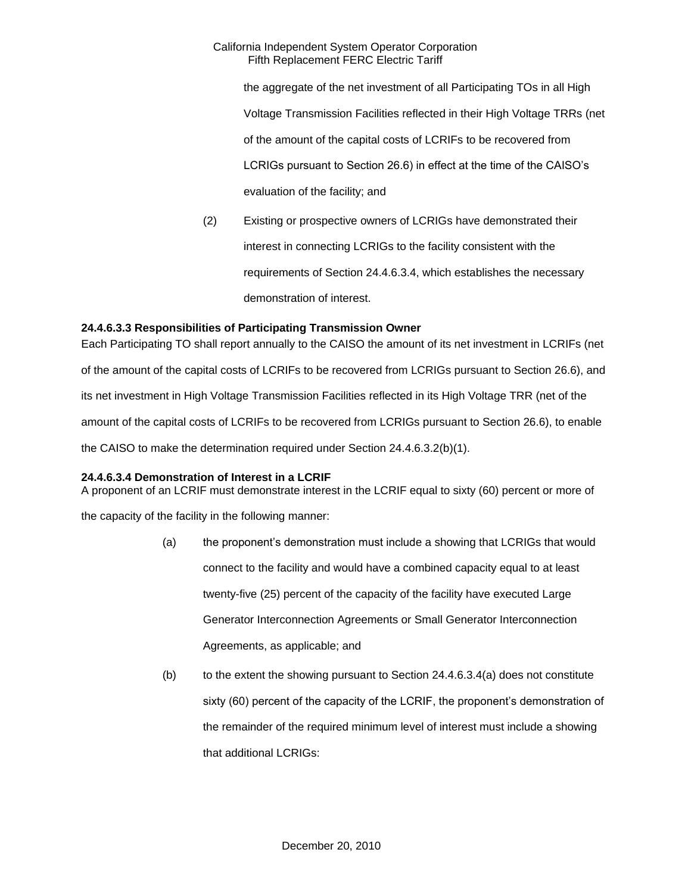the aggregate of the net investment of all Participating TOs in all High Voltage Transmission Facilities reflected in their High Voltage TRRs (net of the amount of the capital costs of LCRIFs to be recovered from LCRIGs pursuant to Section 26.6) in effect at the time of the CAISO's evaluation of the facility; and

(2) Existing or prospective owners of LCRIGs have demonstrated their interest in connecting LCRIGs to the facility consistent with the requirements of Section 24.4.6.3.4, which establishes the necessary demonstration of interest.

**24.4.6.3.3 Responsibilities of Participating Transmission Owner**

Each Participating TO shall report annually to the CAISO the amount of its net investment in LCRIFs (net of the amount of the capital costs of LCRIFs to be recovered from LCRIGs pursuant to Section 26.6), and its net investment in High Voltage Transmission Facilities reflected in its High Voltage TRR (net of the amount of the capital costs of LCRIFs to be recovered from LCRIGs pursuant to Section 26.6), to enable the CAISO to make the determination required under Section 24.4.6.3.2(b)(1).

**24.4.6.3.4 Demonstration of Interest in a LCRIF**

A proponent of an LCRIF must demonstrate interest in the LCRIF equal to sixty (60) percent or more of the capacity of the facility in the following manner:

(a) the proponent's demonstration must include a showing that LCRIGs that would connect to the facility and would have a combined capacity equal to at least twenty-five (25) percent of the capacity of the facility have executed Large Generator Interconnection Agreements or Small Generator Interconnection Agreements, as applicable; and

(b) to the extent the showing pursuant to Section 24.4.6.3.4(a) does not constitute sixty (60) percent of the capacity of the LCRIF, the proponent's demonstration of the remainder of the required minimum level of interest must include a showing that additional LCRIGs: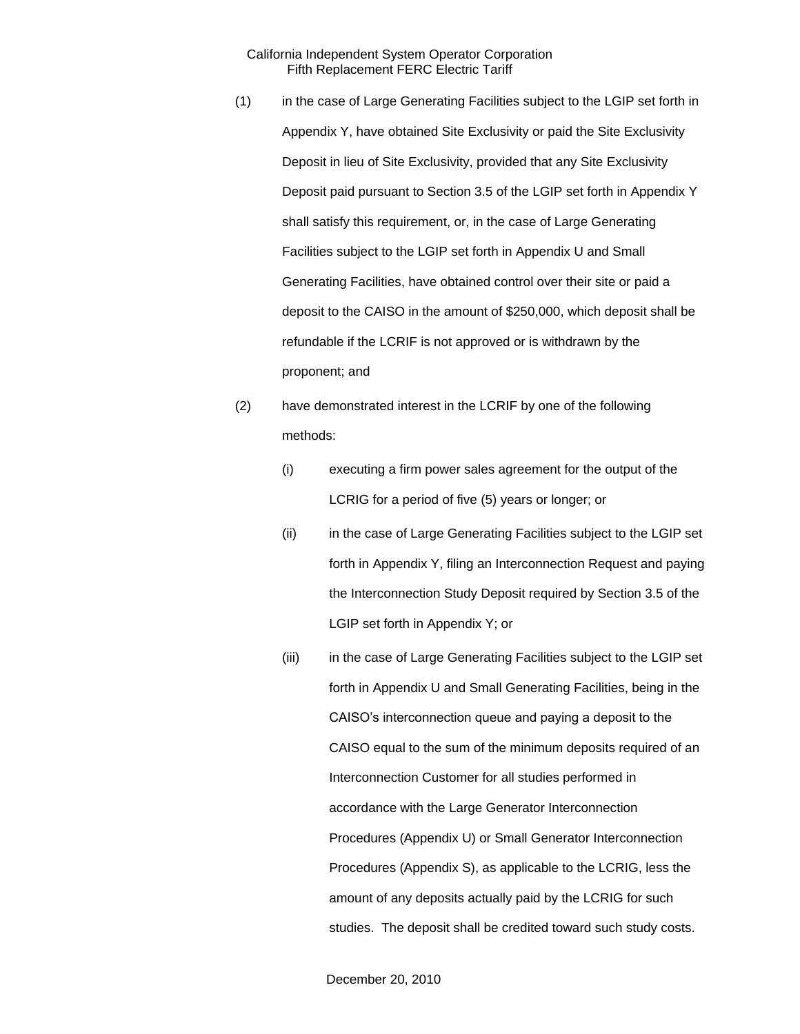(1) in the case of Large Generating Facilities subject to the LGIP set forth in Appendix Y, have obtained Site Exclusivity or paid the Site Exclusivity Deposit in lieu of Site Exclusivity, provided that any Site Exclusivity Deposit paid pursuant to Section 3.5 of the LGIP set forth in Appendix Y shall satisfy this requirement, or, in the case of Large Generating Facilities subject to the LGIP set forth in Appendix U and Small Generating Facilities, have obtained control over their site or paid a deposit to the CAISO in the amount of $250,000, which deposit shall be refundable if the LCRIF is not approved or is withdrawn by the proponent; and

(2) have demonstrated interest in the LCRIF by one of the following methods:

   (i) executing a firm power sales agreement for the output of the LCRIG for a period of five (5) years or longer; or

   (ii) in the case of Large Generating Facilities subject to the LGIP set forth in Appendix Y, filing an Interconnection Request and paying the Interconnection Study Deposit required by Section 3.5 of the LGIP set forth in Appendix Y; or

   (iii) in the case of Large Generating Facilities subject to the LGIP set forth in Appendix U and Small Generating Facilities, being in the CAISO's interconnection queue and paying a deposit to the CAISO equal to the sum of the minimum deposits required of an Interconnection Customer for all studies performed in accordance with the Large Generator Interconnection Procedures (Appendix U) or Small Generator Interconnection Procedures (Appendix S), as applicable to the LCRIG, less the amount of any deposits actually paid by the LCRIG for such studies. The deposit shall be credited toward such study costs.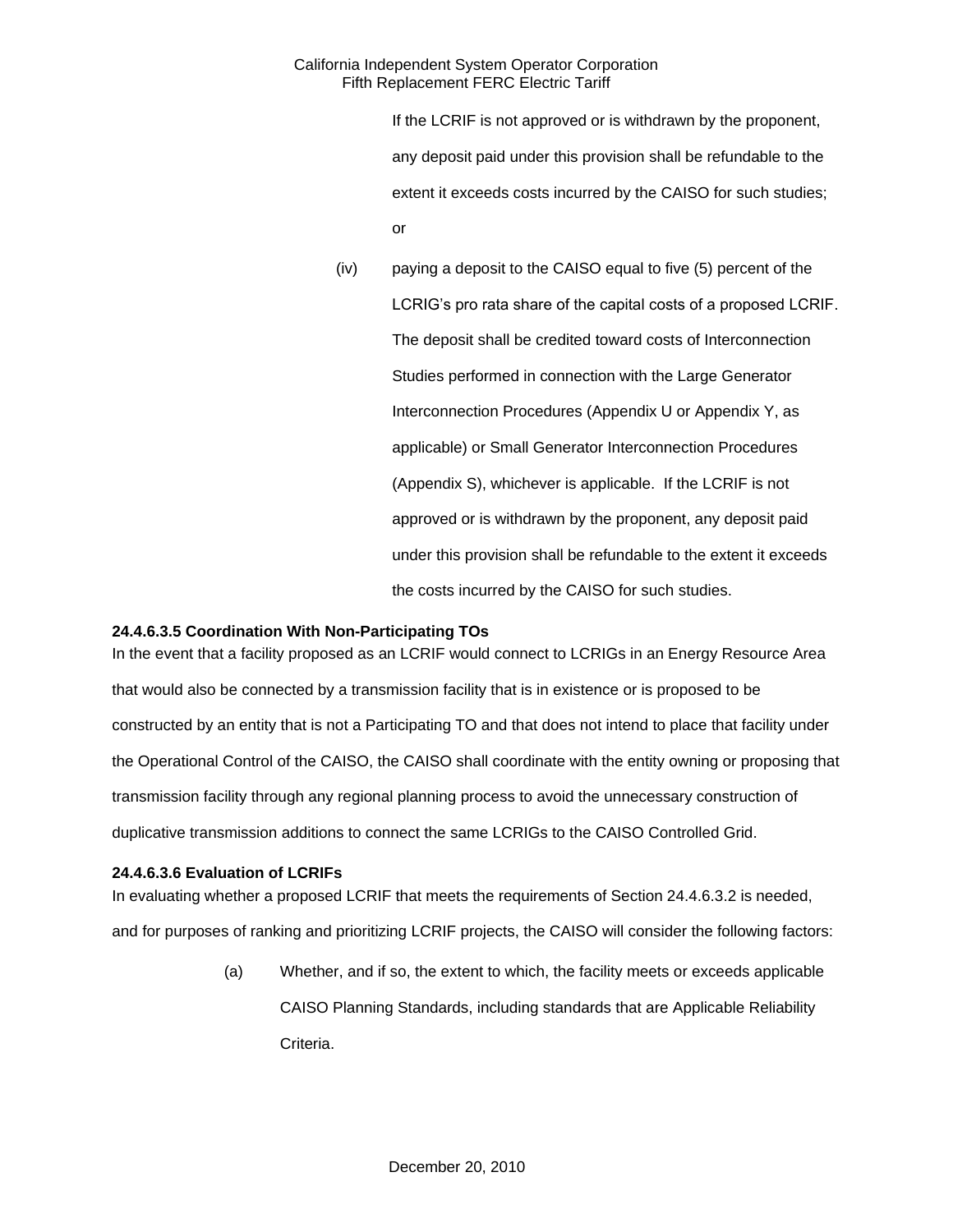If the LCRIF is not approved or is withdrawn by the proponent, any deposit paid under this provision shall be refundable to the extent it exceeds costs incurred by the CAISO for such studies; or

(iv) paying a deposit to the CAISO equal to five (5) percent of the LCRIG's pro rata share of the capital costs of a proposed LCRIF. The deposit shall be credited toward costs of Interconnection Studies performed in connection with the Large Generator Interconnection Procedures (Appendix U or Appendix Y, as applicable) or Small Generator Interconnection Procedures (Appendix S), whichever is applicable. If the LCRIF is not approved or is withdrawn by the proponent, any deposit paid under this provision shall be refundable to the extent it exceeds the costs incurred by the CAISO for such studies.

**24.4.6.3.5 Coordination With Non-Participating TOs**

In the event that a facility proposed as an LCRIF would connect to LCRIGs in an Energy Resource Area that would also be connected by a transmission facility that is in existence or is proposed to be constructed by an entity that is not a Participating TO and that does not intend to place that facility under the Operational Control of the CAISO, the CAISO shall coordinate with the entity owning or proposing that transmission facility through any regional planning process to avoid the unnecessary construction of duplicative transmission additions to connect the same LCRIGs to the CAISO Controlled Grid.

**24.4.6.3.6 Evaluation of LCRIFs**

In evaluating whether a proposed LCRIF that meets the requirements of Section 24.4.6.3.2 is needed, and for purposes of ranking and prioritizing LCRIF projects, the CAISO will consider the following factors:

(a) Whether, and if so, the extent to which, the facility meets or exceeds applicable CAISO Planning Standards, including standards that are Applicable Reliability Criteria.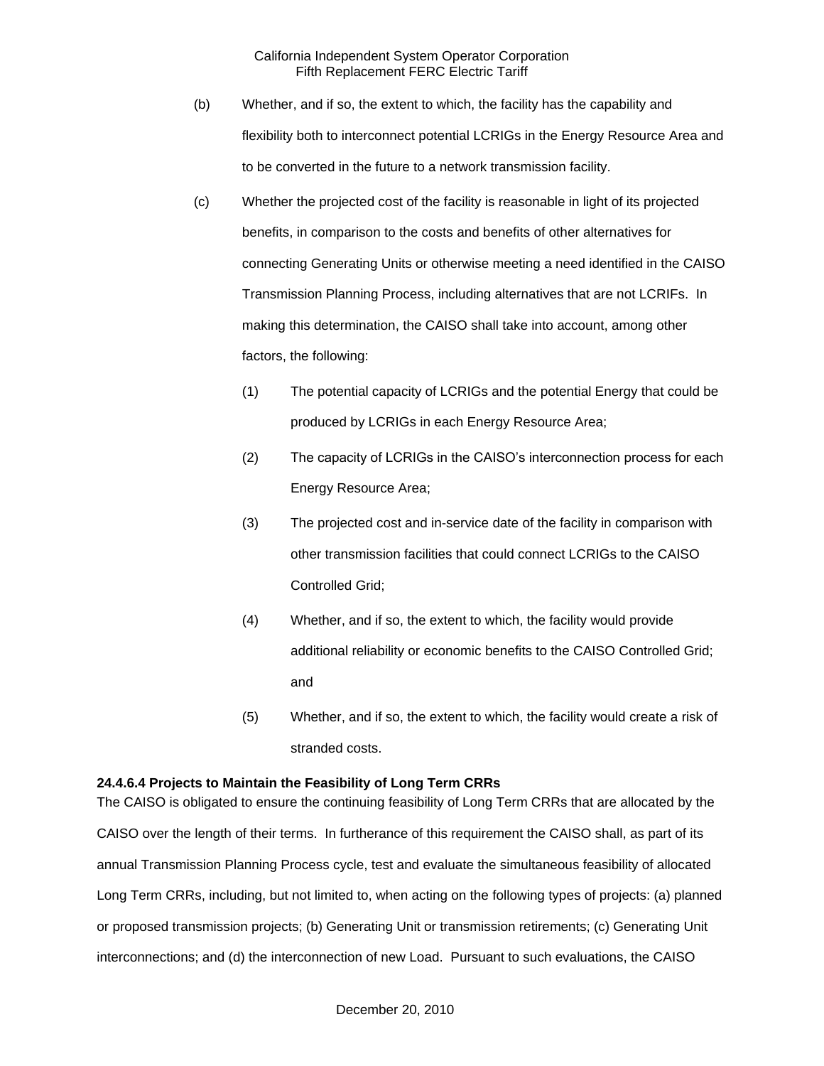(b) Whether, and if so, the extent to which, the facility has the capability and flexibility both to interconnect potential LCRIGs in the Energy Resource Area and to be converted in the future to a network transmission facility.

(c) Whether the projected cost of the facility is reasonable in light of its projected benefits, in comparison to the costs and benefits of other alternatives for connecting Generating Units or otherwise meeting a need identified in the CAISO Transmission Planning Process, including alternatives that are not LCRIFs. In making this determination, the CAISO shall take into account, among other factors, the following:

(1) The potential capacity of LCRIGs and the potential Energy that could be produced by LCRIGs in each Energy Resource Area;

(2) The capacity of LCRIGs in the CAISO's interconnection process for each Energy Resource Area;

(3) The projected cost and in-service date of the facility in comparison with other transmission facilities that could connect LCRIGs to the CAISO Controlled Grid;

(4) Whether, and if so, the extent to which, the facility would provide additional reliability or economic benefits to the CAISO Controlled Grid; and

(5) Whether, and if so, the extent to which, the facility would create a risk of stranded costs.

**24.4.6.4 Projects to Maintain the Feasibility of Long Term CRRs**

The CAISO is obligated to ensure the continuing feasibility of Long Term CRRs that are allocated by the CAISO over the length of their terms. In furtherance of this requirement the CAISO shall, as part of its annual Transmission Planning Process cycle, test and evaluate the simultaneous feasibility of allocated Long Term CRRs, including, but not limited to, when acting on the following types of projects: (a) planned or proposed transmission projects; (b) Generating Unit or transmission retirements; (c) Generating Unit interconnections; and (d) the interconnection of new Load. Pursuant to such evaluations, the CAISO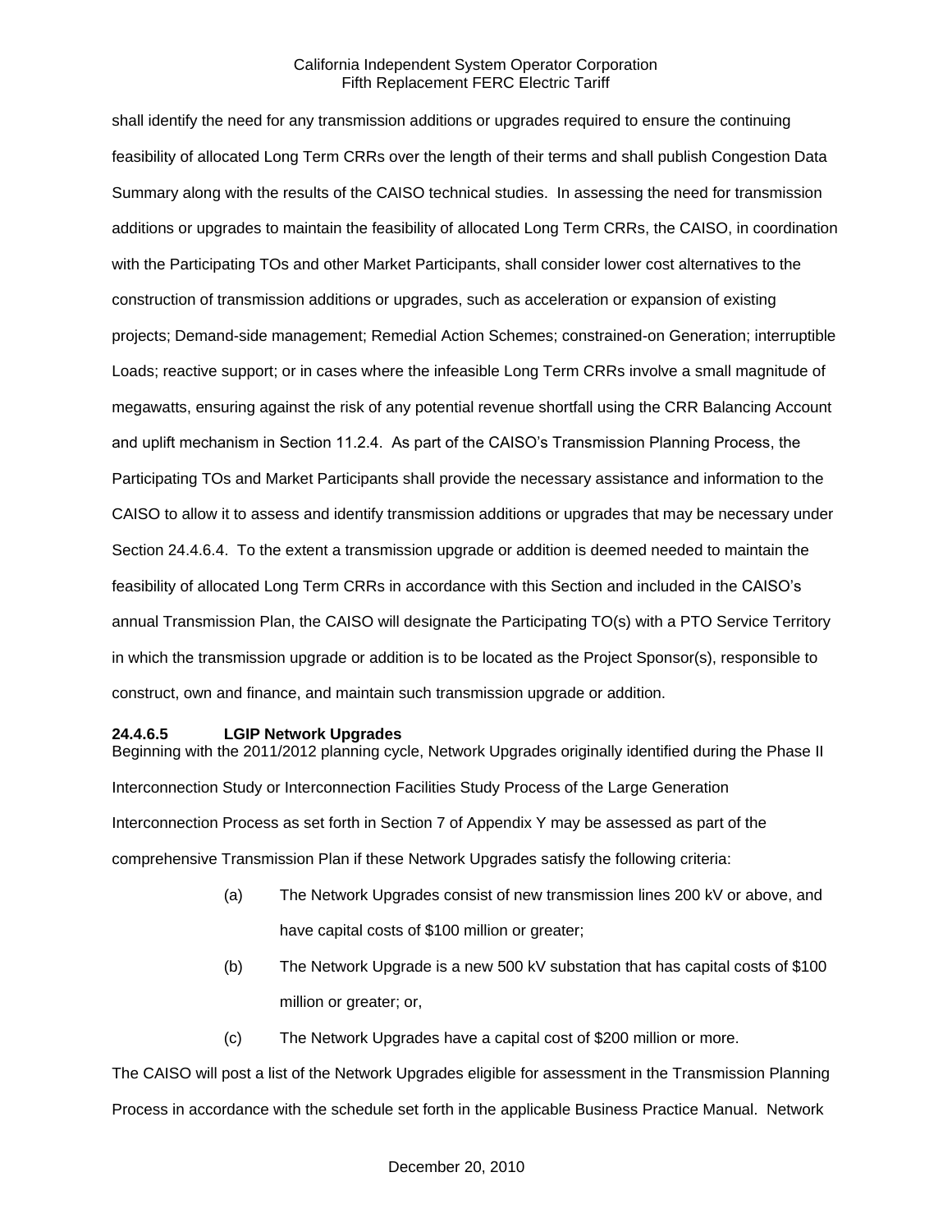shall identify the need for any transmission additions or upgrades required to ensure the continuing feasibility of allocated Long Term CRRs over the length of their terms and shall publish Congestion Data Summary along with the results of the CAISO technical studies. In assessing the need for transmission additions or upgrades to maintain the feasibility of allocated Long Term CRRs, the CAISO, in coordination with the Participating TOs and other Market Participants, shall consider lower cost alternatives to the construction of transmission additions or upgrades, such as acceleration or expansion of existing projects; Demand-side management; Remedial Action Schemes; constrained-on Generation; interruptible Loads; reactive support; or in cases where the infeasible Long Term CRRs involve a small magnitude of megawatts, ensuring against the risk of any potential revenue shortfall using the CRR Balancing Account and uplift mechanism in Section 11.2.4. As part of the CAISO's Transmission Planning Process, the Participating TOs and Market Participants shall provide the necessary assistance and information to the CAISO to allow it to assess and identify transmission additions or upgrades that may be necessary under Section 24.4.6.4. To the extent a transmission upgrade or addition is deemed needed to maintain the feasibility of allocated Long Term CRRs in accordance with this Section and included in the CAISO's annual Transmission Plan, the CAISO will designate the Participating TO(s) with a PTO Service Territory in which the transmission upgrade or addition is to be located as the Project Sponsor(s), responsible to construct, own and finance, and maintain such transmission upgrade or addition.

**24.4.6.5 LGIP Network Upgrades**

Beginning with the 2011/2012 planning cycle, Network Upgrades originally identified during the Phase II Interconnection Study or Interconnection Facilities Study Process of the Large Generation Interconnection Process as set forth in Section 7 of Appendix Y may be assessed as part of the comprehensive Transmission Plan if these Network Upgrades satisfy the following criteria:

(a) The Network Upgrades consist of new transmission lines 200 kV or above, and have capital costs of $100 million or greater;

(b) The Network Upgrade is a new 500 kV substation that has capital costs of $100 million or greater; or,

(c) The Network Upgrades have a capital cost of $200 million or more.

The CAISO will post a list of the Network Upgrades eligible for assessment in the Transmission Planning Process in accordance with the schedule set forth in the applicable Business Practice Manual. Network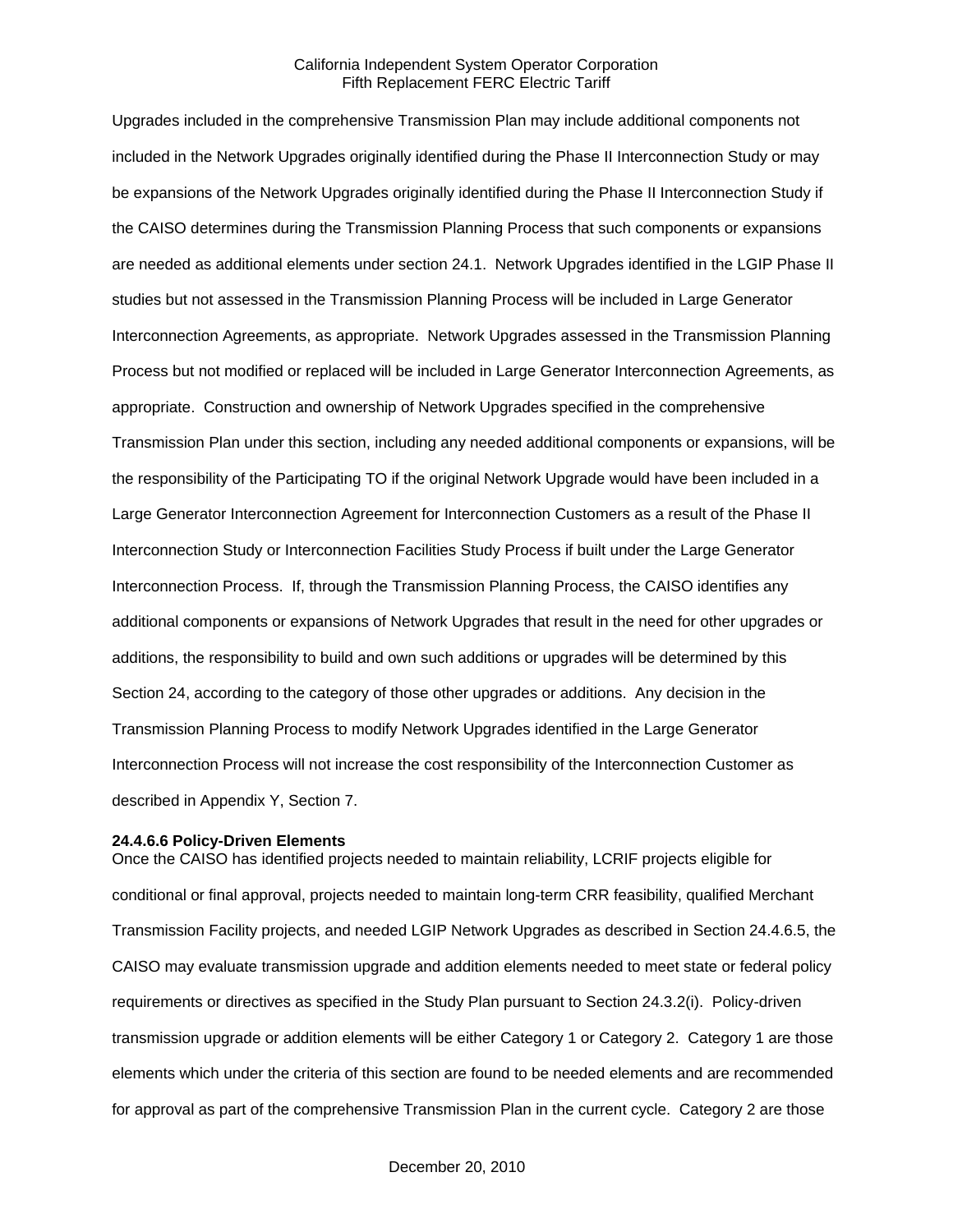Upgrades included in the comprehensive Transmission Plan may include additional components not included in the Network Upgrades originally identified during the Phase II Interconnection Study or may be expansions of the Network Upgrades originally identified during the Phase II Interconnection Study if the CAISO determines during the Transmission Planning Process that such components or expansions are needed as additional elements under section 24.1. Network Upgrades identified in the LGIP Phase II studies but not assessed in the Transmission Planning Process will be included in Large Generator Interconnection Agreements, as appropriate. Network Upgrades assessed in the Transmission Planning Process but not modified or replaced will be included in Large Generator Interconnection Agreements, as appropriate. Construction and ownership of Network Upgrades specified in the comprehensive Transmission Plan under this section, including any needed additional components or expansions, will be the responsibility of the Participating TO if the original Network Upgrade would have been included in a Large Generator Interconnection Agreement for Interconnection Customers as a result of the Phase II Interconnection Study or Interconnection Facilities Study Process if built under the Large Generator Interconnection Process. If, through the Transmission Planning Process, the CAISO identifies any additional components or expansions of Network Upgrades that result in the need for other upgrades or additions, the responsibility to build and own such additions or upgrades will be determined by this Section 24, according to the category of those other upgrades or additions. Any decision in the Transmission Planning Process to modify Network Upgrades identified in the Large Generator Interconnection Process will not increase the cost responsibility of the Interconnection Customer as described in Appendix Y, Section 7.

**24.4.6.6 Policy-Driven Elements**

Once the CAISO has identified projects needed to maintain reliability, LCRIF projects eligible for conditional or final approval, projects needed to maintain long-term CRR feasibility, qualified Merchant Transmission Facility projects, and needed LGIP Network Upgrades as described in Section 24.4.6.5, the CAISO may evaluate transmission upgrade and addition elements needed to meet state or federal policy requirements or directives as specified in the Study Plan pursuant to Section 24.3.2(i). Policy-driven transmission upgrade or addition elements will be either Category 1 or Category 2. Category 1 are those elements which under the criteria of this section are found to be needed elements and are recommended for approval as part of the comprehensive Transmission Plan in the current cycle. Category 2 are those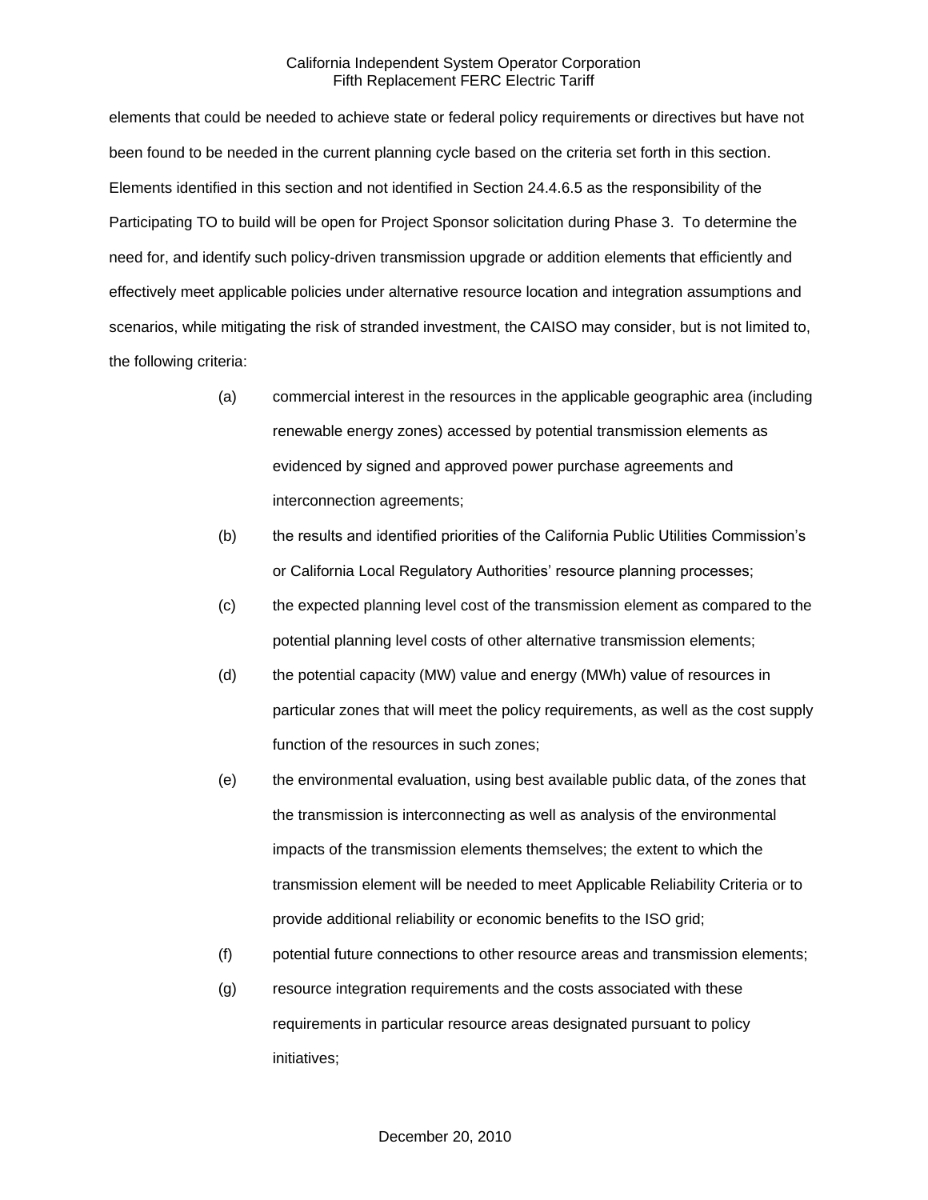elements that could be needed to achieve state or federal policy requirements or directives but have not been found to be needed in the current planning cycle based on the criteria set forth in this section. Elements identified in this section and not identified in Section 24.4.6.5 as the responsibility of the Participating TO to build will be open for Project Sponsor solicitation during Phase 3. To determine the need for, and identify such policy-driven transmission upgrade or addition elements that efficiently and effectively meet applicable policies under alternative resource location and integration assumptions and scenarios, while mitigating the risk of stranded investment, the CAISO may consider, but is not limited to, the following criteria:

(a) commercial interest in the resources in the applicable geographic area (including renewable energy zones) accessed by potential transmission elements as evidenced by signed and approved power purchase agreements and interconnection agreements;

(b) the results and identified priorities of the California Public Utilities Commission's or California Local Regulatory Authorities' resource planning processes;

(c) the expected planning level cost of the transmission element as compared to the potential planning level costs of other alternative transmission elements;

(d) the potential capacity (MW) value and energy (MWh) value of resources in particular zones that will meet the policy requirements, as well as the cost supply function of the resources in such zones;

(e) the environmental evaluation, using best available public data, of the zones that the transmission is interconnecting as well as analysis of the environmental impacts of the transmission elements themselves; the extent to which the transmission element will be needed to meet Applicable Reliability Criteria or to provide additional reliability or economic benefits to the ISO grid;

(f) potential future connections to other resource areas and transmission elements;

(g) resource integration requirements and the costs associated with these requirements in particular resource areas designated pursuant to policy initiatives;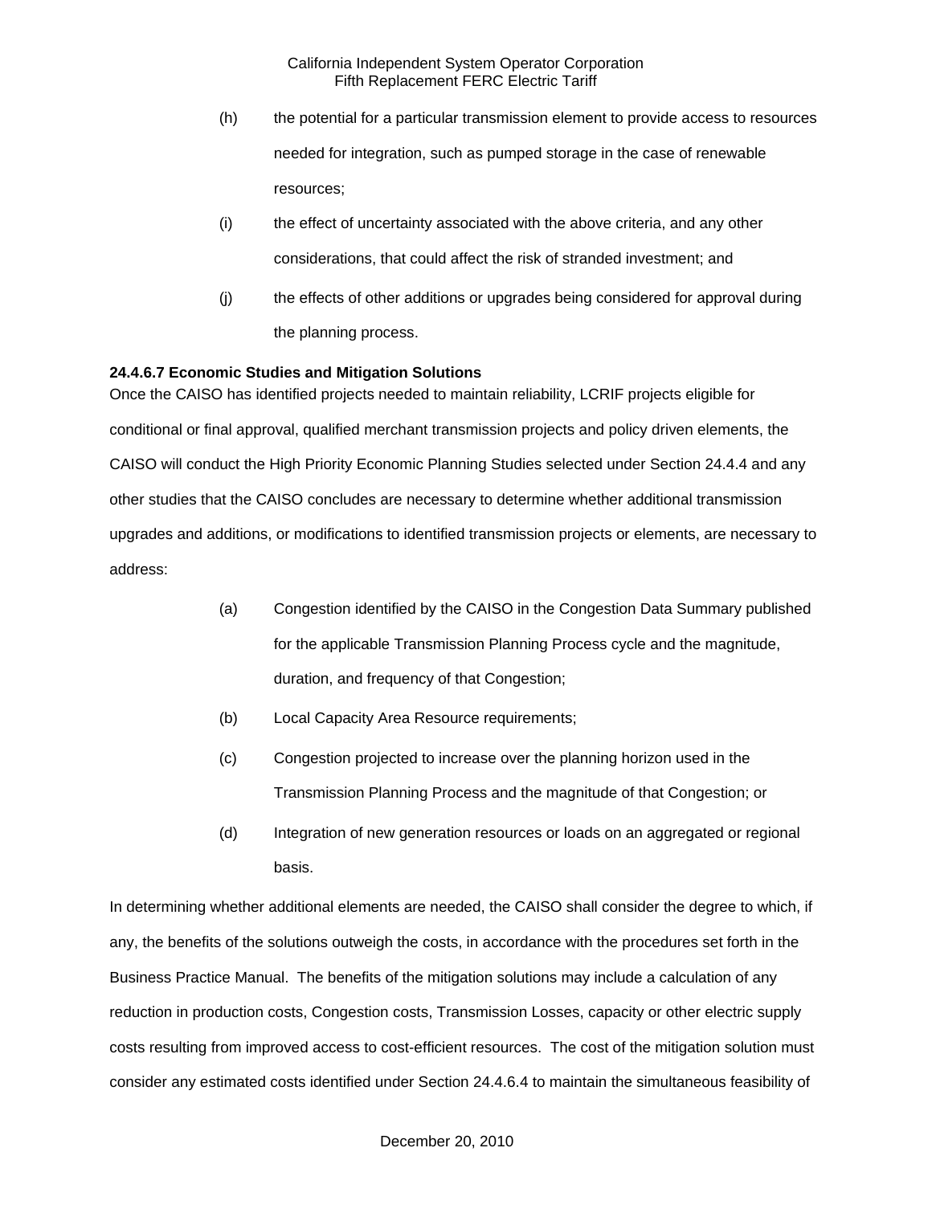(h) the potential for a particular transmission element to provide access to resources needed for integration, such as pumped storage in the case of renewable resources;

(i) the effect of uncertainty associated with the above criteria, and any other considerations, that could affect the risk of stranded investment; and

(j) the effects of other additions or upgrades being considered for approval during the planning process.

**24.4.6.7 Economic Studies and Mitigation Solutions**

Once the CAISO has identified projects needed to maintain reliability, LCRIF projects eligible for conditional or final approval, qualified merchant transmission projects and policy driven elements, the CAISO will conduct the High Priority Economic Planning Studies selected under Section 24.4.4 and any other studies that the CAISO concludes are necessary to determine whether additional transmission upgrades and additions, or modifications to identified transmission projects or elements, are necessary to address:

(a) Congestion identified by the CAISO in the Congestion Data Summary published for the applicable Transmission Planning Process cycle and the magnitude, duration, and frequency of that Congestion;

(b) Local Capacity Area Resource requirements;

(c) Congestion projected to increase over the planning horizon used in the Transmission Planning Process and the magnitude of that Congestion; or

(d) Integration of new generation resources or loads on an aggregated or regional basis.

In determining whether additional elements are needed, the CAISO shall consider the degree to which, if any, the benefits of the solutions outweigh the costs, in accordance with the procedures set forth in the Business Practice Manual. The benefits of the mitigation solutions may include a calculation of any reduction in production costs, Congestion costs, Transmission Losses, capacity or other electric supply costs resulting from improved access to cost-efficient resources. The cost of the mitigation solution must consider any estimated costs identified under Section 24.4.6.4 to maintain the simultaneous feasibility of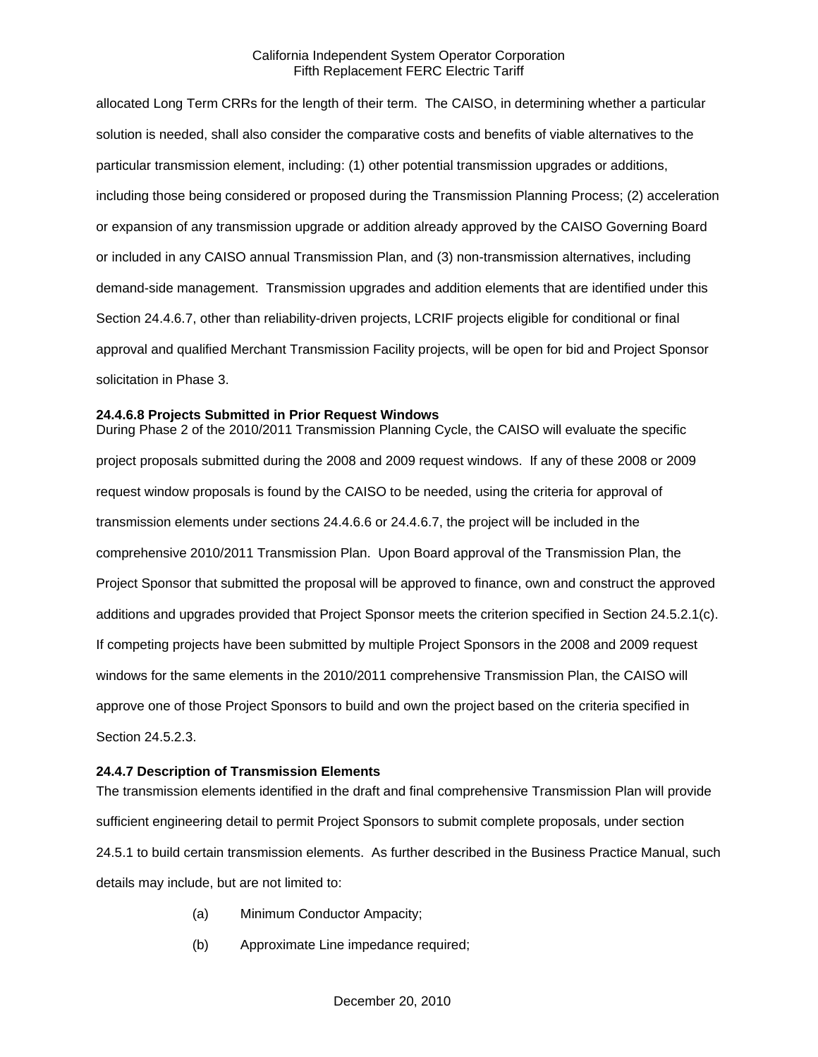allocated Long Term CRRs for the length of their term. The CAISO, in determining whether a particular solution is needed, shall also consider the comparative costs and benefits of viable alternatives to the particular transmission element, including: (1) other potential transmission upgrades or additions, including those being considered or proposed during the Transmission Planning Process; (2) acceleration or expansion of any transmission upgrade or addition already approved by the CAISO Governing Board or included in any CAISO annual Transmission Plan, and (3) non-transmission alternatives, including demand-side management. Transmission upgrades and addition elements that are identified under this Section 24.4.6.7, other than reliability-driven projects, LCRIF projects eligible for conditional or final approval and qualified Merchant Transmission Facility projects, will be open for bid and Project Sponsor solicitation in Phase 3.

**24.4.6.8 Projects Submitted in Prior Request Windows**

During Phase 2 of the 2010/2011 Transmission Planning Cycle, the CAISO will evaluate the specific project proposals submitted during the 2008 and 2009 request windows. If any of these 2008 or 2009 request window proposals is found by the CAISO to be needed, using the criteria for approval of transmission elements under sections 24.4.6.6 or 24.4.6.7, the project will be included in the comprehensive 2010/2011 Transmission Plan. Upon Board approval of the Transmission Plan, the Project Sponsor that submitted the proposal will be approved to finance, own and construct the approved additions and upgrades provided that Project Sponsor meets the criterion specified in Section 24.5.2.1(c). If competing projects have been submitted by multiple Project Sponsors in the 2008 and 2009 request windows for the same elements in the 2010/2011 comprehensive Transmission Plan, the CAISO will approve one of those Project Sponsors to build and own the project based on the criteria specified in Section 24.5.2.3.

**24.4.7 Description of Transmission Elements**

The transmission elements identified in the draft and final comprehensive Transmission Plan will provide sufficient engineering detail to permit Project Sponsors to submit complete proposals, under section 24.5.1 to build certain transmission elements. As further described in the Business Practice Manual, such details may include, but are not limited to:

(a) Minimum Conductor Ampacity;

(b) Approximate Line impedance required;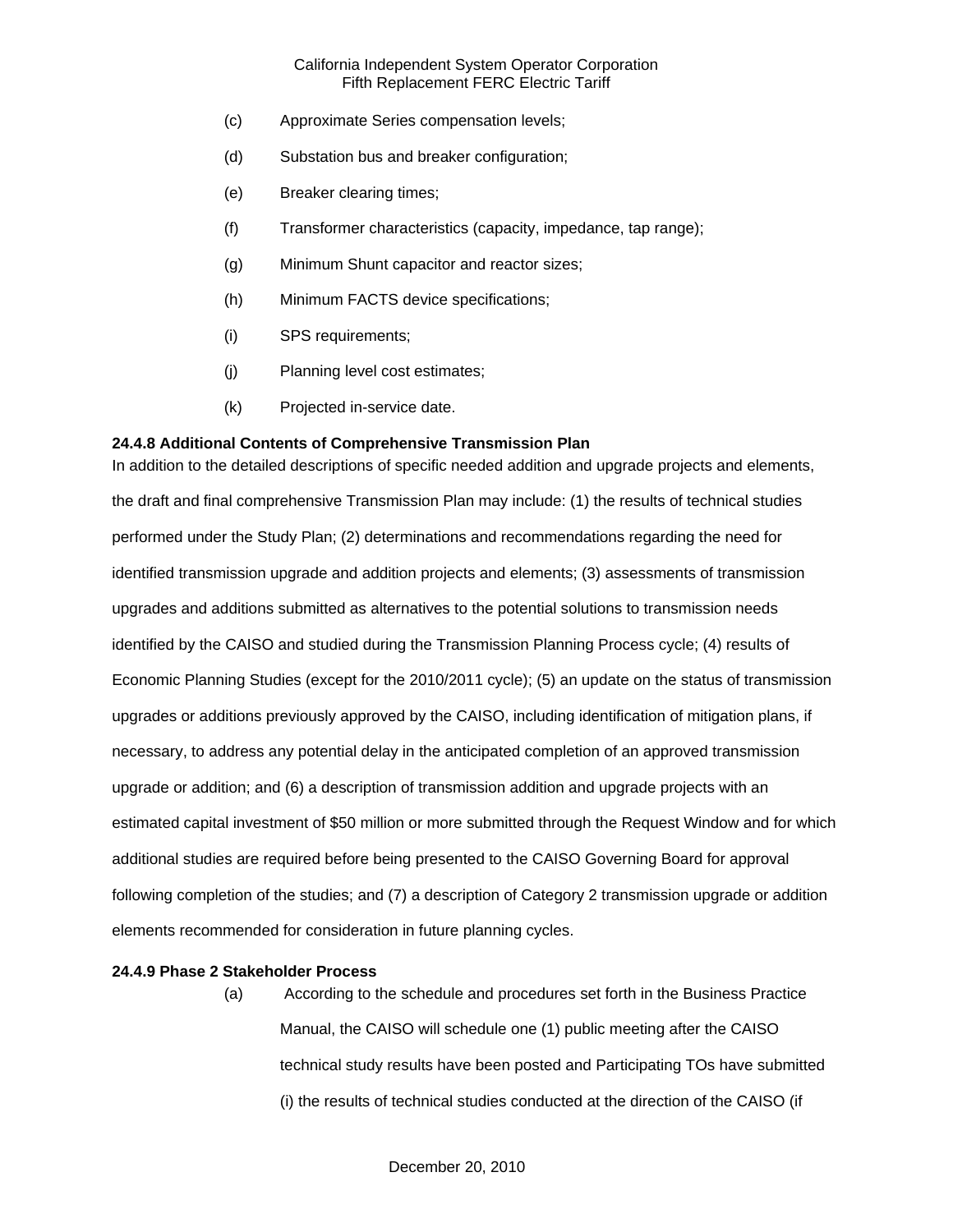(c) Approximate Series compensation levels;

(d) Substation bus and breaker configuration;

(e) Breaker clearing times;

(f) Transformer characteristics (capacity, impedance, tap range);

(g) Minimum Shunt capacitor and reactor sizes;

(h) Minimum FACTS device specifications;

(i) SPS requirements;

(j) Planning level cost estimates;

(k) Projected in-service date.

**24.4.8 Additional Contents of Comprehensive Transmission Plan**

In addition to the detailed descriptions of specific needed addition and upgrade projects and elements, the draft and final comprehensive Transmission Plan may include: (1) the results of technical studies performed under the Study Plan; (2) determinations and recommendations regarding the need for identified transmission upgrade and addition projects and elements; (3) assessments of transmission upgrades and additions submitted as alternatives to the potential solutions to transmission needs identified by the CAISO and studied during the Transmission Planning Process cycle; (4) results of Economic Planning Studies (except for the 2010/2011 cycle); (5) an update on the status of transmission upgrades or additions previously approved by the CAISO, including identification of mitigation plans, if necessary, to address any potential delay in the anticipated completion of an approved transmission upgrade or addition; and (6) a description of transmission addition and upgrade projects with an estimated capital investment of $50 million or more submitted through the Request Window and for which additional studies are required before being presented to the CAISO Governing Board for approval following completion of the studies; and (7) a description of Category 2 transmission upgrade or addition elements recommended for consideration in future planning cycles.

**24.4.9 Phase 2 Stakeholder Process**

(a) According to the schedule and procedures set forth in the Business Practice Manual, the CAISO will schedule one (1) public meeting after the CAISO technical study results have been posted and Participating TOs have submitted (i) the results of technical studies conducted at the direction of the CAISO (if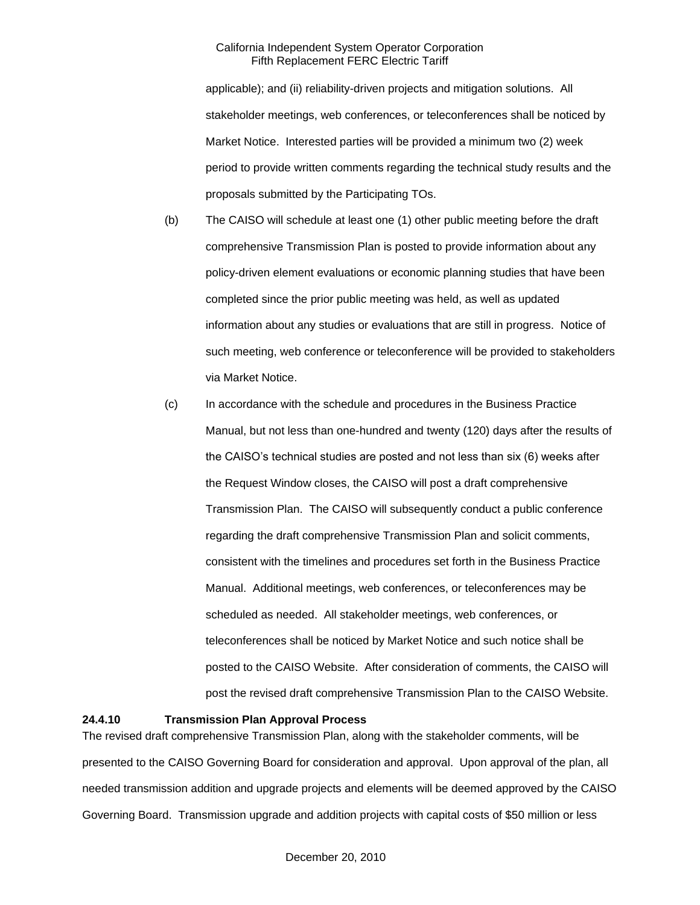applicable); and (ii) reliability-driven projects and mitigation solutions. All stakeholder meetings, web conferences, or teleconferences shall be noticed by Market Notice. Interested parties will be provided a minimum two (2) week period to provide written comments regarding the technical study results and the proposals submitted by the Participating TOs.

(b) The CAISO will schedule at least one (1) other public meeting before the draft comprehensive Transmission Plan is posted to provide information about any policy-driven element evaluations or economic planning studies that have been completed since the prior public meeting was held, as well as updated information about any studies or evaluations that are still in progress. Notice of such meeting, web conference or teleconference will be provided to stakeholders via Market Notice.

(c) In accordance with the schedule and procedures in the Business Practice Manual, but not less than one-hundred and twenty (120) days after the results of the CAISO's technical studies are posted and not less than six (6) weeks after the Request Window closes, the CAISO will post a draft comprehensive Transmission Plan. The CAISO will subsequently conduct a public conference regarding the draft comprehensive Transmission Plan and solicit comments, consistent with the timelines and procedures set forth in the Business Practice Manual. Additional meetings, web conferences, or teleconferences may be scheduled as needed. All stakeholder meetings, web conferences, or teleconferences shall be noticed by Market Notice and such notice shall be posted to the CAISO Website. After consideration of comments, the CAISO will post the revised draft comprehensive Transmission Plan to the CAISO Website.

**24.4.10 Transmission Plan Approval Process**

The revised draft comprehensive Transmission Plan, along with the stakeholder comments, will be presented to the CAISO Governing Board for consideration and approval. Upon approval of the plan, all needed transmission addition and upgrade projects and elements will be deemed approved by the CAISO Governing Board. Transmission upgrade and addition projects with capital costs of $50 million or less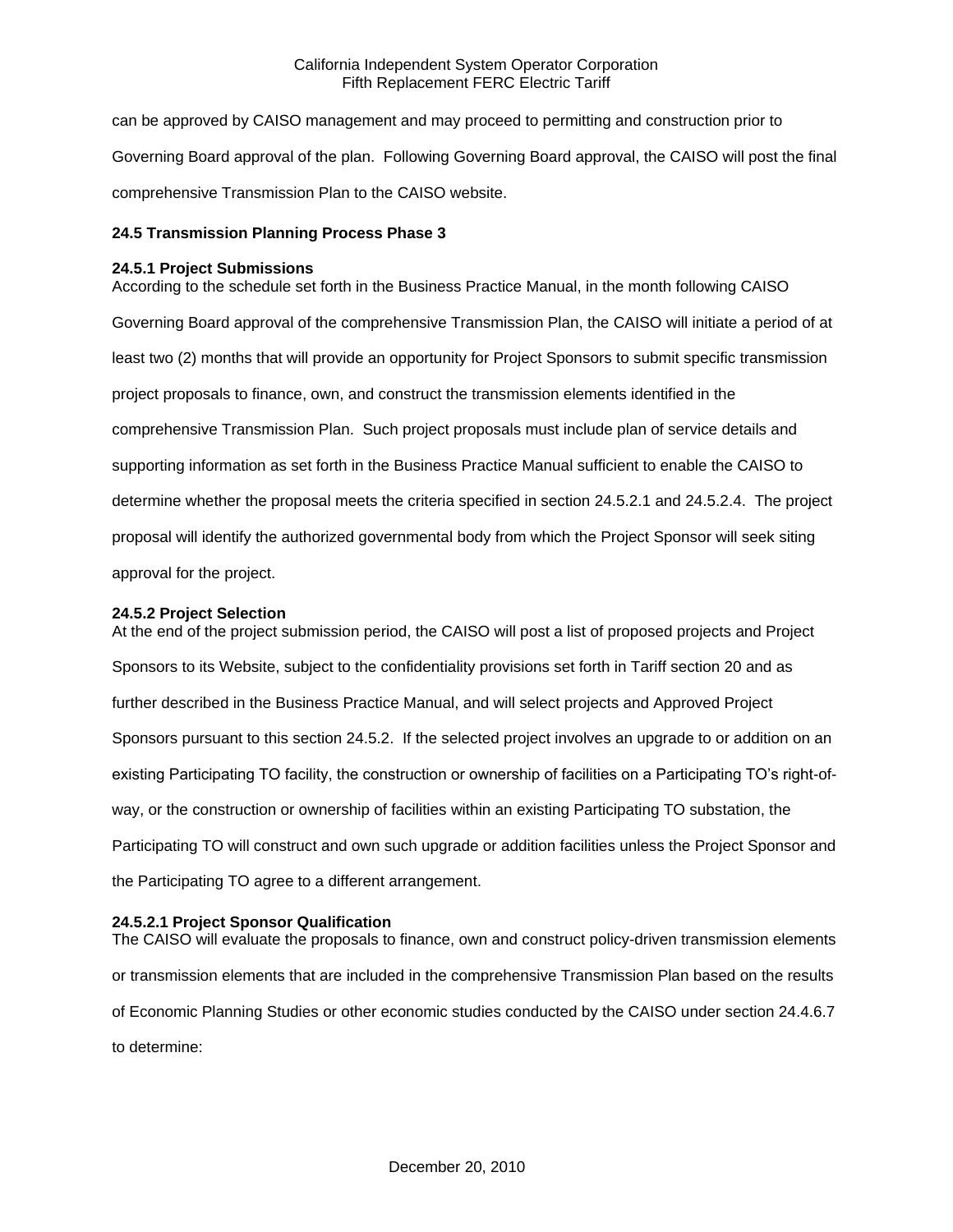can be approved by CAISO management and may proceed to permitting and construction prior to Governing Board approval of the plan. Following Governing Board approval, the CAISO will post the final comprehensive Transmission Plan to the CAISO website.

### 24.5 Transmission Planning Process Phase 3

#### 24.5.1 Project Submissions

According to the schedule set forth in the Business Practice Manual, in the month following CAISO Governing Board approval of the comprehensive Transmission Plan, the CAISO will initiate a period of at least two (2) months that will provide an opportunity for Project Sponsors to submit specific transmission project proposals to finance, own, and construct the transmission elements identified in the comprehensive Transmission Plan. Such project proposals must include plan of service details and supporting information as set forth in the Business Practice Manual sufficient to enable the CAISO to determine whether the proposal meets the criteria specified in section 24.5.2.1 and 24.5.2.4. The project proposal will identify the authorized governmental body from which the Project Sponsor will seek siting approval for the project.

#### 24.5.2 Project Selection

At the end of the project submission period, the CAISO will post a list of proposed projects and Project Sponsors to its Website, subject to the confidentiality provisions set forth in Tariff section 20 and as further described in the Business Practice Manual, and will select projects and Approved Project Sponsors pursuant to this section 24.5.2. If the selected project involves an upgrade to or addition on an existing Participating TO facility, the construction or ownership of facilities on a Participating TO's right-of-way, or the construction or ownership of facilities within an existing Participating TO substation, the Participating TO will construct and own such upgrade or addition facilities unless the Project Sponsor and the Participating TO agree to a different arrangement.

#### 24.5.2.1 Project Sponsor Qualification

The CAISO will evaluate the proposals to finance, own and construct policy-driven transmission elements or transmission elements that are included in the comprehensive Transmission Plan based on the results of Economic Planning Studies or other economic studies conducted by the CAISO under section 24.4.6.7 to determine: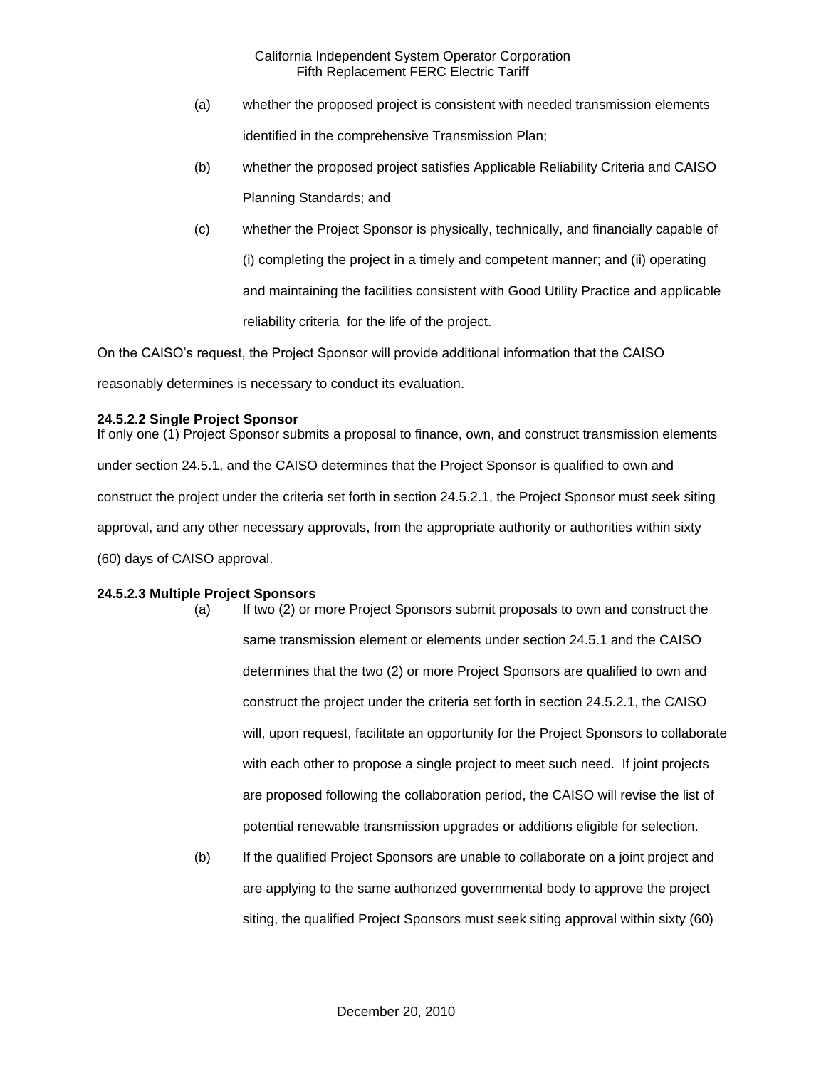(a) whether the proposed project is consistent with needed transmission elements identified in the comprehensive Transmission Plan;

(b) whether the proposed project satisfies Applicable Reliability Criteria and CAISO Planning Standards; and

(c) whether the Project Sponsor is physically, technically, and financially capable of (i) completing the project in a timely and competent manner; and (ii) operating and maintaining the facilities consistent with Good Utility Practice and applicable reliability criteria for the life of the project.

On the CAISO's request, the Project Sponsor will provide additional information that the CAISO reasonably determines is necessary to conduct its evaluation.

**24.5.2.2 Single Project Sponsor**

If only one (1) Project Sponsor submits a proposal to finance, own, and construct transmission elements under section 24.5.1, and the CAISO determines that the Project Sponsor is qualified to own and construct the project under the criteria set forth in section 24.5.2.1, the Project Sponsor must seek siting approval, and any other necessary approvals, from the appropriate authority or authorities within sixty (60) days of CAISO approval.

**24.5.2.3 Multiple Project Sponsors**

(a) If two (2) or more Project Sponsors submit proposals to own and construct the same transmission element or elements under section 24.5.1 and the CAISO determines that the two (2) or more Project Sponsors are qualified to own and construct the project under the criteria set forth in section 24.5.2.1, the CAISO will, upon request, facilitate an opportunity for the Project Sponsors to collaborate with each other to propose a single project to meet such need. If joint projects are proposed following the collaboration period, the CAISO will revise the list of potential renewable transmission upgrades or additions eligible for selection.

(b) If the qualified Project Sponsors are unable to collaborate on a joint project and are applying to the same authorized governmental body to approve the project siting, the qualified Project Sponsors must seek siting approval within sixty (60)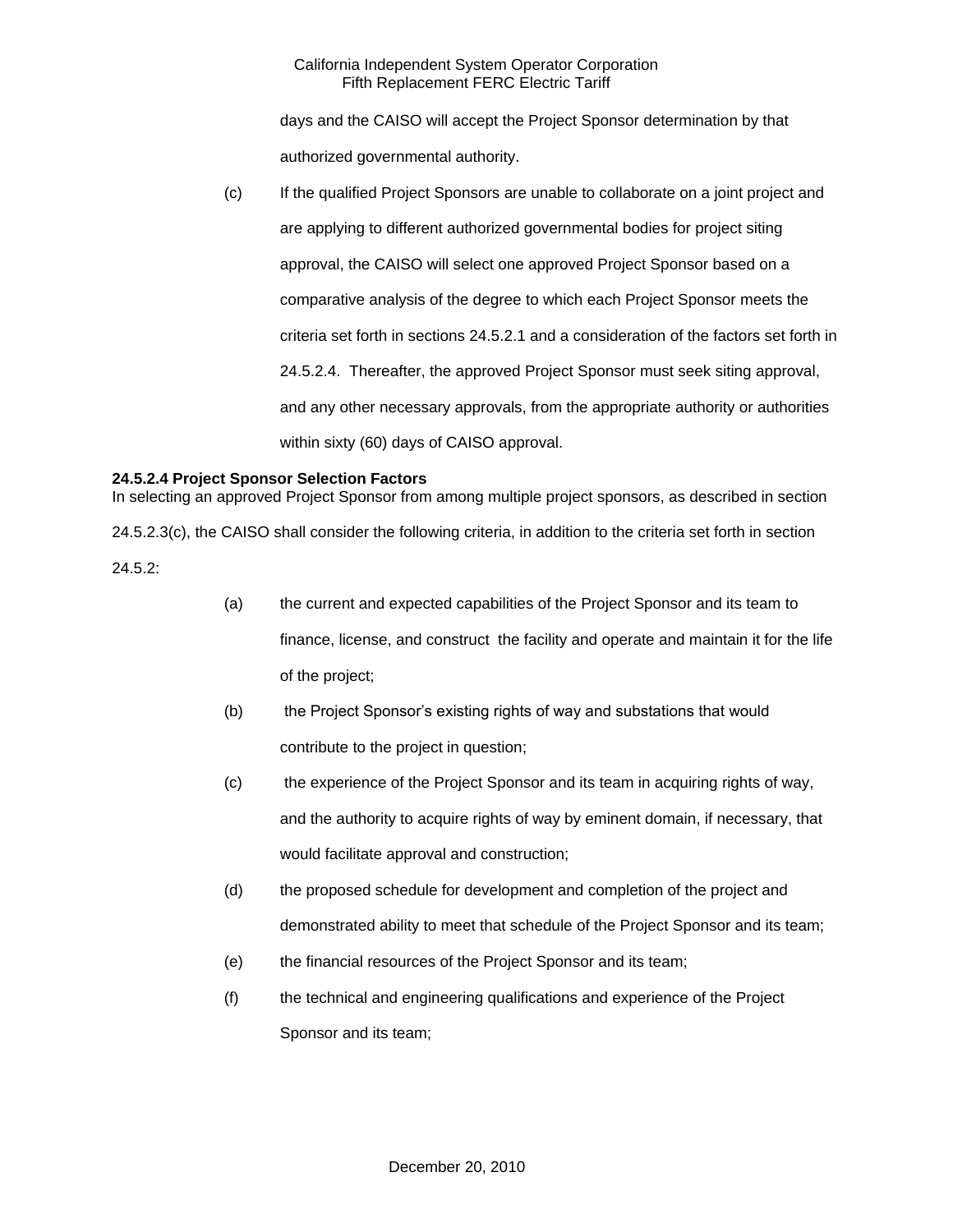days and the CAISO will accept the Project Sponsor determination by that authorized governmental authority.

(c) If the qualified Project Sponsors are unable to collaborate on a joint project and are applying to different authorized governmental bodies for project siting approval, the CAISO will select one approved Project Sponsor based on a comparative analysis of the degree to which each Project Sponsor meets the criteria set forth in sections 24.5.2.1 and a consideration of the factors set forth in 24.5.2.4. Thereafter, the approved Project Sponsor must seek siting approval, and any other necessary approvals, from the appropriate authority or authorities within sixty (60) days of CAISO approval.

**24.5.2.4 Project Sponsor Selection Factors**

In selecting an approved Project Sponsor from among multiple project sponsors, as described in section 24.5.2.3(c), the CAISO shall consider the following criteria, in addition to the criteria set forth in section 24.5.2:

(a) the current and expected capabilities of the Project Sponsor and its team to finance, license, and construct the facility and operate and maintain it for the life of the project;

(b) the Project Sponsor's existing rights of way and substations that would contribute to the project in question;

(c) the experience of the Project Sponsor and its team in acquiring rights of way, and the authority to acquire rights of way by eminent domain, if necessary, that would facilitate approval and construction;

(d) the proposed schedule for development and completion of the project and demonstrated ability to meet that schedule of the Project Sponsor and its team;

(e) the financial resources of the Project Sponsor and its team;

(f) the technical and engineering qualifications and experience of the Project Sponsor and its team;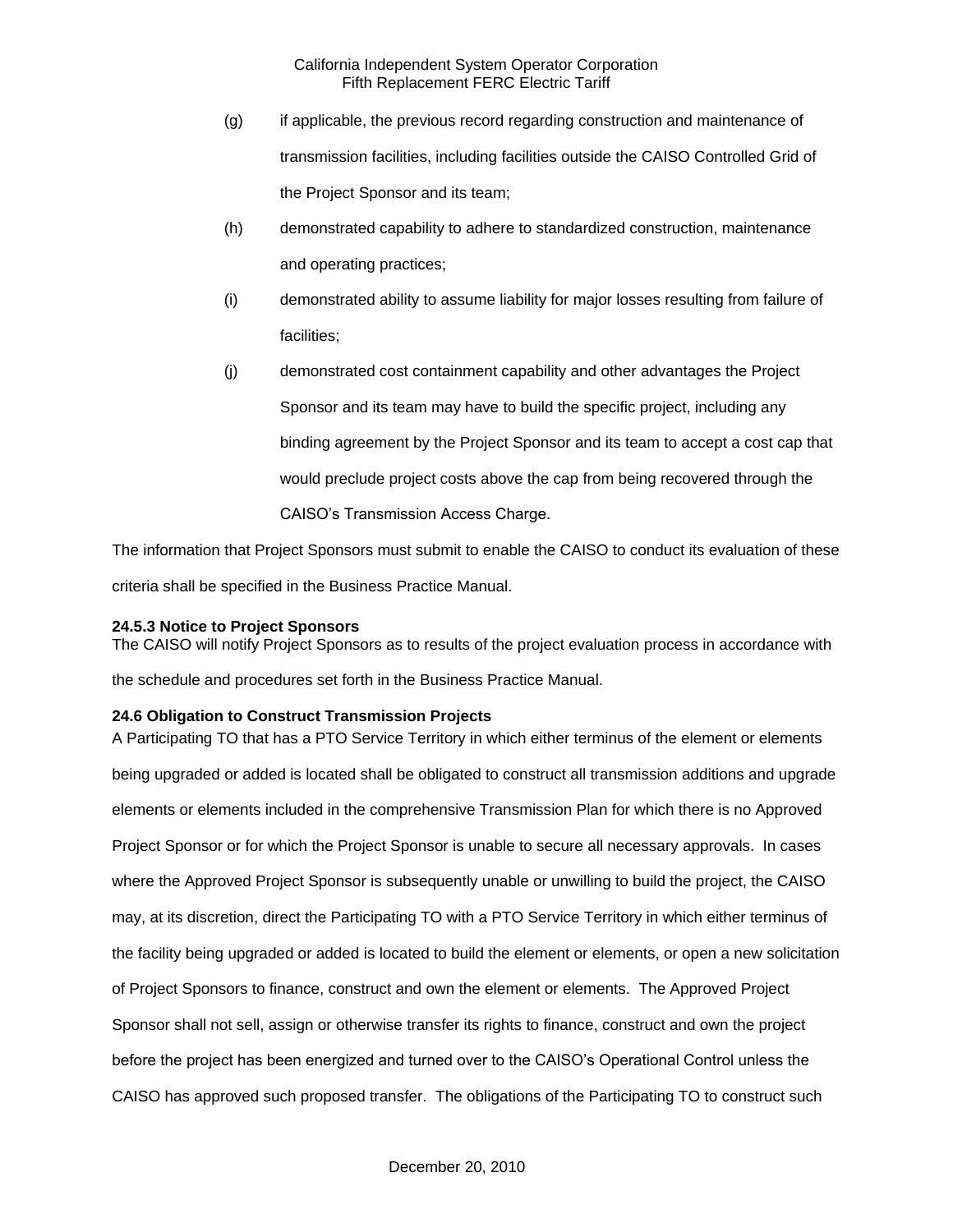(g) if applicable, the previous record regarding construction and maintenance of transmission facilities, including facilities outside the CAISO Controlled Grid of the Project Sponsor and its team;

(h) demonstrated capability to adhere to standardized construction, maintenance and operating practices;

(i) demonstrated ability to assume liability for major losses resulting from failure of facilities;

(j) demonstrated cost containment capability and other advantages the Project Sponsor and its team may have to build the specific project, including any binding agreement by the Project Sponsor and its team to accept a cost cap that would preclude project costs above the cap from being recovered through the CAISO's Transmission Access Charge.

The information that Project Sponsors must submit to enable the CAISO to conduct its evaluation of these criteria shall be specified in the Business Practice Manual.

**24.5.3 Notice to Project Sponsors**

The CAISO will notify Project Sponsors as to results of the project evaluation process in accordance with the schedule and procedures set forth in the Business Practice Manual.

**24.6 Obligation to Construct Transmission Projects**

A Participating TO that has a PTO Service Territory in which either terminus of the element or elements being upgraded or added is located shall be obligated to construct all transmission additions and upgrade elements or elements included in the comprehensive Transmission Plan for which there is no Approved Project Sponsor or for which the Project Sponsor is unable to secure all necessary approvals. In cases where the Approved Project Sponsor is subsequently unable or unwilling to build the project, the CAISO may, at its discretion, direct the Participating TO with a PTO Service Territory in which either terminus of the facility being upgraded or added is located to build the element or elements, or open a new solicitation of Project Sponsors to finance, construct and own the element or elements. The Approved Project Sponsor shall not sell, assign or otherwise transfer its rights to finance, construct and own the project before the project has been energized and turned over to the CAISO's Operational Control unless the CAISO has approved such proposed transfer. The obligations of the Participating TO to construct such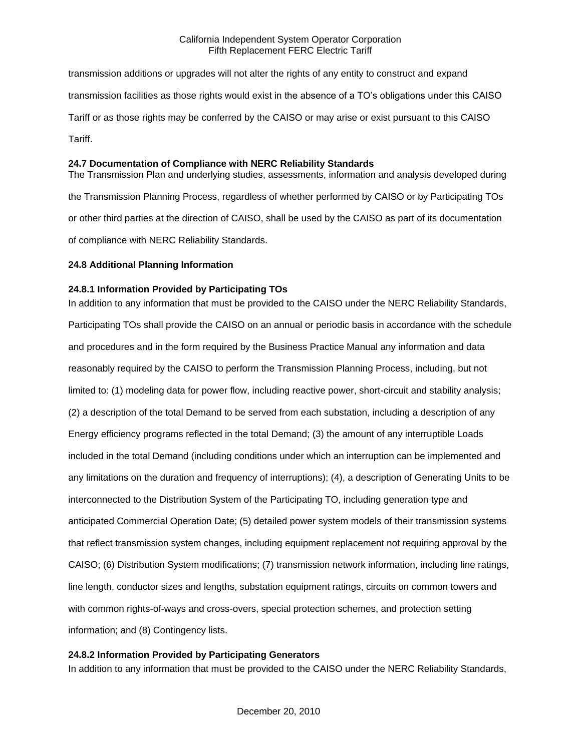transmission additions or upgrades will not alter the rights of any entity to construct and expand transmission facilities as those rights would exist in the absence of a TO's obligations under this CAISO Tariff or as those rights may be conferred by the CAISO or may arise or exist pursuant to this CAISO Tariff.

**24.7 Documentation of Compliance with NERC Reliability Standards**

The Transmission Plan and underlying studies, assessments, information and analysis developed during the Transmission Planning Process, regardless of whether performed by CAISO or by Participating TOs or other third parties at the direction of CAISO, shall be used by the CAISO as part of its documentation of compliance with NERC Reliability Standards.

**24.8 Additional Planning Information**

**24.8.1 Information Provided by Participating TOs**

In addition to any information that must be provided to the CAISO under the NERC Reliability Standards, Participating TOs shall provide the CAISO on an annual or periodic basis in accordance with the schedule and procedures and in the form required by the Business Practice Manual any information and data reasonably required by the CAISO to perform the Transmission Planning Process, including, but not limited to: (1) modeling data for power flow, including reactive power, short-circuit and stability analysis; (2) a description of the total Demand to be served from each substation, including a description of any Energy efficiency programs reflected in the total Demand; (3) the amount of any interruptible Loads included in the total Demand (including conditions under which an interruption can be implemented and any limitations on the duration and frequency of interruptions); (4), a description of Generating Units to be interconnected to the Distribution System of the Participating TO, including generation type and anticipated Commercial Operation Date; (5) detailed power system models of their transmission systems that reflect transmission system changes, including equipment replacement not requiring approval by the CAISO; (6) Distribution System modifications; (7) transmission network information, including line ratings, line length, conductor sizes and lengths, substation equipment ratings, circuits on common towers and with common rights-of-ways and cross-overs, special protection schemes, and protection setting information; and (8) Contingency lists.

**24.8.2 Information Provided by Participating Generators**

In addition to any information that must be provided to the CAISO under the NERC Reliability Standards,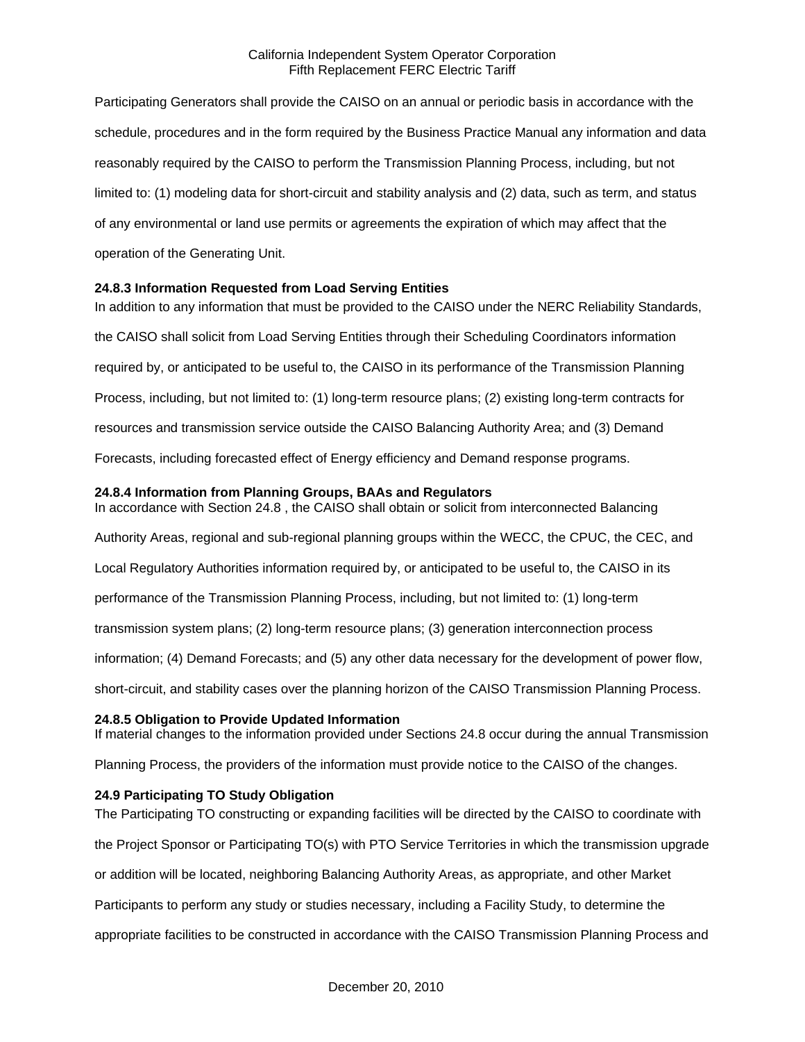Participating Generators shall provide the CAISO on an annual or periodic basis in accordance with the schedule, procedures and in the form required by the Business Practice Manual any information and data reasonably required by the CAISO to perform the Transmission Planning Process, including, but not limited to: (1) modeling data for short-circuit and stability analysis and (2) data, such as term, and status of any environmental or land use permits or agreements the expiration of which may affect that the operation of the Generating Unit.

**24.8.3 Information Requested from Load Serving Entities**

In addition to any information that must be provided to the CAISO under the NERC Reliability Standards, the CAISO shall solicit from Load Serving Entities through their Scheduling Coordinators information required by, or anticipated to be useful to, the CAISO in its performance of the Transmission Planning Process, including, but not limited to: (1) long-term resource plans; (2) existing long-term contracts for resources and transmission service outside the CAISO Balancing Authority Area; and (3) Demand Forecasts, including forecasted effect of Energy efficiency and Demand response programs.

**24.8.4 Information from Planning Groups, BAAs and Regulators**

In accordance with Section 24.8 , the CAISO shall obtain or solicit from interconnected Balancing Authority Areas, regional and sub-regional planning groups within the WECC, the CPUC, the CEC, and Local Regulatory Authorities information required by, or anticipated to be useful to, the CAISO in its performance of the Transmission Planning Process, including, but not limited to: (1) long-term transmission system plans; (2) long-term resource plans; (3) generation interconnection process information; (4) Demand Forecasts; and (5) any other data necessary for the development of power flow, short-circuit, and stability cases over the planning horizon of the CAISO Transmission Planning Process.

**24.8.5 Obligation to Provide Updated Information**

If material changes to the information provided under Sections 24.8 occur during the annual Transmission Planning Process, the providers of the information must provide notice to the CAISO of the changes.

**24.9 Participating TO Study Obligation**

The Participating TO constructing or expanding facilities will be directed by the CAISO to coordinate with the Project Sponsor or Participating TO(s) with PTO Service Territories in which the transmission upgrade or addition will be located, neighboring Balancing Authority Areas, as appropriate, and other Market Participants to perform any study or studies necessary, including a Facility Study, to determine the appropriate facilities to be constructed in accordance with the CAISO Transmission Planning Process and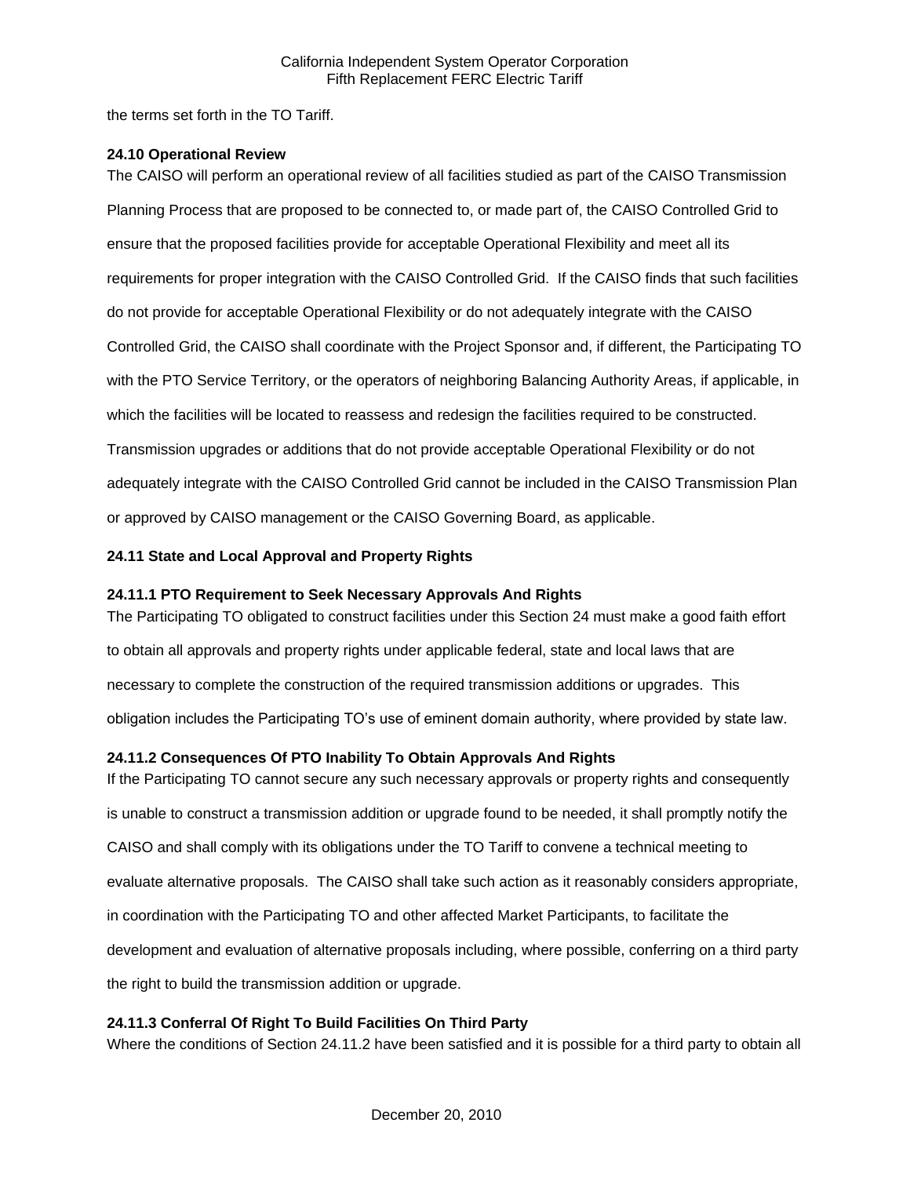the terms set forth in the TO Tariff.

**24.10 Operational Review**

The CAISO will perform an operational review of all facilities studied as part of the CAISO Transmission Planning Process that are proposed to be connected to, or made part of, the CAISO Controlled Grid to ensure that the proposed facilities provide for acceptable Operational Flexibility and meet all its requirements for proper integration with the CAISO Controlled Grid. If the CAISO finds that such facilities do not provide for acceptable Operational Flexibility or do not adequately integrate with the CAISO Controlled Grid, the CAISO shall coordinate with the Project Sponsor and, if different, the Participating TO with the PTO Service Territory, or the operators of neighboring Balancing Authority Areas, if applicable, in which the facilities will be located to reassess and redesign the facilities required to be constructed. Transmission upgrades or additions that do not provide acceptable Operational Flexibility or do not adequately integrate with the CAISO Controlled Grid cannot be included in the CAISO Transmission Plan or approved by CAISO management or the CAISO Governing Board, as applicable.

**24.11 State and Local Approval and Property Rights**

**24.11.1 PTO Requirement to Seek Necessary Approvals And Rights**

The Participating TO obligated to construct facilities under this Section 24 must make a good faith effort to obtain all approvals and property rights under applicable federal, state and local laws that are necessary to complete the construction of the required transmission additions or upgrades. This obligation includes the Participating TO's use of eminent domain authority, where provided by state law.

**24.11.2 Consequences Of PTO Inability To Obtain Approvals And Rights**

If the Participating TO cannot secure any such necessary approvals or property rights and consequently is unable to construct a transmission addition or upgrade found to be needed, it shall promptly notify the CAISO and shall comply with its obligations under the TO Tariff to convene a technical meeting to evaluate alternative proposals. The CAISO shall take such action as it reasonably considers appropriate, in coordination with the Participating TO and other affected Market Participants, to facilitate the development and evaluation of alternative proposals including, where possible, conferring on a third party the right to build the transmission addition or upgrade.

**24.11.3 Conferral Of Right To Build Facilities On Third Party**

Where the conditions of Section 24.11.2 have been satisfied and it is possible for a third party to obtain all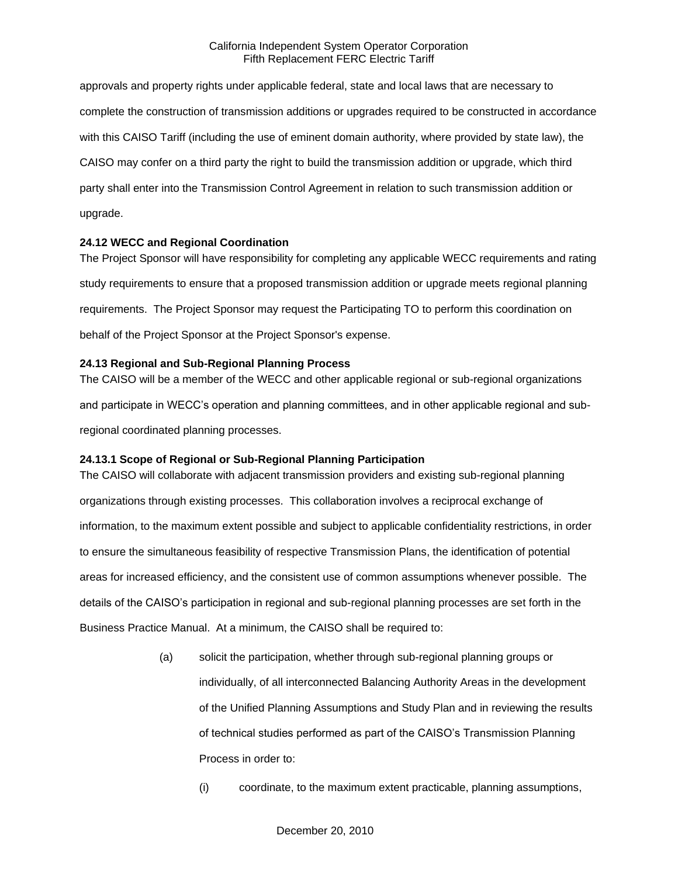approvals and property rights under applicable federal, state and local laws that are necessary to complete the construction of transmission additions or upgrades required to be constructed in accordance with this CAISO Tariff (including the use of eminent domain authority, where provided by state law), the CAISO may confer on a third party the right to build the transmission addition or upgrade, which third party shall enter into the Transmission Control Agreement in relation to such transmission addition or upgrade.

**24.12 WECC and Regional Coordination**

The Project Sponsor will have responsibility for completing any applicable WECC requirements and rating study requirements to ensure that a proposed transmission addition or upgrade meets regional planning requirements. The Project Sponsor may request the Participating TO to perform this coordination on behalf of the Project Sponsor at the Project Sponsor's expense.

**24.13 Regional and Sub-Regional Planning Process**

The CAISO will be a member of the WECC and other applicable regional or sub-regional organizations and participate in WECC's operation and planning committees, and in other applicable regional and sub-regional coordinated planning processes.

**24.13.1 Scope of Regional or Sub-Regional Planning Participation**

The CAISO will collaborate with adjacent transmission providers and existing sub-regional planning organizations through existing processes. This collaboration involves a reciprocal exchange of information, to the maximum extent possible and subject to applicable confidentiality restrictions, in order to ensure the simultaneous feasibility of respective Transmission Plans, the identification of potential areas for increased efficiency, and the consistent use of common assumptions whenever possible. The details of the CAISO's participation in regional and sub-regional planning processes are set forth in the Business Practice Manual. At a minimum, the CAISO shall be required to:

(a) solicit the participation, whether through sub-regional planning groups or individually, of all interconnected Balancing Authority Areas in the development of the Unified Planning Assumptions and Study Plan and in reviewing the results of technical studies performed as part of the CAISO's Transmission Planning Process in order to:

(i) coordinate, to the maximum extent practicable, planning assumptions,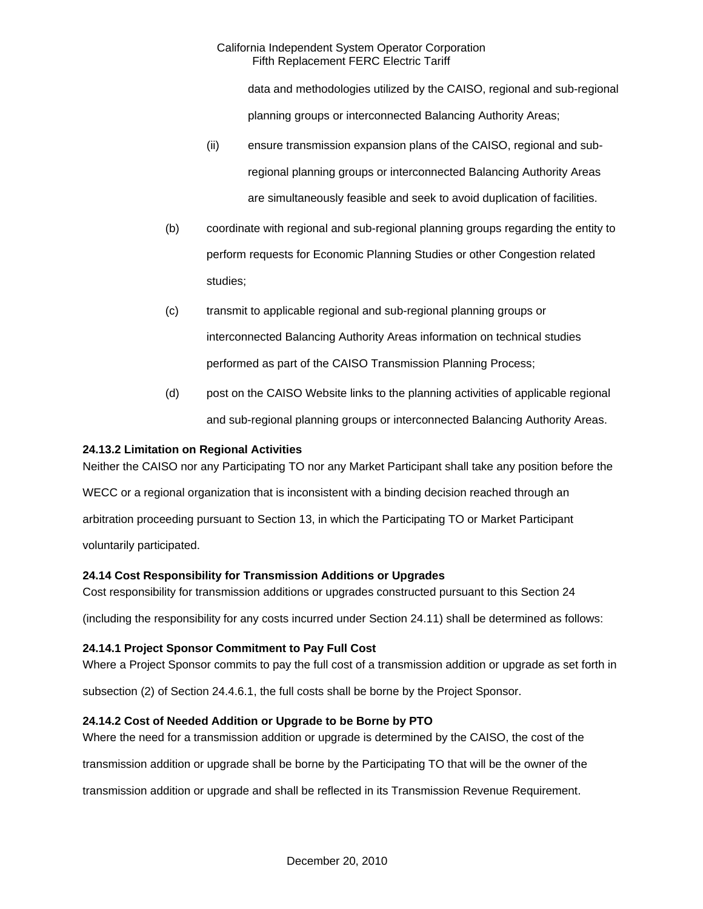data and methodologies utilized by the CAISO, regional and sub-regional planning groups or interconnected Balancing Authority Areas;

(ii) ensure transmission expansion plans of the CAISO, regional and sub-regional planning groups or interconnected Balancing Authority Areas are simultaneously feasible and seek to avoid duplication of facilities.

(b) coordinate with regional and sub-regional planning groups regarding the entity to perform requests for Economic Planning Studies or other Congestion related studies;

(c) transmit to applicable regional and sub-regional planning groups or interconnected Balancing Authority Areas information on technical studies performed as part of the CAISO Transmission Planning Process;

(d) post on the CAISO Website links to the planning activities of applicable regional and sub-regional planning groups or interconnected Balancing Authority Areas.

**24.13.2 Limitation on Regional Activities**

Neither the CAISO nor any Participating TO nor any Market Participant shall take any position before the WECC or a regional organization that is inconsistent with a binding decision reached through an arbitration proceeding pursuant to Section 13, in which the Participating TO or Market Participant voluntarily participated.

**24.14 Cost Responsibility for Transmission Additions or Upgrades**

Cost responsibility for transmission additions or upgrades constructed pursuant to this Section 24 (including the responsibility for any costs incurred under Section 24.11) shall be determined as follows:

**24.14.1 Project Sponsor Commitment to Pay Full Cost**

Where a Project Sponsor commits to pay the full cost of a transmission addition or upgrade as set forth in subsection (2) of Section 24.4.6.1, the full costs shall be borne by the Project Sponsor.

**24.14.2 Cost of Needed Addition or Upgrade to be Borne by PTO**

Where the need for a transmission addition or upgrade is determined by the CAISO, the cost of the transmission addition or upgrade shall be borne by the Participating TO that will be the owner of the transmission addition or upgrade and shall be reflected in its Transmission Revenue Requirement.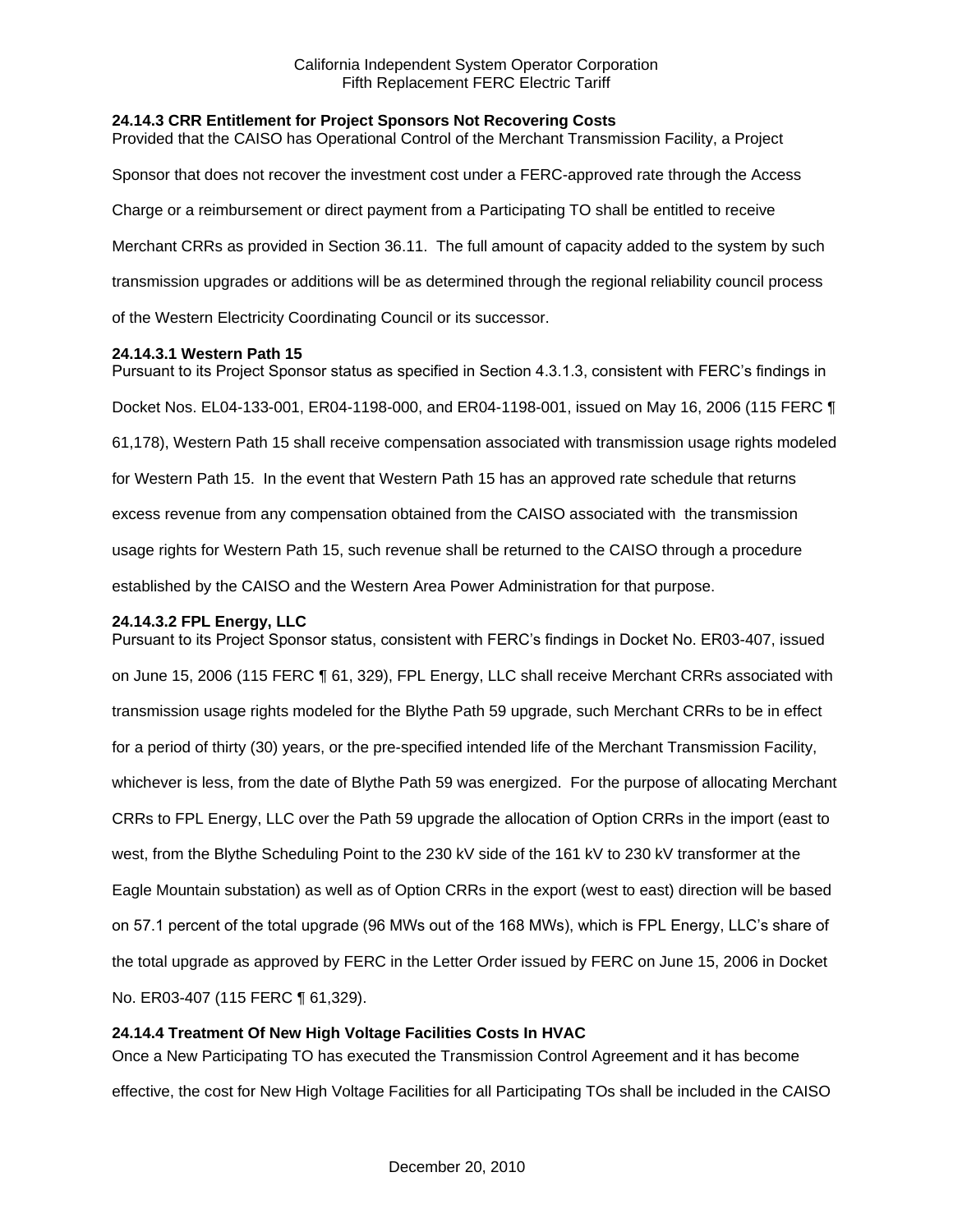### 24.14.3 CRR Entitlement for Project Sponsors Not Recovering Costs

Provided that the CAISO has Operational Control of the Merchant Transmission Facility, a Project Sponsor that does not recover the investment cost under a FERC-approved rate through the Access Charge or a reimbursement or direct payment from a Participating TO shall be entitled to receive Merchant CRRs as provided in Section 36.11. The full amount of capacity added to the system by such transmission upgrades or additions will be as determined through the regional reliability council process of the Western Electricity Coordinating Council or its successor.

#### 24.14.3.1 Western Path 15

Pursuant to its Project Sponsor status as specified in Section 4.3.1.3, consistent with FERC's findings in Docket Nos. EL04-133-001, ER04-1198-000, and ER04-1198-001, issued on May 16, 2006 (115 FERC ¶ 61,178), Western Path 15 shall receive compensation associated with transmission usage rights modeled for Western Path 15. In the event that Western Path 15 has an approved rate schedule that returns excess revenue from any compensation obtained from the CAISO associated with the transmission usage rights for Western Path 15, such revenue shall be returned to the CAISO through a procedure established by the CAISO and the Western Area Power Administration for that purpose.

#### 24.14.3.2 FPL Energy, LLC

Pursuant to its Project Sponsor status, consistent with FERC's findings in Docket No. ER03-407, issued on June 15, 2006 (115 FERC ¶ 61, 329), FPL Energy, LLC shall receive Merchant CRRs associated with transmission usage rights modeled for the Blythe Path 59 upgrade, such Merchant CRRs to be in effect for a period of thirty (30) years, or the pre-specified intended life of the Merchant Transmission Facility, whichever is less, from the date of Blythe Path 59 was energized. For the purpose of allocating Merchant CRRs to FPL Energy, LLC over the Path 59 upgrade the allocation of Option CRRs in the import (east to west, from the Blythe Scheduling Point to the 230 kV side of the 161 kV to 230 kV transformer at the Eagle Mountain substation) as well as of Option CRRs in the export (west to east) direction will be based on 57.1 percent of the total upgrade (96 MWs out of the 168 MWs), which is FPL Energy, LLC's share of the total upgrade as approved by FERC in the Letter Order issued by FERC on June 15, 2006 in Docket No. ER03-407 (115 FERC ¶ 61,329).

### 24.14.4 Treatment Of New High Voltage Facilities Costs In HVAC

Once a New Participating TO has executed the Transmission Control Agreement and it has become effective, the cost for New High Voltage Facilities for all Participating TOs shall be included in the CAISO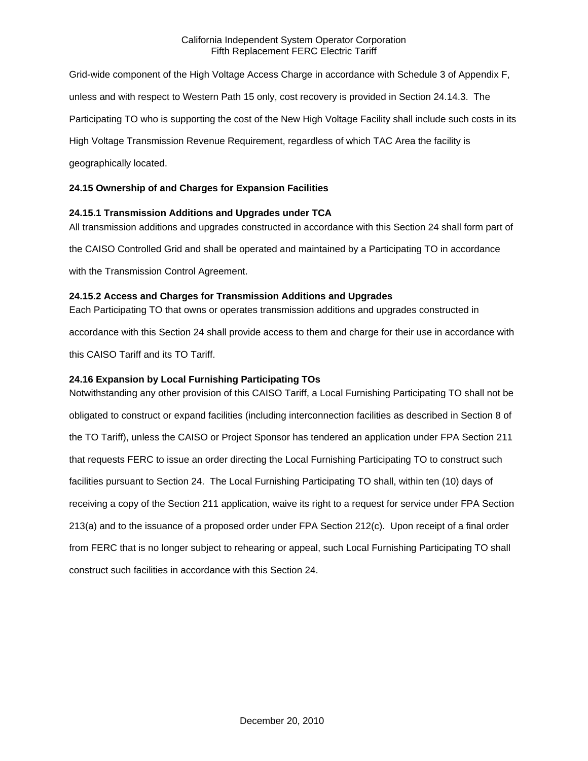Grid-wide component of the High Voltage Access Charge in accordance with Schedule 3 of Appendix F, unless and with respect to Western Path 15 only, cost recovery is provided in Section 24.14.3. The Participating TO who is supporting the cost of the New High Voltage Facility shall include such costs in its High Voltage Transmission Revenue Requirement, regardless of which TAC Area the facility is geographically located.

**24.15 Ownership of and Charges for Expansion Facilities**

**24.15.1 Transmission Additions and Upgrades under TCA**

All transmission additions and upgrades constructed in accordance with this Section 24 shall form part of the CAISO Controlled Grid and shall be operated and maintained by a Participating TO in accordance with the Transmission Control Agreement.

**24.15.2 Access and Charges for Transmission Additions and Upgrades**

Each Participating TO that owns or operates transmission additions and upgrades constructed in accordance with this Section 24 shall provide access to them and charge for their use in accordance with this CAISO Tariff and its TO Tariff.

**24.16 Expansion by Local Furnishing Participating TOs**

Notwithstanding any other provision of this CAISO Tariff, a Local Furnishing Participating TO shall not be obligated to construct or expand facilities (including interconnection facilities as described in Section 8 of the TO Tariff), unless the CAISO or Project Sponsor has tendered an application under FPA Section 211 that requests FERC to issue an order directing the Local Furnishing Participating TO to construct such facilities pursuant to Section 24. The Local Furnishing Participating TO shall, within ten (10) days of receiving a copy of the Section 211 application, waive its right to a request for service under FPA Section 213(a) and to the issuance of a proposed order under FPA Section 212(c). Upon receipt of a final order from FERC that is no longer subject to rehearing or appeal, such Local Furnishing Participating TO shall construct such facilities in accordance with this Section 24.